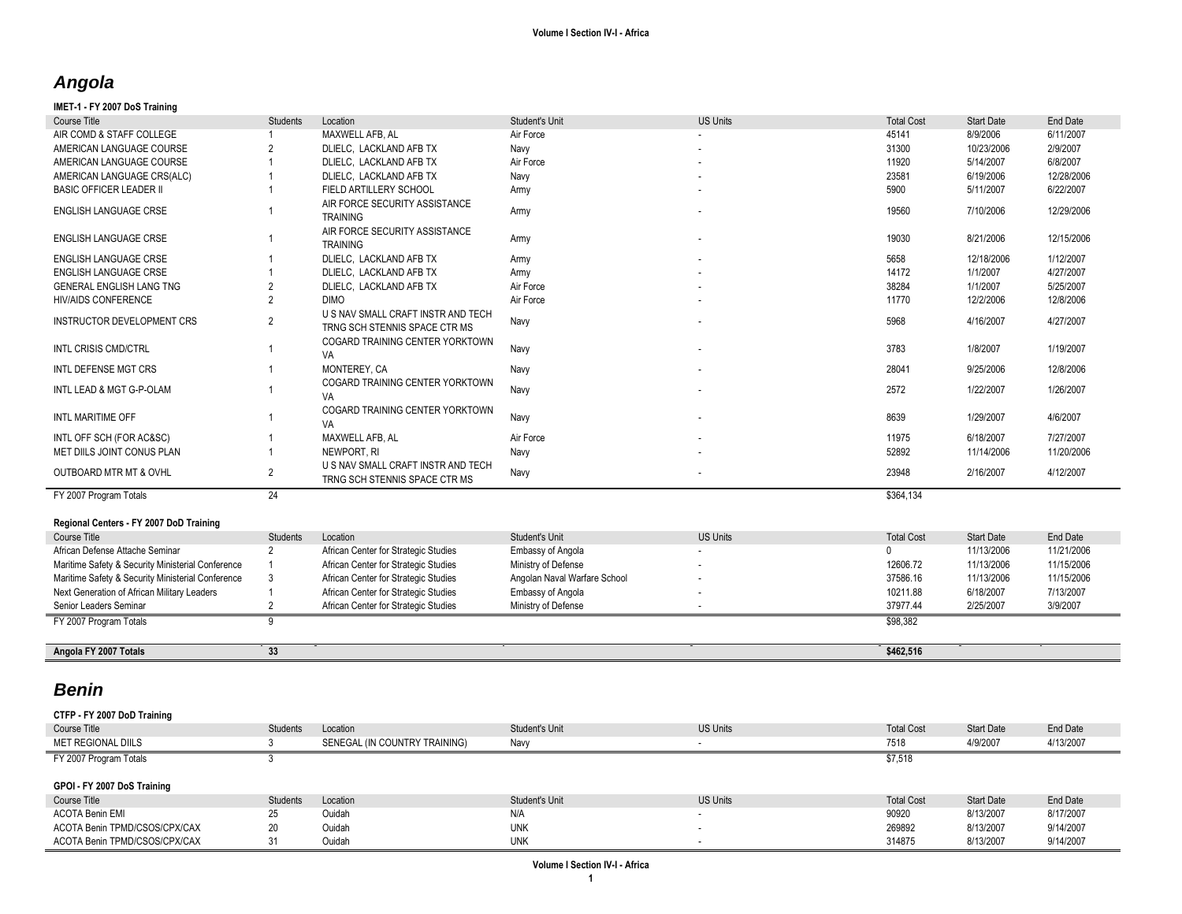# Angola

**IMET-1 - FY 2007 DoS Training**

| Course Title | Students | Location | Student's Unit | US Units | Total Cost | Start Date | End Date |
|---|---|---|---|---|---|---|---|
| AIR COMD & STAFF COLLEGE | 1 | MAXWELL AFB, AL | Air Force | - | 45141 | 8/9/2006 | 6/11/2007 |
| AMERICAN LANGUAGE COURSE | 2 | DLIELC, LACKLAND AFB TX | Navy | - | 31300 | 10/23/2006 | 2/9/2007 |
| AMERICAN LANGUAGE COURSE | 1 | DLIELC, LACKLAND AFB TX | Air Force | - | 11920 | 5/14/2007 | 6/8/2007 |
| AMERICAN LANGUAGE CRS(ALC) | 1 | DLIELC, LACKLAND AFB TX | Navy | - | 23581 | 6/19/2006 | 12/28/2006 |
| BASIC OFFICER LEADER II | 1 | FIELD ARTILLERY SCHOOL | Army | - | 5900 | 5/11/2007 | 6/22/2007 |
| ENGLISH LANGUAGE CRSE | 1 | AIR FORCE SECURITY ASSISTANCE TRAINING | Army | - | 19560 | 7/10/2006 | 12/29/2006 |
| ENGLISH LANGUAGE CRSE | 1 | AIR FORCE SECURITY ASSISTANCE TRAINING | Army | - | 19030 | 8/21/2006 | 12/15/2006 |
| ENGLISH LANGUAGE CRSE | 1 | DLIELC, LACKLAND AFB TX | Army | - | 5658 | 12/18/2006 | 1/12/2007 |
| ENGLISH LANGUAGE CRSE | 1 | DLIELC, LACKLAND AFB TX | Army | - | 14172 | 1/1/2007 | 4/27/2007 |
| GENERAL ENGLISH LANG TNG | 2 | DLIELC, LACKLAND AFB TX | Air Force | - | 38284 | 1/1/2007 | 5/25/2007 |
| HIV/AIDS CONFERENCE | 2 | DIMO | Air Force | - | 11770 | 12/2/2006 | 12/8/2006 |
| INSTRUCTOR DEVELOPMENT CRS | 2 | U S NAV SMALL CRAFT INSTR AND TECH TRNG SCH STENNIS SPACE CTR MS | Navy | - | 5968 | 4/16/2007 | 4/27/2007 |
| INTL CRISIS CMD/CTRL | 1 | COGARD TRAINING CENTER YORKTOWN VA | Navy | - | 3783 | 1/8/2007 | 1/19/2007 |
| INTL DEFENSE MGT CRS | 1 | MONTEREY, CA | Navy | - | 28041 | 9/25/2006 | 12/8/2006 |
| INTL LEAD & MGT G-P-OLAM | 1 | COGARD TRAINING CENTER YORKTOWN VA | Navy | - | 2572 | 1/22/2007 | 1/26/2007 |
| INTL MARITIME OFF | 1 | COGARD TRAINING CENTER YORKTOWN VA | Navy | - | 8639 | 1/29/2007 | 4/6/2007 |
| INTL OFF SCH (FOR AC&SC) | 1 | MAXWELL AFB, AL | Air Force | - | 11975 | 6/18/2007 | 7/27/2007 |
| MET DIILS JOINT CONUS PLAN | 1 | NEWPORT, RI | Navy | - | 52892 | 11/14/2006 | 11/20/2006 |
| OUTBOARD MTR MT & OVHL | 2 | U S NAV SMALL CRAFT INSTR AND TECH TRNG SCH STENNIS SPACE CTR MS | Navy | - | 23948 | 2/16/2007 | 4/12/2007 |
| FY 2007 Program Totals | 24 | | | | $364,134 | | |

**Regional Centers - FY 2007 DoD Training**

| Course Title | Students | Location | Student's Unit | US Units | Total Cost | Start Date | End Date |
|---|---|---|---|---|---|---|---|
| African Defense Attache Seminar | 2 | African Center for Strategic Studies | Embassy of Angola | - | 0 | 11/13/2006 | 11/21/2006 |
| Maritime Safety & Security Ministerial Conference | 1 | African Center for Strategic Studies | Ministry of Defense | - | 12606.72 | 11/13/2006 | 11/15/2006 |
| Maritime Safety & Security Ministerial Conference | 3 | African Center for Strategic Studies | Angolan Naval Warfare School | - | 37586.16 | 11/13/2006 | 11/15/2006 |
| Next Generation of African Military Leaders | 1 | African Center for Strategic Studies | Embassy of Angola | - | 10211.88 | 6/18/2007 | 7/13/2007 |
| Senior Leaders Seminar | 2 | African Center for Strategic Studies | Ministry of Defense | - | 37977.44 | 2/25/2007 | 3/9/2007 |
| FY 2007 Program Totals | 9 | | | | $98,382 | | |

| | | | | | | | |
|---|---|---|---|---|---|---|---|
| **Angola FY 2007 Totals** | **33** | | | | **$462,516** | | |

# Benin

**CTFP - FY 2007 DoD Training**

| Course Title | Students | Location | Student's Unit | US Units | Total Cost | Start Date | End Date |
|---|---|---|---|---|---|---|---|
| MET REGIONAL DIILS | 3 | SENEGAL (IN COUNTRY TRAINING) | Navy | - | 7518 | 4/9/2007 | 4/13/2007 |
| FY 2007 Program Totals | 3 | | | | $7,518 | | |

**GPOI - FY 2007 DoS Training**

| Course Title | Students | Location | Student's Unit | US Units | Total Cost | Start Date | End Date |
|---|---|---|---|---|---|---|---|
| ACOTA Benin EMI | 25 | Ouidah | N/A | - | 90920 | 8/13/2007 | 8/17/2007 |
| ACOTA Benin TPMD/CSOS/CPX/CAX | 20 | Ouidah | UNK | - | 269892 | 8/13/2007 | 9/14/2007 |
| ACOTA Benin TPMD/CSOS/CPX/CAX | 31 | Ouidah | UNK | - | 314875 | 8/13/2007 | 9/14/2007 |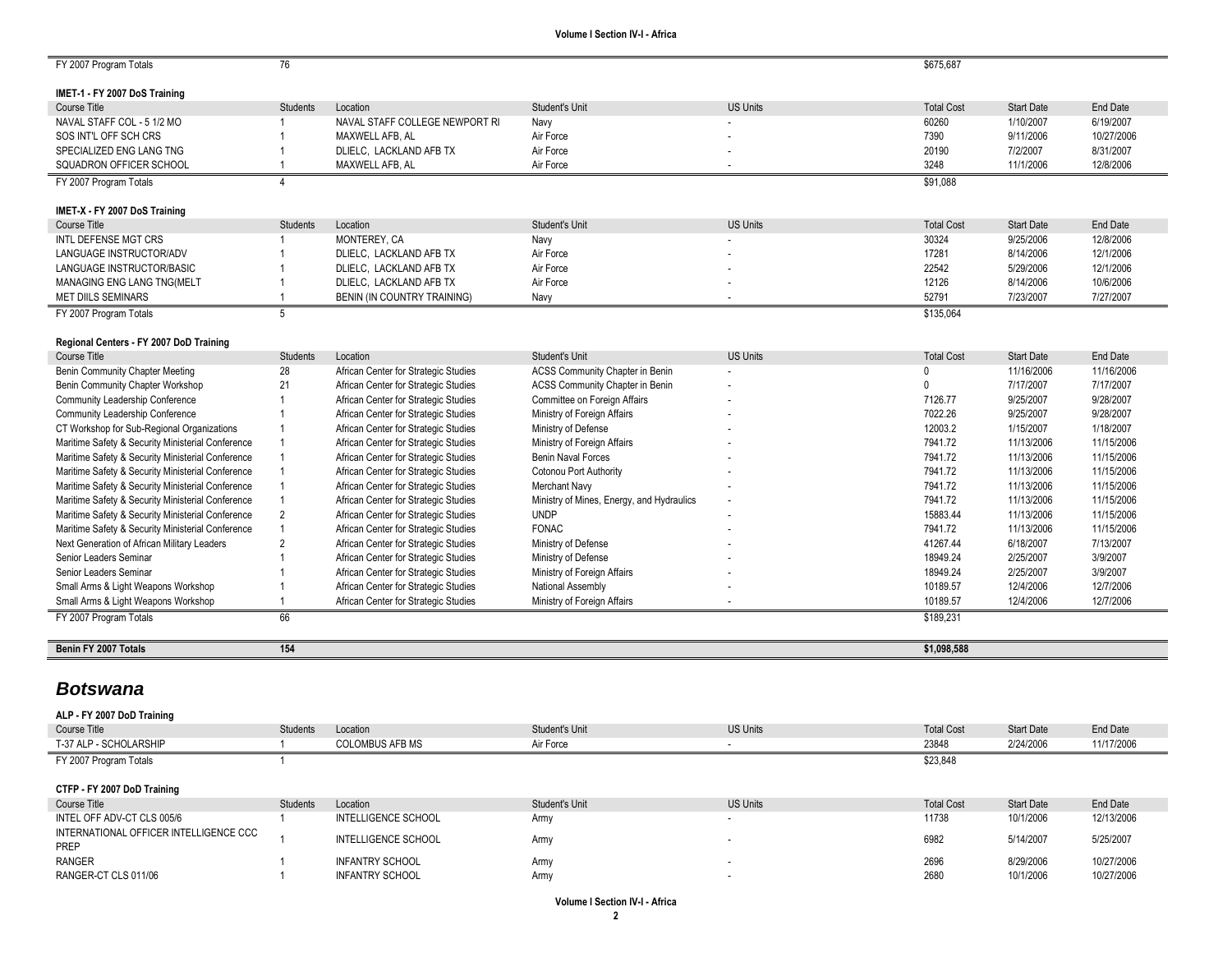| FY 2007 Program Totals | 76 | | | | $675,687 | | |
|---|---|---|---|---|---|---|---|

**IMET-1 - FY 2007 DoS Training**

| Course Title | Students | Location | Student's Unit | US Units | Total Cost | Start Date | End Date |
|---|---|---|---|---|---|---|---|
| NAVAL STAFF COL - 5 1/2 MO | 1 | NAVAL STAFF COLLEGE NEWPORT RI | Navy | - | 60260 | 1/10/2007 | 6/19/2007 |
| SOS INT'L OFF SCH CRS | 1 | MAXWELL AFB, AL | Air Force | - | 7390 | 9/11/2006 | 10/27/2006 |
| SPECIALIZED ENG LANG TNG | 1 | DLIELC, LACKLAND AFB TX | Air Force | - | 20190 | 7/2/2007 | 8/31/2007 |
| SQUADRON OFFICER SCHOOL | 1 | MAXWELL AFB, AL | Air Force | - | 3248 | 11/1/2006 | 12/8/2006 |
| FY 2007 Program Totals | 4 | | | | $91,088 | | |

**IMET-X - FY 2007 DoS Training**

| Course Title | Students | Location | Student's Unit | US Units | Total Cost | Start Date | End Date |
|---|---|---|---|---|---|---|---|
| INTL DEFENSE MGT CRS | 1 | MONTEREY, CA | Navy | - | 30324 | 9/25/2006 | 12/8/2006 |
| LANGUAGE INSTRUCTOR/ADV | 1 | DLIELC, LACKLAND AFB TX | Air Force | - | 17281 | 8/14/2006 | 12/1/2006 |
| LANGUAGE INSTRUCTOR/BASIC | 1 | DLIELC, LACKLAND AFB TX | Air Force | - | 22542 | 5/29/2006 | 12/1/2006 |
| MANAGING ENG LANG TNG(MELT | 1 | DLIELC, LACKLAND AFB TX | Air Force | - | 12126 | 8/14/2006 | 10/6/2006 |
| MET DIILS SEMINARS | 1 | BENIN (IN COUNTRY TRAINING) | Navy | - | 52791 | 7/23/2007 | 7/27/2007 |
| FY 2007 Program Totals | 5 | | | | $135,064 | | |

**Regional Centers - FY 2007 DoD Training**

| Course Title | Students | Location | Student's Unit | US Units | Total Cost | Start Date | End Date |
|---|---|---|---|---|---|---|---|
| Benin Community Chapter Meeting | 28 | African Center for Strategic Studies | ACSS Community Chapter in Benin | - | 0 | 11/16/2006 | 11/16/2006 |
| Benin Community Chapter Workshop | 21 | African Center for Strategic Studies | ACSS Community Chapter in Benin | - | 0 | 7/17/2007 | 7/17/2007 |
| Community Leadership Conference | 1 | African Center for Strategic Studies | Committee on Foreign Affairs | - | 7126.77 | 9/25/2007 | 9/28/2007 |
| Community Leadership Conference | 1 | African Center for Strategic Studies | Ministry of Foreign Affairs | - | 7022.26 | 9/25/2007 | 9/28/2007 |
| CT Workshop for Sub-Regional Organizations | 1 | African Center for Strategic Studies | Ministry of Defense | - | 12003.2 | 1/15/2007 | 1/18/2007 |
| Maritime Safety & Security Ministerial Conference | 1 | African Center for Strategic Studies | Ministry of Foreign Affairs | - | 7941.72 | 11/13/2006 | 11/15/2006 |
| Maritime Safety & Security Ministerial Conference | 1 | African Center for Strategic Studies | Benin Naval Forces | - | 7941.72 | 11/13/2006 | 11/15/2006 |
| Maritime Safety & Security Ministerial Conference | 1 | African Center for Strategic Studies | Cotonou Port Authority | - | 7941.72 | 11/13/2006 | 11/15/2006 |
| Maritime Safety & Security Ministerial Conference | 1 | African Center for Strategic Studies | Merchant Navy | - | 7941.72 | 11/13/2006 | 11/15/2006 |
| Maritime Safety & Security Ministerial Conference | 1 | African Center for Strategic Studies | Ministry of Mines, Energy, and Hydraulics | - | 7941.72 | 11/13/2006 | 11/15/2006 |
| Maritime Safety & Security Ministerial Conference | 2 | African Center for Strategic Studies | UNDP | - | 15883.44 | 11/13/2006 | 11/15/2006 |
| Maritime Safety & Security Ministerial Conference | 1 | African Center for Strategic Studies | FONAC | - | 7941.72 | 11/13/2006 | 11/15/2006 |
| Next Generation of African Military Leaders | 2 | African Center for Strategic Studies | Ministry of Defense | - | 41267.44 | 6/18/2007 | 7/13/2007 |
| Senior Leaders Seminar | 1 | African Center for Strategic Studies | Ministry of Defense | - | 18949.24 | 2/25/2007 | 3/9/2007 |
| Senior Leaders Seminar | 1 | African Center for Strategic Studies | Ministry of Foreign Affairs | - | 18949.24 | 2/25/2007 | 3/9/2007 |
| Small Arms & Light Weapons Workshop | 1 | African Center for Strategic Studies | National Assembly | - | 10189.57 | 12/4/2006 | 12/7/2006 |
| Small Arms & Light Weapons Workshop | 1 | African Center for Strategic Studies | Ministry of Foreign Affairs | - | 10189.57 | 12/4/2006 | 12/7/2006 |
| FY 2007 Program Totals | 66 | | | | $189,231 | | |

| **Benin FY 2007 Totals** | **154** | | | | **$1,098,588** | | |
|---|---|---|---|---|---|---|---|

## *Botswana*

**ALP - FY 2007 DoD Training**

| Course Title | Students | Location | Student's Unit | US Units | Total Cost | Start Date | End Date |
|---|---|---|---|---|---|---|---|
| T-37 ALP - SCHOLARSHIP | 1 | COLOMBUS AFB MS | Air Force | - | 23848 | 2/24/2006 | 11/17/2006 |
| FY 2007 Program Totals | 1 | | | | $23,848 | | |

**CTFP - FY 2007 DoD Training**

| Course Title | Students | Location | Student's Unit | US Units | Total Cost | Start Date | End Date |
|---|---|---|---|---|---|---|---|
| INTEL OFF ADV-CT CLS 005/6 | 1 | INTELLIGENCE SCHOOL | Army | - | 11738 | 10/1/2006 | 12/13/2006 |
| INTERNATIONAL OFFICER INTELLIGENCE CCC PREP | 1 | INTELLIGENCE SCHOOL | Army | - | 6982 | 5/14/2007 | 5/25/2007 |
| RANGER | 1 | INFANTRY SCHOOL | Army | - | 2696 | 8/29/2006 | 10/27/2006 |
| RANGER-CT CLS 011/06 | 1 | INFANTRY SCHOOL | Army | - | 2680 | 10/1/2006 | 10/27/2006 |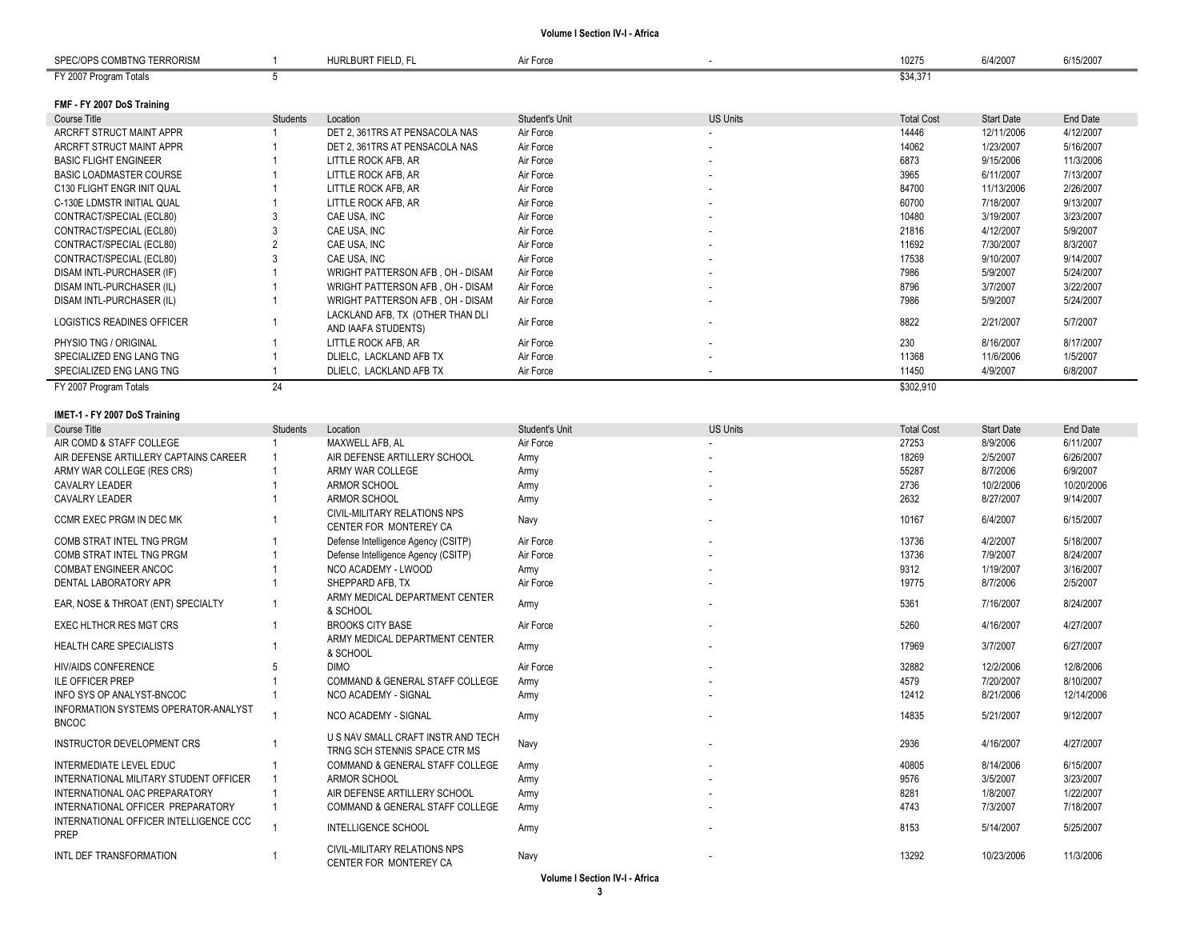| | | | | | | | |
|---|---|---|---|---|---|---|---|
| SPEC/OPS COMBTNG TERRORISM | 1 | HURLBURT FIELD, FL | Air Force | - | 10275 | 6/4/2007 | 6/15/2007 |
| FY 2007 Program Totals | 5 | | | | $34,371 | | |

**FMF - FY 2007 DoS Training**

| Course Title | Students | Location | Student's Unit | US Units | Total Cost | Start Date | End Date |
|---|---|---|---|---|---|---|---|
| ARCRFT STRUCT MAINT APPR | 1 | DET 2, 361TRS AT PENSACOLA NAS | Air Force | - | 14446 | 12/11/2006 | 4/12/2007 |
| ARCRFT STRUCT MAINT APPR | 1 | DET 2, 361TRS AT PENSACOLA NAS | Air Force | - | 14062 | 1/23/2007 | 5/16/2007 |
| BASIC FLIGHT ENGINEER | 1 | LITTLE ROCK AFB, AR | Air Force | - | 6873 | 9/15/2006 | 11/3/2006 |
| BASIC LOADMASTER COURSE | 1 | LITTLE ROCK AFB, AR | Air Force | - | 3965 | 6/11/2007 | 7/13/2007 |
| C130 FLIGHT ENGR INIT QUAL | 1 | LITTLE ROCK AFB, AR | Air Force | - | 84700 | 11/13/2006 | 2/26/2007 |
| C-130E LDMSTR INITIAL QUAL | 1 | LITTLE ROCK AFB, AR | Air Force | - | 60700 | 7/18/2007 | 9/13/2007 |
| CONTRACT/SPECIAL (ECL80) | 3 | CAE USA, INC | Air Force | - | 10480 | 3/19/2007 | 3/23/2007 |
| CONTRACT/SPECIAL (ECL80) | 3 | CAE USA, INC | Air Force | - | 21816 | 4/12/2007 | 5/9/2007 |
| CONTRACT/SPECIAL (ECL80) | 2 | CAE USA, INC | Air Force | - | 11692 | 7/30/2007 | 8/3/2007 |
| CONTRACT/SPECIAL (ECL80) | 3 | CAE USA, INC | Air Force | - | 17538 | 9/10/2007 | 9/14/2007 |
| DISAM INTL-PURCHASER (IF) | 1 | WRIGHT PATTERSON AFB , OH - DISAM | Air Force | - | 7986 | 5/9/2007 | 5/24/2007 |
| DISAM INTL-PURCHASER (IL) | 1 | WRIGHT PATTERSON AFB , OH - DISAM | Air Force | - | 8796 | 3/7/2007 | 3/22/2007 |
| DISAM INTL-PURCHASER (IL) | 1 | WRIGHT PATTERSON AFB , OH - DISAM | Air Force | - | 7986 | 5/9/2007 | 5/24/2007 |
| LOGISTICS READINES OFFICER | 1 | LACKLAND AFB, TX (OTHER THAN DLI AND IAAFA STUDENTS) | Air Force | - | 8822 | 2/21/2007 | 5/7/2007 |
| PHYSIO TNG / ORIGINAL | 1 | LITTLE ROCK AFB, AR | Air Force | - | 230 | 8/16/2007 | 8/17/2007 |
| SPECIALIZED ENG LANG TNG | 1 | DLIELC, LACKLAND AFB TX | Air Force | - | 11368 | 11/6/2006 | 1/5/2007 |
| SPECIALIZED ENG LANG TNG | 1 | DLIELC, LACKLAND AFB TX | Air Force | - | 11450 | 4/9/2007 | 6/8/2007 |
| FY 2007 Program Totals | 24 | | | | $302,910 | | |

**IMET-1 - FY 2007 DoS Training**

| Course Title | Students | Location | Student's Unit | US Units | Total Cost | Start Date | End Date |
|---|---|---|---|---|---|---|---|
| AIR COMD & STAFF COLLEGE | 1 | MAXWELL AFB, AL | Air Force | - | 27253 | 8/9/2006 | 6/11/2007 |
| AIR DEFENSE ARTILLERY CAPTAINS CAREER | 1 | AIR DEFENSE ARTILLERY SCHOOL | Army | - | 18269 | 2/5/2007 | 6/26/2007 |
| ARMY WAR COLLEGE (RES CRS) | 1 | ARMY WAR COLLEGE | Army | - | 55287 | 8/7/2006 | 6/9/2007 |
| CAVALRY LEADER | 1 | ARMOR SCHOOL | Army | - | 2736 | 10/2/2006 | 10/20/2006 |
| CAVALRY LEADER | 1 | ARMOR SCHOOL | Army | - | 2632 | 8/27/2007 | 9/14/2007 |
| CCMR EXEC PRGM IN DEC MK | 1 | CIVIL-MILITARY RELATIONS NPS CENTER FOR MONTEREY CA | Navy | - | 10167 | 6/4/2007 | 6/15/2007 |
| COMB STRAT INTEL TNG PRGM | 1 | Defense Intelligence Agency (CSITP) | Air Force | - | 13736 | 4/2/2007 | 5/18/2007 |
| COMB STRAT INTEL TNG PRGM | 1 | Defense Intelligence Agency (CSITP) | Air Force | - | 13736 | 7/9/2007 | 8/24/2007 |
| COMBAT ENGINEER ANCOC | 1 | NCO ACADEMY - LWOOD | Army | - | 9312 | 1/19/2007 | 3/16/2007 |
| DENTAL LABORATORY APR | 1 | SHEPPARD AFB, TX | Air Force | - | 19775 | 8/7/2006 | 2/5/2007 |
| EAR, NOSE & THROAT (ENT) SPECIALTY | 1 | ARMY MEDICAL DEPARTMENT CENTER & SCHOOL | Army | - | 5361 | 7/16/2007 | 8/24/2007 |
| EXEC HLTHCR RES MGT CRS | 1 | BROOKS CITY BASE | Air Force | - | 5260 | 4/16/2007 | 4/27/2007 |
| HEALTH CARE SPECIALISTS | 1 | ARMY MEDICAL DEPARTMENT CENTER & SCHOOL | Army | - | 17969 | 3/7/2007 | 6/27/2007 |
| HIV/AIDS CONFERENCE | 5 | DIMO | Air Force | - | 32882 | 12/2/2006 | 12/8/2006 |
| ILE OFFICER PREP | 1 | COMMAND & GENERAL STAFF COLLEGE | Army | - | 4579 | 7/20/2007 | 8/10/2007 |
| INFO SYS OP ANALYST-BNCOC | 1 | NCO ACADEMY - SIGNAL | Army | - | 12412 | 8/21/2006 | 12/14/2006 |
| INFORMATION SYSTEMS OPERATOR-ANALYST BNCOC | 1 | NCO ACADEMY - SIGNAL | Army | - | 14835 | 5/21/2007 | 9/12/2007 |
| INSTRUCTOR DEVELOPMENT CRS | 1 | U S NAV SMALL CRAFT INSTR AND TECH TRNG SCH STENNIS SPACE CTR MS | Navy | - | 2936 | 4/16/2007 | 4/27/2007 |
| INTERMEDIATE LEVEL EDUC | 1 | COMMAND & GENERAL STAFF COLLEGE | Army | - | 40805 | 8/14/2006 | 6/15/2007 |
| INTERNATIONAL MILITARY STUDENT OFFICER | 1 | ARMOR SCHOOL | Army | - | 9576 | 3/5/2007 | 3/23/2007 |
| INTERNATIONAL OAC PREPARATORY | 1 | AIR DEFENSE ARTILLERY SCHOOL | Army | - | 8281 | 1/8/2007 | 1/22/2007 |
| INTERNATIONAL OFFICER PREPARATORY | 1 | COMMAND & GENERAL STAFF COLLEGE | Army | - | 4743 | 7/3/2007 | 7/18/2007 |
| INTERNATIONAL OFFICER INTELLIGENCE CCC PREP | 1 | INTELLIGENCE SCHOOL | Army | - | 8153 | 5/14/2007 | 5/25/2007 |
| INTL DEF TRANSFORMATION | 1 | CIVIL-MILITARY RELATIONS NPS CENTER FOR MONTEREY CA | Navy | - | 13292 | 10/23/2006 | 11/3/2006 |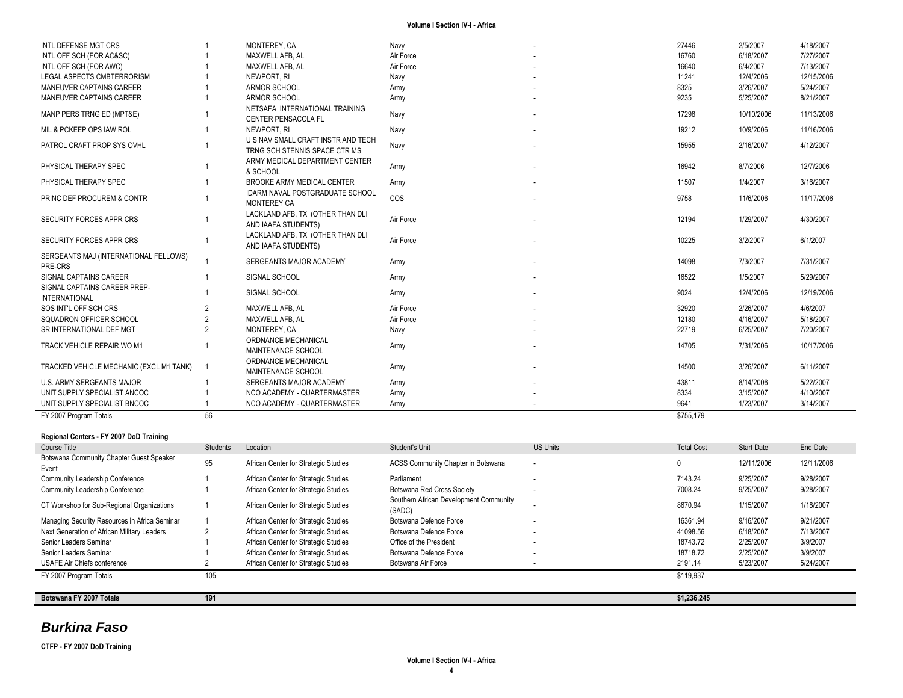| | | | | | | | |
|---|---|---|---|---|---|---|---|
| INTL DEFENSE MGT CRS | 1 | MONTEREY, CA | Navy | - | 27446 | 2/5/2007 | 4/18/2007 |
| INTL OFF SCH (FOR AC&SC) | 1 | MAXWELL AFB, AL | Air Force | - | 16760 | 6/18/2007 | 7/27/2007 |
| INTL OFF SCH (FOR AWC) | 1 | MAXWELL AFB, AL | Air Force | - | 16640 | 6/4/2007 | 7/13/2007 |
| LEGAL ASPECTS CMBTERRORISM | 1 | NEWPORT, RI | Navy | - | 11241 | 12/4/2006 | 12/15/2006 |
| MANEUVER CAPTAINS CAREER | 1 | ARMOR SCHOOL | Army | - | 8325 | 3/26/2007 | 5/24/2007 |
| MANEUVER CAPTAINS CAREER | 1 | ARMOR SCHOOL | Army | - | 9235 | 5/25/2007 | 8/21/2007 |
| MANP PERS TRNG ED (MPT&E) | 1 | NETSAFA INTERNATIONAL TRAINING CENTER PENSACOLA FL | Navy | - | 17298 | 10/10/2006 | 11/13/2006 |
| MIL & PCKEEP OPS IAW ROL | 1 | NEWPORT, RI | Navy | - | 19212 | 10/9/2006 | 11/16/2006 |
| PATROL CRAFT PROP SYS OVHL | 1 | U S NAV SMALL CRAFT INSTR AND TECH TRNG SCH STENNIS SPACE CTR MS | Navy | - | 15955 | 2/16/2007 | 4/12/2007 |
| PHYSICAL THERAPY SPEC | 1 | ARMY MEDICAL DEPARTMENT CENTER & SCHOOL | Army | - | 16942 | 8/7/2006 | 12/7/2006 |
| PHYSICAL THERAPY SPEC | 1 | BROOKE ARMY MEDICAL CENTER | Army | - | 11507 | 1/4/2007 | 3/16/2007 |
| PRINC DEF PROCUREM & CONTR | 1 | IDARM NAVAL POSTGRADUATE SCHOOL MONTEREY CA | COS | - | 9758 | 11/6/2006 | 11/17/2006 |
| SECURITY FORCES APPR CRS | 1 | LACKLAND AFB, TX (OTHER THAN DLI AND IAAFA STUDENTS) | Air Force | - | 12194 | 1/29/2007 | 4/30/2007 |
| SECURITY FORCES APPR CRS | 1 | LACKLAND AFB, TX (OTHER THAN DLI AND IAAFA STUDENTS) | Air Force | - | 10225 | 3/2/2007 | 6/1/2007 |
| SERGEANTS MAJ (INTERNATIONAL FELLOWS) PRE-CRS | 1 | SERGEANTS MAJOR ACADEMY | Army | - | 14098 | 7/3/2007 | 7/31/2007 |
| SIGNAL CAPTAINS CAREER | 1 | SIGNAL SCHOOL | Army | - | 16522 | 1/5/2007 | 5/29/2007 |
| SIGNAL CAPTAINS CAREER PREP-INTERNATIONAL | 1 | SIGNAL SCHOOL | Army | - | 9024 | 12/4/2006 | 12/19/2006 |
| SOS INT'L OFF SCH CRS | 2 | MAXWELL AFB, AL | Air Force | - | 32920 | 2/26/2007 | 4/6/2007 |
| SQUADRON OFFICER SCHOOL | 2 | MAXWELL AFB, AL | Air Force | - | 12180 | 4/16/2007 | 5/18/2007 |
| SR INTERNATIONAL DEF MGT | 2 | MONTEREY, CA | Navy | - | 22719 | 6/25/2007 | 7/20/2007 |
| TRACK VEHICLE REPAIR WO M1 | 1 | ORDNANCE MECHANICAL MAINTENANCE SCHOOL | Army | - | 14705 | 7/31/2006 | 10/17/2006 |
| TRACKED VEHICLE MECHANIC (EXCL M1 TANK) | 1 | ORDNANCE MECHANICAL MAINTENANCE SCHOOL | Army | - | 14500 | 3/26/2007 | 6/11/2007 |
| U.S. ARMY SERGEANTS MAJOR | 1 | SERGEANTS MAJOR ACADEMY | Army | - | 43811 | 8/14/2006 | 5/22/2007 |
| UNIT SUPPLY SPECIALIST ANCOC | 1 | NCO ACADEMY - QUARTERMASTER | Army | - | 8334 | 3/15/2007 | 4/10/2007 |
| UNIT SUPPLY SPECIALIST BNCOC | 1 | NCO ACADEMY - QUARTERMASTER | Army | - | 9641 | 1/23/2007 | 3/14/2007 |
| FY 2007 Program Totals | 56 | | | | $755,179 | | |

**Regional Centers - FY 2007 DoD Training**

| Course Title | Students | Location | Student's Unit | US Units | Total Cost | Start Date | End Date |
|---|---|---|---|---|---|---|---|
| Botswana Community Chapter Guest Speaker Event | 95 | African Center for Strategic Studies | ACSS Community Chapter in Botswana | - | 0 | 12/11/2006 | 12/11/2006 |
| Community Leadership Conference | 1 | African Center for Strategic Studies | Parliament | - | 7143.24 | 9/25/2007 | 9/28/2007 |
| Community Leadership Conference | 1 | African Center for Strategic Studies | Botswana Red Cross Society | - | 7008.24 | 9/25/2007 | 9/28/2007 |
| CT Workshop for Sub-Regional Organizations | 1 | African Center for Strategic Studies | Southern African Development Community (SADC) | - | 8670.94 | 1/15/2007 | 1/18/2007 |
| Managing Security Resources in Africa Seminar | 1 | African Center for Strategic Studies | Botswana Defence Force | - | 16361.94 | 9/16/2007 | 9/21/2007 |
| Next Generation of African Military Leaders | 2 | African Center for Strategic Studies | Botswana Defence Force | - | 41098.56 | 6/18/2007 | 7/13/2007 |
| Senior Leaders Seminar | 1 | African Center for Strategic Studies | Office of the President | - | 18743.72 | 2/25/2007 | 3/9/2007 |
| Senior Leaders Seminar | 1 | African Center for Strategic Studies | Botswana Defence Force | - | 18718.72 | 2/25/2007 | 3/9/2007 |
| USAFE Air Chiefs conference | 2 | African Center for Strategic Studies | Botswana Air Force | - | 2191.14 | 5/23/2007 | 5/24/2007 |
| FY 2007 Program Totals | 105 | | | | $119,937 | | |

| | | | | | | | |
|---|---|---|---|---|---|---|---|
| **Botswana FY 2007 Totals** | **191** | | | | **$1,236,245** | | |

## *Burkina Faso*

**CTFP - FY 2007 DoD Training**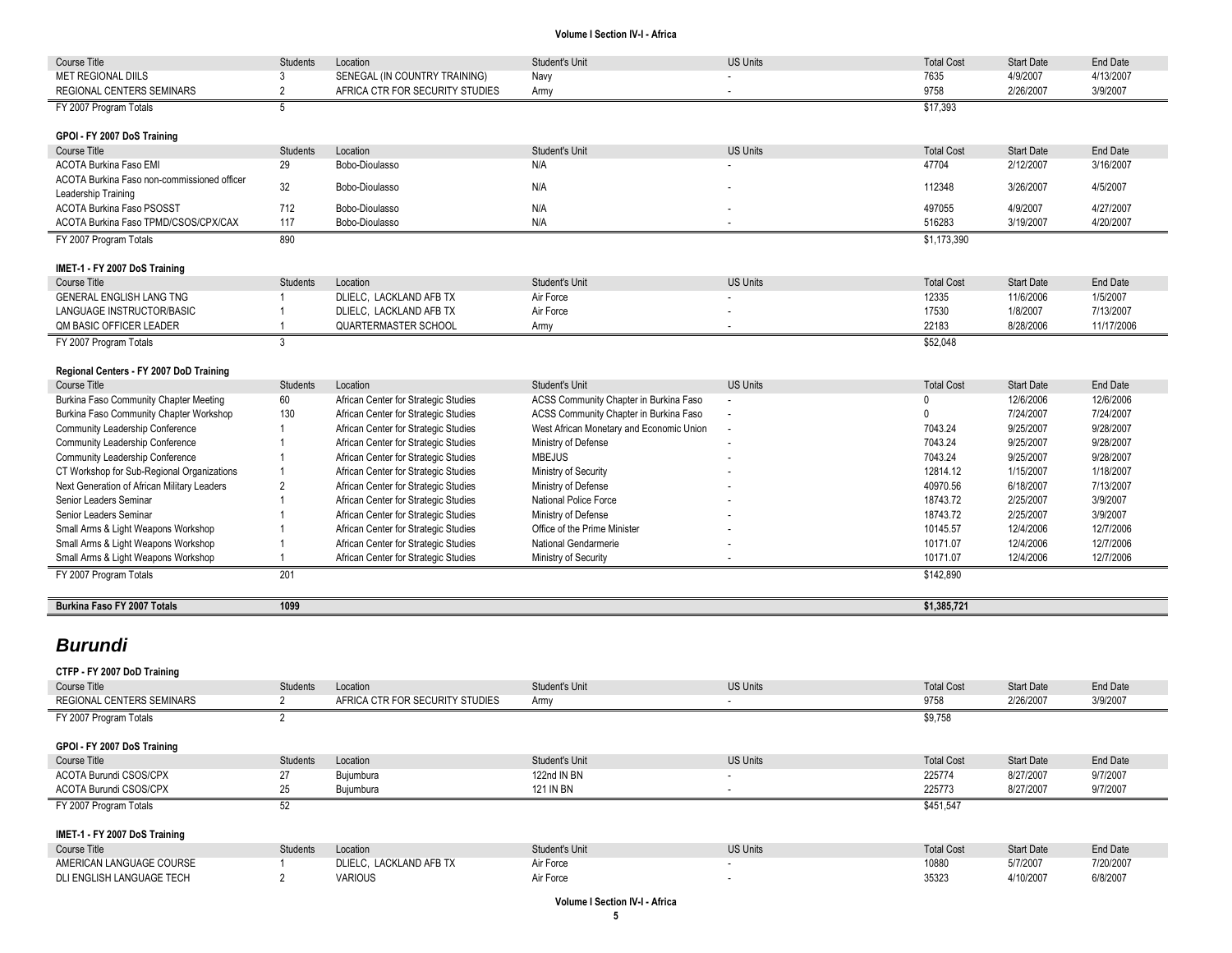| Course Title | Students | Location | Student's Unit | US Units | Total Cost | Start Date | End Date |
|---|---|---|---|---|---|---|---|
| MET REGIONAL DIILS | 3 | SENEGAL (IN COUNTRY TRAINING) | Navy | - | 7635 | 4/9/2007 | 4/13/2007 |
| REGIONAL CENTERS SEMINARS | 2 | AFRICA CTR FOR SECURITY STUDIES | Army | - | 9758 | 2/26/2007 | 3/9/2007 |
| FY 2007 Program Totals | 5 | | | | $17,393 | | |

**GPOI - FY 2007 DoS Training**

| Course Title | Students | Location | Student's Unit | US Units | Total Cost | Start Date | End Date |
|---|---|---|---|---|---|---|---|
| ACOTA Burkina Faso EMI | 29 | Bobo-Dioulasso | N/A | - | 47704 | 2/12/2007 | 3/16/2007 |
| ACOTA Burkina Faso non-commissioned officer Leadership Training | 32 | Bobo-Dioulasso | N/A | - | 112348 | 3/26/2007 | 4/5/2007 |
| ACOTA Burkina Faso PSOSST | 712 | Bobo-Dioulasso | N/A | - | 497055 | 4/9/2007 | 4/27/2007 |
| ACOTA Burkina Faso TPMD/CSOS/CPX/CAX | 117 | Bobo-Dioulasso | N/A | - | 516283 | 3/19/2007 | 4/20/2007 |
| FY 2007 Program Totals | 890 | | | | $1,173,390 | | |

**IMET-1 - FY 2007 DoS Training**

| Course Title | Students | Location | Student's Unit | US Units | Total Cost | Start Date | End Date |
|---|---|---|---|---|---|---|---|
| GENERAL ENGLISH LANG TNG | 1 | DLIELC, LACKLAND AFB TX | Air Force | - | 12335 | 11/6/2006 | 1/5/2007 |
| LANGUAGE INSTRUCTOR/BASIC | 1 | DLIELC, LACKLAND AFB TX | Air Force | - | 17530 | 1/8/2007 | 7/13/2007 |
| QM BASIC OFFICER LEADER | 1 | QUARTERMASTER SCHOOL | Army | - | 22183 | 8/28/2006 | 11/17/2006 |
| FY 2007 Program Totals | 3 | | | | $52,048 | | |

**Regional Centers - FY 2007 DoD Training**

| Course Title | Students | Location | Student's Unit | US Units | Total Cost | Start Date | End Date |
|---|---|---|---|---|---|---|---|
| Burkina Faso Community Chapter Meeting | 60 | African Center for Strategic Studies | ACSS Community Chapter in Burkina Faso | - | 0 | 12/6/2006 | 12/6/2006 |
| Burkina Faso Community Chapter Workshop | 130 | African Center for Strategic Studies | ACSS Community Chapter in Burkina Faso | - | 0 | 7/24/2007 | 7/24/2007 |
| Community Leadership Conference | 1 | African Center for Strategic Studies | West African Monetary and Economic Union | - | 7043.24 | 9/25/2007 | 9/28/2007 |
| Community Leadership Conference | 1 | African Center for Strategic Studies | Ministry of Defense | - | 7043.24 | 9/25/2007 | 9/28/2007 |
| Community Leadership Conference | 1 | African Center for Strategic Studies | MBEJUS | - | 7043.24 | 9/25/2007 | 9/28/2007 |
| CT Workshop for Sub-Regional Organizations | 1 | African Center for Strategic Studies | Ministry of Security | - | 12814.12 | 1/15/2007 | 1/18/2007 |
| Next Generation of African Military Leaders | 2 | African Center for Strategic Studies | Ministry of Defense | - | 40970.56 | 6/18/2007 | 7/13/2007 |
| Senior Leaders Seminar | 1 | African Center for Strategic Studies | National Police Force | - | 18743.72 | 2/25/2007 | 3/9/2007 |
| Senior Leaders Seminar | 1 | African Center for Strategic Studies | Ministry of Defense | - | 18743.72 | 2/25/2007 | 3/9/2007 |
| Small Arms & Light Weapons Workshop | 1 | African Center for Strategic Studies | Office of the Prime Minister | - | 10145.57 | 12/4/2006 | 12/7/2006 |
| Small Arms & Light Weapons Workshop | 1 | African Center for Strategic Studies | National Gendarmerie | - | 10171.07 | 12/4/2006 | 12/7/2006 |
| Small Arms & Light Weapons Workshop | 1 | African Center for Strategic Studies | Ministry of Security | - | 10171.07 | 12/4/2006 | 12/7/2006 |
| FY 2007 Program Totals | 201 | | | | $142,890 | | |

| | | | | | | | |
|---|---|---|---|---|---|---|---|
| **Burkina Faso FY 2007 Totals** | **1099** | | | | **$1,385,721** | | |

## *Burundi*

**CTFP - FY 2007 DoD Training**

| Course Title | Students | Location | Student's Unit | US Units | Total Cost | Start Date | End Date |
|---|---|---|---|---|---|---|---|
| REGIONAL CENTERS SEMINARS | 2 | AFRICA CTR FOR SECURITY STUDIES | Army | - | 9758 | 2/26/2007 | 3/9/2007 |
| FY 2007 Program Totals | 2 | | | | $9,758 | | |

**GPOI - FY 2007 DoS Training**

| Course Title | Students | Location | Student's Unit | US Units | Total Cost | Start Date | End Date |
|---|---|---|---|---|---|---|---|
| ACOTA Burundi CSOS/CPX | 27 | Bujumbura | 122nd IN BN | - | 225774 | 8/27/2007 | 9/7/2007 |
| ACOTA Burundi CSOS/CPX | 25 | Bujumbura | 121 IN BN | - | 225773 | 8/27/2007 | 9/7/2007 |
| FY 2007 Program Totals | 52 | | | | $451,547 | | |

**IMET-1 - FY 2007 DoS Training**

| Course Title | Students | Location | Student's Unit | US Units | Total Cost | Start Date | End Date |
|---|---|---|---|---|---|---|---|
| AMERICAN LANGUAGE COURSE | 1 | DLIELC, LACKLAND AFB TX | Air Force | - | 10880 | 5/7/2007 | 7/20/2007 |
| DLI ENGLISH LANGUAGE TECH | 2 | VARIOUS | Air Force | - | 35323 | 4/10/2007 | 6/8/2007 |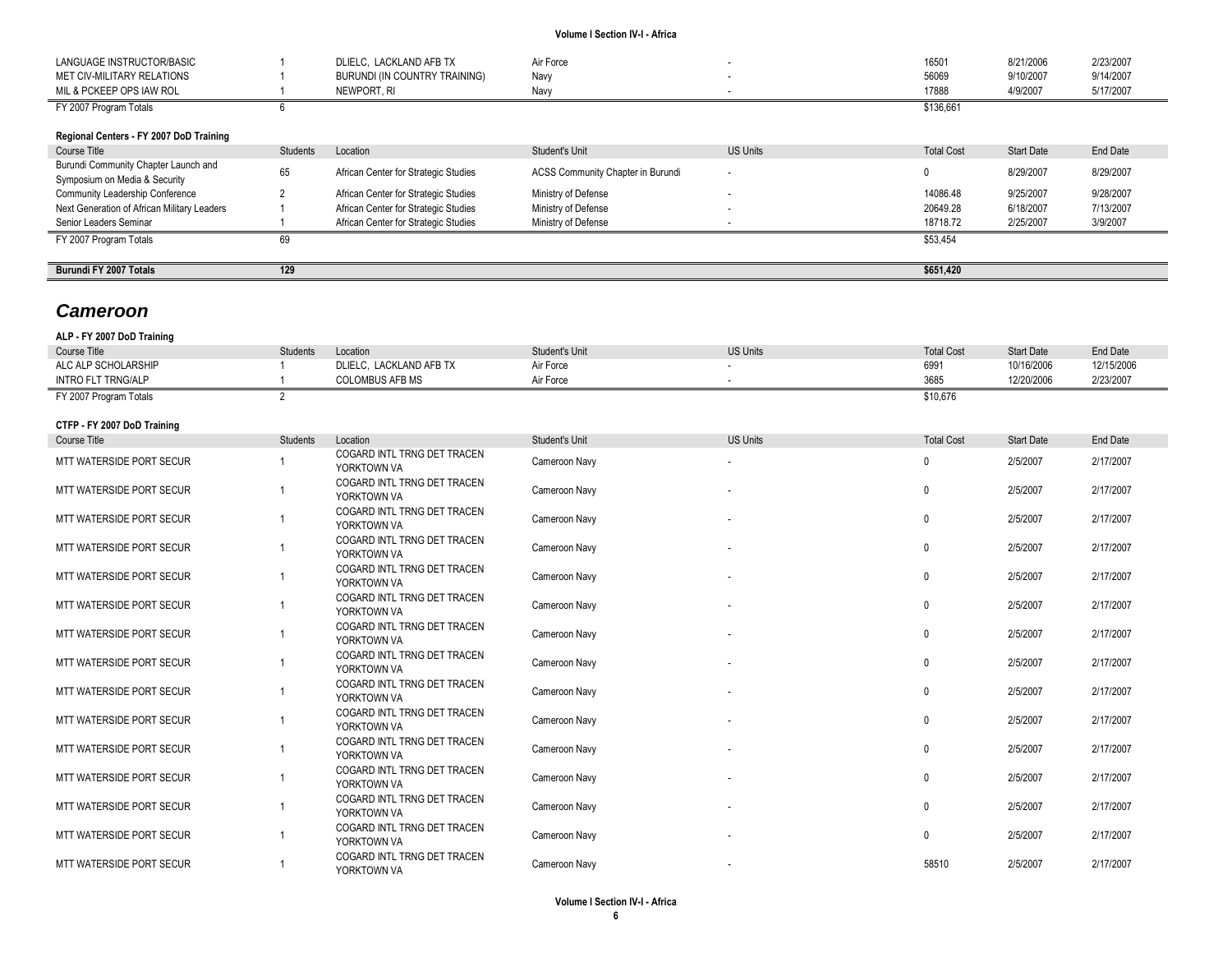| | | | | | | | |
|---|---|---|---|---|---|---|---|
| LANGUAGE INSTRUCTOR/BASIC | 1 | DLIELC, LACKLAND AFB TX | Air Force | - | 16501 | 8/21/2006 | 2/23/2007 |
| MET CIV-MILITARY RELATIONS | 1 | BURUNDI (IN COUNTRY TRAINING) | Navy | - | 56069 | 9/10/2007 | 9/14/2007 |
| MIL & PCKEEP OPS IAW ROL | 1 | NEWPORT, RI | Navy | - | 17888 | 4/9/2007 | 5/17/2007 |
| FY 2007 Program Totals | 6 | | | | $136,661 | | |

**Regional Centers - FY 2007 DoD Training**

| Course Title | Students | Location | Student's Unit | US Units | Total Cost | Start Date | End Date |
|---|---|---|---|---|---|---|---|
| Burundi Community Chapter Launch and Symposium on Media & Security | 65 | African Center for Strategic Studies | ACSS Community Chapter in Burundi | - | 0 | 8/29/2007 | 8/29/2007 |
| Community Leadership Conference | 2 | African Center for Strategic Studies | Ministry of Defense | - | 14086.48 | 9/25/2007 | 9/28/2007 |
| Next Generation of African Military Leaders | 1 | African Center for Strategic Studies | Ministry of Defense | - | 20649.28 | 6/18/2007 | 7/13/2007 |
| Senior Leaders Seminar | 1 | African Center for Strategic Studies | Ministry of Defense | - | 18718.72 | 2/25/2007 | 3/9/2007 |
| FY 2007 Program Totals | 69 | | | | $53,454 | | |

| | | | | | | | |
|---|---|---|---|---|---|---|---|
| **Burundi FY 2007 Totals** | **129** | | | | **$651,420** | | |

## *Cameroon*

**ALP - FY 2007 DoD Training**

| Course Title | Students | Location | Student's Unit | US Units | Total Cost | Start Date | End Date |
|---|---|---|---|---|---|---|---|
| ALC ALP SCHOLARSHIP | 1 | DLIELC, LACKLAND AFB TX | Air Force | - | 6991 | 10/16/2006 | 12/15/2006 |
| INTRO FLT TRNG/ALP | 1 | COLOMBUS AFB MS | Air Force | - | 3685 | 12/20/2006 | 2/23/2007 |
| FY 2007 Program Totals | 2 | | | | $10,676 | | |

**CTFP - FY 2007 DoD Training**

| Course Title | Students | Location | Student's Unit | US Units | Total Cost | Start Date | End Date |
|---|---|---|---|---|---|---|---|
| MTT WATERSIDE PORT SECUR | 1 | COGARD INTL TRNG DET TRACEN YORKTOWN VA | Cameroon Navy | - | 0 | 2/5/2007 | 2/17/2007 |
| MTT WATERSIDE PORT SECUR | 1 | COGARD INTL TRNG DET TRACEN YORKTOWN VA | Cameroon Navy | - | 0 | 2/5/2007 | 2/17/2007 |
| MTT WATERSIDE PORT SECUR | 1 | COGARD INTL TRNG DET TRACEN YORKTOWN VA | Cameroon Navy | - | 0 | 2/5/2007 | 2/17/2007 |
| MTT WATERSIDE PORT SECUR | 1 | COGARD INTL TRNG DET TRACEN YORKTOWN VA | Cameroon Navy | - | 0 | 2/5/2007 | 2/17/2007 |
| MTT WATERSIDE PORT SECUR | 1 | COGARD INTL TRNG DET TRACEN YORKTOWN VA | Cameroon Navy | - | 0 | 2/5/2007 | 2/17/2007 |
| MTT WATERSIDE PORT SECUR | 1 | COGARD INTL TRNG DET TRACEN YORKTOWN VA | Cameroon Navy | - | 0 | 2/5/2007 | 2/17/2007 |
| MTT WATERSIDE PORT SECUR | 1 | COGARD INTL TRNG DET TRACEN YORKTOWN VA | Cameroon Navy | - | 0 | 2/5/2007 | 2/17/2007 |
| MTT WATERSIDE PORT SECUR | 1 | COGARD INTL TRNG DET TRACEN YORKTOWN VA | Cameroon Navy | - | 0 | 2/5/2007 | 2/17/2007 |
| MTT WATERSIDE PORT SECUR | 1 | COGARD INTL TRNG DET TRACEN YORKTOWN VA | Cameroon Navy | - | 0 | 2/5/2007 | 2/17/2007 |
| MTT WATERSIDE PORT SECUR | 1 | COGARD INTL TRNG DET TRACEN YORKTOWN VA | Cameroon Navy | - | 0 | 2/5/2007 | 2/17/2007 |
| MTT WATERSIDE PORT SECUR | 1 | COGARD INTL TRNG DET TRACEN YORKTOWN VA | Cameroon Navy | - | 0 | 2/5/2007 | 2/17/2007 |
| MTT WATERSIDE PORT SECUR | 1 | COGARD INTL TRNG DET TRACEN YORKTOWN VA | Cameroon Navy | - | 0 | 2/5/2007 | 2/17/2007 |
| MTT WATERSIDE PORT SECUR | 1 | COGARD INTL TRNG DET TRACEN YORKTOWN VA | Cameroon Navy | - | 0 | 2/5/2007 | 2/17/2007 |
| MTT WATERSIDE PORT SECUR | 1 | COGARD INTL TRNG DET TRACEN YORKTOWN VA | Cameroon Navy | - | 0 | 2/5/2007 | 2/17/2007 |
| MTT WATERSIDE PORT SECUR | 1 | COGARD INTL TRNG DET TRACEN YORKTOWN VA | Cameroon Navy | - | 58510 | 2/5/2007 | 2/17/2007 |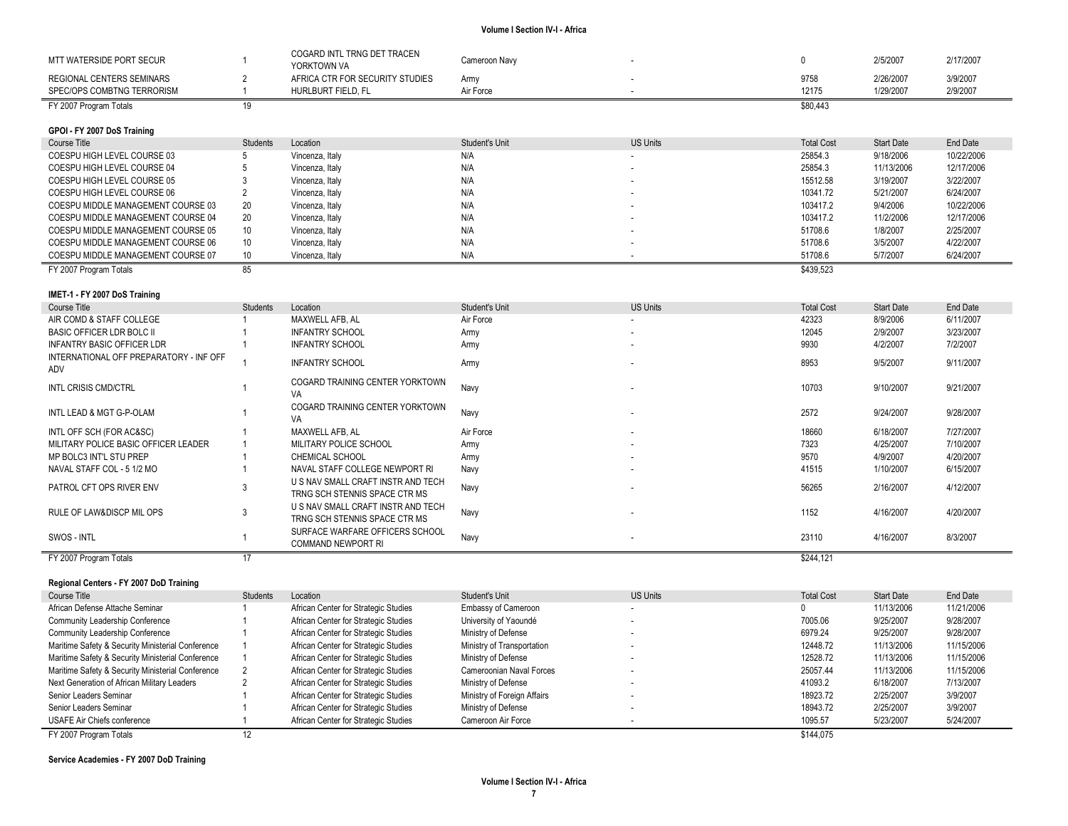| | | | | | | | |
|---|---|---|---|---|---|---|---|
| MTT WATERSIDE PORT SECUR | 1 | COGARD INTL TRNG DET TRACEN YORKTOWN VA | Cameroon Navy | - | 0 | 2/5/2007 | 2/17/2007 |
| REGIONAL CENTERS SEMINARS | 2 | AFRICA CTR FOR SECURITY STUDIES | Army | - | 9758 | 2/26/2007 | 3/9/2007 |
| SPEC/OPS COMBTNG TERRORISM | 1 | HURLBURT FIELD, FL | Air Force | - | 12175 | 1/29/2007 | 2/9/2007 |
| FY 2007 Program Totals | 19 | | | | $80,443 | | |

**GPOI - FY 2007 DoS Training**

| Course Title | Students | Location | Student's Unit | US Units | Total Cost | Start Date | End Date |
|---|---|---|---|---|---|---|---|
| COESPU HIGH LEVEL COURSE 03 | 5 | Vincenza, Italy | N/A | - | 25854.3 | 9/18/2006 | 10/22/2006 |
| COESPU HIGH LEVEL COURSE 04 | 5 | Vincenza, Italy | N/A | - | 25854.3 | 11/13/2006 | 12/17/2006 |
| COESPU HIGH LEVEL COURSE 05 | 3 | Vincenza, Italy | N/A | - | 15512.58 | 3/19/2007 | 3/22/2007 |
| COESPU HIGH LEVEL COURSE 06 | 2 | Vincenza, Italy | N/A | - | 10341.72 | 5/21/2007 | 6/24/2007 |
| COESPU MIDDLE MANAGEMENT COURSE 03 | 20 | Vincenza, Italy | N/A | - | 103417.2 | 9/4/2006 | 10/22/2006 |
| COESPU MIDDLE MANAGEMENT COURSE 04 | 20 | Vincenza, Italy | N/A | - | 103417.2 | 11/2/2006 | 12/17/2006 |
| COESPU MIDDLE MANAGEMENT COURSE 05 | 10 | Vincenza, Italy | N/A | - | 51708.6 | 1/8/2007 | 2/25/2007 |
| COESPU MIDDLE MANAGEMENT COURSE 06 | 10 | Vincenza, Italy | N/A | - | 51708.6 | 3/5/2007 | 4/22/2007 |
| COESPU MIDDLE MANAGEMENT COURSE 07 | 10 | Vincenza, Italy | N/A | - | 51708.6 | 5/7/2007 | 6/24/2007 |
| FY 2007 Program Totals | 85 | | | | $439,523 | | |

**IMET-1 - FY 2007 DoS Training**

| Course Title | Students | Location | Student's Unit | US Units | Total Cost | Start Date | End Date |
|---|---|---|---|---|---|---|---|
| AIR COMD & STAFF COLLEGE | 1 | MAXWELL AFB, AL | Air Force | - | 42323 | 8/9/2006 | 6/11/2007 |
| BASIC OFFICER LDR BOLC II | 1 | INFANTRY SCHOOL | Army | - | 12045 | 2/9/2007 | 3/23/2007 |
| INFANTRY BASIC OFFICER LDR | 1 | INFANTRY SCHOOL | Army | - | 9930 | 4/2/2007 | 7/2/2007 |
| INTERNATIONAL OFF PREPARATORY - INF OFF ADV | 1 | INFANTRY SCHOOL | Army | - | 8953 | 9/5/2007 | 9/11/2007 |
| INTL CRISIS CMD/CTRL | 1 | COGARD TRAINING CENTER YORKTOWN VA | Navy | - | 10703 | 9/10/2007 | 9/21/2007 |
| INTL LEAD & MGT G-P-OLAM | 1 | COGARD TRAINING CENTER YORKTOWN VA | Navy | - | 2572 | 9/24/2007 | 9/28/2007 |
| INTL OFF SCH (FOR AC&SC) | 1 | MAXWELL AFB, AL | Air Force | - | 18660 | 6/18/2007 | 7/27/2007 |
| MILITARY POLICE BASIC OFFICER LEADER | 1 | MILITARY POLICE SCHOOL | Army | - | 7323 | 4/25/2007 | 7/10/2007 |
| MP BOLC3 INT'L STU PREP | 1 | CHEMICAL SCHOOL | Army | - | 9570 | 4/9/2007 | 4/20/2007 |
| NAVAL STAFF COL - 5 1/2 MO | 1 | NAVAL STAFF COLLEGE NEWPORT RI | Navy | - | 41515 | 1/10/2007 | 6/15/2007 |
| PATROL CFT OPS RIVER ENV | 3 | U S NAV SMALL CRAFT INSTR AND TECH TRNG SCH STENNIS SPACE CTR MS | Navy | - | 56265 | 2/16/2007 | 4/12/2007 |
| RULE OF LAW&DISCP MIL OPS | 3 | U S NAV SMALL CRAFT INSTR AND TECH TRNG SCH STENNIS SPACE CTR MS | Navy | - | 1152 | 4/16/2007 | 4/20/2007 |
| SWOS - INTL | 1 | SURFACE WARFARE OFFICERS SCHOOL COMMAND NEWPORT RI | Navy | - | 23110 | 4/16/2007 | 8/3/2007 |
| FY 2007 Program Totals | 17 | | | | $244,121 | | |

**Regional Centers - FY 2007 DoD Training**

| Course Title | Students | Location | Student's Unit | US Units | Total Cost | Start Date | End Date |
|---|---|---|---|---|---|---|---|
| African Defense Attache Seminar | 1 | African Center for Strategic Studies | Embassy of Cameroon | - | 0 | 11/13/2006 | 11/21/2006 |
| Community Leadership Conference | 1 | African Center for Strategic Studies | University of Yaoundé | - | 7005.06 | 9/25/2007 | 9/28/2007 |
| Community Leadership Conference | 1 | African Center for Strategic Studies | Ministry of Defense | - | 6979.24 | 9/25/2007 | 9/28/2007 |
| Maritime Safety & Security Ministerial Conference | 1 | African Center for Strategic Studies | Ministry of Transportation | - | 12448.72 | 11/13/2006 | 11/15/2006 |
| Maritime Safety & Security Ministerial Conference | 1 | African Center for Strategic Studies | Ministry of Defense | - | 12528.72 | 11/13/2006 | 11/15/2006 |
| Maritime Safety & Security Ministerial Conference | 2 | African Center for Strategic Studies | Cameroonian Naval Forces | - | 25057.44 | 11/13/2006 | 11/15/2006 |
| Next Generation of African Military Leaders | 2 | African Center for Strategic Studies | Ministry of Defense | - | 41093.2 | 6/18/2007 | 7/13/2007 |
| Senior Leaders Seminar | 1 | African Center for Strategic Studies | Ministry of Foreign Affairs | - | 18923.72 | 2/25/2007 | 3/9/2007 |
| Senior Leaders Seminar | 1 | African Center for Strategic Studies | Ministry of Defense | - | 18943.72 | 2/25/2007 | 3/9/2007 |
| USAFE Air Chiefs conference | 1 | African Center for Strategic Studies | Cameroon Air Force | - | 1095.57 | 5/23/2007 | 5/24/2007 |
| FY 2007 Program Totals | 12 | | | | $144,075 | | |

**Service Academies - FY 2007 DoD Training**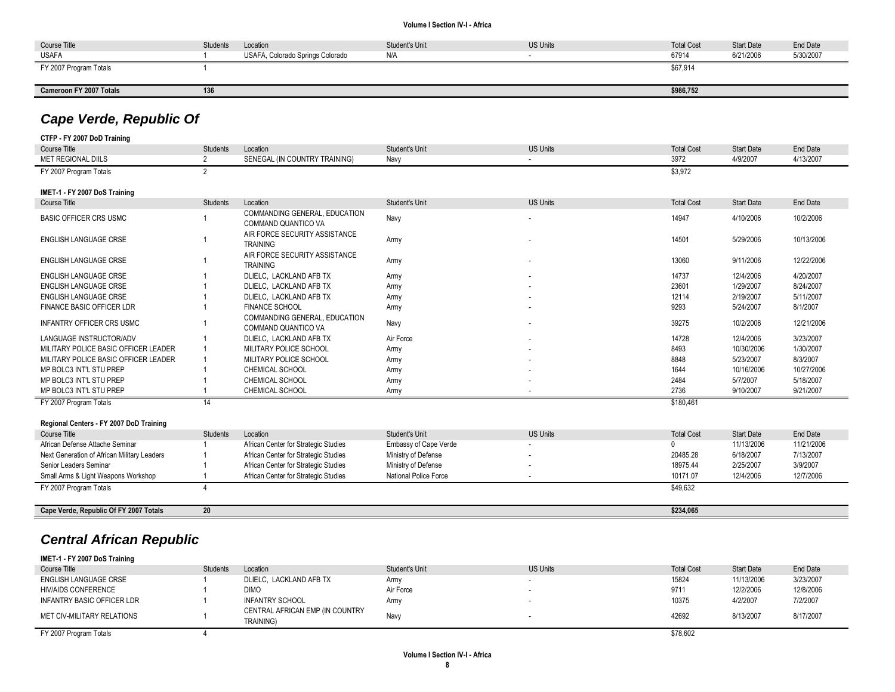| Course Title | Students | Location | Student's Unit | US Units | Total Cost | Start Date | End Date |
|---|---|---|---|---|---|---|---|
| USAFA | 1 | USAFA, Colorado Springs Colorado | N/A | - | 67914 | 6/21/2006 | 5/30/2007 |
| FY 2007 Program Totals | 1 | | | | $67,914 | | |

| | | | | | | | |
|---|---|---|---|---|---|---|---|
| **Cameroon FY 2007 Totals** | **136** | | | | **$986,752** | | |

## *Cape Verde, Republic Of*

**CTFP - FY 2007 DoD Training**

| Course Title | Students | Location | Student's Unit | US Units | Total Cost | Start Date | End Date |
|---|---|---|---|---|---|---|---|
| MET REGIONAL DIILS | 2 | SENEGAL (IN COUNTRY TRAINING) | Navy | - | 3972 | 4/9/2007 | 4/13/2007 |
| FY 2007 Program Totals | 2 | | | | $3,972 | | |

**IMET-1 - FY 2007 DoS Training**

| Course Title | Students | Location | Student's Unit | US Units | Total Cost | Start Date | End Date |
|---|---|---|---|---|---|---|---|
| BASIC OFFICER CRS USMC | 1 | COMMANDING GENERAL, EDUCATION COMMAND QUANTICO VA | Navy | - | 14947 | 4/10/2006 | 10/2/2006 |
| ENGLISH LANGUAGE CRSE | 1 | AIR FORCE SECURITY ASSISTANCE TRAINING | Army | - | 14501 | 5/29/2006 | 10/13/2006 |
| ENGLISH LANGUAGE CRSE | 1 | AIR FORCE SECURITY ASSISTANCE TRAINING | Army | - | 13060 | 9/11/2006 | 12/22/2006 |
| ENGLISH LANGUAGE CRSE | 1 | DLIELC, LACKLAND AFB TX | Army | - | 14737 | 12/4/2006 | 4/20/2007 |
| ENGLISH LANGUAGE CRSE | 1 | DLIELC, LACKLAND AFB TX | Army | - | 23601 | 1/29/2007 | 8/24/2007 |
| ENGLISH LANGUAGE CRSE | 1 | DLIELC, LACKLAND AFB TX | Army | - | 12114 | 2/19/2007 | 5/11/2007 |
| FINANCE BASIC OFFICER LDR | 1 | FINANCE SCHOOL | Army | - | 9293 | 5/24/2007 | 8/1/2007 |
| INFANTRY OFFICER CRS USMC | 1 | COMMANDING GENERAL, EDUCATION COMMAND QUANTICO VA | Navy | - | 39275 | 10/2/2006 | 12/21/2006 |
| LANGUAGE INSTRUCTOR/ADV | 1 | DLIELC, LACKLAND AFB TX | Air Force | - | 14728 | 12/4/2006 | 3/23/2007 |
| MILITARY POLICE BASIC OFFICER LEADER | 1 | MILITARY POLICE SCHOOL | Army | - | 8493 | 10/30/2006 | 1/30/2007 |
| MILITARY POLICE BASIC OFFICER LEADER | 1 | MILITARY POLICE SCHOOL | Army | - | 8848 | 5/23/2007 | 8/3/2007 |
| MP BOLC3 INT'L STU PREP | 1 | CHEMICAL SCHOOL | Army | - | 1644 | 10/16/2006 | 10/27/2006 |
| MP BOLC3 INT'L STU PREP | 1 | CHEMICAL SCHOOL | Army | - | 2484 | 5/7/2007 | 5/18/2007 |
| MP BOLC3 INT'L STU PREP | 1 | CHEMICAL SCHOOL | Army | - | 2736 | 9/10/2007 | 9/21/2007 |
| FY 2007 Program Totals | 14 | | | | $180,461 | | |

**Regional Centers - FY 2007 DoD Training**

| Course Title | Students | Location | Student's Unit | US Units | Total Cost | Start Date | End Date |
|---|---|---|---|---|---|---|---|
| African Defense Attache Seminar | 1 | African Center for Strategic Studies | Embassy of Cape Verde | - | 0 | 11/13/2006 | 11/21/2006 |
| Next Generation of African Military Leaders | 1 | African Center for Strategic Studies | Ministry of Defense | - | 20485.28 | 6/18/2007 | 7/13/2007 |
| Senior Leaders Seminar | 1 | African Center for Strategic Studies | Ministry of Defense | - | 18975.44 | 2/25/2007 | 3/9/2007 |
| Small Arms & Light Weapons Workshop | 1 | African Center for Strategic Studies | National Police Force | - | 10171.07 | 12/4/2006 | 12/7/2006 |
| FY 2007 Program Totals | 4 | | | | $49,632 | | |

| | | | | | | | |
|---|---|---|---|---|---|---|---|
| **Cape Verde, Republic Of FY 2007 Totals** | **20** | | | | **$234,065** | | |

## *Central African Republic*

**IMET-1 - FY 2007 DoS Training**

| Course Title | Students | Location | Student's Unit | US Units | Total Cost | Start Date | End Date |
|---|---|---|---|---|---|---|---|
| ENGLISH LANGUAGE CRSE | 1 | DLIELC, LACKLAND AFB TX | Army | - | 15824 | 11/13/2006 | 3/23/2007 |
| HIV/AIDS CONFERENCE | 1 | DIMO | Air Force | - | 9711 | 12/2/2006 | 12/8/2006 |
| INFANTRY BASIC OFFICER LDR | 1 | INFANTRY SCHOOL | Army | - | 10375 | 4/2/2007 | 7/2/2007 |
| MET CIV-MILITARY RELATIONS | 1 | CENTRAL AFRICAN EMP (IN COUNTRY TRAINING) | Navy | - | 42692 | 8/13/2007 | 8/17/2007 |
| FY 2007 Program Totals | 4 | | | | $78,602 | | |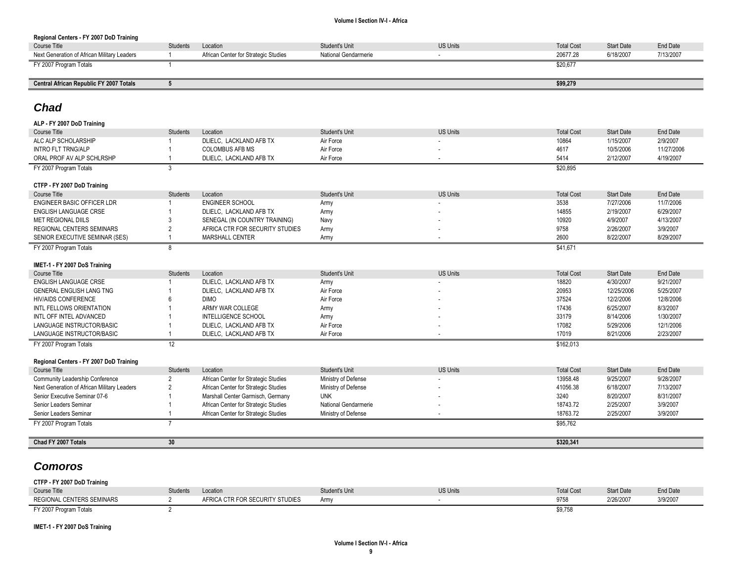**Regional Centers - FY 2007 DoD Training**

| Course Title | Students | Location | Student's Unit | US Units | Total Cost | Start Date | End Date |
|---|---|---|---|---|---|---|---|
| Next Generation of African Military Leaders | 1 | African Center for Strategic Studies | National Gendarmerie | - | 20677.28 | 6/18/2007 | 7/13/2007 |
| FY 2007 Program Totals | 1 | | | | $20,677 | | |

| | | | | | | | |
|---|---|---|---|---|---|---|---|
| **Central African Republic FY 2007 Totals** | **5** | | | | **$99,279** | | |

## *Chad*

**ALP - FY 2007 DoD Training**

| Course Title | Students | Location | Student's Unit | US Units | Total Cost | Start Date | End Date |
|---|---|---|---|---|---|---|---|
| ALC ALP SCHOLARSHIP | 1 | DLIELC, LACKLAND AFB TX | Air Force | - | 10864 | 1/15/2007 | 2/9/2007 |
| INTRO FLT TRNG/ALP | 1 | COLOMBUS AFB MS | Air Force | - | 4617 | 10/5/2006 | 11/27/2006 |
| ORAL PROF AV ALP SCHLRSHP | 1 | DLIELC, LACKLAND AFB TX | Air Force | - | 5414 | 2/12/2007 | 4/19/2007 |
| FY 2007 Program Totals | 3 | | | | $20,895 | | |

**CTFP - FY 2007 DoD Training**

| Course Title | Students | Location | Student's Unit | US Units | Total Cost | Start Date | End Date |
|---|---|---|---|---|---|---|---|
| ENGINEER BASIC OFFICER LDR | 1 | ENGINEER SCHOOL | Army | - | 3538 | 7/27/2006 | 11/7/2006 |
| ENGLISH LANGUAGE CRSE | 1 | DLIELC, LACKLAND AFB TX | Army | - | 14855 | 2/19/2007 | 6/29/2007 |
| MET REGIONAL DIILS | 3 | SENEGAL (IN COUNTRY TRAINING) | Navy | - | 10920 | 4/9/2007 | 4/13/2007 |
| REGIONAL CENTERS SEMINARS | 2 | AFRICA CTR FOR SECURITY STUDIES | Army | - | 9758 | 2/26/2007 | 3/9/2007 |
| SENIOR EXECUTIVE SEMINAR (SES) | 1 | MARSHALL CENTER | Army | - | 2600 | 8/22/2007 | 8/29/2007 |
| FY 2007 Program Totals | 8 | | | | $41,671 | | |

**IMET-1 - FY 2007 DoS Training**

| Course Title | Students | Location | Student's Unit | US Units | Total Cost | Start Date | End Date |
|---|---|---|---|---|---|---|---|
| ENGLISH LANGUAGE CRSE | 1 | DLIELC, LACKLAND AFB TX | Army | - | 18820 | 4/30/2007 | 9/21/2007 |
| GENERAL ENGLISH LANG TNG | 1 | DLIELC, LACKLAND AFB TX | Air Force | - | 20953 | 12/25/2006 | 5/25/2007 |
| HIV/AIDS CONFERENCE | 6 | DIMO | Air Force | - | 37524 | 12/2/2006 | 12/8/2006 |
| INTL FELLOWS ORIENTATION | 1 | ARMY WAR COLLEGE | Army | - | 17436 | 6/25/2007 | 8/3/2007 |
| INTL OFF INTEL ADVANCED | 1 | INTELLIGENCE SCHOOL | Army | - | 33179 | 8/14/2006 | 1/30/2007 |
| LANGUAGE INSTRUCTOR/BASIC | 1 | DLIELC, LACKLAND AFB TX | Air Force | - | 17082 | 5/29/2006 | 12/1/2006 |
| LANGUAGE INSTRUCTOR/BASIC | 1 | DLIELC, LACKLAND AFB TX | Air Force | - | 17019 | 8/21/2006 | 2/23/2007 |
| FY 2007 Program Totals | 12 | | | | $162,013 | | |

**Regional Centers - FY 2007 DoD Training**

| Course Title | Students | Location | Student's Unit | US Units | Total Cost | Start Date | End Date |
|---|---|---|---|---|---|---|---|
| Community Leadership Conference | 2 | African Center for Strategic Studies | Ministry of Defense | - | 13958.48 | 9/25/2007 | 9/28/2007 |
| Next Generation of African Military Leaders | 2 | African Center for Strategic Studies | Ministry of Defense | - | 41056.38 | 6/18/2007 | 7/13/2007 |
| Senior Executive Seminar 07-6 | 1 | Marshall Center Garmisch, Germany | UNK | - | 3240 | 8/20/2007 | 8/31/2007 |
| Senior Leaders Seminar | 1 | African Center for Strategic Studies | National Gendarmerie | - | 18743.72 | 2/25/2007 | 3/9/2007 |
| Senior Leaders Seminar | 1 | African Center for Strategic Studies | Ministry of Defense | - | 18763.72 | 2/25/2007 | 3/9/2007 |
| FY 2007 Program Totals | 7 | | | | $95,762 | | |

| | | | | | | | |
|---|---|---|---|---|---|---|---|
| **Chad FY 2007 Totals** | **30** | | | | **$320,341** | | |

## *Comoros*

**CTFP - FY 2007 DoD Training**

| Course Title | Students | Location | Student's Unit | US Units | Total Cost | Start Date | End Date |
|---|---|---|---|---|---|---|---|
| REGIONAL CENTERS SEMINARS | 2 | AFRICA CTR FOR SECURITY STUDIES | Army | - | 9758 | 2/26/2007 | 3/9/2007 |
| FY 2007 Program Totals | 2 | | | | $9,758 | | |

**IMET-1 - FY 2007 DoS Training**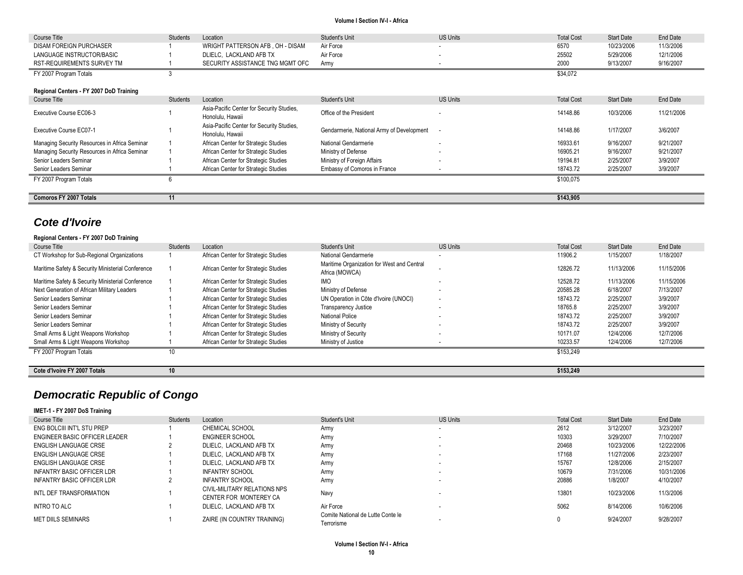| Course Title | Students | Location | Student's Unit | US Units | Total Cost | Start Date | End Date |
|---|---|---|---|---|---|---|---|
| DISAM FOREIGN PURCHASER | 1 | WRIGHT PATTERSON AFB , OH - DISAM | Air Force | - | 6570 | 10/23/2006 | 11/3/2006 |
| LANGUAGE INSTRUCTOR/BASIC | 1 | DLIELC, LACKLAND AFB TX | Air Force | - | 25502 | 5/29/2006 | 12/1/2006 |
| RST-REQUIREMENTS SURVEY TM | 1 | SECURITY ASSISTANCE TNG MGMT OFC | Army | - | 2000 | 9/13/2007 | 9/16/2007 |
| FY 2007 Program Totals | 3 | | | | $34,072 | | |

**Regional Centers - FY 2007 DoD Training**

| Course Title | Students | Location | Student's Unit | US Units | Total Cost | Start Date | End Date |
|---|---|---|---|---|---|---|---|
| Executive Course EC06-3 | 1 | Asia-Pacific Center for Security Studies, Honolulu, Hawaii | Office of the President | - | 14148.86 | 10/3/2006 | 11/21/2006 |
| Executive Course EC07-1 | 1 | Asia-Pacific Center for Security Studies, Honolulu, Hawaii | Gendarmerie, National Army of Development | - | 14148.86 | 1/17/2007 | 3/6/2007 |
| Managing Security Resources in Africa Seminar | 1 | African Center for Strategic Studies | National Gendarmerie | - | 16933.61 | 9/16/2007 | 9/21/2007 |
| Managing Security Resources in Africa Seminar | 1 | African Center for Strategic Studies | Ministry of Defense | - | 16905.21 | 9/16/2007 | 9/21/2007 |
| Senior Leaders Seminar | 1 | African Center for Strategic Studies | Ministry of Foreign Affairs | - | 19194.81 | 2/25/2007 | 3/9/2007 |
| Senior Leaders Seminar | 1 | African Center for Strategic Studies | Embassy of Comoros in France | - | 18743.72 | 2/25/2007 | 3/9/2007 |
| FY 2007 Program Totals | 6 | | | | $100,075 | | |

| | | | | | | | |
|---|---|---|---|---|---|---|---|
| **Comoros FY 2007 Totals** | **11** | | | | **$143,905** | | |

## *Cote d'Ivoire*

**Regional Centers - FY 2007 DoD Training**

| Course Title | Students | Location | Student's Unit | US Units | Total Cost | Start Date | End Date |
|---|---|---|---|---|---|---|---|
| CT Workshop for Sub-Regional Organizations | 1 | African Center for Strategic Studies | National Gendarmerie | - | 11906.2 | 1/15/2007 | 1/18/2007 |
| Maritime Safety & Security Ministerial Conference | 1 | African Center for Strategic Studies | Maritime Organization for West and Central Africa (MOWCA) | - | 12826.72 | 11/13/2006 | 11/15/2006 |
| Maritime Safety & Security Ministerial Conference | 1 | African Center for Strategic Studies | IMO | - | 12528.72 | 11/13/2006 | 11/15/2006 |
| Next Generation of African Military Leaders | 1 | African Center for Strategic Studies | Ministry of Defense | - | 20585.28 | 6/18/2007 | 7/13/2007 |
| Senior Leaders Seminar | 1 | African Center for Strategic Studies | UN Operation in Côte d'Ivoire (UNOCI) | - | 18743.72 | 2/25/2007 | 3/9/2007 |
| Senior Leaders Seminar | 1 | African Center for Strategic Studies | Transparency Justice | - | 18765.8 | 2/25/2007 | 3/9/2007 |
| Senior Leaders Seminar | 1 | African Center for Strategic Studies | National Police | - | 18743.72 | 2/25/2007 | 3/9/2007 |
| Senior Leaders Seminar | 1 | African Center for Strategic Studies | Ministry of Security | - | 18743.72 | 2/25/2007 | 3/9/2007 |
| Small Arms & Light Weapons Workshop | 1 | African Center for Strategic Studies | Ministry of Security | - | 10171.07 | 12/4/2006 | 12/7/2006 |
| Small Arms & Light Weapons Workshop | 1 | African Center for Strategic Studies | Ministry of Justice | - | 10233.57 | 12/4/2006 | 12/7/2006 |
| FY 2007 Program Totals | 10 | | | | $153,249 | | |

| | | | | | | | |
|---|---|---|---|---|---|---|---|
| **Cote d'Ivoire FY 2007 Totals** | **10** | | | | **$153,249** | | |

## *Democratic Republic of Congo*

**IMET-1 - FY 2007 DoS Training**

| Course Title | Students | Location | Student's Unit | US Units | Total Cost | Start Date | End Date |
|---|---|---|---|---|---|---|---|
| ENG BOLCIII INT'L STU PREP | 1 | CHEMICAL SCHOOL | Army | - | 2612 | 3/12/2007 | 3/23/2007 |
| ENGINEER BASIC OFFICER LEADER | 1 | ENGINEER SCHOOL | Army | - | 10303 | 3/29/2007 | 7/10/2007 |
| ENGLISH LANGUAGE CRSE | 2 | DLIELC, LACKLAND AFB TX | Army | - | 20468 | 10/23/2006 | 12/22/2006 |
| ENGLISH LANGUAGE CRSE | 1 | DLIELC, LACKLAND AFB TX | Army | - | 17168 | 11/27/2006 | 2/23/2007 |
| ENGLISH LANGUAGE CRSE | 1 | DLIELC, LACKLAND AFB TX | Army | - | 15767 | 12/8/2006 | 2/15/2007 |
| INFANTRY BASIC OFFICER LDR | 1 | INFANTRY SCHOOL | Army | - | 10679 | 7/31/2006 | 10/31/2006 |
| INFANTRY BASIC OFFICER LDR | 2 | INFANTRY SCHOOL | Army | - | 20886 | 1/8/2007 | 4/10/2007 |
| INTL DEF TRANSFORMATION | 1 | CIVIL-MILITARY RELATIONS NPS CENTER FOR MONTEREY CA | Navy | - | 13801 | 10/23/2006 | 11/3/2006 |
| INTRO TO ALC | 1 | DLIELC, LACKLAND AFB TX | Air Force | - | 5062 | 8/14/2006 | 10/6/2006 |
| MET DIILS SEMINARS | 1 | ZAIRE (IN COUNTRY TRAINING) | Comite National de Lutte Conte le Terrorisme | - | 0 | 9/24/2007 | 9/28/2007 |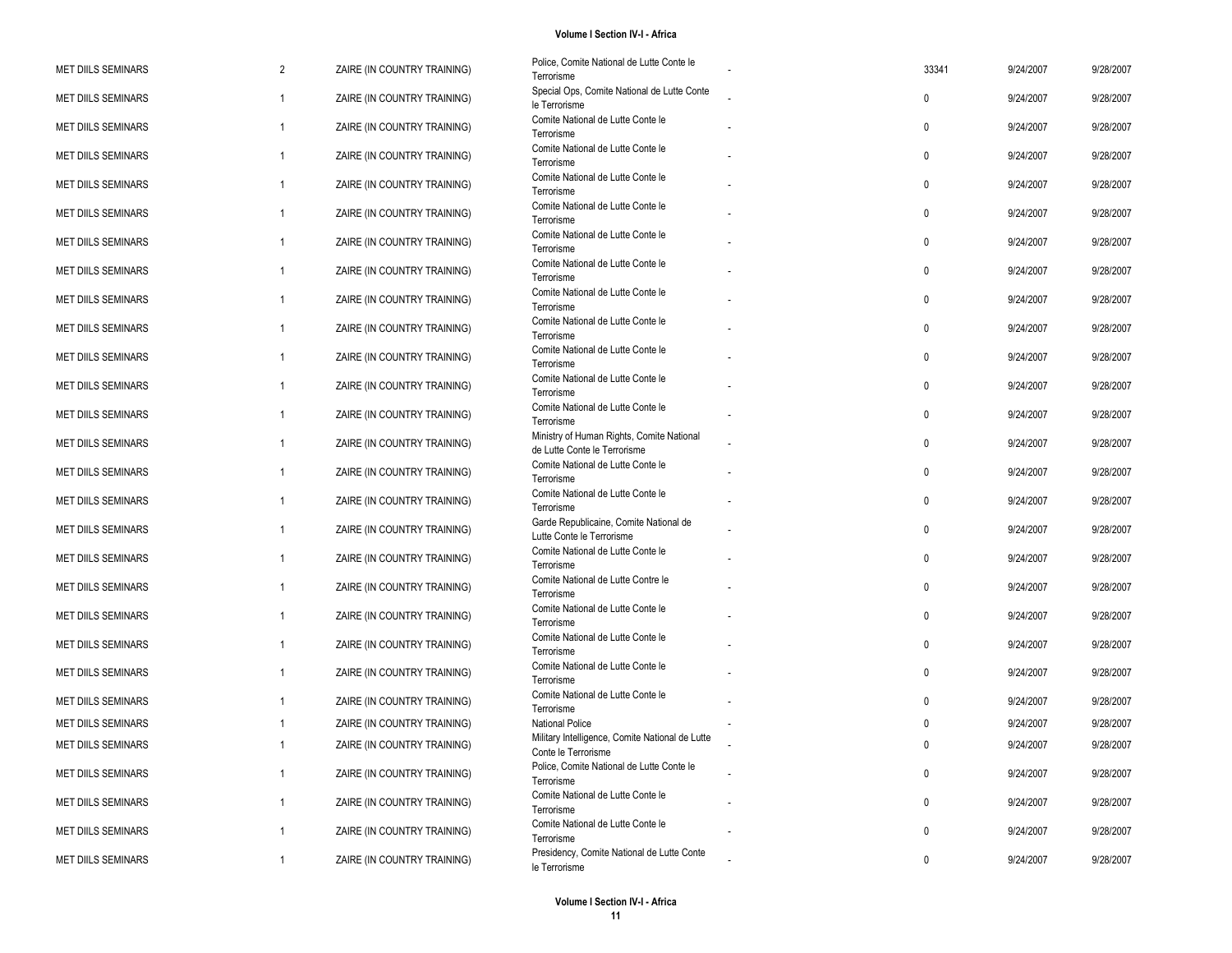| | | | | | | | |
|---|---|---|---|---|---|---|---|
| MET DIILS SEMINARS | 2 | ZAIRE (IN COUNTRY TRAINING) | Police, Comite National de Lutte Conte le Terrorisme | - | 33341 | 9/24/2007 | 9/28/2007 |
| MET DIILS SEMINARS | 1 | ZAIRE (IN COUNTRY TRAINING) | Special Ops, Comite National de Lutte Conte le Terrorisme | - | 0 | 9/24/2007 | 9/28/2007 |
| MET DIILS SEMINARS | 1 | ZAIRE (IN COUNTRY TRAINING) | Comite National de Lutte Conte le Terrorisme | - | 0 | 9/24/2007 | 9/28/2007 |
| MET DIILS SEMINARS | 1 | ZAIRE (IN COUNTRY TRAINING) | Comite National de Lutte Conte le Terrorisme | - | 0 | 9/24/2007 | 9/28/2007 |
| MET DIILS SEMINARS | 1 | ZAIRE (IN COUNTRY TRAINING) | Comite National de Lutte Conte le Terrorisme | - | 0 | 9/24/2007 | 9/28/2007 |
| MET DIILS SEMINARS | 1 | ZAIRE (IN COUNTRY TRAINING) | Comite National de Lutte Conte le Terrorisme | - | 0 | 9/24/2007 | 9/28/2007 |
| MET DIILS SEMINARS | 1 | ZAIRE (IN COUNTRY TRAINING) | Comite National de Lutte Conte le Terrorisme | - | 0 | 9/24/2007 | 9/28/2007 |
| MET DIILS SEMINARS | 1 | ZAIRE (IN COUNTRY TRAINING) | Comite National de Lutte Conte le Terrorisme | - | 0 | 9/24/2007 | 9/28/2007 |
| MET DIILS SEMINARS | 1 | ZAIRE (IN COUNTRY TRAINING) | Comite National de Lutte Conte le Terrorisme | - | 0 | 9/24/2007 | 9/28/2007 |
| MET DIILS SEMINARS | 1 | ZAIRE (IN COUNTRY TRAINING) | Comite National de Lutte Conte le Terrorisme | - | 0 | 9/24/2007 | 9/28/2007 |
| MET DIILS SEMINARS | 1 | ZAIRE (IN COUNTRY TRAINING) | Comite National de Lutte Conte le Terrorisme | - | 0 | 9/24/2007 | 9/28/2007 |
| MET DIILS SEMINARS | 1 | ZAIRE (IN COUNTRY TRAINING) | Comite National de Lutte Conte le Terrorisme | - | 0 | 9/24/2007 | 9/28/2007 |
| MET DIILS SEMINARS | 1 | ZAIRE (IN COUNTRY TRAINING) | Comite National de Lutte Conte le Terrorisme | - | 0 | 9/24/2007 | 9/28/2007 |
| MET DIILS SEMINARS | 1 | ZAIRE (IN COUNTRY TRAINING) | Ministry of Human Rights, Comite National de Lutte Conte le Terrorisme | - | 0 | 9/24/2007 | 9/28/2007 |
| MET DIILS SEMINARS | 1 | ZAIRE (IN COUNTRY TRAINING) | Comite National de Lutte Conte le Terrorisme | - | 0 | 9/24/2007 | 9/28/2007 |
| MET DIILS SEMINARS | 1 | ZAIRE (IN COUNTRY TRAINING) | Comite National de Lutte Conte le Terrorisme | - | 0 | 9/24/2007 | 9/28/2007 |
| MET DIILS SEMINARS | 1 | ZAIRE (IN COUNTRY TRAINING) | Garde Republicaine, Comite National de Lutte Conte le Terrorisme | - | 0 | 9/24/2007 | 9/28/2007 |
| MET DIILS SEMINARS | 1 | ZAIRE (IN COUNTRY TRAINING) | Comite National de Lutte Conte le Terrorisme | - | 0 | 9/24/2007 | 9/28/2007 |
| MET DIILS SEMINARS | 1 | ZAIRE (IN COUNTRY TRAINING) | Comite National de Lutte Contre le Terrorisme | - | 0 | 9/24/2007 | 9/28/2007 |
| MET DIILS SEMINARS | 1 | ZAIRE (IN COUNTRY TRAINING) | Comite National de Lutte Conte le Terrorisme | - | 0 | 9/24/2007 | 9/28/2007 |
| MET DIILS SEMINARS | 1 | ZAIRE (IN COUNTRY TRAINING) | Comite National de Lutte Conte le Terrorisme | - | 0 | 9/24/2007 | 9/28/2007 |
| MET DIILS SEMINARS | 1 | ZAIRE (IN COUNTRY TRAINING) | Comite National de Lutte Conte le Terrorisme | - | 0 | 9/24/2007 | 9/28/2007 |
| MET DIILS SEMINARS | 1 | ZAIRE (IN COUNTRY TRAINING) | Comite National de Lutte Conte le Terrorisme | - | 0 | 9/24/2007 | 9/28/2007 |
| MET DIILS SEMINARS | 1 | ZAIRE (IN COUNTRY TRAINING) | National Police | - | 0 | 9/24/2007 | 9/28/2007 |
| MET DIILS SEMINARS | 1 | ZAIRE (IN COUNTRY TRAINING) | Military Intelligence, Comite National de Lutte Conte le Terrorisme | - | 0 | 9/24/2007 | 9/28/2007 |
| MET DIILS SEMINARS | 1 | ZAIRE (IN COUNTRY TRAINING) | Police, Comite National de Lutte Conte le Terrorisme | - | 0 | 9/24/2007 | 9/28/2007 |
| MET DIILS SEMINARS | 1 | ZAIRE (IN COUNTRY TRAINING) | Comite National de Lutte Conte le Terrorisme | - | 0 | 9/24/2007 | 9/28/2007 |
| MET DIILS SEMINARS | 1 | ZAIRE (IN COUNTRY TRAINING) | Comite National de Lutte Conte le Terrorisme | - | 0 | 9/24/2007 | 9/28/2007 |
| MET DIILS SEMINARS | 1 | ZAIRE (IN COUNTRY TRAINING) | Presidency, Comite National de Lutte Conte le Terrorisme | - | 0 | 9/24/2007 | 9/28/2007 |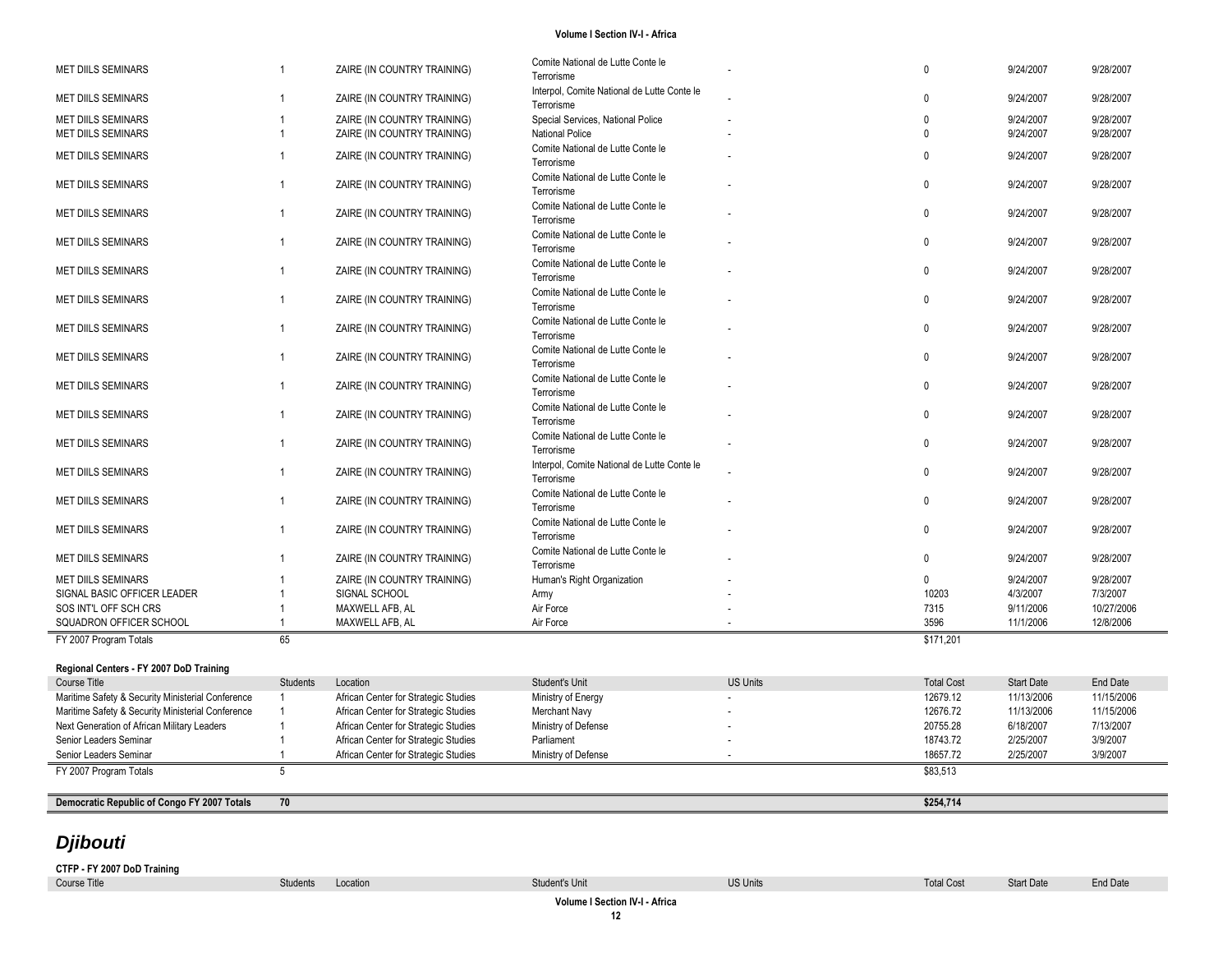| | | | | | | | |
|---|---|---|---|---|---|---|---|
| MET DIILS SEMINARS | 1 | ZAIRE (IN COUNTRY TRAINING) | Comite National de Lutte Conte le Terrorisme | - | 0 | 9/24/2007 | 9/28/2007 |
| MET DIILS SEMINARS | 1 | ZAIRE (IN COUNTRY TRAINING) | Interpol, Comite National de Lutte Conte le Terrorisme | - | 0 | 9/24/2007 | 9/28/2007 |
| MET DIILS SEMINARS | 1 | ZAIRE (IN COUNTRY TRAINING) | Special Services, National Police | - | 0 | 9/24/2007 | 9/28/2007 |
| MET DIILS SEMINARS | 1 | ZAIRE (IN COUNTRY TRAINING) | National Police | - | 0 | 9/24/2007 | 9/28/2007 |
| MET DIILS SEMINARS | 1 | ZAIRE (IN COUNTRY TRAINING) | Comite National de Lutte Conte le Terrorisme | - | 0 | 9/24/2007 | 9/28/2007 |
| MET DIILS SEMINARS | 1 | ZAIRE (IN COUNTRY TRAINING) | Comite National de Lutte Conte le Terrorisme | - | 0 | 9/24/2007 | 9/28/2007 |
| MET DIILS SEMINARS | 1 | ZAIRE (IN COUNTRY TRAINING) | Comite National de Lutte Conte le Terrorisme | - | 0 | 9/24/2007 | 9/28/2007 |
| MET DIILS SEMINARS | 1 | ZAIRE (IN COUNTRY TRAINING) | Comite National de Lutte Conte le Terrorisme | - | 0 | 9/24/2007 | 9/28/2007 |
| MET DIILS SEMINARS | 1 | ZAIRE (IN COUNTRY TRAINING) | Comite National de Lutte Conte le Terrorisme | - | 0 | 9/24/2007 | 9/28/2007 |
| MET DIILS SEMINARS | 1 | ZAIRE (IN COUNTRY TRAINING) | Comite National de Lutte Conte le Terrorisme | - | 0 | 9/24/2007 | 9/28/2007 |
| MET DIILS SEMINARS | 1 | ZAIRE (IN COUNTRY TRAINING) | Comite National de Lutte Conte le Terrorisme | - | 0 | 9/24/2007 | 9/28/2007 |
| MET DIILS SEMINARS | 1 | ZAIRE (IN COUNTRY TRAINING) | Comite National de Lutte Conte le Terrorisme | - | 0 | 9/24/2007 | 9/28/2007 |
| MET DIILS SEMINARS | 1 | ZAIRE (IN COUNTRY TRAINING) | Comite National de Lutte Conte le Terrorisme | - | 0 | 9/24/2007 | 9/28/2007 |
| MET DIILS SEMINARS | 1 | ZAIRE (IN COUNTRY TRAINING) | Comite National de Lutte Conte le Terrorisme | - | 0 | 9/24/2007 | 9/28/2007 |
| MET DIILS SEMINARS | 1 | ZAIRE (IN COUNTRY TRAINING) | Comite National de Lutte Conte le Terrorisme | - | 0 | 9/24/2007 | 9/28/2007 |
| MET DIILS SEMINARS | 1 | ZAIRE (IN COUNTRY TRAINING) | Interpol, Comite National de Lutte Conte le Terrorisme | - | 0 | 9/24/2007 | 9/28/2007 |
| MET DIILS SEMINARS | 1 | ZAIRE (IN COUNTRY TRAINING) | Comite National de Lutte Conte le Terrorisme | - | 0 | 9/24/2007 | 9/28/2007 |
| MET DIILS SEMINARS | 1 | ZAIRE (IN COUNTRY TRAINING) | Comite National de Lutte Conte le Terrorisme | - | 0 | 9/24/2007 | 9/28/2007 |
| MET DIILS SEMINARS | 1 | ZAIRE (IN COUNTRY TRAINING) | Comite National de Lutte Conte le Terrorisme | - | 0 | 9/24/2007 | 9/28/2007 |
| MET DIILS SEMINARS | 1 | ZAIRE (IN COUNTRY TRAINING) | Human's Right Organization | - | 0 | 9/24/2007 | 9/28/2007 |
| SIGNAL BASIC OFFICER LEADER | 1 | SIGNAL SCHOOL | Army | - | 10203 | 4/3/2007 | 7/3/2007 |
| SOS INT'L OFF SCH CRS | 1 | MAXWELL AFB, AL | Air Force | - | 7315 | 9/11/2006 | 10/27/2006 |
| SQUADRON OFFICER SCHOOL | 1 | MAXWELL AFB, AL | Air Force | - | 3596 | 11/1/2006 | 12/8/2006 |
| FY 2007 Program Totals | 65 | | | | $171,201 | | |

**Regional Centers - FY 2007 DoD Training**

| Course Title | Students | Location | Student's Unit | US Units | Total Cost | Start Date | End Date |
|---|---|---|---|---|---|---|---|
| Maritime Safety & Security Ministerial Conference | 1 | African Center for Strategic Studies | Ministry of Energy | - | 12679.12 | 11/13/2006 | 11/15/2006 |
| Maritime Safety & Security Ministerial Conference | 1 | African Center for Strategic Studies | Merchant Navy | - | 12676.72 | 11/13/2006 | 11/15/2006 |
| Next Generation of African Military Leaders | 1 | African Center for Strategic Studies | Ministry of Defense | - | 20755.28 | 6/18/2007 | 7/13/2007 |
| Senior Leaders Seminar | 1 | African Center for Strategic Studies | Parliament | - | 18743.72 | 2/25/2007 | 3/9/2007 |
| Senior Leaders Seminar | 1 | African Center for Strategic Studies | Ministry of Defense | - | 18657.72 | 2/25/2007 | 3/9/2007 |
| FY 2007 Program Totals | 5 | | | | $83,513 | | |

| | | | | | | | |
|---|---|---|---|---|---|---|---|
| **Democratic Republic of Congo FY 2007 Totals** | **70** | | | | **$254,714** | | |

## *Djibouti*

**CTFP - FY 2007 DoD Training**

| Course Title | Students | Location | Student's Unit | US Units | Total Cost | Start Date | End Date |
|---|---|---|---|---|---|---|---|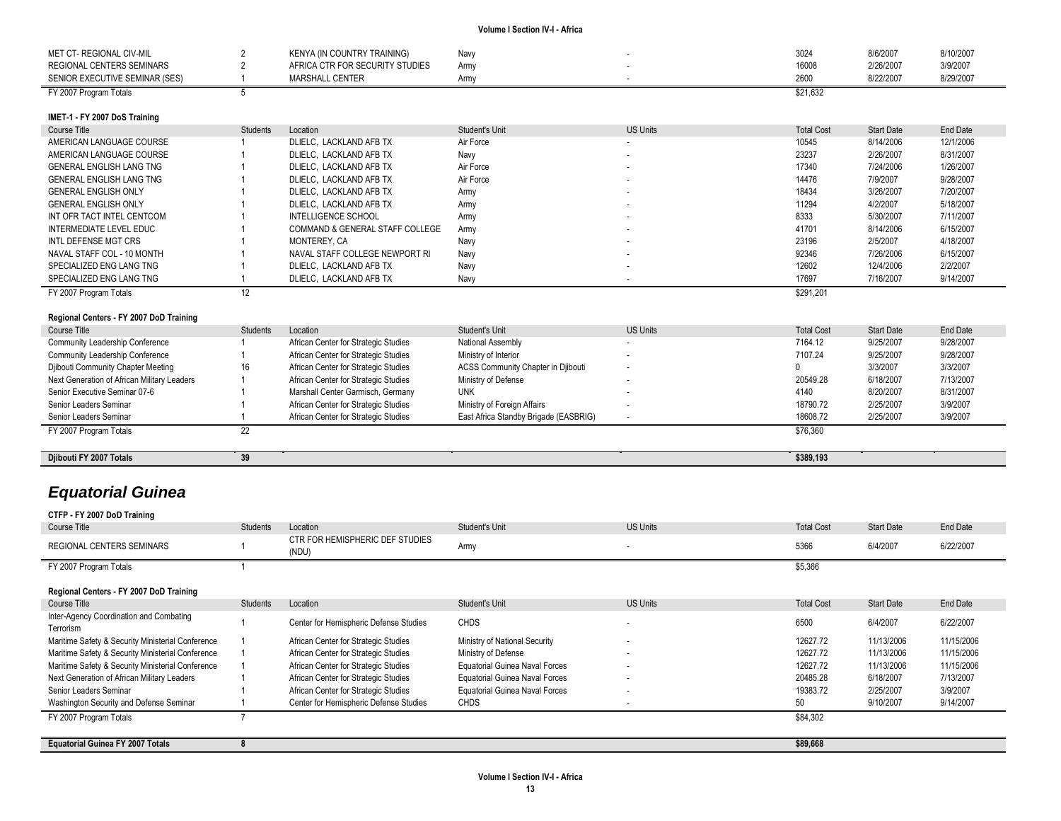| | | | | | | | |
|---|---|---|---|---|---|---|---|
| MET CT- REGIONAL CIV-MIL | 2 | KENYA (IN COUNTRY TRAINING) | Navy | - | 3024 | 8/6/2007 | 8/10/2007 |
| REGIONAL CENTERS SEMINARS | 2 | AFRICA CTR FOR SECURITY STUDIES | Army | - | 16008 | 2/26/2007 | 3/9/2007 |
| SENIOR EXECUTIVE SEMINAR (SES) | 1 | MARSHALL CENTER | Army | - | 2600 | 8/22/2007 | 8/29/2007 |
| FY 2007 Program Totals | 5 | | | | $21,632 | | |

**IMET-1 - FY 2007 DoS Training**

| Course Title | Students | Location | Student's Unit | US Units | Total Cost | Start Date | End Date |
|---|---|---|---|---|---|---|---|
| AMERICAN LANGUAGE COURSE | 1 | DLIELC, LACKLAND AFB TX | Air Force | - | 10545 | 8/14/2006 | 12/1/2006 |
| AMERICAN LANGUAGE COURSE | 1 | DLIELC, LACKLAND AFB TX | Navy | - | 23237 | 2/26/2007 | 8/31/2007 |
| GENERAL ENGLISH LANG TNG | 1 | DLIELC, LACKLAND AFB TX | Air Force | - | 17340 | 7/24/2006 | 1/26/2007 |
| GENERAL ENGLISH LANG TNG | 1 | DLIELC, LACKLAND AFB TX | Air Force | - | 14476 | 7/9/2007 | 9/28/2007 |
| GENERAL ENGLISH ONLY | 1 | DLIELC, LACKLAND AFB TX | Army | - | 18434 | 3/26/2007 | 7/20/2007 |
| GENERAL ENGLISH ONLY | 1 | DLIELC, LACKLAND AFB TX | Army | - | 11294 | 4/2/2007 | 5/18/2007 |
| INT OFR TACT INTEL CENTCOM | 1 | INTELLIGENCE SCHOOL | Army | - | 8333 | 5/30/2007 | 7/11/2007 |
| INTERMEDIATE LEVEL EDUC | 1 | COMMAND & GENERAL STAFF COLLEGE | Army | - | 41701 | 8/14/2006 | 6/15/2007 |
| INTL DEFENSE MGT CRS | 1 | MONTEREY, CA | Navy | - | 23196 | 2/5/2007 | 4/18/2007 |
| NAVAL STAFF COL - 10 MONTH | 1 | NAVAL STAFF COLLEGE NEWPORT RI | Navy | - | 92346 | 7/26/2006 | 6/15/2007 |
| SPECIALIZED ENG LANG TNG | 1 | DLIELC, LACKLAND AFB TX | Navy | - | 12602 | 12/4/2006 | 2/2/2007 |
| SPECIALIZED ENG LANG TNG | 1 | DLIELC, LACKLAND AFB TX | Navy | - | 17697 | 7/16/2007 | 9/14/2007 |
| FY 2007 Program Totals | 12 | | | | $291,201 | | |

**Regional Centers - FY 2007 DoD Training**

| Course Title | Students | Location | Student's Unit | US Units | Total Cost | Start Date | End Date |
|---|---|---|---|---|---|---|---|
| Community Leadership Conference | 1 | African Center for Strategic Studies | National Assembly | - | 7164.12 | 9/25/2007 | 9/28/2007 |
| Community Leadership Conference | 1 | African Center for Strategic Studies | Ministry of Interior | - | 7107.24 | 9/25/2007 | 9/28/2007 |
| Djibouti Community Chapter Meeting | 16 | African Center for Strategic Studies | ACSS Community Chapter in Djibouti | - | 0 | 3/3/2007 | 3/3/2007 |
| Next Generation of African Military Leaders | 1 | African Center for Strategic Studies | Ministry of Defense | - | 20549.28 | 6/18/2007 | 7/13/2007 |
| Senior Executive Seminar 07-6 | 1 | Marshall Center Garmisch, Germany | UNK | - | 4140 | 8/20/2007 | 8/31/2007 |
| Senior Leaders Seminar | 1 | African Center for Strategic Studies | Ministry of Foreign Affairs | - | 18790.72 | 2/25/2007 | 3/9/2007 |
| Senior Leaders Seminar | 1 | African Center for Strategic Studies | East Africa Standby Brigade (EASBRIG) | - | 18608.72 | 2/25/2007 | 3/9/2007 |
| FY 2007 Program Totals | 22 | | | | $76,360 | | |

| | | | | | | | |
|---|---|---|---|---|---|---|---|
| **Djibouti FY 2007 Totals** | **39** | | | | **$389,193** | | |

## *Equatorial Guinea*

**CTFP - FY 2007 DoD Training**

| Course Title | Students | Location | Student's Unit | US Units | Total Cost | Start Date | End Date |
|---|---|---|---|---|---|---|---|
| REGIONAL CENTERS SEMINARS | 1 | CTR FOR HEMISPHERIC DEF STUDIES (NDU) | Army | - | 5366 | 6/4/2007 | 6/22/2007 |
| FY 2007 Program Totals | 1 | | | | $5,366 | | |

**Regional Centers - FY 2007 DoD Training**

| Course Title | Students | Location | Student's Unit | US Units | Total Cost | Start Date | End Date |
|---|---|---|---|---|---|---|---|
| Inter-Agency Coordination and Combating Terrorism | 1 | Center for Hemispheric Defense Studies | CHDS | - | 6500 | 6/4/2007 | 6/22/2007 |
| Maritime Safety & Security Ministerial Conference | 1 | African Center for Strategic Studies | Ministry of National Security | - | 12627.72 | 11/13/2006 | 11/15/2006 |
| Maritime Safety & Security Ministerial Conference | 1 | African Center for Strategic Studies | Ministry of Defense | - | 12627.72 | 11/13/2006 | 11/15/2006 |
| Maritime Safety & Security Ministerial Conference | 1 | African Center for Strategic Studies | Equatorial Guinea Naval Forces | - | 12627.72 | 11/13/2006 | 11/15/2006 |
| Next Generation of African Military Leaders | 1 | African Center for Strategic Studies | Equatorial Guinea Naval Forces | - | 20485.28 | 6/18/2007 | 7/13/2007 |
| Senior Leaders Seminar | 1 | African Center for Strategic Studies | Equatorial Guinea Naval Forces | - | 19383.72 | 2/25/2007 | 3/9/2007 |
| Washington Security and Defense Seminar | 1 | Center for Hemispheric Defense Studies | CHDS | - | 50 | 9/10/2007 | 9/14/2007 |
| FY 2007 Program Totals | 7 | | | | $84,302 | | |

| | | | | | | | |
|---|---|---|---|---|---|---|---|
| **Equatorial Guinea FY 2007 Totals** | **8** | | | | **$89,668** | | |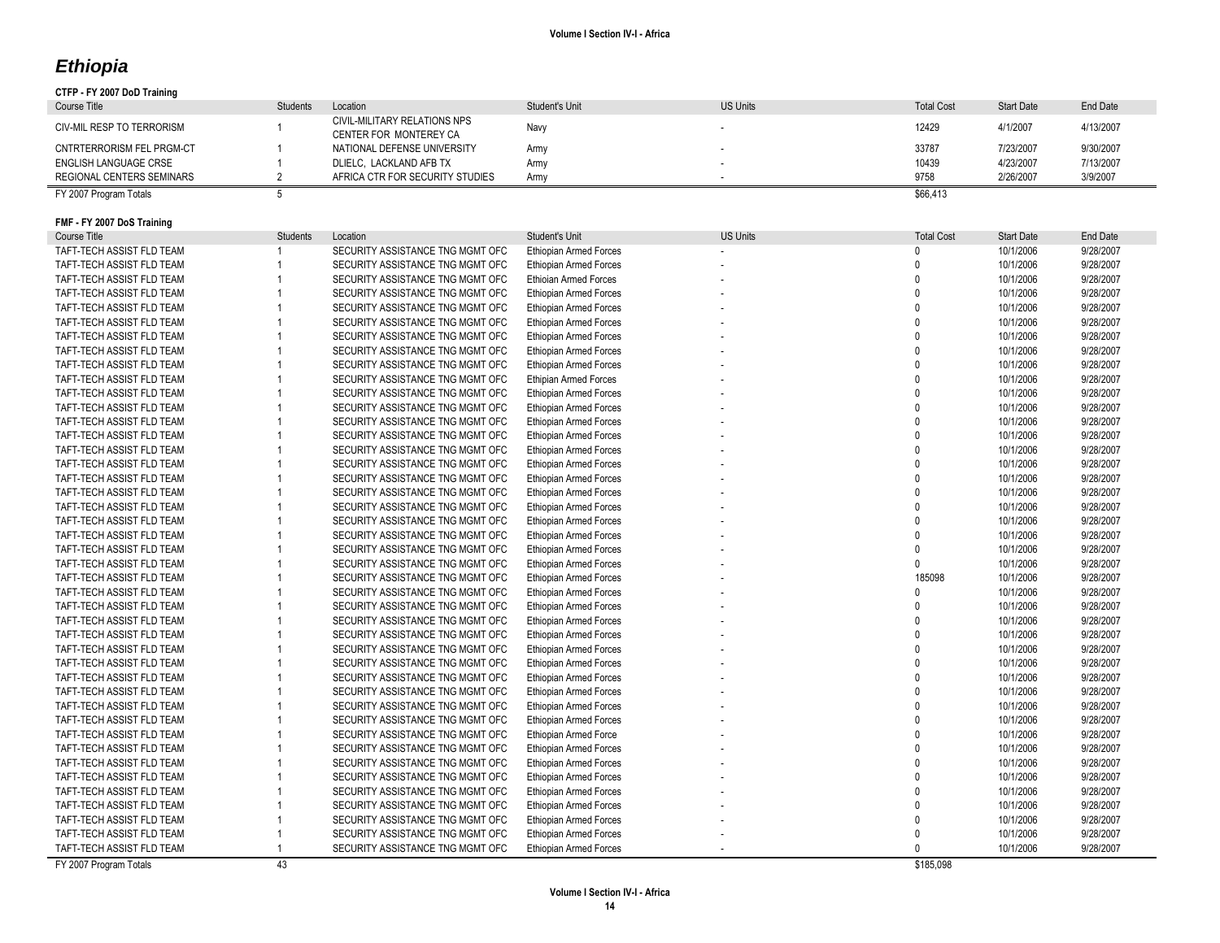# Ethiopia

### CTFP - FY 2007 DoD Training

| Course Title | Students | Location | Student's Unit | US Units | Total Cost | Start Date | End Date |
|---|---|---|---|---|---|---|---|
| CIV-MIL RESP TO TERRORISM | 1 | CIVIL-MILITARY RELATIONS NPS CENTER FOR MONTEREY CA | Navy | - | 12429 | 4/1/2007 | 4/13/2007 |
| CNTRTERRORISM FEL PRGM-CT | 1 | NATIONAL DEFENSE UNIVERSITY | Army | - | 33787 | 7/23/2007 | 9/30/2007 |
| ENGLISH LANGUAGE CRSE | 1 | DLIELC, LACKLAND AFB TX | Army | - | 10439 | 4/23/2007 | 7/13/2007 |
| REGIONAL CENTERS SEMINARS | 2 | AFRICA CTR FOR SECURITY STUDIES | Army | - | 9758 | 2/26/2007 | 3/9/2007 |
| FY 2007 Program Totals | 5 | | | | $66,413 | | |

### FMF - FY 2007 DoS Training

| Course Title | Students | Location | Student's Unit | US Units | Total Cost | Start Date | End Date |
|---|---|---|---|---|---|---|---|
| TAFT-TECH ASSIST FLD TEAM | 1 | SECURITY ASSISTANCE TNG MGMT OFC | Ethiopian Armed Forces | - | 0 | 10/1/2006 | 9/28/2007 |
| TAFT-TECH ASSIST FLD TEAM | 1 | SECURITY ASSISTANCE TNG MGMT OFC | Ethiopian Armed Forces | - | 0 | 10/1/2006 | 9/28/2007 |
| TAFT-TECH ASSIST FLD TEAM | 1 | SECURITY ASSISTANCE TNG MGMT OFC | Ethioian Armed Forces | - | 0 | 10/1/2006 | 9/28/2007 |
| TAFT-TECH ASSIST FLD TEAM | 1 | SECURITY ASSISTANCE TNG MGMT OFC | Ethiopian Armed Forces | - | 0 | 10/1/2006 | 9/28/2007 |
| TAFT-TECH ASSIST FLD TEAM | 1 | SECURITY ASSISTANCE TNG MGMT OFC | Ethiopian Armed Forces | - | 0 | 10/1/2006 | 9/28/2007 |
| TAFT-TECH ASSIST FLD TEAM | 1 | SECURITY ASSISTANCE TNG MGMT OFC | Ethiopian Armed Forces | - | 0 | 10/1/2006 | 9/28/2007 |
| TAFT-TECH ASSIST FLD TEAM | 1 | SECURITY ASSISTANCE TNG MGMT OFC | Ethiopian Armed Forces | - | 0 | 10/1/2006 | 9/28/2007 |
| TAFT-TECH ASSIST FLD TEAM | 1 | SECURITY ASSISTANCE TNG MGMT OFC | Ethiopian Armed Forces | - | 0 | 10/1/2006 | 9/28/2007 |
| TAFT-TECH ASSIST FLD TEAM | 1 | SECURITY ASSISTANCE TNG MGMT OFC | Ethiopian Armed Forces | - | 0 | 10/1/2006 | 9/28/2007 |
| TAFT-TECH ASSIST FLD TEAM | 1 | SECURITY ASSISTANCE TNG MGMT OFC | Ethipian Armed Forces | - | 0 | 10/1/2006 | 9/28/2007 |
| TAFT-TECH ASSIST FLD TEAM | 1 | SECURITY ASSISTANCE TNG MGMT OFC | Ethiopian Armed Forces | - | 0 | 10/1/2006 | 9/28/2007 |
| TAFT-TECH ASSIST FLD TEAM | 1 | SECURITY ASSISTANCE TNG MGMT OFC | Ethiopian Armed Forces | - | 0 | 10/1/2006 | 9/28/2007 |
| TAFT-TECH ASSIST FLD TEAM | 1 | SECURITY ASSISTANCE TNG MGMT OFC | Ethiopian Armed Forces | - | 0 | 10/1/2006 | 9/28/2007 |
| TAFT-TECH ASSIST FLD TEAM | 1 | SECURITY ASSISTANCE TNG MGMT OFC | Ethiopian Armed Forces | - | 0 | 10/1/2006 | 9/28/2007 |
| TAFT-TECH ASSIST FLD TEAM | 1 | SECURITY ASSISTANCE TNG MGMT OFC | Ethiopian Armed Forces | - | 0 | 10/1/2006 | 9/28/2007 |
| TAFT-TECH ASSIST FLD TEAM | 1 | SECURITY ASSISTANCE TNG MGMT OFC | Ethiopian Armed Forces | - | 0 | 10/1/2006 | 9/28/2007 |
| TAFT-TECH ASSIST FLD TEAM | 1 | SECURITY ASSISTANCE TNG MGMT OFC | Ethiopian Armed Forces | - | 0 | 10/1/2006 | 9/28/2007 |
| TAFT-TECH ASSIST FLD TEAM | 1 | SECURITY ASSISTANCE TNG MGMT OFC | Ethiopian Armed Forces | - | 0 | 10/1/2006 | 9/28/2007 |
| TAFT-TECH ASSIST FLD TEAM | 1 | SECURITY ASSISTANCE TNG MGMT OFC | Ethiopian Armed Forces | - | 0 | 10/1/2006 | 9/28/2007 |
| TAFT-TECH ASSIST FLD TEAM | 1 | SECURITY ASSISTANCE TNG MGMT OFC | Ethiopian Armed Forces | - | 0 | 10/1/2006 | 9/28/2007 |
| TAFT-TECH ASSIST FLD TEAM | 1 | SECURITY ASSISTANCE TNG MGMT OFC | Ethiopian Armed Forces | - | 0 | 10/1/2006 | 9/28/2007 |
| TAFT-TECH ASSIST FLD TEAM | 1 | SECURITY ASSISTANCE TNG MGMT OFC | Ethiopian Armed Forces | - | 0 | 10/1/2006 | 9/28/2007 |
| TAFT-TECH ASSIST FLD TEAM | 1 | SECURITY ASSISTANCE TNG MGMT OFC | Ethiopian Armed Forces | - | 0 | 10/1/2006 | 9/28/2007 |
| TAFT-TECH ASSIST FLD TEAM | 1 | SECURITY ASSISTANCE TNG MGMT OFC | Ethiopian Armed Forces | - | 185098 | 10/1/2006 | 9/28/2007 |
| TAFT-TECH ASSIST FLD TEAM | 1 | SECURITY ASSISTANCE TNG MGMT OFC | Ethiopian Armed Forces | - | 0 | 10/1/2006 | 9/28/2007 |
| TAFT-TECH ASSIST FLD TEAM | 1 | SECURITY ASSISTANCE TNG MGMT OFC | Ethiopian Armed Forces | - | 0 | 10/1/2006 | 9/28/2007 |
| TAFT-TECH ASSIST FLD TEAM | 1 | SECURITY ASSISTANCE TNG MGMT OFC | Ethiopian Armed Forces | - | 0 | 10/1/2006 | 9/28/2007 |
| TAFT-TECH ASSIST FLD TEAM | 1 | SECURITY ASSISTANCE TNG MGMT OFC | Ethiopian Armed Forces | - | 0 | 10/1/2006 | 9/28/2007 |
| TAFT-TECH ASSIST FLD TEAM | 1 | SECURITY ASSISTANCE TNG MGMT OFC | Ethiopian Armed Forces | - | 0 | 10/1/2006 | 9/28/2007 |
| TAFT-TECH ASSIST FLD TEAM | 1 | SECURITY ASSISTANCE TNG MGMT OFC | Ethiopian Armed Forces | - | 0 | 10/1/2006 | 9/28/2007 |
| TAFT-TECH ASSIST FLD TEAM | 1 | SECURITY ASSISTANCE TNG MGMT OFC | Ethiopian Armed Forces | - | 0 | 10/1/2006 | 9/28/2007 |
| TAFT-TECH ASSIST FLD TEAM | 1 | SECURITY ASSISTANCE TNG MGMT OFC | Ethiopian Armed Forces | - | 0 | 10/1/2006 | 9/28/2007 |
| TAFT-TECH ASSIST FLD TEAM | 1 | SECURITY ASSISTANCE TNG MGMT OFC | Ethiopian Armed Forces | - | 0 | 10/1/2006 | 9/28/2007 |
| TAFT-TECH ASSIST FLD TEAM | 1 | SECURITY ASSISTANCE TNG MGMT OFC | Ethiopian Armed Forces | - | 0 | 10/1/2006 | 9/28/2007 |
| TAFT-TECH ASSIST FLD TEAM | 1 | SECURITY ASSISTANCE TNG MGMT OFC | Ethiopian Armed Force | - | 0 | 10/1/2006 | 9/28/2007 |
| TAFT-TECH ASSIST FLD TEAM | 1 | SECURITY ASSISTANCE TNG MGMT OFC | Ethiopian Armed Forces | - | 0 | 10/1/2006 | 9/28/2007 |
| TAFT-TECH ASSIST FLD TEAM | 1 | SECURITY ASSISTANCE TNG MGMT OFC | Ethiopian Armed Forces | - | 0 | 10/1/2006 | 9/28/2007 |
| TAFT-TECH ASSIST FLD TEAM | 1 | SECURITY ASSISTANCE TNG MGMT OFC | Ethiopian Armed Forces | - | 0 | 10/1/2006 | 9/28/2007 |
| TAFT-TECH ASSIST FLD TEAM | 1 | SECURITY ASSISTANCE TNG MGMT OFC | Ethiopian Armed Forces | - | 0 | 10/1/2006 | 9/28/2007 |
| TAFT-TECH ASSIST FLD TEAM | 1 | SECURITY ASSISTANCE TNG MGMT OFC | Ethiopian Armed Forces | - | 0 | 10/1/2006 | 9/28/2007 |
| TAFT-TECH ASSIST FLD TEAM | 1 | SECURITY ASSISTANCE TNG MGMT OFC | Ethiopian Armed Forces | - | 0 | 10/1/2006 | 9/28/2007 |
| TAFT-TECH ASSIST FLD TEAM | 1 | SECURITY ASSISTANCE TNG MGMT OFC | Ethiopian Armed Forces | - | 0 | 10/1/2006 | 9/28/2007 |
| TAFT-TECH ASSIST FLD TEAM | 1 | SECURITY ASSISTANCE TNG MGMT OFC | Ethiopian Armed Forces | - | 0 | 10/1/2006 | 9/28/2007 |
| FY 2007 Program Totals | 43 | | | | $185,098 | | |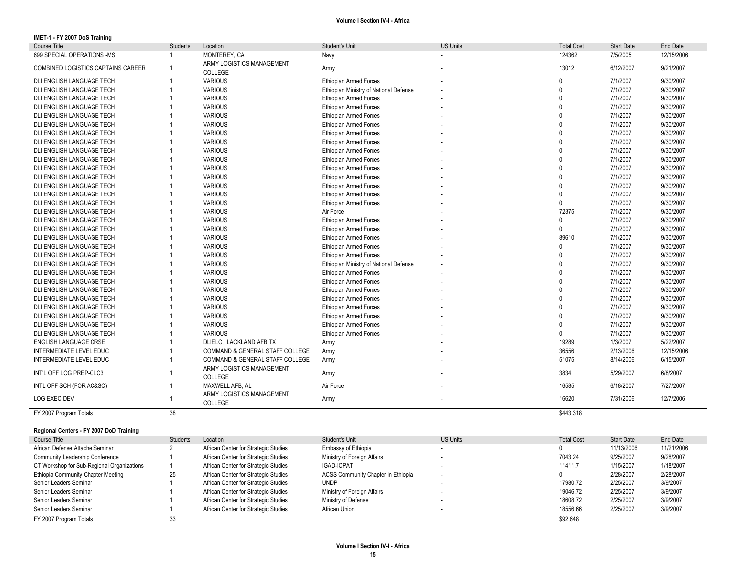**IMET-1 - FY 2007 DoS Training**

| Course Title | Students | Location | Student's Unit | US Units | Total Cost | Start Date | End Date |
|---|---|---|---|---|---|---|---|
| 699 SPECIAL OPERATIONS -MS | 1 | MONTEREY, CA | Navy | - | 124362 | 7/5/2005 | 12/15/2006 |
| COMBINED LOGISTICS CAPTAINS CAREER | 1 | ARMY LOGISTICS MANAGEMENT COLLEGE | Army | - | 13012 | 6/12/2007 | 9/21/2007 |
| DLI ENGLISH LANGUAGE TECH | 1 | VARIOUS | Ethiopian Armed Forces | - | 0 | 7/1/2007 | 9/30/2007 |
| DLI ENGLISH LANGUAGE TECH | 1 | VARIOUS | Ethiopian Ministry of National Defense | - | 0 | 7/1/2007 | 9/30/2007 |
| DLI ENGLISH LANGUAGE TECH | 1 | VARIOUS | Ethiopian Armed Forces | - | 0 | 7/1/2007 | 9/30/2007 |
| DLI ENGLISH LANGUAGE TECH | 1 | VARIOUS | Ethiopian Armed Forces | - | 0 | 7/1/2007 | 9/30/2007 |
| DLI ENGLISH LANGUAGE TECH | 1 | VARIOUS | Ethiopian Armed Forces | - | 0 | 7/1/2007 | 9/30/2007 |
| DLI ENGLISH LANGUAGE TECH | 1 | VARIOUS | Ethiopian Armed Forces | - | 0 | 7/1/2007 | 9/30/2007 |
| DLI ENGLISH LANGUAGE TECH | 1 | VARIOUS | Ethiopian Armed Forces | - | 0 | 7/1/2007 | 9/30/2007 |
| DLI ENGLISH LANGUAGE TECH | 1 | VARIOUS | Ethiopian Armed Forces | - | 0 | 7/1/2007 | 9/30/2007 |
| DLI ENGLISH LANGUAGE TECH | 1 | VARIOUS | Ethiopian Armed Forces | - | 0 | 7/1/2007 | 9/30/2007 |
| DLI ENGLISH LANGUAGE TECH | 1 | VARIOUS | Ethiopian Armed Forces | - | 0 | 7/1/2007 | 9/30/2007 |
| DLI ENGLISH LANGUAGE TECH | 1 | VARIOUS | Ethiopian Armed Forces | - | 0 | 7/1/2007 | 9/30/2007 |
| DLI ENGLISH LANGUAGE TECH | 1 | VARIOUS | Ethiopian Armed Forces | - | 0 | 7/1/2007 | 9/30/2007 |
| DLI ENGLISH LANGUAGE TECH | 1 | VARIOUS | Ethiopian Armed Forces | - | 0 | 7/1/2007 | 9/30/2007 |
| DLI ENGLISH LANGUAGE TECH | 1 | VARIOUS | Ethiopian Armed Forces | - | 0 | 7/1/2007 | 9/30/2007 |
| DLI ENGLISH LANGUAGE TECH | 1 | VARIOUS | Ethiopian Armed Forces | - | 0 | 7/1/2007 | 9/30/2007 |
| DLI ENGLISH LANGUAGE TECH | 1 | VARIOUS | Air Force | - | 72375 | 7/1/2007 | 9/30/2007 |
| DLI ENGLISH LANGUAGE TECH | 1 | VARIOUS | Ethiopian Armed Forces | - | 0 | 7/1/2007 | 9/30/2007 |
| DLI ENGLISH LANGUAGE TECH | 1 | VARIOUS | Ethiopian Armed Forces | - | 0 | 7/1/2007 | 9/30/2007 |
| DLI ENGLISH LANGUAGE TECH | 1 | VARIOUS | Ethiopian Armed Forces | - | 89610 | 7/1/2007 | 9/30/2007 |
| DLI ENGLISH LANGUAGE TECH | 1 | VARIOUS | Ethiopian Armed Forces | - | 0 | 7/1/2007 | 9/30/2007 |
| DLI ENGLISH LANGUAGE TECH | 1 | VARIOUS | Ethiopian Armed Forces | - | 0 | 7/1/2007 | 9/30/2007 |
| DLI ENGLISH LANGUAGE TECH | 1 | VARIOUS | Ethiopian Ministry of National Defense | - | 0 | 7/1/2007 | 9/30/2007 |
| DLI ENGLISH LANGUAGE TECH | 1 | VARIOUS | Ethiopian Armed Forces | - | 0 | 7/1/2007 | 9/30/2007 |
| DLI ENGLISH LANGUAGE TECH | 1 | VARIOUS | Ethiopian Armed Forces | - | 0 | 7/1/2007 | 9/30/2007 |
| DLI ENGLISH LANGUAGE TECH | 1 | VARIOUS | Ethiopian Armed Forces | - | 0 | 7/1/2007 | 9/30/2007 |
| DLI ENGLISH LANGUAGE TECH | 1 | VARIOUS | Ethiopian Armed Forces | - | 0 | 7/1/2007 | 9/30/2007 |
| DLI ENGLISH LANGUAGE TECH | 1 | VARIOUS | Ethiopian Armed Forces | - | 0 | 7/1/2007 | 9/30/2007 |
| DLI ENGLISH LANGUAGE TECH | 1 | VARIOUS | Ethiopian Armed Forces | - | 0 | 7/1/2007 | 9/30/2007 |
| DLI ENGLISH LANGUAGE TECH | 1 | VARIOUS | Ethiopian Armed Forces | - | 0 | 7/1/2007 | 9/30/2007 |
| DLI ENGLISH LANGUAGE TECH | 1 | VARIOUS | Ethiopian Armed Forces | - | 0 | 7/1/2007 | 9/30/2007 |
| ENGLISH LANGUAGE CRSE | 1 | DLIELC, LACKLAND AFB TX | Army | - | 19289 | 1/3/2007 | 5/22/2007 |
| INTERMEDIATE LEVEL EDUC | 1 | COMMAND & GENERAL STAFF COLLEGE | Army | - | 36556 | 2/13/2006 | 12/15/2006 |
| INTERMEDIATE LEVEL EDUC | 1 | COMMAND & GENERAL STAFF COLLEGE | Army | - | 51075 | 8/14/2006 | 6/15/2007 |
| INT'L OFF LOG PREP-CLC3 | 1 | ARMY LOGISTICS MANAGEMENT COLLEGE | Army | - | 3834 | 5/29/2007 | 6/8/2007 |
| INTL OFF SCH (FOR AC&SC) | 1 | MAXWELL AFB, AL | Air Force | - | 16585 | 6/18/2007 | 7/27/2007 |
| LOG EXEC DEV | 1 | ARMY LOGISTICS MANAGEMENT COLLEGE | Army | - | 16620 | 7/31/2006 | 12/7/2006 |
| FY 2007 Program Totals | 38 | | | | $443,318 | | |

**Regional Centers - FY 2007 DoD Training**

| Course Title | Students | Location | Student's Unit | US Units | Total Cost | Start Date | End Date |
|---|---|---|---|---|---|---|---|
| African Defense Attache Seminar | 2 | African Center for Strategic Studies | Embassy of Ethiopia | - | 0 | 11/13/2006 | 11/21/2006 |
| Community Leadership Conference | 1 | African Center for Strategic Studies | Ministry of Foreign Affairs | - | 7043.24 | 9/25/2007 | 9/28/2007 |
| CT Workshop for Sub-Regional Organizations | 1 | African Center for Strategic Studies | IGAD-ICPAT | - | 11411.7 | 1/15/2007 | 1/18/2007 |
| Ethiopia Community Chapter Meeting | 25 | African Center for Strategic Studies | ACSS Community Chapter in Ethiopia | - | 0 | 2/28/2007 | 2/28/2007 |
| Senior Leaders Seminar | 1 | African Center for Strategic Studies | UNDP | - | 17980.72 | 2/25/2007 | 3/9/2007 |
| Senior Leaders Seminar | 1 | African Center for Strategic Studies | Ministry of Foreign Affairs | - | 19046.72 | 2/25/2007 | 3/9/2007 |
| Senior Leaders Seminar | 1 | African Center for Strategic Studies | Ministry of Defense | - | 18608.72 | 2/25/2007 | 3/9/2007 |
| Senior Leaders Seminar | 1 | African Center for Strategic Studies | African Union | - | 18556.66 | 2/25/2007 | 3/9/2007 |
| FY 2007 Program Totals | 33 | | | | $92,648 | | |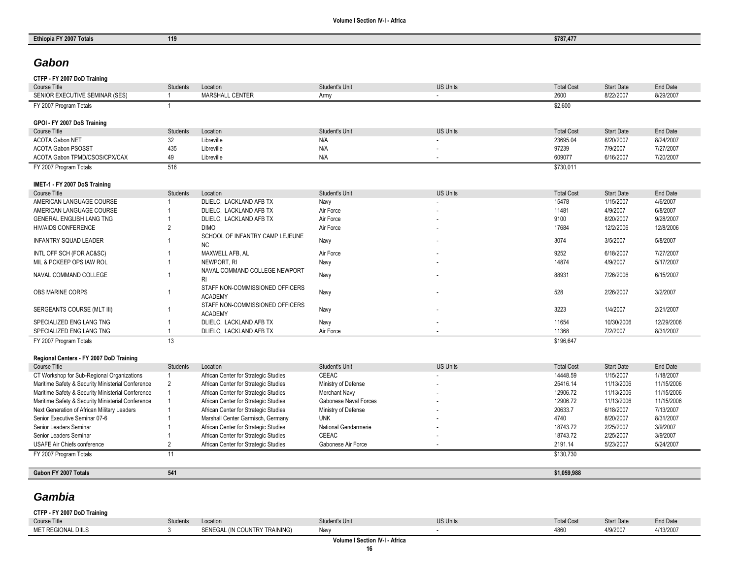| Ethiopia FY 2007 Totals | 119 | | | | $787,477 | | |
|---|---|---|---|---|---|---|---|

## *Gabon*

**CTFP - FY 2007 DoD Training**

| Course Title | Students | Location | Student's Unit | US Units | Total Cost | Start Date | End Date |
|---|---|---|---|---|---|---|---|
| SENIOR EXECUTIVE SEMINAR (SES) | 1 | MARSHALL CENTER | Army | - | 2600 | 8/22/2007 | 8/29/2007 |
| FY 2007 Program Totals | 1 | | | | $2,600 | | |

**GPOI - FY 2007 DoS Training**

| Course Title | Students | Location | Student's Unit | US Units | Total Cost | Start Date | End Date |
|---|---|---|---|---|---|---|---|
| ACOTA Gabon NET | 32 | Libreville | N/A | - | 23695.04 | 8/20/2007 | 8/24/2007 |
| ACOTA Gabon PSOSST | 435 | Libreville | N/A | - | 97239 | 7/9/2007 | 7/27/2007 |
| ACOTA Gabon TPMD/CSOS/CPX/CAX | 49 | Libreville | N/A | - | 609077 | 6/16/2007 | 7/20/2007 |
| FY 2007 Program Totals | 516 | | | | $730,011 | | |

**IMET-1 - FY 2007 DoS Training**

| Course Title | Students | Location | Student's Unit | US Units | Total Cost | Start Date | End Date |
|---|---|---|---|---|---|---|---|
| AMERICAN LANGUAGE COURSE | 1 | DLIELC, LACKLAND AFB TX | Navy | - | 15478 | 1/15/2007 | 4/6/2007 |
| AMERICAN LANGUAGE COURSE | 1 | DLIELC, LACKLAND AFB TX | Air Force | - | 11481 | 4/9/2007 | 6/8/2007 |
| GENERAL ENGLISH LANG TNG | 1 | DLIELC, LACKLAND AFB TX | Air Force | - | 9100 | 8/20/2007 | 9/28/2007 |
| HIV/AIDS CONFERENCE | 2 | DIMO | Air Force | - | 17684 | 12/2/2006 | 12/8/2006 |
| INFANTRY SQUAD LEADER | 1 | SCHOOL OF INFANTRY CAMP LEJEUNE NC | Navy | - | 3074 | 3/5/2007 | 5/8/2007 |
| INTL OFF SCH (FOR AC&SC) | 1 | MAXWELL AFB, AL | Air Force | - | 9252 | 6/18/2007 | 7/27/2007 |
| MIL & PCKEEP OPS IAW ROL | 1 | NEWPORT, RI | Navy | - | 14874 | 4/9/2007 | 5/17/2007 |
| NAVAL COMMAND COLLEGE | 1 | NAVAL COMMAND COLLEGE NEWPORT RI | Navy | - | 88931 | 7/26/2006 | 6/15/2007 |
| OBS MARINE CORPS | 1 | STAFF NON-COMMISSIONED OFFICERS ACADEMY | Navy | - | 528 | 2/26/2007 | 3/2/2007 |
| SERGEANTS COURSE (MLT III) | 1 | STAFF NON-COMMISSIONED OFFICERS ACADEMY | Navy | - | 3223 | 1/4/2007 | 2/21/2007 |
| SPECIALIZED ENG LANG TNG | 1 | DLIELC, LACKLAND AFB TX | Navy | - | 11654 | 10/30/2006 | 12/29/2006 |
| SPECIALIZED ENG LANG TNG | 1 | DLIELC, LACKLAND AFB TX | Air Force | - | 11368 | 7/2/2007 | 8/31/2007 |
| FY 2007 Program Totals | 13 | | | | $196,647 | | |

**Regional Centers - FY 2007 DoD Training**

| Course Title | Students | Location | Student's Unit | US Units | Total Cost | Start Date | End Date |
|---|---|---|---|---|---|---|---|
| CT Workshop for Sub-Regional Organizations | 1 | African Center for Strategic Studies | CEEAC | - | 14448.59 | 1/15/2007 | 1/18/2007 |
| Maritime Safety & Security Ministerial Conference | 2 | African Center for Strategic Studies | Ministry of Defense | - | 25416.14 | 11/13/2006 | 11/15/2006 |
| Maritime Safety & Security Ministerial Conference | 1 | African Center for Strategic Studies | Merchant Navy | - | 12906.72 | 11/13/2006 | 11/15/2006 |
| Maritime Safety & Security Ministerial Conference | 1 | African Center for Strategic Studies | Gabonese Naval Forces | - | 12906.72 | 11/13/2006 | 11/15/2006 |
| Next Generation of African Military Leaders | 1 | African Center for Strategic Studies | Ministry of Defense | - | 20633.7 | 6/18/2007 | 7/13/2007 |
| Senior Executive Seminar 07-6 | 1 | Marshall Center Garmisch, Germany | UNK | - | 4740 | 8/20/2007 | 8/31/2007 |
| Senior Leaders Seminar | 1 | African Center for Strategic Studies | National Gendarmerie | - | 18743.72 | 2/25/2007 | 3/9/2007 |
| Senior Leaders Seminar | 1 | African Center for Strategic Studies | CEEAC | - | 18743.72 | 2/25/2007 | 3/9/2007 |
| USAFE Air Chiefs conference | 2 | African Center for Strategic Studies | Gabonese Air Force | - | 2191.14 | 5/23/2007 | 5/24/2007 |
| FY 2007 Program Totals | 11 | | | | $130,730 | | |

| Gabon FY 2007 Totals | 541 | | | | $1,059,988 | | |
|---|---|---|---|---|---|---|---|

## *Gambia*

**CTFP - FY 2007 DoD Training**

| Course Title | Students | Location | Student's Unit | US Units | Total Cost | Start Date | End Date |
|---|---|---|---|---|---|---|---|
| MET REGIONAL DIILS | 3 | SENEGAL (IN COUNTRY TRAINING) | Navy | - | 4860 | 4/9/2007 | 4/13/2007 |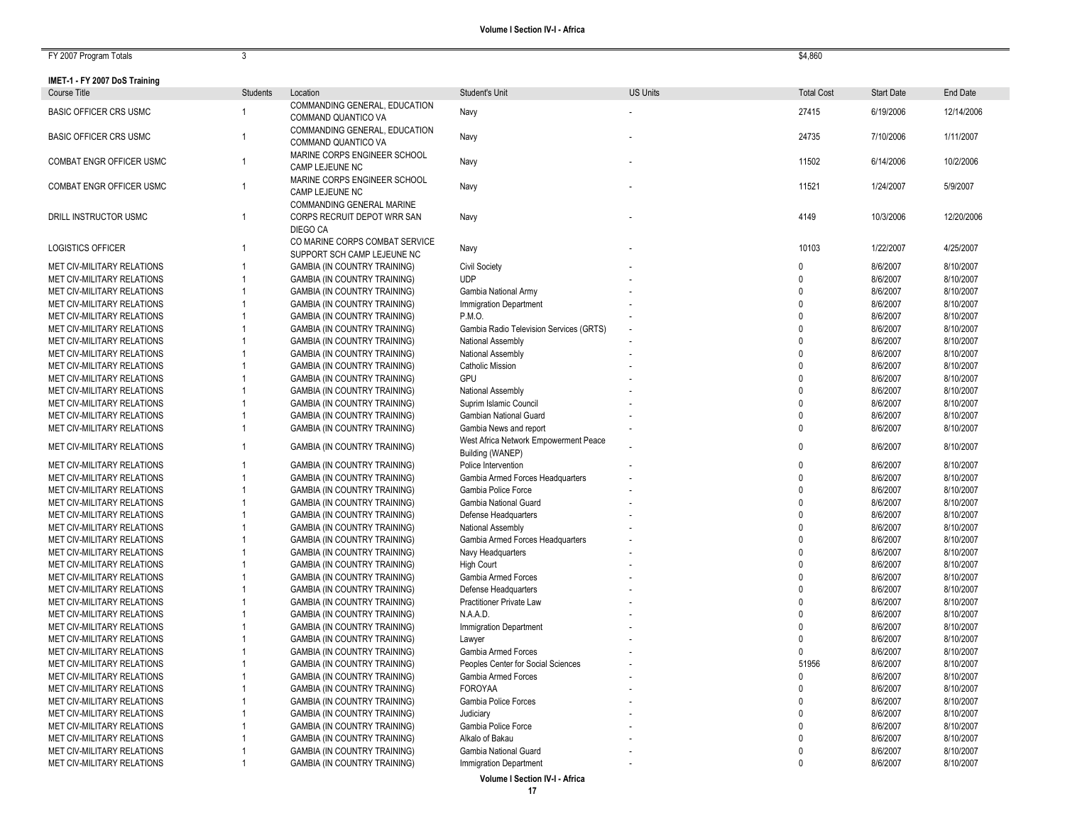| FY 2007 Program Totals | 3 | | | | $4,860 | | |
|---|---|---|---|---|---|---|---|

**IMET-1 - FY 2007 DoS Training**

| Course Title | Students | Location | Student's Unit | US Units | Total Cost | Start Date | End Date |
|---|---|---|---|---|---|---|---|
| BASIC OFFICER CRS USMC | 1 | COMMANDING GENERAL, EDUCATION COMMAND QUANTICO VA | Navy | - | 27415 | 6/19/2006 | 12/14/2006 |
| BASIC OFFICER CRS USMC | 1 | COMMANDING GENERAL, EDUCATION COMMAND QUANTICO VA | Navy | - | 24735 | 7/10/2006 | 1/11/2007 |
| COMBAT ENGR OFFICER USMC | 1 | MARINE CORPS ENGINEER SCHOOL CAMP LEJEUNE NC | Navy | - | 11502 | 6/14/2006 | 10/2/2006 |
| COMBAT ENGR OFFICER USMC | 1 | MARINE CORPS ENGINEER SCHOOL CAMP LEJEUNE NC | Navy | - | 11521 | 1/24/2007 | 5/9/2007 |
| DRILL INSTRUCTOR USMC | 1 | COMMANDING GENERAL MARINE CORPS RECRUIT DEPOT WRR SAN DIEGO CA | Navy | - | 4149 | 10/3/2006 | 12/20/2006 |
| LOGISTICS OFFICER | 1 | CO MARINE CORPS COMBAT SERVICE SUPPORT SCH CAMP LEJEUNE NC | Navy | - | 10103 | 1/22/2007 | 4/25/2007 |
| MET CIV-MILITARY RELATIONS | 1 | GAMBIA (IN COUNTRY TRAINING) | Civil Society | - | 0 | 8/6/2007 | 8/10/2007 |
| MET CIV-MILITARY RELATIONS | 1 | GAMBIA (IN COUNTRY TRAINING) | UDP | - | 0 | 8/6/2007 | 8/10/2007 |
| MET CIV-MILITARY RELATIONS | 1 | GAMBIA (IN COUNTRY TRAINING) | Gambia National Army | - | 0 | 8/6/2007 | 8/10/2007 |
| MET CIV-MILITARY RELATIONS | 1 | GAMBIA (IN COUNTRY TRAINING) | Immigration Department | - | 0 | 8/6/2007 | 8/10/2007 |
| MET CIV-MILITARY RELATIONS | 1 | GAMBIA (IN COUNTRY TRAINING) | P.M.O. | - | 0 | 8/6/2007 | 8/10/2007 |
| MET CIV-MILITARY RELATIONS | 1 | GAMBIA (IN COUNTRY TRAINING) | Gambia Radio Television Services (GRTS) | - | 0 | 8/6/2007 | 8/10/2007 |
| MET CIV-MILITARY RELATIONS | 1 | GAMBIA (IN COUNTRY TRAINING) | National Assembly | - | 0 | 8/6/2007 | 8/10/2007 |
| MET CIV-MILITARY RELATIONS | 1 | GAMBIA (IN COUNTRY TRAINING) | National Assembly | - | 0 | 8/6/2007 | 8/10/2007 |
| MET CIV-MILITARY RELATIONS | 1 | GAMBIA (IN COUNTRY TRAINING) | Catholic Mission | - | 0 | 8/6/2007 | 8/10/2007 |
| MET CIV-MILITARY RELATIONS | 1 | GAMBIA (IN COUNTRY TRAINING) | GPU | - | 0 | 8/6/2007 | 8/10/2007 |
| MET CIV-MILITARY RELATIONS | 1 | GAMBIA (IN COUNTRY TRAINING) | National Assembly | - | 0 | 8/6/2007 | 8/10/2007 |
| MET CIV-MILITARY RELATIONS | 1 | GAMBIA (IN COUNTRY TRAINING) | Suprim Islamic Council | - | 0 | 8/6/2007 | 8/10/2007 |
| MET CIV-MILITARY RELATIONS | 1 | GAMBIA (IN COUNTRY TRAINING) | Gambian National Guard | - | 0 | 8/6/2007 | 8/10/2007 |
| MET CIV-MILITARY RELATIONS | 1 | GAMBIA (IN COUNTRY TRAINING) | Gambia News and report | - | 0 | 8/6/2007 | 8/10/2007 |
| MET CIV-MILITARY RELATIONS | 1 | GAMBIA (IN COUNTRY TRAINING) | West Africa Network Empowerment Peace Building (WANEP) | - | 0 | 8/6/2007 | 8/10/2007 |
| MET CIV-MILITARY RELATIONS | 1 | GAMBIA (IN COUNTRY TRAINING) | Police Intervention | - | 0 | 8/6/2007 | 8/10/2007 |
| MET CIV-MILITARY RELATIONS | 1 | GAMBIA (IN COUNTRY TRAINING) | Gambia Armed Forces Headquarters | - | 0 | 8/6/2007 | 8/10/2007 |
| MET CIV-MILITARY RELATIONS | 1 | GAMBIA (IN COUNTRY TRAINING) | Gambia Police Force | - | 0 | 8/6/2007 | 8/10/2007 |
| MET CIV-MILITARY RELATIONS | 1 | GAMBIA (IN COUNTRY TRAINING) | Gambia National Guard | - | 0 | 8/6/2007 | 8/10/2007 |
| MET CIV-MILITARY RELATIONS | 1 | GAMBIA (IN COUNTRY TRAINING) | Defense Headquarters | - | 0 | 8/6/2007 | 8/10/2007 |
| MET CIV-MILITARY RELATIONS | 1 | GAMBIA (IN COUNTRY TRAINING) | National Assembly | - | 0 | 8/6/2007 | 8/10/2007 |
| MET CIV-MILITARY RELATIONS | 1 | GAMBIA (IN COUNTRY TRAINING) | Gambia Armed Forces Headquarters | - | 0 | 8/6/2007 | 8/10/2007 |
| MET CIV-MILITARY RELATIONS | 1 | GAMBIA (IN COUNTRY TRAINING) | Navy Headquarters | - | 0 | 8/6/2007 | 8/10/2007 |
| MET CIV-MILITARY RELATIONS | 1 | GAMBIA (IN COUNTRY TRAINING) | High Court | - | 0 | 8/6/2007 | 8/10/2007 |
| MET CIV-MILITARY RELATIONS | 1 | GAMBIA (IN COUNTRY TRAINING) | Gambia Armed Forces | - | 0 | 8/6/2007 | 8/10/2007 |
| MET CIV-MILITARY RELATIONS | 1 | GAMBIA (IN COUNTRY TRAINING) | Defense Headquarters | - | 0 | 8/6/2007 | 8/10/2007 |
| MET CIV-MILITARY RELATIONS | 1 | GAMBIA (IN COUNTRY TRAINING) | Practitioner Private Law | - | 0 | 8/6/2007 | 8/10/2007 |
| MET CIV-MILITARY RELATIONS | 1 | GAMBIA (IN COUNTRY TRAINING) | N.A.A.D. | - | 0 | 8/6/2007 | 8/10/2007 |
| MET CIV-MILITARY RELATIONS | 1 | GAMBIA (IN COUNTRY TRAINING) | Immigration Department | - | 0 | 8/6/2007 | 8/10/2007 |
| MET CIV-MILITARY RELATIONS | 1 | GAMBIA (IN COUNTRY TRAINING) | Lawyer | - | 0 | 8/6/2007 | 8/10/2007 |
| MET CIV-MILITARY RELATIONS | 1 | GAMBIA (IN COUNTRY TRAINING) | Gambia Armed Forces | - | 0 | 8/6/2007 | 8/10/2007 |
| MET CIV-MILITARY RELATIONS | 1 | GAMBIA (IN COUNTRY TRAINING) | Peoples Center for Social Sciences | - | 51956 | 8/6/2007 | 8/10/2007 |
| MET CIV-MILITARY RELATIONS | 1 | GAMBIA (IN COUNTRY TRAINING) | Gambia Armed Forces | - | 0 | 8/6/2007 | 8/10/2007 |
| MET CIV-MILITARY RELATIONS | 1 | GAMBIA (IN COUNTRY TRAINING) | FOROYAA | - | 0 | 8/6/2007 | 8/10/2007 |
| MET CIV-MILITARY RELATIONS | 1 | GAMBIA (IN COUNTRY TRAINING) | Gambia Police Forces | - | 0 | 8/6/2007 | 8/10/2007 |
| MET CIV-MILITARY RELATIONS | 1 | GAMBIA (IN COUNTRY TRAINING) | Judiciary | - | 0 | 8/6/2007 | 8/10/2007 |
| MET CIV-MILITARY RELATIONS | 1 | GAMBIA (IN COUNTRY TRAINING) | Gambia Police Force | - | 0 | 8/6/2007 | 8/10/2007 |
| MET CIV-MILITARY RELATIONS | 1 | GAMBIA (IN COUNTRY TRAINING) | Alkalo of Bakau | - | 0 | 8/6/2007 | 8/10/2007 |
| MET CIV-MILITARY RELATIONS | 1 | GAMBIA (IN COUNTRY TRAINING) | Gambia National Guard | - | 0 | 8/6/2007 | 8/10/2007 |
| MET CIV-MILITARY RELATIONS | 1 | GAMBIA (IN COUNTRY TRAINING) | Immigration Department | - | 0 | 8/6/2007 | 8/10/2007 |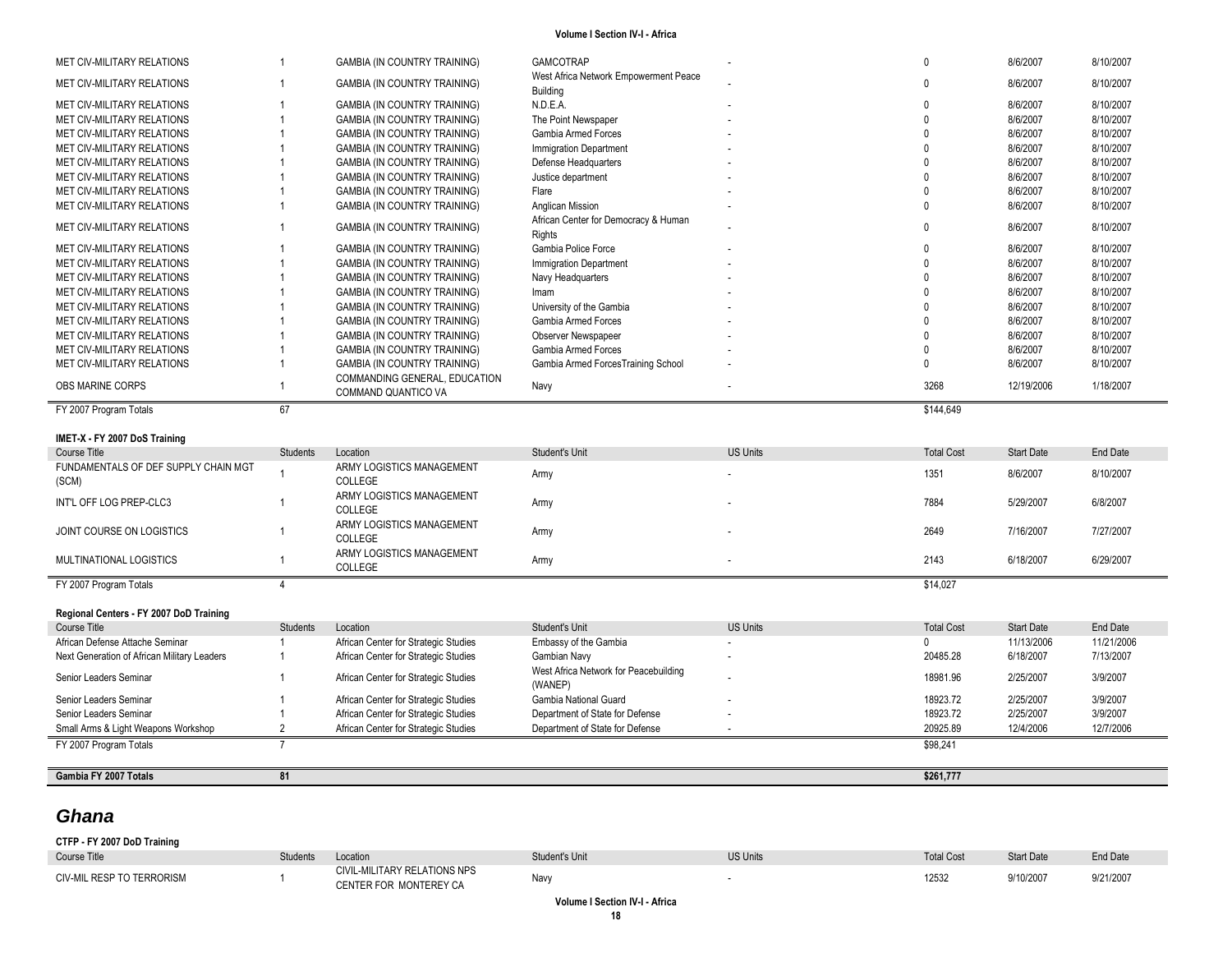| | | | | | | | |
|---|---|---|---|---|---|---|---|
| MET CIV-MILITARY RELATIONS | 1 | GAMBIA (IN COUNTRY TRAINING) | GAMCOTRAP | - | 0 | 8/6/2007 | 8/10/2007 |
| MET CIV-MILITARY RELATIONS | 1 | GAMBIA (IN COUNTRY TRAINING) | West Africa Network Empowerment Peace Building | - | 0 | 8/6/2007 | 8/10/2007 |
| MET CIV-MILITARY RELATIONS | 1 | GAMBIA (IN COUNTRY TRAINING) | N.D.E.A. | - | 0 | 8/6/2007 | 8/10/2007 |
| MET CIV-MILITARY RELATIONS | 1 | GAMBIA (IN COUNTRY TRAINING) | The Point Newspaper | - | 0 | 8/6/2007 | 8/10/2007 |
| MET CIV-MILITARY RELATIONS | 1 | GAMBIA (IN COUNTRY TRAINING) | Gambia Armed Forces | - | 0 | 8/6/2007 | 8/10/2007 |
| MET CIV-MILITARY RELATIONS | 1 | GAMBIA (IN COUNTRY TRAINING) | Immigration Department | - | 0 | 8/6/2007 | 8/10/2007 |
| MET CIV-MILITARY RELATIONS | 1 | GAMBIA (IN COUNTRY TRAINING) | Defense Headquarters | - | 0 | 8/6/2007 | 8/10/2007 |
| MET CIV-MILITARY RELATIONS | 1 | GAMBIA (IN COUNTRY TRAINING) | Justice department | - | 0 | 8/6/2007 | 8/10/2007 |
| MET CIV-MILITARY RELATIONS | 1 | GAMBIA (IN COUNTRY TRAINING) | Flare | - | 0 | 8/6/2007 | 8/10/2007 |
| MET CIV-MILITARY RELATIONS | 1 | GAMBIA (IN COUNTRY TRAINING) | Anglican Mission | - | 0 | 8/6/2007 | 8/10/2007 |
| MET CIV-MILITARY RELATIONS | 1 | GAMBIA (IN COUNTRY TRAINING) | African Center for Democracy & Human Rights | - | 0 | 8/6/2007 | 8/10/2007 |
| MET CIV-MILITARY RELATIONS | 1 | GAMBIA (IN COUNTRY TRAINING) | Gambia Police Force | - | 0 | 8/6/2007 | 8/10/2007 |
| MET CIV-MILITARY RELATIONS | 1 | GAMBIA (IN COUNTRY TRAINING) | Immigration Department | - | 0 | 8/6/2007 | 8/10/2007 |
| MET CIV-MILITARY RELATIONS | 1 | GAMBIA (IN COUNTRY TRAINING) | Navy Headquarters | - | 0 | 8/6/2007 | 8/10/2007 |
| MET CIV-MILITARY RELATIONS | 1 | GAMBIA (IN COUNTRY TRAINING) | Imam | - | 0 | 8/6/2007 | 8/10/2007 |
| MET CIV-MILITARY RELATIONS | 1 | GAMBIA (IN COUNTRY TRAINING) | University of the Gambia | - | 0 | 8/6/2007 | 8/10/2007 |
| MET CIV-MILITARY RELATIONS | 1 | GAMBIA (IN COUNTRY TRAINING) | Gambia Armed Forces | - | 0 | 8/6/2007 | 8/10/2007 |
| MET CIV-MILITARY RELATIONS | 1 | GAMBIA (IN COUNTRY TRAINING) | Observer Newspapeer | - | 0 | 8/6/2007 | 8/10/2007 |
| MET CIV-MILITARY RELATIONS | 1 | GAMBIA (IN COUNTRY TRAINING) | Gambia Armed Forces | - | 0 | 8/6/2007 | 8/10/2007 |
| MET CIV-MILITARY RELATIONS | 1 | GAMBIA (IN COUNTRY TRAINING) | Gambia Armed ForcesTraining School | - | 0 | 8/6/2007 | 8/10/2007 |
| OBS MARINE CORPS | 1 | COMMANDING GENERAL, EDUCATION COMMAND QUANTICO VA | Navy | - | 3268 | 12/19/2006 | 1/18/2007 |
| FY 2007 Program Totals | 67 | | | | $144,649 | | |

**IMET-X - FY 2007 DoS Training**

| Course Title | Students | Location | Student's Unit | US Units | Total Cost | Start Date | End Date |
|---|---|---|---|---|---|---|---|
| FUNDAMENTALS OF DEF SUPPLY CHAIN MGT (SCM) | 1 | ARMY LOGISTICS MANAGEMENT COLLEGE | Army | - | 1351 | 8/6/2007 | 8/10/2007 |
| INT'L OFF LOG PREP-CLC3 | 1 | ARMY LOGISTICS MANAGEMENT COLLEGE | Army | - | 7884 | 5/29/2007 | 6/8/2007 |
| JOINT COURSE ON LOGISTICS | 1 | ARMY LOGISTICS MANAGEMENT COLLEGE | Army | - | 2649 | 7/16/2007 | 7/27/2007 |
| MULTINATIONAL LOGISTICS | 1 | ARMY LOGISTICS MANAGEMENT COLLEGE | Army | - | 2143 | 6/18/2007 | 6/29/2007 |
| FY 2007 Program Totals | 4 | | | | $14,027 | | |

**Regional Centers - FY 2007 DoD Training**

| Course Title | Students | Location | Student's Unit | US Units | Total Cost | Start Date | End Date |
|---|---|---|---|---|---|---|---|
| African Defense Attache Seminar | 1 | African Center for Strategic Studies | Embassy of the Gambia | - | 0 | 11/13/2006 | 11/21/2006 |
| Next Generation of African Military Leaders | 1 | African Center for Strategic Studies | Gambian Navy | - | 20485.28 | 6/18/2007 | 7/13/2007 |
| Senior Leaders Seminar | 1 | African Center for Strategic Studies | West Africa Network for Peacebuilding (WANEP) | - | 18981.96 | 2/25/2007 | 3/9/2007 |
| Senior Leaders Seminar | 1 | African Center for Strategic Studies | Gambia National Guard | - | 18923.72 | 2/25/2007 | 3/9/2007 |
| Senior Leaders Seminar | 1 | African Center for Strategic Studies | Department of State for Defense | - | 18923.72 | 2/25/2007 | 3/9/2007 |
| Small Arms & Light Weapons Workshop | 2 | African Center for Strategic Studies | Department of State for Defense | - | 20925.89 | 12/4/2006 | 12/7/2006 |
| FY 2007 Program Totals | 7 | | | | $98,241 | | |

| | | | | | | | |
|---|---|---|---|---|---|---|---|
| **Gambia FY 2007 Totals** | **81** | | | | **$261,777** | | |

## *Ghana*

**CTFP - FY 2007 DoD Training**

| Course Title | Students | Location | Student's Unit | US Units | Total Cost | Start Date | End Date |
|---|---|---|---|---|---|---|---|
| CIV-MIL RESP TO TERRORISM | 1 | CIVIL-MILITARY RELATIONS NPS CENTER FOR MONTEREY CA | Navy | - | 12532 | 9/10/2007 | 9/21/2007 |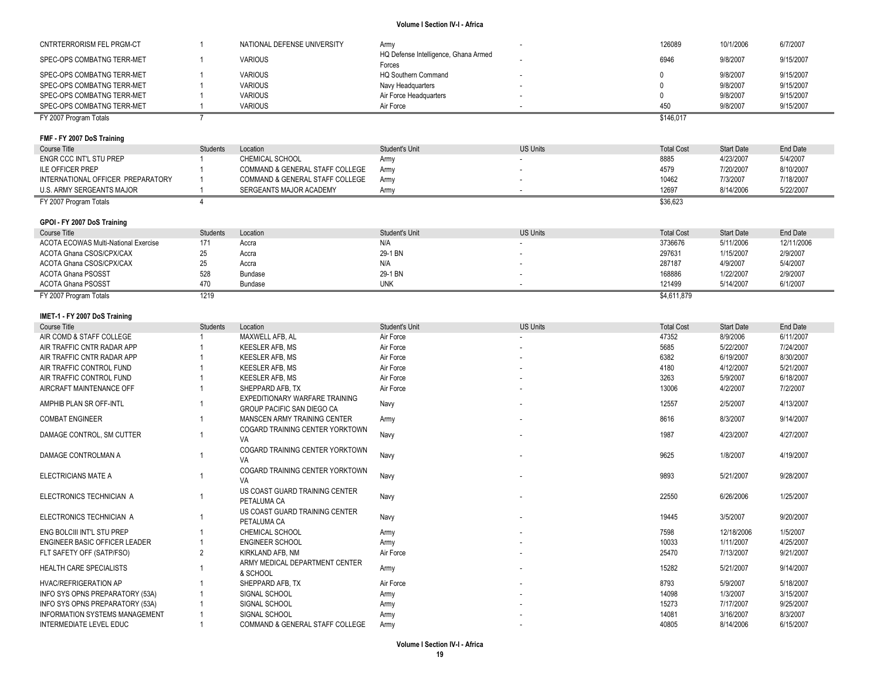| CNTRTERRORISM FEL PRGM-CT | 1 | NATIONAL DEFENSE UNIVERSITY | Army | - | 126089 | 10/1/2006 | 6/7/2007 |
|---|---|---|---|---|---|---|---|
| SPEC-OPS COMBATNG TERR-MET | 1 | VARIOUS | HQ Defense Intelligence, Ghana Armed Forces | - | 6946 | 9/8/2007 | 9/15/2007 |
| SPEC-OPS COMBATNG TERR-MET | 1 | VARIOUS | HQ Southern Command | - | 0 | 9/8/2007 | 9/15/2007 |
| SPEC-OPS COMBATNG TERR-MET | 1 | VARIOUS | Navy Headquarters | - | 0 | 9/8/2007 | 9/15/2007 |
| SPEC-OPS COMBATNG TERR-MET | 1 | VARIOUS | Air Force Headquarters | - | 0 | 9/8/2007 | 9/15/2007 |
| SPEC-OPS COMBATNG TERR-MET | 1 | VARIOUS | Air Force | - | 450 | 9/8/2007 | 9/15/2007 |
| FY 2007 Program Totals | 7 | | | | $146,017 | | |

**FMF - FY 2007 DoS Training**

| Course Title | Students | Location | Student's Unit | US Units | Total Cost | Start Date | End Date |
|---|---|---|---|---|---|---|---|
| ENGR CCC INT'L STU PREP | 1 | CHEMICAL SCHOOL | Army | - | 8885 | 4/23/2007 | 5/4/2007 |
| ILE OFFICER PREP | 1 | COMMAND & GENERAL STAFF COLLEGE | Army | - | 4579 | 7/20/2007 | 8/10/2007 |
| INTERNATIONAL OFFICER PREPARATORY | 1 | COMMAND & GENERAL STAFF COLLEGE | Army | - | 10462 | 7/3/2007 | 7/18/2007 |
| U.S. ARMY SERGEANTS MAJOR | 1 | SERGEANTS MAJOR ACADEMY | Army | - | 12697 | 8/14/2006 | 5/22/2007 |
| FY 2007 Program Totals | 4 | | | | $36,623 | | |

**GPOI - FY 2007 DoS Training**

| Course Title | Students | Location | Student's Unit | US Units | Total Cost | Start Date | End Date |
|---|---|---|---|---|---|---|---|
| ACOTA ECOWAS Multi-National Exercise | 171 | Accra | N/A | - | 3736676 | 5/11/2006 | 12/11/2006 |
| ACOTA Ghana CSOS/CPX/CAX | 25 | Accra | 29-1 BN | - | 297631 | 1/15/2007 | 2/9/2007 |
| ACOTA Ghana CSOS/CPX/CAX | 25 | Accra | N/A | - | 287187 | 4/9/2007 | 5/4/2007 |
| ACOTA Ghana PSOSST | 528 | Bundase | 29-1 BN | - | 168886 | 1/22/2007 | 2/9/2007 |
| ACOTA Ghana PSOSST | 470 | Bundase | UNK | - | 121499 | 5/14/2007 | 6/1/2007 |
| FY 2007 Program Totals | 1219 | | | | $4,611,879 | | |

**IMET-1 - FY 2007 DoS Training**

| Course Title | Students | Location | Student's Unit | US Units | Total Cost | Start Date | End Date |
|---|---|---|---|---|---|---|---|
| AIR COMD & STAFF COLLEGE | 1 | MAXWELL AFB, AL | Air Force | - | 47352 | 8/9/2006 | 6/11/2007 |
| AIR TRAFFIC CNTR RADAR APP | 1 | KEESLER AFB, MS | Air Force | - | 5685 | 5/22/2007 | 7/24/2007 |
| AIR TRAFFIC CNTR RADAR APP | 1 | KEESLER AFB, MS | Air Force | - | 6382 | 6/19/2007 | 8/30/2007 |
| AIR TRAFFIC CONTROL FUND | 1 | KEESLER AFB, MS | Air Force | - | 4180 | 4/12/2007 | 5/21/2007 |
| AIR TRAFFIC CONTROL FUND | 1 | KEESLER AFB, MS | Air Force | - | 3263 | 5/9/2007 | 6/18/2007 |
| AIRCRAFT MAINTENANCE OFF | 1 | SHEPPARD AFB, TX | Air Force | - | 13006 | 4/2/2007 | 7/2/2007 |
| AMPHIB PLAN SR OFF-INTL | 1 | EXPEDITIONARY WARFARE TRAINING GROUP PACIFIC SAN DIEGO CA | Navy | - | 12557 | 2/5/2007 | 4/13/2007 |
| COMBAT ENGINEER | 1 | MANSCEN ARMY TRAINING CENTER | Army | - | 8616 | 8/3/2007 | 9/14/2007 |
| DAMAGE CONTROL, SM CUTTER | 1 | COGARD TRAINING CENTER YORKTOWN VA | Navy | - | 1987 | 4/23/2007 | 4/27/2007 |
| DAMAGE CONTROLMAN A | 1 | COGARD TRAINING CENTER YORKTOWN VA | Navy | - | 9625 | 1/8/2007 | 4/19/2007 |
| ELECTRICIANS MATE A | 1 | COGARD TRAINING CENTER YORKTOWN VA | Navy | - | 9893 | 5/21/2007 | 9/28/2007 |
| ELECTRONICS TECHNICIAN A | 1 | US COAST GUARD TRAINING CENTER PETALUMA CA | Navy | - | 22550 | 6/26/2006 | 1/25/2007 |
| ELECTRONICS TECHNICIAN A | 1 | US COAST GUARD TRAINING CENTER PETALUMA CA | Navy | - | 19445 | 3/5/2007 | 9/20/2007 |
| ENG BOLCIII INT'L STU PREP | 1 | CHEMICAL SCHOOL | Army | - | 7598 | 12/18/2006 | 1/5/2007 |
| ENGINEER BASIC OFFICER LEADER | 1 | ENGINEER SCHOOL | Army | - | 10033 | 1/11/2007 | 4/25/2007 |
| FLT SAFETY OFF (SATP/FSO) | 2 | KIRKLAND AFB, NM | Air Force | - | 25470 | 7/13/2007 | 9/21/2007 |
| HEALTH CARE SPECIALISTS | 1 | ARMY MEDICAL DEPARTMENT CENTER & SCHOOL | Army | - | 15282 | 5/21/2007 | 9/14/2007 |
| HVAC/REFRIGERATION AP | 1 | SHEPPARD AFB, TX | Air Force | - | 8793 | 5/9/2007 | 5/18/2007 |
| INFO SYS OPNS PREPARATORY (53A) | 1 | SIGNAL SCHOOL | Army | - | 14098 | 1/3/2007 | 3/15/2007 |
| INFO SYS OPNS PREPARATORY (53A) | 1 | SIGNAL SCHOOL | Army | - | 15273 | 7/17/2007 | 9/25/2007 |
| INFORMATION SYSTEMS MANAGEMENT | 1 | SIGNAL SCHOOL | Army | - | 14081 | 3/16/2007 | 8/3/2007 |
| INTERMEDIATE LEVEL EDUC | 1 | COMMAND & GENERAL STAFF COLLEGE | Army | - | 40805 | 8/14/2006 | 6/15/2007 |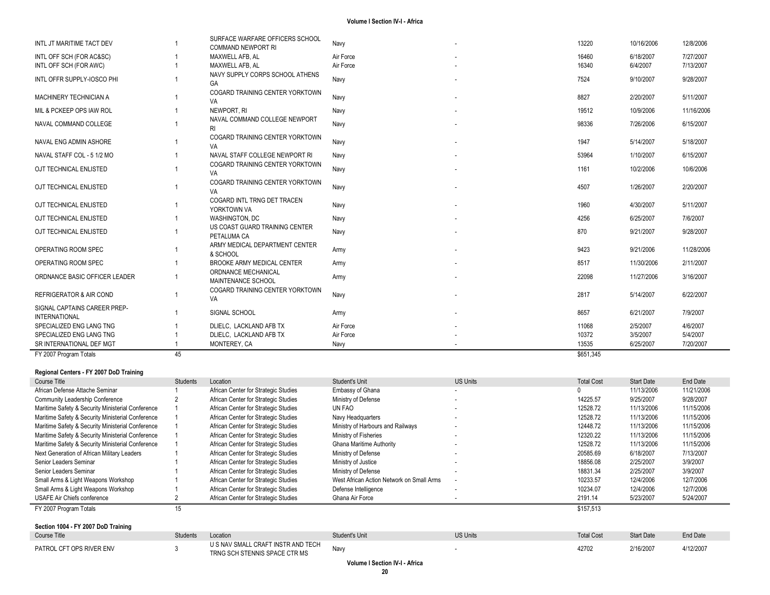| | | | | | | | |
|---|---|---|---|---|---|---|---|
| INTL JT MARITIME TACT DEV | 1 | SURFACE WARFARE OFFICERS SCHOOL COMMAND NEWPORT RI | Navy | - | 13220 | 10/16/2006 | 12/8/2006 |
| INTL OFF SCH (FOR AC&SC) | 1 | MAXWELL AFB, AL | Air Force | - | 16460 | 6/18/2007 | 7/27/2007 |
| INTL OFF SCH (FOR AWC) | 1 | MAXWELL AFB, AL | Air Force | - | 16340 | 6/4/2007 | 7/13/2007 |
| INTL OFFR SUPPLY-IOSCO PHI | 1 | NAVY SUPPLY CORPS SCHOOL ATHENS GA | Navy | - | 7524 | 9/10/2007 | 9/28/2007 |
| MACHINERY TECHNICIAN A | 1 | COGARD TRAINING CENTER YORKTOWN VA | Navy | - | 8827 | 2/20/2007 | 5/11/2007 |
| MIL & PCKEEP OPS IAW ROL | 1 | NEWPORT, RI | Navy | - | 19512 | 10/9/2006 | 11/16/2006 |
| NAVAL COMMAND COLLEGE | 1 | NAVAL COMMAND COLLEGE NEWPORT RI | Navy | - | 98336 | 7/26/2006 | 6/15/2007 |
| NAVAL ENG ADMIN ASHORE | 1 | COGARD TRAINING CENTER YORKTOWN VA | Navy | - | 1947 | 5/14/2007 | 5/18/2007 |
| NAVAL STAFF COL - 5 1/2 MO | 1 | NAVAL STAFF COLLEGE NEWPORT RI | Navy | - | 53964 | 1/10/2007 | 6/15/2007 |
| OJT TECHNICAL ENLISTED | 1 | COGARD TRAINING CENTER YORKTOWN VA | Navy | - | 1161 | 10/2/2006 | 10/6/2006 |
| OJT TECHNICAL ENLISTED | 1 | COGARD TRAINING CENTER YORKTOWN VA | Navy | - | 4507 | 1/26/2007 | 2/20/2007 |
| OJT TECHNICAL ENLISTED | 1 | COGARD INTL TRNG DET TRACEN YORKTOWN VA | Navy | - | 1960 | 4/30/2007 | 5/11/2007 |
| OJT TECHNICAL ENLISTED | 1 | WASHINGTON, DC | Navy | - | 4256 | 6/25/2007 | 7/6/2007 |
| OJT TECHNICAL ENLISTED | 1 | US COAST GUARD TRAINING CENTER PETALUMA CA | Navy | - | 870 | 9/21/2007 | 9/28/2007 |
| OPERATING ROOM SPEC | 1 | ARMY MEDICAL DEPARTMENT CENTER & SCHOOL | Army | - | 9423 | 9/21/2006 | 11/28/2006 |
| OPERATING ROOM SPEC | 1 | BROOKE ARMY MEDICAL CENTER | Army | - | 8517 | 11/30/2006 | 2/11/2007 |
| ORDNANCE BASIC OFFICER LEADER | 1 | ORDNANCE MECHANICAL MAINTENANCE SCHOOL | Army | - | 22098 | 11/27/2006 | 3/16/2007 |
| REFRIGERATOR & AIR COND | 1 | COGARD TRAINING CENTER YORKTOWN VA | Navy | - | 2817 | 5/14/2007 | 6/22/2007 |
| SIGNAL CAPTAINS CAREER PREP-INTERNATIONAL | 1 | SIGNAL SCHOOL | Army | - | 8657 | 6/21/2007 | 7/9/2007 |
| SPECIALIZED ENG LANG TNG | 1 | DLIELC, LACKLAND AFB TX | Air Force | - | 11068 | 2/5/2007 | 4/6/2007 |
| SPECIALIZED ENG LANG TNG | 1 | DLIELC, LACKLAND AFB TX | Air Force | - | 10372 | 3/5/2007 | 5/4/2007 |
| SR INTERNATIONAL DEF MGT | 1 | MONTEREY, CA | Navy | - | 13535 | 6/25/2007 | 7/20/2007 |
| FY 2007 Program Totals | 45 | | | | $651,345 | | |

**Regional Centers - FY 2007 DoD Training**

| Course Title | Students | Location | Student's Unit | US Units | Total Cost | Start Date | End Date |
|---|---|---|---|---|---|---|---|
| African Defense Attache Seminar | 1 | African Center for Strategic Studies | Embassy of Ghana | - | 0 | 11/13/2006 | 11/21/2006 |
| Community Leadership Conference | 2 | African Center for Strategic Studies | Ministry of Defense | - | 14225.57 | 9/25/2007 | 9/28/2007 |
| Maritime Safety & Security Ministerial Conference | 1 | African Center for Strategic Studies | UN FAO | - | 12528.72 | 11/13/2006 | 11/15/2006 |
| Maritime Safety & Security Ministerial Conference | 1 | African Center for Strategic Studies | Navy Headquarters | - | 12528.72 | 11/13/2006 | 11/15/2006 |
| Maritime Safety & Security Ministerial Conference | 1 | African Center for Strategic Studies | Ministry of Harbours and Railways | - | 12448.72 | 11/13/2006 | 11/15/2006 |
| Maritime Safety & Security Ministerial Conference | 1 | African Center for Strategic Studies | Ministry of Fisheries | - | 12320.22 | 11/13/2006 | 11/15/2006 |
| Maritime Safety & Security Ministerial Conference | 1 | African Center for Strategic Studies | Ghana Maritime Authority | - | 12528.72 | 11/13/2006 | 11/15/2006 |
| Next Generation of African Military Leaders | 1 | African Center for Strategic Studies | Ministry of Defense | - | 20585.69 | 6/18/2007 | 7/13/2007 |
| Senior Leaders Seminar | 1 | African Center for Strategic Studies | Ministry of Justice | - | 18856.08 | 2/25/2007 | 3/9/2007 |
| Senior Leaders Seminar | 1 | African Center for Strategic Studies | Ministry of Defense | - | 18831.34 | 2/25/2007 | 3/9/2007 |
| Small Arms & Light Weapons Workshop | 1 | African Center for Strategic Studies | West African Action Network on Small Arms | - | 10233.57 | 12/4/2006 | 12/7/2006 |
| Small Arms & Light Weapons Workshop | 1 | African Center for Strategic Studies | Defense Intelligence | - | 10234.07 | 12/4/2006 | 12/7/2006 |
| USAFE Air Chiefs conference | 2 | African Center for Strategic Studies | Ghana Air Force | - | 2191.14 | 5/23/2007 | 5/24/2007 |
| FY 2007 Program Totals | 15 | | | | $157,513 | | |

**Section 1004 - FY 2007 DoD Training**

| Course Title | Students | Location | Student's Unit | US Units | Total Cost | Start Date | End Date |
|---|---|---|---|---|---|---|---|
| PATROL CFT OPS RIVER ENV | 3 | U S NAV SMALL CRAFT INSTR AND TECH TRNG SCH STENNIS SPACE CTR MS | Navy | - | 42702 | 2/16/2007 | 4/12/2007 |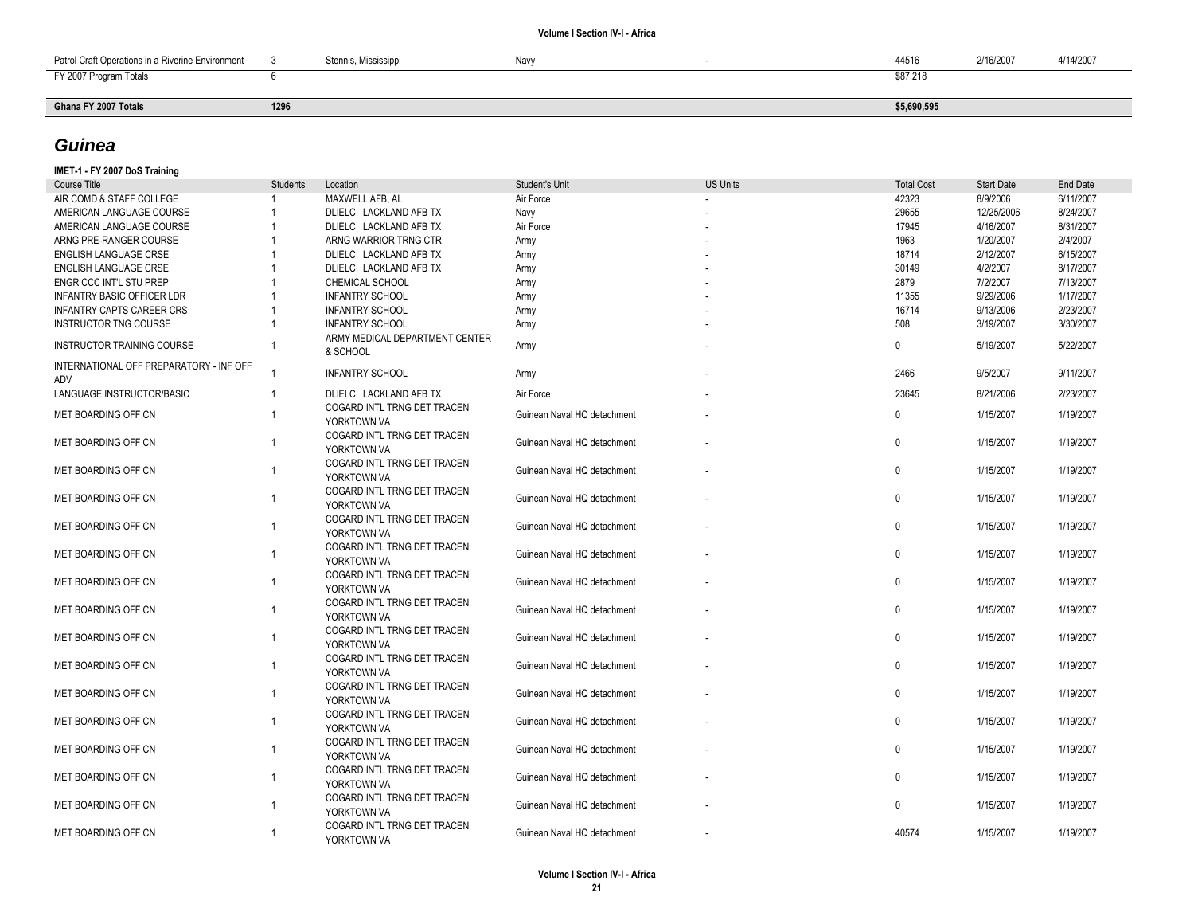| | | | | | | | |
|---|---|---|---|---|---|---|---|
| Patrol Craft Operations in a Riverine Environment | 3 | Stennis, Mississippi | Navy | - | 44516 | 2/16/2007 | 4/14/2007 |
| FY 2007 Program Totals | 6 | | | | $87,218 | | |
| **Ghana FY 2007 Totals** | **1296** | | | | **$5,690,595** | | |

## *Guinea*

**IMET-1 - FY 2007 DoS Training**

| Course Title | Students | Location | Student's Unit | US Units | Total Cost | Start Date | End Date |
|---|---|---|---|---|---|---|---|
| AIR COMD & STAFF COLLEGE | 1 | MAXWELL AFB, AL | Air Force | - | 42323 | 8/9/2006 | 6/11/2007 |
| AMERICAN LANGUAGE COURSE | 1 | DLIELC, LACKLAND AFB TX | Navy | - | 29655 | 12/25/2006 | 8/24/2007 |
| AMERICAN LANGUAGE COURSE | 1 | DLIELC, LACKLAND AFB TX | Air Force | - | 17945 | 4/16/2007 | 8/31/2007 |
| ARNG PRE-RANGER COURSE | 1 | ARNG WARRIOR TRNG CTR | Army | - | 1963 | 1/20/2007 | 2/4/2007 |
| ENGLISH LANGUAGE CRSE | 1 | DLIELC, LACKLAND AFB TX | Army | - | 18714 | 2/12/2007 | 6/15/2007 |
| ENGLISH LANGUAGE CRSE | 1 | DLIELC, LACKLAND AFB TX | Army | - | 30149 | 4/2/2007 | 8/17/2007 |
| ENGR CCC INT'L STU PREP | 1 | CHEMICAL SCHOOL | Army | - | 2879 | 7/2/2007 | 7/13/2007 |
| INFANTRY BASIC OFFICER LDR | 1 | INFANTRY SCHOOL | Army | - | 11355 | 9/29/2006 | 1/17/2007 |
| INFANTRY CAPTS CAREER CRS | 1 | INFANTRY SCHOOL | Army | - | 16714 | 9/13/2006 | 2/23/2007 |
| INSTRUCTOR TNG COURSE | 1 | INFANTRY SCHOOL | Army | - | 508 | 3/19/2007 | 3/30/2007 |
| INSTRUCTOR TRAINING COURSE | 1 | ARMY MEDICAL DEPARTMENT CENTER & SCHOOL | Army | - | 0 | 5/19/2007 | 5/22/2007 |
| INTERNATIONAL OFF PREPARATORY - INF OFF ADV | 1 | INFANTRY SCHOOL | Army | - | 2466 | 9/5/2007 | 9/11/2007 |
| LANGUAGE INSTRUCTOR/BASIC | 1 | DLIELC, LACKLAND AFB TX | Air Force | - | 23645 | 8/21/2006 | 2/23/2007 |
| MET BOARDING OFF CN | 1 | COGARD INTL TRNG DET TRACEN YORKTOWN VA | Guinean Naval HQ detachment | - | 0 | 1/15/2007 | 1/19/2007 |
| MET BOARDING OFF CN | 1 | COGARD INTL TRNG DET TRACEN YORKTOWN VA | Guinean Naval HQ detachment | - | 0 | 1/15/2007 | 1/19/2007 |
| MET BOARDING OFF CN | 1 | COGARD INTL TRNG DET TRACEN YORKTOWN VA | Guinean Naval HQ detachment | - | 0 | 1/15/2007 | 1/19/2007 |
| MET BOARDING OFF CN | 1 | COGARD INTL TRNG DET TRACEN YORKTOWN VA | Guinean Naval HQ detachment | - | 0 | 1/15/2007 | 1/19/2007 |
| MET BOARDING OFF CN | 1 | COGARD INTL TRNG DET TRACEN YORKTOWN VA | Guinean Naval HQ detachment | - | 0 | 1/15/2007 | 1/19/2007 |
| MET BOARDING OFF CN | 1 | COGARD INTL TRNG DET TRACEN YORKTOWN VA | Guinean Naval HQ detachment | - | 0 | 1/15/2007 | 1/19/2007 |
| MET BOARDING OFF CN | 1 | COGARD INTL TRNG DET TRACEN YORKTOWN VA | Guinean Naval HQ detachment | - | 0 | 1/15/2007 | 1/19/2007 |
| MET BOARDING OFF CN | 1 | COGARD INTL TRNG DET TRACEN YORKTOWN VA | Guinean Naval HQ detachment | - | 0 | 1/15/2007 | 1/19/2007 |
| MET BOARDING OFF CN | 1 | COGARD INTL TRNG DET TRACEN YORKTOWN VA | Guinean Naval HQ detachment | - | 0 | 1/15/2007 | 1/19/2007 |
| MET BOARDING OFF CN | 1 | COGARD INTL TRNG DET TRACEN YORKTOWN VA | Guinean Naval HQ detachment | - | 0 | 1/15/2007 | 1/19/2007 |
| MET BOARDING OFF CN | 1 | COGARD INTL TRNG DET TRACEN YORKTOWN VA | Guinean Naval HQ detachment | - | 0 | 1/15/2007 | 1/19/2007 |
| MET BOARDING OFF CN | 1 | COGARD INTL TRNG DET TRACEN YORKTOWN VA | Guinean Naval HQ detachment | - | 0 | 1/15/2007 | 1/19/2007 |
| MET BOARDING OFF CN | 1 | COGARD INTL TRNG DET TRACEN YORKTOWN VA | Guinean Naval HQ detachment | - | 0 | 1/15/2007 | 1/19/2007 |
| MET BOARDING OFF CN | 1 | COGARD INTL TRNG DET TRACEN YORKTOWN VA | Guinean Naval HQ detachment | - | 0 | 1/15/2007 | 1/19/2007 |
| MET BOARDING OFF CN | 1 | COGARD INTL TRNG DET TRACEN YORKTOWN VA | Guinean Naval HQ detachment | - | 0 | 1/15/2007 | 1/19/2007 |
| MET BOARDING OFF CN | 1 | COGARD INTL TRNG DET TRACEN YORKTOWN VA | Guinean Naval HQ detachment | - | 40574 | 1/15/2007 | 1/19/2007 |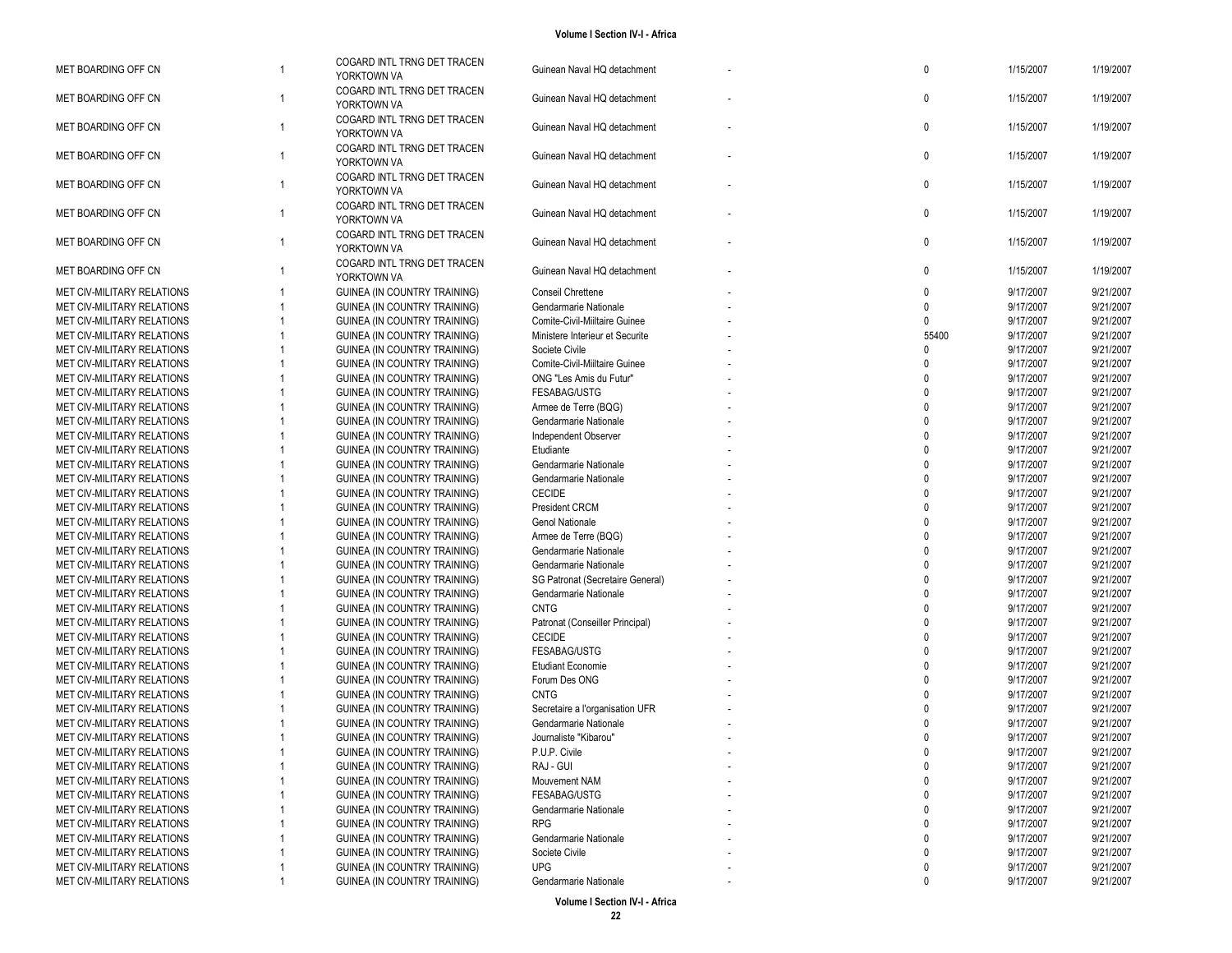| | | | | | | | |
|---|---|---|---|---|---|---|---|
| MET BOARDING OFF CN | 1 | COGARD INTL TRNG DET TRACEN YORKTOWN VA | Guinean Naval HQ detachment | - | 0 | 1/15/2007 | 1/19/2007 |
| MET BOARDING OFF CN | 1 | COGARD INTL TRNG DET TRACEN YORKTOWN VA | Guinean Naval HQ detachment | - | 0 | 1/15/2007 | 1/19/2007 |
| MET BOARDING OFF CN | 1 | COGARD INTL TRNG DET TRACEN YORKTOWN VA | Guinean Naval HQ detachment | - | 0 | 1/15/2007 | 1/19/2007 |
| MET BOARDING OFF CN | 1 | COGARD INTL TRNG DET TRACEN YORKTOWN VA | Guinean Naval HQ detachment | - | 0 | 1/15/2007 | 1/19/2007 |
| MET BOARDING OFF CN | 1 | COGARD INTL TRNG DET TRACEN YORKTOWN VA | Guinean Naval HQ detachment | - | 0 | 1/15/2007 | 1/19/2007 |
| MET BOARDING OFF CN | 1 | COGARD INTL TRNG DET TRACEN YORKTOWN VA | Guinean Naval HQ detachment | - | 0 | 1/15/2007 | 1/19/2007 |
| MET BOARDING OFF CN | 1 | COGARD INTL TRNG DET TRACEN YORKTOWN VA | Guinean Naval HQ detachment | - | 0 | 1/15/2007 | 1/19/2007 |
| MET BOARDING OFF CN | 1 | COGARD INTL TRNG DET TRACEN YORKTOWN VA | Guinean Naval HQ detachment | - | 0 | 1/15/2007 | 1/19/2007 |
| MET CIV-MILITARY RELATIONS | 1 | GUINEA (IN COUNTRY TRAINING) | Conseil Chrettene | - | 0 | 9/17/2007 | 9/21/2007 |
| MET CIV-MILITARY RELATIONS | 1 | GUINEA (IN COUNTRY TRAINING) | Gendarmarie Nationale | - | 0 | 9/17/2007 | 9/21/2007 |
| MET CIV-MILITARY RELATIONS | 1 | GUINEA (IN COUNTRY TRAINING) | Comite-Civil-Miiltaire Guinee | - | 0 | 9/17/2007 | 9/21/2007 |
| MET CIV-MILITARY RELATIONS | 1 | GUINEA (IN COUNTRY TRAINING) | Ministere Interieur et Securite | - | 55400 | 9/17/2007 | 9/21/2007 |
| MET CIV-MILITARY RELATIONS | 1 | GUINEA (IN COUNTRY TRAINING) | Societe Civile | - | 0 | 9/17/2007 | 9/21/2007 |
| MET CIV-MILITARY RELATIONS | 1 | GUINEA (IN COUNTRY TRAINING) | Comite-Civil-Miiltaire Guinee | - | 0 | 9/17/2007 | 9/21/2007 |
| MET CIV-MILITARY RELATIONS | 1 | GUINEA (IN COUNTRY TRAINING) | ONG "Les Amis du Futur" | - | 0 | 9/17/2007 | 9/21/2007 |
| MET CIV-MILITARY RELATIONS | 1 | GUINEA (IN COUNTRY TRAINING) | FESABAG/USTG | - | 0 | 9/17/2007 | 9/21/2007 |
| MET CIV-MILITARY RELATIONS | 1 | GUINEA (IN COUNTRY TRAINING) | Armee de Terre (BQG) | - | 0 | 9/17/2007 | 9/21/2007 |
| MET CIV-MILITARY RELATIONS | 1 | GUINEA (IN COUNTRY TRAINING) | Gendarmarie Nationale | - | 0 | 9/17/2007 | 9/21/2007 |
| MET CIV-MILITARY RELATIONS | 1 | GUINEA (IN COUNTRY TRAINING) | Independent Observer | - | 0 | 9/17/2007 | 9/21/2007 |
| MET CIV-MILITARY RELATIONS | 1 | GUINEA (IN COUNTRY TRAINING) | Etudiante | - | 0 | 9/17/2007 | 9/21/2007 |
| MET CIV-MILITARY RELATIONS | 1 | GUINEA (IN COUNTRY TRAINING) | Gendarmarie Nationale | - | 0 | 9/17/2007 | 9/21/2007 |
| MET CIV-MILITARY RELATIONS | 1 | GUINEA (IN COUNTRY TRAINING) | Gendarmarie Nationale | - | 0 | 9/17/2007 | 9/21/2007 |
| MET CIV-MILITARY RELATIONS | 1 | GUINEA (IN COUNTRY TRAINING) | CECIDE | - | 0 | 9/17/2007 | 9/21/2007 |
| MET CIV-MILITARY RELATIONS | 1 | GUINEA (IN COUNTRY TRAINING) | President CRCM | - | 0 | 9/17/2007 | 9/21/2007 |
| MET CIV-MILITARY RELATIONS | 1 | GUINEA (IN COUNTRY TRAINING) | Genol Nationale | - | 0 | 9/17/2007 | 9/21/2007 |
| MET CIV-MILITARY RELATIONS | 1 | GUINEA (IN COUNTRY TRAINING) | Armee de Terre (BQG) | - | 0 | 9/17/2007 | 9/21/2007 |
| MET CIV-MILITARY RELATIONS | 1 | GUINEA (IN COUNTRY TRAINING) | Gendarmarie Nationale | - | 0 | 9/17/2007 | 9/21/2007 |
| MET CIV-MILITARY RELATIONS | 1 | GUINEA (IN COUNTRY TRAINING) | Gendarmarie Nationale | - | 0 | 9/17/2007 | 9/21/2007 |
| MET CIV-MILITARY RELATIONS | 1 | GUINEA (IN COUNTRY TRAINING) | SG Patronat (Secretaire General) | - | 0 | 9/17/2007 | 9/21/2007 |
| MET CIV-MILITARY RELATIONS | 1 | GUINEA (IN COUNTRY TRAINING) | Gendarmarie Nationale | - | 0 | 9/17/2007 | 9/21/2007 |
| MET CIV-MILITARY RELATIONS | 1 | GUINEA (IN COUNTRY TRAINING) | CNTG | - | 0 | 9/17/2007 | 9/21/2007 |
| MET CIV-MILITARY RELATIONS | 1 | GUINEA (IN COUNTRY TRAINING) | Patronat (Conseiller Principal) | - | 0 | 9/17/2007 | 9/21/2007 |
| MET CIV-MILITARY RELATIONS | 1 | GUINEA (IN COUNTRY TRAINING) | CECIDE | - | 0 | 9/17/2007 | 9/21/2007 |
| MET CIV-MILITARY RELATIONS | 1 | GUINEA (IN COUNTRY TRAINING) | FESABAG/USTG | - | 0 | 9/17/2007 | 9/21/2007 |
| MET CIV-MILITARY RELATIONS | 1 | GUINEA (IN COUNTRY TRAINING) | Etudiant Economie | - | 0 | 9/17/2007 | 9/21/2007 |
| MET CIV-MILITARY RELATIONS | 1 | GUINEA (IN COUNTRY TRAINING) | Forum Des ONG | - | 0 | 9/17/2007 | 9/21/2007 |
| MET CIV-MILITARY RELATIONS | 1 | GUINEA (IN COUNTRY TRAINING) | CNTG | - | 0 | 9/17/2007 | 9/21/2007 |
| MET CIV-MILITARY RELATIONS | 1 | GUINEA (IN COUNTRY TRAINING) | Secretaire a l'organisation UFR | - | 0 | 9/17/2007 | 9/21/2007 |
| MET CIV-MILITARY RELATIONS | 1 | GUINEA (IN COUNTRY TRAINING) | Gendarmarie Nationale | - | 0 | 9/17/2007 | 9/21/2007 |
| MET CIV-MILITARY RELATIONS | 1 | GUINEA (IN COUNTRY TRAINING) | Journaliste "Kibarou" | - | 0 | 9/17/2007 | 9/21/2007 |
| MET CIV-MILITARY RELATIONS | 1 | GUINEA (IN COUNTRY TRAINING) | P.U.P. Civile | - | 0 | 9/17/2007 | 9/21/2007 |
| MET CIV-MILITARY RELATIONS | 1 | GUINEA (IN COUNTRY TRAINING) | RAJ - GUI | - | 0 | 9/17/2007 | 9/21/2007 |
| MET CIV-MILITARY RELATIONS | 1 | GUINEA (IN COUNTRY TRAINING) | Mouvement NAM | - | 0 | 9/17/2007 | 9/21/2007 |
| MET CIV-MILITARY RELATIONS | 1 | GUINEA (IN COUNTRY TRAINING) | FESABAG/USTG | - | 0 | 9/17/2007 | 9/21/2007 |
| MET CIV-MILITARY RELATIONS | 1 | GUINEA (IN COUNTRY TRAINING) | Gendarmarie Nationale | - | 0 | 9/17/2007 | 9/21/2007 |
| MET CIV-MILITARY RELATIONS | 1 | GUINEA (IN COUNTRY TRAINING) | RPG | - | 0 | 9/17/2007 | 9/21/2007 |
| MET CIV-MILITARY RELATIONS | 1 | GUINEA (IN COUNTRY TRAINING) | Gendarmarie Nationale | - | 0 | 9/17/2007 | 9/21/2007 |
| MET CIV-MILITARY RELATIONS | 1 | GUINEA (IN COUNTRY TRAINING) | Societe Civile | - | 0 | 9/17/2007 | 9/21/2007 |
| MET CIV-MILITARY RELATIONS | 1 | GUINEA (IN COUNTRY TRAINING) | UPG | - | 0 | 9/17/2007 | 9/21/2007 |
| MET CIV-MILITARY RELATIONS | 1 | GUINEA (IN COUNTRY TRAINING) | Gendarmarie Nationale | - | 0 | 9/17/2007 | 9/21/2007 |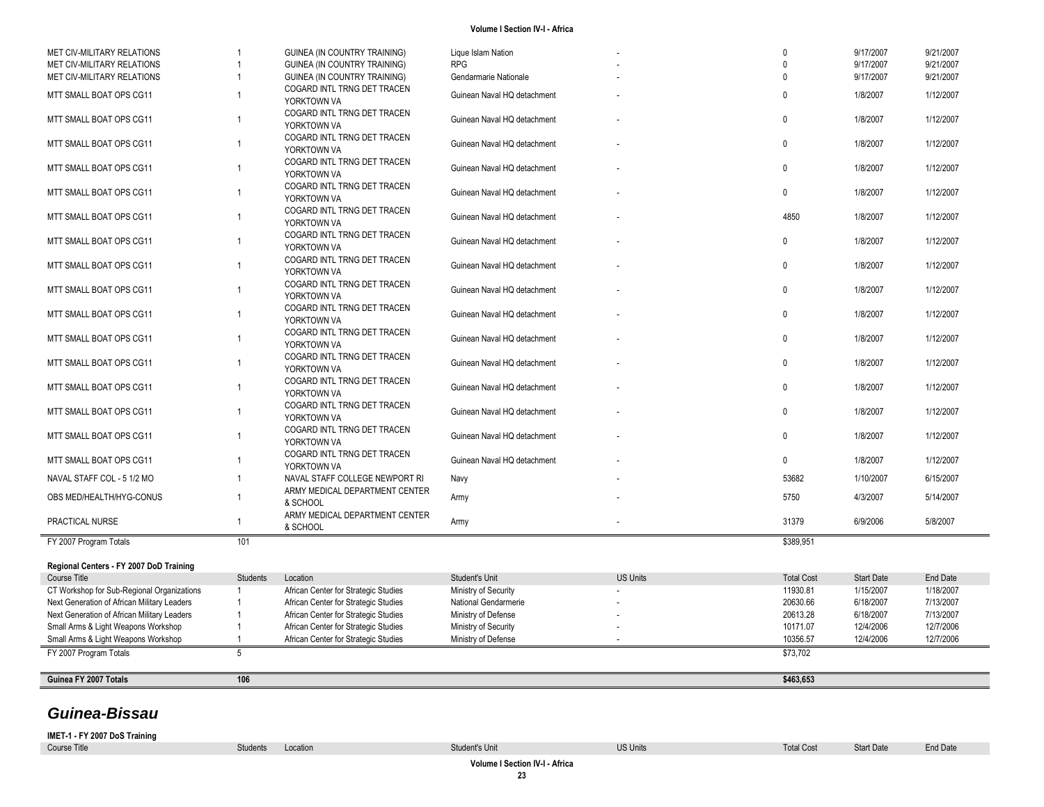| | | | | | | | |
|---|---|---|---|---|---|---|---|
| MET CIV-MILITARY RELATIONS | 1 | GUINEA (IN COUNTRY TRAINING) | Lique Islam Nation | - | 0 | 9/17/2007 | 9/21/2007 |
| MET CIV-MILITARY RELATIONS | 1 | GUINEA (IN COUNTRY TRAINING) | RPG | - | 0 | 9/17/2007 | 9/21/2007 |
| MET CIV-MILITARY RELATIONS | 1 | GUINEA (IN COUNTRY TRAINING) | Gendarmarie Nationale | - | 0 | 9/17/2007 | 9/21/2007 |
| MTT SMALL BOAT OPS CG11 | 1 | COGARD INTL TRNG DET TRACEN YORKTOWN VA | Guinean Naval HQ detachment | - | 0 | 1/8/2007 | 1/12/2007 |
| MTT SMALL BOAT OPS CG11 | 1 | COGARD INTL TRNG DET TRACEN YORKTOWN VA | Guinean Naval HQ detachment | - | 0 | 1/8/2007 | 1/12/2007 |
| MTT SMALL BOAT OPS CG11 | 1 | COGARD INTL TRNG DET TRACEN YORKTOWN VA | Guinean Naval HQ detachment | - | 0 | 1/8/2007 | 1/12/2007 |
| MTT SMALL BOAT OPS CG11 | 1 | COGARD INTL TRNG DET TRACEN YORKTOWN VA | Guinean Naval HQ detachment | - | 0 | 1/8/2007 | 1/12/2007 |
| MTT SMALL BOAT OPS CG11 | 1 | COGARD INTL TRNG DET TRACEN YORKTOWN VA | Guinean Naval HQ detachment | - | 0 | 1/8/2007 | 1/12/2007 |
| MTT SMALL BOAT OPS CG11 | 1 | COGARD INTL TRNG DET TRACEN YORKTOWN VA | Guinean Naval HQ detachment | - | 4850 | 1/8/2007 | 1/12/2007 |
| MTT SMALL BOAT OPS CG11 | 1 | COGARD INTL TRNG DET TRACEN YORKTOWN VA | Guinean Naval HQ detachment | - | 0 | 1/8/2007 | 1/12/2007 |
| MTT SMALL BOAT OPS CG11 | 1 | COGARD INTL TRNG DET TRACEN YORKTOWN VA | Guinean Naval HQ detachment | - | 0 | 1/8/2007 | 1/12/2007 |
| MTT SMALL BOAT OPS CG11 | 1 | COGARD INTL TRNG DET TRACEN YORKTOWN VA | Guinean Naval HQ detachment | - | 0 | 1/8/2007 | 1/12/2007 |
| MTT SMALL BOAT OPS CG11 | 1 | COGARD INTL TRNG DET TRACEN YORKTOWN VA | Guinean Naval HQ detachment | - | 0 | 1/8/2007 | 1/12/2007 |
| MTT SMALL BOAT OPS CG11 | 1 | COGARD INTL TRNG DET TRACEN YORKTOWN VA | Guinean Naval HQ detachment | - | 0 | 1/8/2007 | 1/12/2007 |
| MTT SMALL BOAT OPS CG11 | 1 | COGARD INTL TRNG DET TRACEN YORKTOWN VA | Guinean Naval HQ detachment | - | 0 | 1/8/2007 | 1/12/2007 |
| MTT SMALL BOAT OPS CG11 | 1 | COGARD INTL TRNG DET TRACEN YORKTOWN VA | Guinean Naval HQ detachment | - | 0 | 1/8/2007 | 1/12/2007 |
| MTT SMALL BOAT OPS CG11 | 1 | COGARD INTL TRNG DET TRACEN YORKTOWN VA | Guinean Naval HQ detachment | - | 0 | 1/8/2007 | 1/12/2007 |
| MTT SMALL BOAT OPS CG11 | 1 | COGARD INTL TRNG DET TRACEN YORKTOWN VA | Guinean Naval HQ detachment | - | 0 | 1/8/2007 | 1/12/2007 |
| MTT SMALL BOAT OPS CG11 | 1 | COGARD INTL TRNG DET TRACEN YORKTOWN VA | Guinean Naval HQ detachment | - | 0 | 1/8/2007 | 1/12/2007 |
| NAVAL STAFF COL - 5 1/2 MO | 1 | NAVAL STAFF COLLEGE NEWPORT RI | Navy | - | 53682 | 1/10/2007 | 6/15/2007 |
| OBS MED/HEALTH/HYG-CONUS | 1 | ARMY MEDICAL DEPARTMENT CENTER & SCHOOL | Army | - | 5750 | 4/3/2007 | 5/14/2007 |
| PRACTICAL NURSE | 1 | ARMY MEDICAL DEPARTMENT CENTER & SCHOOL | Army | - | 31379 | 6/9/2006 | 5/8/2007 |
| FY 2007 Program Totals | 101 | | | | $389,951 | | |

**Regional Centers - FY 2007 DoD Training**

| Course Title | Students | Location | Student's Unit | US Units | Total Cost | Start Date | End Date |
|---|---|---|---|---|---|---|---|
| CT Workshop for Sub-Regional Organizations | 1 | African Center for Strategic Studies | Ministry of Security | - | 11930.81 | 1/15/2007 | 1/18/2007 |
| Next Generation of African Military Leaders | 1 | African Center for Strategic Studies | National Gendarmerie | - | 20630.66 | 6/18/2007 | 7/13/2007 |
| Next Generation of African Military Leaders | 1 | African Center for Strategic Studies | Ministry of Defense | - | 20613.28 | 6/18/2007 | 7/13/2007 |
| Small Arms & Light Weapons Workshop | 1 | African Center for Strategic Studies | Ministry of Security | - | 10171.07 | 12/4/2006 | 12/7/2006 |
| Small Arms & Light Weapons Workshop | 1 | African Center for Strategic Studies | Ministry of Defense | - | 10356.57 | 12/4/2006 | 12/7/2006 |
| FY 2007 Program Totals | 5 | | | | $73,702 | | |

| | | | | | | | |
|---|---|---|---|---|---|---|---|
| **Guinea FY 2007 Totals** | **106** | | | | **$463,653** | | |

## *Guinea-Bissau*

**IMET-1 - FY 2007 DoS Training**

| Course Title | Students | Location | Student's Unit | US Units | Total Cost | Start Date | End Date |
|---|---|---|---|---|---|---|---|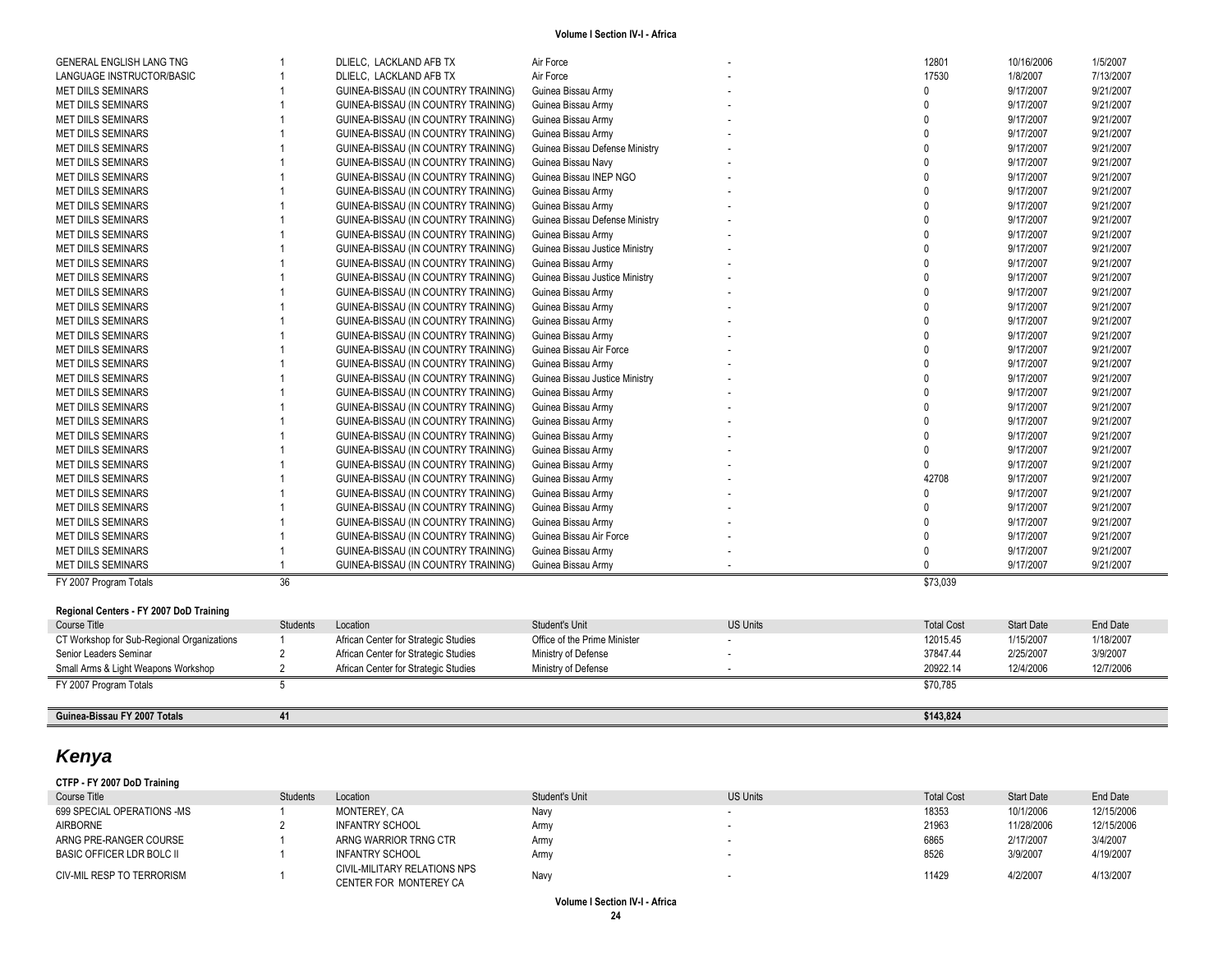| | | | | | | | |
|---|---|---|---|---|---|---|---|
| GENERAL ENGLISH LANG TNG | 1 | DLIELC, LACKLAND AFB TX | Air Force | - | 12801 | 10/16/2006 | 1/5/2007 |
| LANGUAGE INSTRUCTOR/BASIC | 1 | DLIELC, LACKLAND AFB TX | Air Force | - | 17530 | 1/8/2007 | 7/13/2007 |
| MET DIILS SEMINARS | 1 | GUINEA-BISSAU (IN COUNTRY TRAINING) | Guinea Bissau Army | - | 0 | 9/17/2007 | 9/21/2007 |
| MET DIILS SEMINARS | 1 | GUINEA-BISSAU (IN COUNTRY TRAINING) | Guinea Bissau Army | - | 0 | 9/17/2007 | 9/21/2007 |
| MET DIILS SEMINARS | 1 | GUINEA-BISSAU (IN COUNTRY TRAINING) | Guinea Bissau Army | - | 0 | 9/17/2007 | 9/21/2007 |
| MET DIILS SEMINARS | 1 | GUINEA-BISSAU (IN COUNTRY TRAINING) | Guinea Bissau Army | - | 0 | 9/17/2007 | 9/21/2007 |
| MET DIILS SEMINARS | 1 | GUINEA-BISSAU (IN COUNTRY TRAINING) | Guinea Bissau Defense Ministry | - | 0 | 9/17/2007 | 9/21/2007 |
| MET DIILS SEMINARS | 1 | GUINEA-BISSAU (IN COUNTRY TRAINING) | Guinea Bissau Navy | - | 0 | 9/17/2007 | 9/21/2007 |
| MET DIILS SEMINARS | 1 | GUINEA-BISSAU (IN COUNTRY TRAINING) | Guinea Bissau INEP NGO | - | 0 | 9/17/2007 | 9/21/2007 |
| MET DIILS SEMINARS | 1 | GUINEA-BISSAU (IN COUNTRY TRAINING) | Guinea Bissau Army | - | 0 | 9/17/2007 | 9/21/2007 |
| MET DIILS SEMINARS | 1 | GUINEA-BISSAU (IN COUNTRY TRAINING) | Guinea Bissau Army | - | 0 | 9/17/2007 | 9/21/2007 |
| MET DIILS SEMINARS | 1 | GUINEA-BISSAU (IN COUNTRY TRAINING) | Guinea Bissau Defense Ministry | - | 0 | 9/17/2007 | 9/21/2007 |
| MET DIILS SEMINARS | 1 | GUINEA-BISSAU (IN COUNTRY TRAINING) | Guinea Bissau Army | - | 0 | 9/17/2007 | 9/21/2007 |
| MET DIILS SEMINARS | 1 | GUINEA-BISSAU (IN COUNTRY TRAINING) | Guinea Bissau Justice Ministry | - | 0 | 9/17/2007 | 9/21/2007 |
| MET DIILS SEMINARS | 1 | GUINEA-BISSAU (IN COUNTRY TRAINING) | Guinea Bissau Army | - | 0 | 9/17/2007 | 9/21/2007 |
| MET DIILS SEMINARS | 1 | GUINEA-BISSAU (IN COUNTRY TRAINING) | Guinea Bissau Justice Ministry | - | 0 | 9/17/2007 | 9/21/2007 |
| MET DIILS SEMINARS | 1 | GUINEA-BISSAU (IN COUNTRY TRAINING) | Guinea Bissau Army | - | 0 | 9/17/2007 | 9/21/2007 |
| MET DIILS SEMINARS | 1 | GUINEA-BISSAU (IN COUNTRY TRAINING) | Guinea Bissau Army | - | 0 | 9/17/2007 | 9/21/2007 |
| MET DIILS SEMINARS | 1 | GUINEA-BISSAU (IN COUNTRY TRAINING) | Guinea Bissau Army | - | 0 | 9/17/2007 | 9/21/2007 |
| MET DIILS SEMINARS | 1 | GUINEA-BISSAU (IN COUNTRY TRAINING) | Guinea Bissau Army | - | 0 | 9/17/2007 | 9/21/2007 |
| MET DIILS SEMINARS | 1 | GUINEA-BISSAU (IN COUNTRY TRAINING) | Guinea Bissau Air Force | - | 0 | 9/17/2007 | 9/21/2007 |
| MET DIILS SEMINARS | 1 | GUINEA-BISSAU (IN COUNTRY TRAINING) | Guinea Bissau Army | - | 0 | 9/17/2007 | 9/21/2007 |
| MET DIILS SEMINARS | 1 | GUINEA-BISSAU (IN COUNTRY TRAINING) | Guinea Bissau Justice Ministry | - | 0 | 9/17/2007 | 9/21/2007 |
| MET DIILS SEMINARS | 1 | GUINEA-BISSAU (IN COUNTRY TRAINING) | Guinea Bissau Army | - | 0 | 9/17/2007 | 9/21/2007 |
| MET DIILS SEMINARS | 1 | GUINEA-BISSAU (IN COUNTRY TRAINING) | Guinea Bissau Army | - | 0 | 9/17/2007 | 9/21/2007 |
| MET DIILS SEMINARS | 1 | GUINEA-BISSAU (IN COUNTRY TRAINING) | Guinea Bissau Army | - | 0 | 9/17/2007 | 9/21/2007 |
| MET DIILS SEMINARS | 1 | GUINEA-BISSAU (IN COUNTRY TRAINING) | Guinea Bissau Army | - | 0 | 9/17/2007 | 9/21/2007 |
| MET DIILS SEMINARS | 1 | GUINEA-BISSAU (IN COUNTRY TRAINING) | Guinea Bissau Army | - | 0 | 9/17/2007 | 9/21/2007 |
| MET DIILS SEMINARS | 1 | GUINEA-BISSAU (IN COUNTRY TRAINING) | Guinea Bissau Army | - | 0 | 9/17/2007 | 9/21/2007 |
| MET DIILS SEMINARS | 1 | GUINEA-BISSAU (IN COUNTRY TRAINING) | Guinea Bissau Army | - | 42708 | 9/17/2007 | 9/21/2007 |
| MET DIILS SEMINARS | 1 | GUINEA-BISSAU (IN COUNTRY TRAINING) | Guinea Bissau Army | - | 0 | 9/17/2007 | 9/21/2007 |
| MET DIILS SEMINARS | 1 | GUINEA-BISSAU (IN COUNTRY TRAINING) | Guinea Bissau Army | - | 0 | 9/17/2007 | 9/21/2007 |
| MET DIILS SEMINARS | 1 | GUINEA-BISSAU (IN COUNTRY TRAINING) | Guinea Bissau Army | - | 0 | 9/17/2007 | 9/21/2007 |
| MET DIILS SEMINARS | 1 | GUINEA-BISSAU (IN COUNTRY TRAINING) | Guinea Bissau Air Force | - | 0 | 9/17/2007 | 9/21/2007 |
| MET DIILS SEMINARS | 1 | GUINEA-BISSAU (IN COUNTRY TRAINING) | Guinea Bissau Army | - | 0 | 9/17/2007 | 9/21/2007 |
| MET DIILS SEMINARS | 1 | GUINEA-BISSAU (IN COUNTRY TRAINING) | Guinea Bissau Army | - | 0 | 9/17/2007 | 9/21/2007 |
| FY 2007 Program Totals | 36 | | | | $73,039 | | |

**Regional Centers - FY 2007 DoD Training**

| Course Title | Students | Location | Student's Unit | US Units | Total Cost | Start Date | End Date |
|---|---|---|---|---|---|---|---|
| CT Workshop for Sub-Regional Organizations | 1 | African Center for Strategic Studies | Office of the Prime Minister | - | 12015.45 | 1/15/2007 | 1/18/2007 |
| Senior Leaders Seminar | 2 | African Center for Strategic Studies | Ministry of Defense | - | 37847.44 | 2/25/2007 | 3/9/2007 |
| Small Arms & Light Weapons Workshop | 2 | African Center for Strategic Studies | Ministry of Defense | - | 20922.14 | 12/4/2006 | 12/7/2006 |
| FY 2007 Program Totals | 5 | | | | $70,785 | | |

| | | | | | | | |
|---|---|---|---|---|---|---|---|
| **Guinea-Bissau FY 2007 Totals** | **41** | | | | **$143,824** | | |

## *Kenya*

**CTFP - FY 2007 DoD Training**

| Course Title | Students | Location | Student's Unit | US Units | Total Cost | Start Date | End Date |
|---|---|---|---|---|---|---|---|
| 699 SPECIAL OPERATIONS -MS | 1 | MONTEREY, CA | Navy | - | 18353 | 10/1/2006 | 12/15/2006 |
| AIRBORNE | 2 | INFANTRY SCHOOL | Army | - | 21963 | 11/28/2006 | 12/15/2006 |
| ARNG PRE-RANGER COURSE | 1 | ARNG WARRIOR TRNG CTR | Army | - | 6865 | 2/17/2007 | 3/4/2007 |
| BASIC OFFICER LDR BOLC II | 1 | INFANTRY SCHOOL | Army | - | 8526 | 3/9/2007 | 4/19/2007 |
| CIV-MIL RESP TO TERRORISM | 1 | CIVIL-MILITARY RELATIONS NPS CENTER FOR MONTEREY CA | Navy | - | 11429 | 4/2/2007 | 4/13/2007 |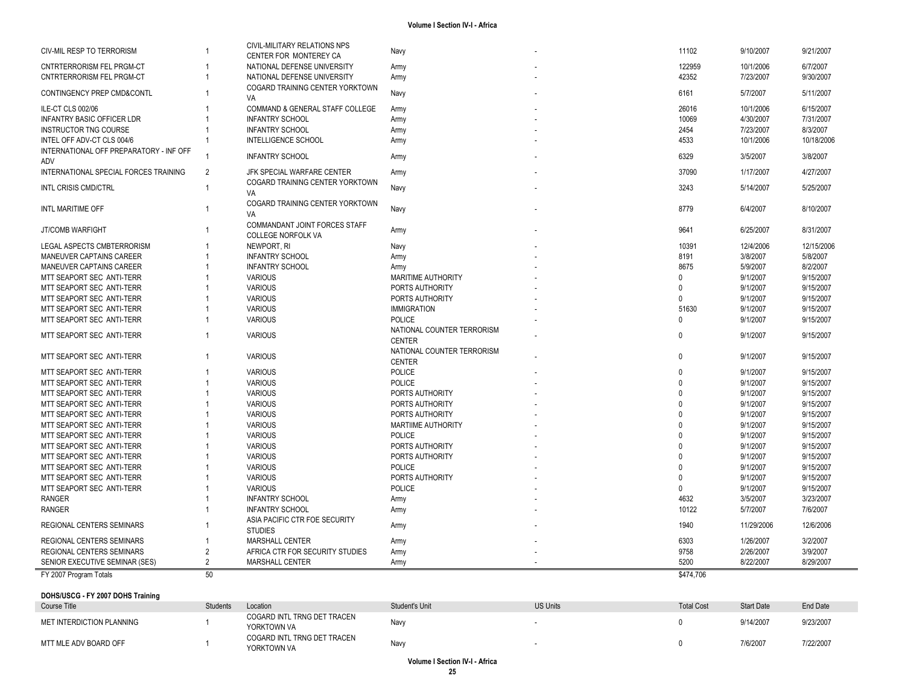| | | | | | | | |
|---|---|---|---|---|---|---|---|
| CIV-MIL RESP TO TERRORISM | 1 | CIVIL-MILITARY RELATIONS NPS CENTER FOR MONTEREY CA | Navy | - | 11102 | 9/10/2007 | 9/21/2007 |
| CNTRTERRORISM FEL PRGM-CT | 1 | NATIONAL DEFENSE UNIVERSITY | Army | - | 122959 | 10/1/2006 | 6/7/2007 |
| CNTRTERRORISM FEL PRGM-CT | 1 | NATIONAL DEFENSE UNIVERSITY | Army | - | 42352 | 7/23/2007 | 9/30/2007 |
| CONTINGENCY PREP CMD&CONTL | 1 | COGARD TRAINING CENTER YORKTOWN VA | Navy | - | 6161 | 5/7/2007 | 5/11/2007 |
| ILE-CT CLS 002/06 | 1 | COMMAND & GENERAL STAFF COLLEGE | Army | - | 26016 | 10/1/2006 | 6/15/2007 |
| INFANTRY BASIC OFFICER LDR | 1 | INFANTRY SCHOOL | Army | - | 10069 | 4/30/2007 | 7/31/2007 |
| INSTRUCTOR TNG COURSE | 1 | INFANTRY SCHOOL | Army | - | 2454 | 7/23/2007 | 8/3/2007 |
| INTEL OFF ADV-CT CLS 004/6 | 1 | INTELLIGENCE SCHOOL | Army | - | 4533 | 10/1/2006 | 10/18/2006 |
| INTERNATIONAL OFF PREPARATORY - INF OFF ADV | 1 | INFANTRY SCHOOL | Army | - | 6329 | 3/5/2007 | 3/8/2007 |
| INTERNATIONAL SPECIAL FORCES TRAINING | 2 | JFK SPECIAL WARFARE CENTER | Army | - | 37090 | 1/17/2007 | 4/27/2007 |
| INTL CRISIS CMD/CTRL | 1 | COGARD TRAINING CENTER YORKTOWN VA | Navy | - | 3243 | 5/14/2007 | 5/25/2007 |
| INTL MARITIME OFF | 1 | COGARD TRAINING CENTER YORKTOWN VA | Navy | - | 8779 | 6/4/2007 | 8/10/2007 |
| JT/COMB WARFIGHT | 1 | COMMANDANT JOINT FORCES STAFF COLLEGE NORFOLK VA | Army | - | 9641 | 6/25/2007 | 8/31/2007 |
| LEGAL ASPECTS CMBTERRORISM | 1 | NEWPORT, RI | Navy | - | 10391 | 12/4/2006 | 12/15/2006 |
| MANEUVER CAPTAINS CAREER | 1 | INFANTRY SCHOOL | Army | - | 8191 | 3/8/2007 | 5/8/2007 |
| MANEUVER CAPTAINS CAREER | 1 | INFANTRY SCHOOL | Army | - | 8675 | 5/9/2007 | 8/2/2007 |
| MTT SEAPORT SEC ANTI-TERR | 1 | VARIOUS | MARITIME AUTHORITY | - | 0 | 9/1/2007 | 9/15/2007 |
| MTT SEAPORT SEC ANTI-TERR | 1 | VARIOUS | PORTS AUTHORITY | - | 0 | 9/1/2007 | 9/15/2007 |
| MTT SEAPORT SEC ANTI-TERR | 1 | VARIOUS | PORTS AUTHORITY | - | 0 | 9/1/2007 | 9/15/2007 |
| MTT SEAPORT SEC ANTI-TERR | 1 | VARIOUS | IMMIGRATION | - | 51630 | 9/1/2007 | 9/15/2007 |
| MTT SEAPORT SEC ANTI-TERR | 1 | VARIOUS | POLICE | - | 0 | 9/1/2007 | 9/15/2007 |
| MTT SEAPORT SEC ANTI-TERR | 1 | VARIOUS | NATIONAL COUNTER TERRORISM CENTER | - | 0 | 9/1/2007 | 9/15/2007 |
| MTT SEAPORT SEC ANTI-TERR | 1 | VARIOUS | NATIONAL COUNTER TERRORISM CENTER | - | 0 | 9/1/2007 | 9/15/2007 |
| MTT SEAPORT SEC ANTI-TERR | 1 | VARIOUS | POLICE | - | 0 | 9/1/2007 | 9/15/2007 |
| MTT SEAPORT SEC ANTI-TERR | 1 | VARIOUS | POLICE | - | 0 | 9/1/2007 | 9/15/2007 |
| MTT SEAPORT SEC ANTI-TERR | 1 | VARIOUS | PORTS AUTHORITY | - | 0 | 9/1/2007 | 9/15/2007 |
| MTT SEAPORT SEC ANTI-TERR | 1 | VARIOUS | PORTS AUTHORITY | - | 0 | 9/1/2007 | 9/15/2007 |
| MTT SEAPORT SEC ANTI-TERR | 1 | VARIOUS | PORTS AUTHORITY | - | 0 | 9/1/2007 | 9/15/2007 |
| MTT SEAPORT SEC ANTI-TERR | 1 | VARIOUS | MARTIIME AUTHORITY | - | 0 | 9/1/2007 | 9/15/2007 |
| MTT SEAPORT SEC ANTI-TERR | 1 | VARIOUS | POLICE | - | 0 | 9/1/2007 | 9/15/2007 |
| MTT SEAPORT SEC ANTI-TERR | 1 | VARIOUS | PORTS AUTHORITY | - | 0 | 9/1/2007 | 9/15/2007 |
| MTT SEAPORT SEC ANTI-TERR | 1 | VARIOUS | PORTS AUTHORITY | - | 0 | 9/1/2007 | 9/15/2007 |
| MTT SEAPORT SEC ANTI-TERR | 1 | VARIOUS | POLICE | - | 0 | 9/1/2007 | 9/15/2007 |
| MTT SEAPORT SEC ANTI-TERR | 1 | VARIOUS | PORTS AUTHORITY | - | 0 | 9/1/2007 | 9/15/2007 |
| MTT SEAPORT SEC ANTI-TERR | 1 | VARIOUS | POLICE | - | 0 | 9/1/2007 | 9/15/2007 |
| RANGER | 1 | INFANTRY SCHOOL | Army | - | 4632 | 3/5/2007 | 3/23/2007 |
| RANGER | 1 | INFANTRY SCHOOL | Army | - | 10122 | 5/7/2007 | 7/6/2007 |
| REGIONAL CENTERS SEMINARS | 1 | ASIA PACIFIC CTR FOE SECURITY STUDIES | Army | - | 1940 | 11/29/2006 | 12/6/2006 |
| REGIONAL CENTERS SEMINARS | 1 | MARSHALL CENTER | Army | - | 6303 | 1/26/2007 | 3/2/2007 |
| REGIONAL CENTERS SEMINARS | 2 | AFRICA CTR FOR SECURITY STUDIES | Army | - | 9758 | 2/26/2007 | 3/9/2007 |
| SENIOR EXECUTIVE SEMINAR (SES) | 2 | MARSHALL CENTER | Army | - | 5200 | 8/22/2007 | 8/29/2007 |
| FY 2007 Program Totals | 50 | | | | $474,706 | | |

**DOHS/USCG - FY 2007 DOHS Training**

| Course Title | Students | Location | Student's Unit | US Units | Total Cost | Start Date | End Date |
|---|---|---|---|---|---|---|---|
| MET INTERDICTION PLANNING | 1 | COGARD INTL TRNG DET TRACEN YORKTOWN VA | Navy | - | 0 | 9/14/2007 | 9/23/2007 |
| MTT MLE ADV BOARD OFF | 1 | COGARD INTL TRNG DET TRACEN YORKTOWN VA | Navy | - | 0 | 7/6/2007 | 7/22/2007 |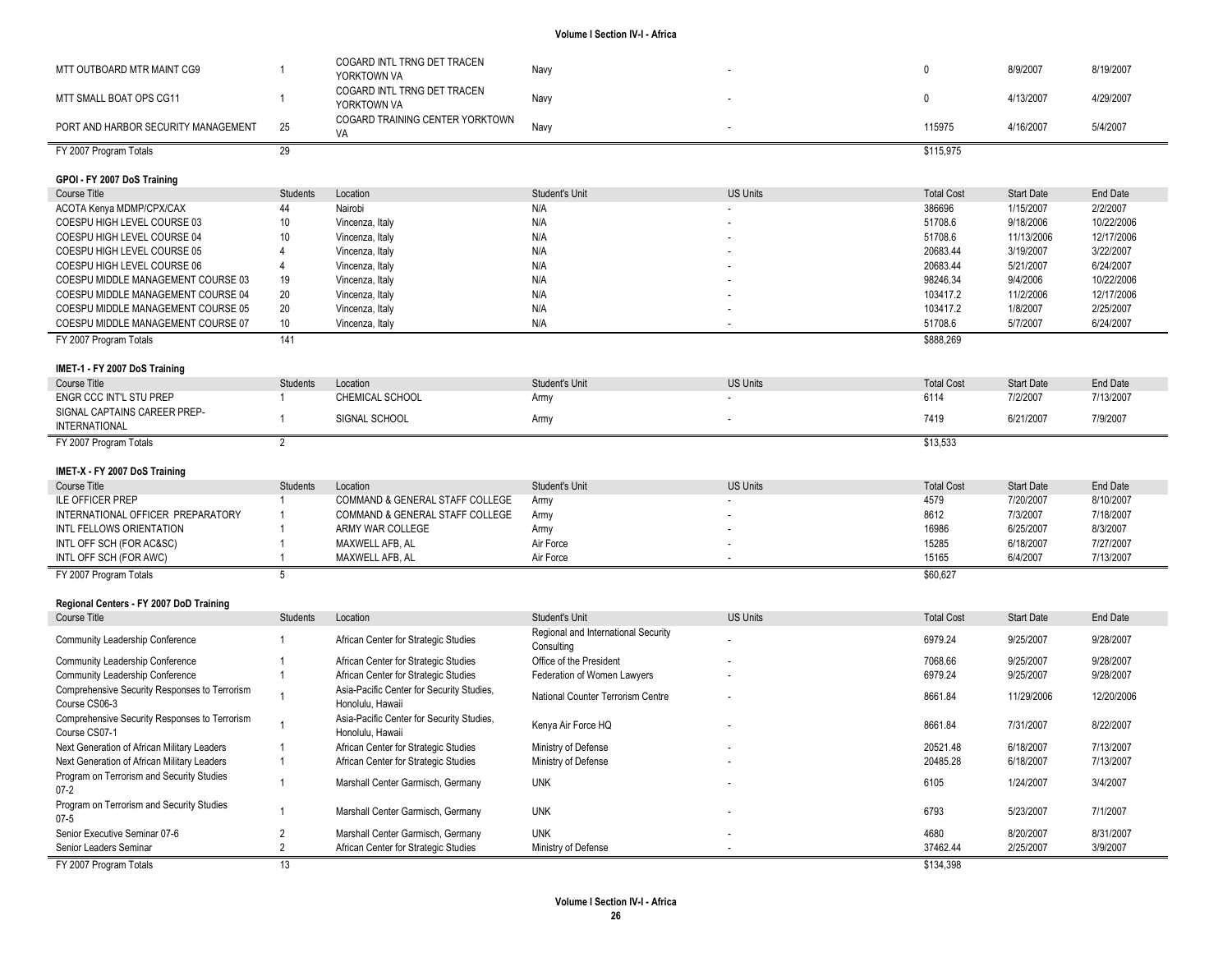| | | | | | | | |
|---|---|---|---|---|---|---|---|
| MTT OUTBOARD MTR MAINT CG9 | 1 | COGARD INTL TRNG DET TRACEN YORKTOWN VA | Navy | - | 0 | 8/9/2007 | 8/19/2007 |
| MTT SMALL BOAT OPS CG11 | 1 | COGARD INTL TRNG DET TRACEN YORKTOWN VA | Navy | - | 0 | 4/13/2007 | 4/29/2007 |
| PORT AND HARBOR SECURITY MANAGEMENT | 25 | COGARD TRAINING CENTER YORKTOWN VA | Navy | - | 115975 | 4/16/2007 | 5/4/2007 |
| FY 2007 Program Totals | 29 | | | | $115,975 | | |

**GPOI - FY 2007 DoS Training**

| Course Title | Students | Location | Student's Unit | US Units | Total Cost | Start Date | End Date |
|---|---|---|---|---|---|---|---|
| ACOTA Kenya MDMP/CPX/CAX | 44 | Nairobi | N/A | - | 386696 | 1/15/2007 | 2/2/2007 |
| COESPU HIGH LEVEL COURSE 03 | 10 | Vincenza, Italy | N/A | - | 51708.6 | 9/18/2006 | 10/22/2006 |
| COESPU HIGH LEVEL COURSE 04 | 10 | Vincenza, Italy | N/A | - | 51708.6 | 11/13/2006 | 12/17/2006 |
| COESPU HIGH LEVEL COURSE 05 | 4 | Vincenza, Italy | N/A | - | 20683.44 | 3/19/2007 | 3/22/2007 |
| COESPU HIGH LEVEL COURSE 06 | 4 | Vincenza, Italy | N/A | - | 20683.44 | 5/21/2007 | 6/24/2007 |
| COESPU MIDDLE MANAGEMENT COURSE 03 | 19 | Vincenza, Italy | N/A | - | 98246.34 | 9/4/2006 | 10/22/2006 |
| COESPU MIDDLE MANAGEMENT COURSE 04 | 20 | Vincenza, Italy | N/A | - | 103417.2 | 11/2/2006 | 12/17/2006 |
| COESPU MIDDLE MANAGEMENT COURSE 05 | 20 | Vincenza, Italy | N/A | - | 103417.2 | 1/8/2007 | 2/25/2007 |
| COESPU MIDDLE MANAGEMENT COURSE 07 | 10 | Vincenza, Italy | N/A | - | 51708.6 | 5/7/2007 | 6/24/2007 |
| FY 2007 Program Totals | 141 | | | | $888,269 | | |

**IMET-1 - FY 2007 DoS Training**

| Course Title | Students | Location | Student's Unit | US Units | Total Cost | Start Date | End Date |
|---|---|---|---|---|---|---|---|
| ENGR CCC INT'L STU PREP | 1 | CHEMICAL SCHOOL | Army | - | 6114 | 7/2/2007 | 7/13/2007 |
| SIGNAL CAPTAINS CAREER PREP-INTERNATIONAL | 1 | SIGNAL SCHOOL | Army | - | 7419 | 6/21/2007 | 7/9/2007 |
| FY 2007 Program Totals | 2 | | | | $13,533 | | |

**IMET-X - FY 2007 DoS Training**

| Course Title | Students | Location | Student's Unit | US Units | Total Cost | Start Date | End Date |
|---|---|---|---|---|---|---|---|
| ILE OFFICER PREP | 1 | COMMAND & GENERAL STAFF COLLEGE | Army | - | 4579 | 7/20/2007 | 8/10/2007 |
| INTERNATIONAL OFFICER PREPARATORY | 1 | COMMAND & GENERAL STAFF COLLEGE | Army | - | 8612 | 7/3/2007 | 7/18/2007 |
| INTL FELLOWS ORIENTATION | 1 | ARMY WAR COLLEGE | Army | - | 16986 | 6/25/2007 | 8/3/2007 |
| INTL OFF SCH (FOR AC&SC) | 1 | MAXWELL AFB, AL | Air Force | - | 15285 | 6/18/2007 | 7/27/2007 |
| INTL OFF SCH (FOR AWC) | 1 | MAXWELL AFB, AL | Air Force | - | 15165 | 6/4/2007 | 7/13/2007 |
| FY 2007 Program Totals | 5 | | | | $60,627 | | |

**Regional Centers - FY 2007 DoD Training**

| Course Title | Students | Location | Student's Unit | US Units | Total Cost | Start Date | End Date |
|---|---|---|---|---|---|---|---|
| Community Leadership Conference | 1 | African Center for Strategic Studies | Regional and International Security Consulting | - | 6979.24 | 9/25/2007 | 9/28/2007 |
| Community Leadership Conference | 1 | African Center for Strategic Studies | Office of the President | - | 7068.66 | 9/25/2007 | 9/28/2007 |
| Community Leadership Conference | 1 | African Center for Strategic Studies | Federation of Women Lawyers | - | 6979.24 | 9/25/2007 | 9/28/2007 |
| Comprehensive Security Responses to Terrorism Course CS06-3 | 1 | Asia-Pacific Center for Security Studies, Honolulu, Hawaii | National Counter Terrorism Centre | - | 8661.84 | 11/29/2006 | 12/20/2006 |
| Comprehensive Security Responses to Terrorism Course CS07-1 | 1 | Asia-Pacific Center for Security Studies, Honolulu, Hawaii | Kenya Air Force HQ | - | 8661.84 | 7/31/2007 | 8/22/2007 |
| Next Generation of African Military Leaders | 1 | African Center for Strategic Studies | Ministry of Defense | - | 20521.48 | 6/18/2007 | 7/13/2007 |
| Next Generation of African Military Leaders | 1 | African Center for Strategic Studies | Ministry of Defense | - | 20485.28 | 6/18/2007 | 7/13/2007 |
| Program on Terrorism and Security Studies 07-2 | 1 | Marshall Center Garmisch, Germany | UNK | - | 6105 | 1/24/2007 | 3/4/2007 |
| Program on Terrorism and Security Studies 07-5 | 1 | Marshall Center Garmisch, Germany | UNK | - | 6793 | 5/23/2007 | 7/1/2007 |
| Senior Executive Seminar 07-6 | 2 | Marshall Center Garmisch, Germany | UNK | - | 4680 | 8/20/2007 | 8/31/2007 |
| Senior Leaders Seminar | 2 | African Center for Strategic Studies | Ministry of Defense | - | 37462.44 | 2/25/2007 | 3/9/2007 |
| FY 2007 Program Totals | 13 | | | | $134,398 | | |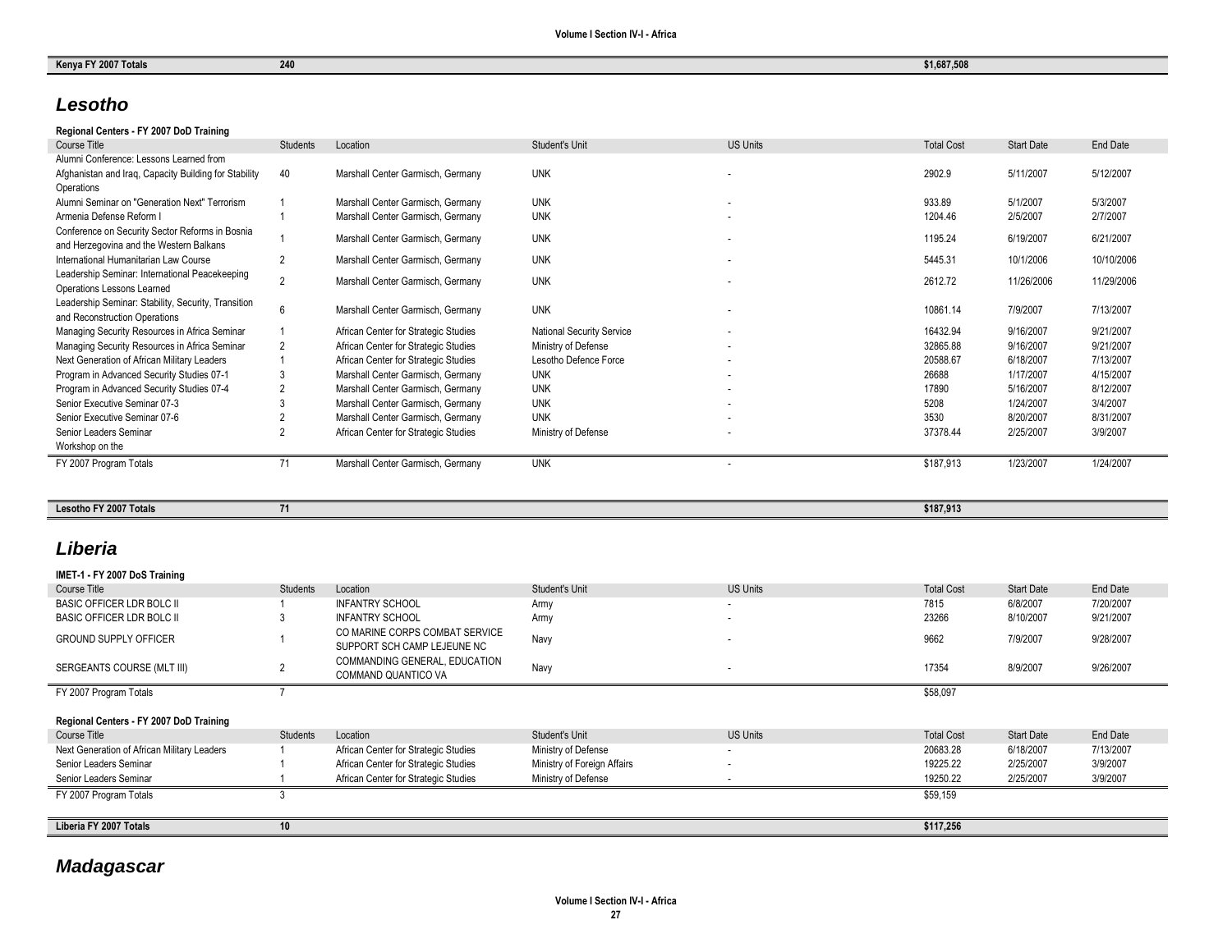| Kenya FY 2007 Totals | 240 | | | | $1,687,508 | | |
|---|---|---|---|---|---|---|---|

## *Lesotho*

**Regional Centers - FY 2007 DoD Training**

| Course Title | Students | Location | Student's Unit | US Units | Total Cost | Start Date | End Date |
|---|---|---|---|---|---|---|---|
| Alumni Conference: Lessons Learned from Afghanistan and Iraq, Capacity Building for Stability Operations | 40 | Marshall Center Garmisch, Germany | UNK | - | 2902.9 | 5/11/2007 | 5/12/2007 |
| Alumni Seminar on "Generation Next" Terrorism | 1 | Marshall Center Garmisch, Germany | UNK | - | 933.89 | 5/1/2007 | 5/3/2007 |
| Armenia Defense Reform I | 1 | Marshall Center Garmisch, Germany | UNK | - | 1204.46 | 2/5/2007 | 2/7/2007 |
| Conference on Security Sector Reforms in Bosnia and Herzegovina and the Western Balkans | 1 | Marshall Center Garmisch, Germany | UNK | - | 1195.24 | 6/19/2007 | 6/21/2007 |
| International Humanitarian Law Course | 2 | Marshall Center Garmisch, Germany | UNK | - | 5445.31 | 10/1/2006 | 10/10/2006 |
| Leadership Seminar: International Peacekeeping Operations Lessons Learned | 2 | Marshall Center Garmisch, Germany | UNK | - | 2612.72 | 11/26/2006 | 11/29/2006 |
| Leadership Seminar: Stability, Security, Transition and Reconstruction Operations | 6 | Marshall Center Garmisch, Germany | UNK | - | 10861.14 | 7/9/2007 | 7/13/2007 |
| Managing Security Resources in Africa Seminar | 1 | African Center for Strategic Studies | National Security Service | - | 16432.94 | 9/16/2007 | 9/21/2007 |
| Managing Security Resources in Africa Seminar | 2 | African Center for Strategic Studies | Ministry of Defense | - | 32865.88 | 9/16/2007 | 9/21/2007 |
| Next Generation of African Military Leaders | 1 | African Center for Strategic Studies | Lesotho Defence Force | - | 20588.67 | 6/18/2007 | 7/13/2007 |
| Program in Advanced Security Studies 07-1 | 3 | Marshall Center Garmisch, Germany | UNK | - | 26688 | 1/17/2007 | 4/15/2007 |
| Program in Advanced Security Studies 07-4 | 2 | Marshall Center Garmisch, Germany | UNK | - | 17890 | 5/16/2007 | 8/12/2007 |
| Senior Executive Seminar 07-3 | 3 | Marshall Center Garmisch, Germany | UNK | - | 5208 | 1/24/2007 | 3/4/2007 |
| Senior Executive Seminar 07-6 | 2 | Marshall Center Garmisch, Germany | UNK | - | 3530 | 8/20/2007 | 8/31/2007 |
| Senior Leaders Seminar | 2 | African Center for Strategic Studies | Ministry of Defense | - | 37378.44 | 2/25/2007 | 3/9/2007 |
| Workshop on the | | | | | | | |
| FY 2007 Program Totals | 71 | Marshall Center Garmisch, Germany | UNK | - | $187,913 | 1/23/2007 | 1/24/2007 |

| Lesotho FY 2007 Totals | 71 | | | | $187,913 | | |
|---|---|---|---|---|---|---|---|

## *Liberia*

**IMET-1 - FY 2007 DoS Training**

| Course Title | Students | Location | Student's Unit | US Units | Total Cost | Start Date | End Date |
|---|---|---|---|---|---|---|---|
| BASIC OFFICER LDR BOLC II | 1 | INFANTRY SCHOOL | Army | - | 7815 | 6/8/2007 | 7/20/2007 |
| BASIC OFFICER LDR BOLC II | 3 | INFANTRY SCHOOL | Army | - | 23266 | 8/10/2007 | 9/21/2007 |
| GROUND SUPPLY OFFICER | 1 | CO MARINE CORPS COMBAT SERVICE SUPPORT SCH CAMP LEJEUNE NC | Navy | - | 9662 | 7/9/2007 | 9/28/2007 |
| SERGEANTS COURSE (MLT III) | 2 | COMMANDING GENERAL, EDUCATION COMMAND QUANTICO VA | Navy | - | 17354 | 8/9/2007 | 9/26/2007 |
| FY 2007 Program Totals | 7 | | | | $58,097 | | |

**Regional Centers - FY 2007 DoD Training**

| Course Title | Students | Location | Student's Unit | US Units | Total Cost | Start Date | End Date |
|---|---|---|---|---|---|---|---|
| Next Generation of African Military Leaders | 1 | African Center for Strategic Studies | Ministry of Defense | - | 20683.28 | 6/18/2007 | 7/13/2007 |
| Senior Leaders Seminar | 1 | African Center for Strategic Studies | Ministry of Foreign Affairs | - | 19225.22 | 2/25/2007 | 3/9/2007 |
| Senior Leaders Seminar | 1 | African Center for Strategic Studies | Ministry of Defense | - | 19250.22 | 2/25/2007 | 3/9/2007 |
| FY 2007 Program Totals | 3 | | | | $59,159 | | |

| Liberia FY 2007 Totals | 10 | | | | $117,256 | | |
|---|---|---|---|---|---|---|---|

## *Madagascar*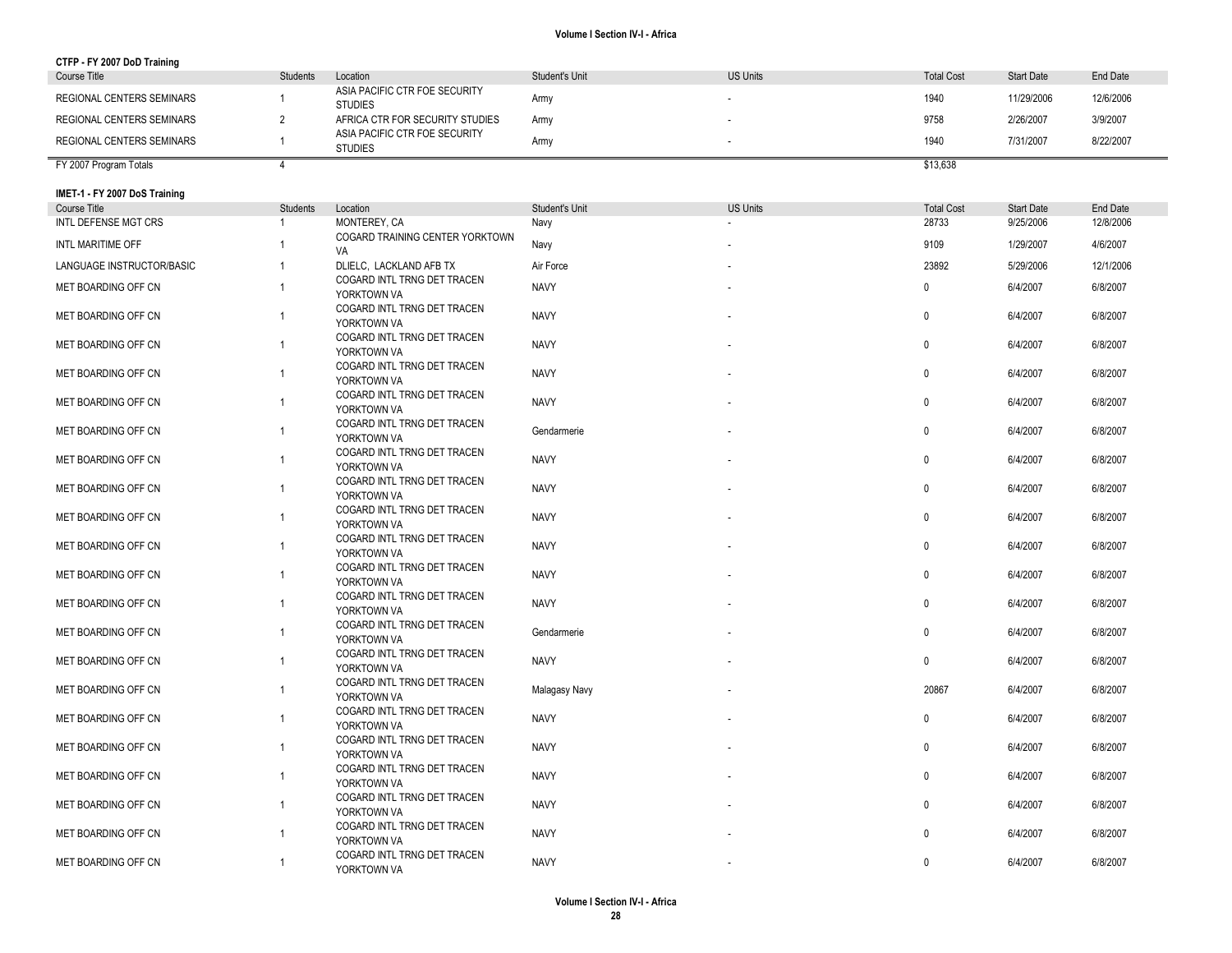**CTFP - FY 2007 DoD Training**

| Course Title | Students | Location | Student's Unit | US Units | Total Cost | Start Date | End Date |
|---|---|---|---|---|---|---|---|
| REGIONAL CENTERS SEMINARS | 1 | ASIA PACIFIC CTR FOE SECURITY STUDIES | Army | - | 1940 | 11/29/2006 | 12/6/2006 |
| REGIONAL CENTERS SEMINARS | 2 | AFRICA CTR FOR SECURITY STUDIES | Army | - | 9758 | 2/26/2007 | 3/9/2007 |
| REGIONAL CENTERS SEMINARS | 1 | ASIA PACIFIC CTR FOE SECURITY STUDIES | Army | - | 1940 | 7/31/2007 | 8/22/2007 |
| FY 2007 Program Totals | 4 | | | | $13,638 | | |

**IMET-1 - FY 2007 DoS Training**

| Course Title | Students | Location | Student's Unit | US Units | Total Cost | Start Date | End Date |
|---|---|---|---|---|---|---|---|
| INTL DEFENSE MGT CRS | 1 | MONTEREY, CA | Navy | - | 28733 | 9/25/2006 | 12/8/2006 |
| INTL MARITIME OFF | 1 | COGARD TRAINING CENTER YORKTOWN VA | Navy | - | 9109 | 1/29/2007 | 4/6/2007 |
| LANGUAGE INSTRUCTOR/BASIC | 1 | DLIELC, LACKLAND AFB TX | Air Force | - | 23892 | 5/29/2006 | 12/1/2006 |
| MET BOARDING OFF CN | 1 | COGARD INTL TRNG DET TRACEN YORKTOWN VA | NAVY | - | 0 | 6/4/2007 | 6/8/2007 |
| MET BOARDING OFF CN | 1 | COGARD INTL TRNG DET TRACEN YORKTOWN VA | NAVY | - | 0 | 6/4/2007 | 6/8/2007 |
| MET BOARDING OFF CN | 1 | COGARD INTL TRNG DET TRACEN YORKTOWN VA | NAVY | - | 0 | 6/4/2007 | 6/8/2007 |
| MET BOARDING OFF CN | 1 | COGARD INTL TRNG DET TRACEN YORKTOWN VA | NAVY | - | 0 | 6/4/2007 | 6/8/2007 |
| MET BOARDING OFF CN | 1 | COGARD INTL TRNG DET TRACEN YORKTOWN VA | NAVY | - | 0 | 6/4/2007 | 6/8/2007 |
| MET BOARDING OFF CN | 1 | COGARD INTL TRNG DET TRACEN YORKTOWN VA | Gendarmerie | - | 0 | 6/4/2007 | 6/8/2007 |
| MET BOARDING OFF CN | 1 | COGARD INTL TRNG DET TRACEN YORKTOWN VA | NAVY | - | 0 | 6/4/2007 | 6/8/2007 |
| MET BOARDING OFF CN | 1 | COGARD INTL TRNG DET TRACEN YORKTOWN VA | NAVY | - | 0 | 6/4/2007 | 6/8/2007 |
| MET BOARDING OFF CN | 1 | COGARD INTL TRNG DET TRACEN YORKTOWN VA | NAVY | - | 0 | 6/4/2007 | 6/8/2007 |
| MET BOARDING OFF CN | 1 | COGARD INTL TRNG DET TRACEN YORKTOWN VA | NAVY | - | 0 | 6/4/2007 | 6/8/2007 |
| MET BOARDING OFF CN | 1 | COGARD INTL TRNG DET TRACEN YORKTOWN VA | NAVY | - | 0 | 6/4/2007 | 6/8/2007 |
| MET BOARDING OFF CN | 1 | COGARD INTL TRNG DET TRACEN YORKTOWN VA | NAVY | - | 0 | 6/4/2007 | 6/8/2007 |
| MET BOARDING OFF CN | 1 | COGARD INTL TRNG DET TRACEN YORKTOWN VA | Gendarmerie | - | 0 | 6/4/2007 | 6/8/2007 |
| MET BOARDING OFF CN | 1 | COGARD INTL TRNG DET TRACEN YORKTOWN VA | NAVY | - | 0 | 6/4/2007 | 6/8/2007 |
| MET BOARDING OFF CN | 1 | COGARD INTL TRNG DET TRACEN YORKTOWN VA | Malagasy Navy | - | 20867 | 6/4/2007 | 6/8/2007 |
| MET BOARDING OFF CN | 1 | COGARD INTL TRNG DET TRACEN YORKTOWN VA | NAVY | - | 0 | 6/4/2007 | 6/8/2007 |
| MET BOARDING OFF CN | 1 | COGARD INTL TRNG DET TRACEN YORKTOWN VA | NAVY | - | 0 | 6/4/2007 | 6/8/2007 |
| MET BOARDING OFF CN | 1 | COGARD INTL TRNG DET TRACEN YORKTOWN VA | NAVY | - | 0 | 6/4/2007 | 6/8/2007 |
| MET BOARDING OFF CN | 1 | COGARD INTL TRNG DET TRACEN YORKTOWN VA | NAVY | - | 0 | 6/4/2007 | 6/8/2007 |
| MET BOARDING OFF CN | 1 | COGARD INTL TRNG DET TRACEN YORKTOWN VA | NAVY | - | 0 | 6/4/2007 | 6/8/2007 |
| MET BOARDING OFF CN | 1 | COGARD INTL TRNG DET TRACEN YORKTOWN VA | NAVY | - | 0 | 6/4/2007 | 6/8/2007 |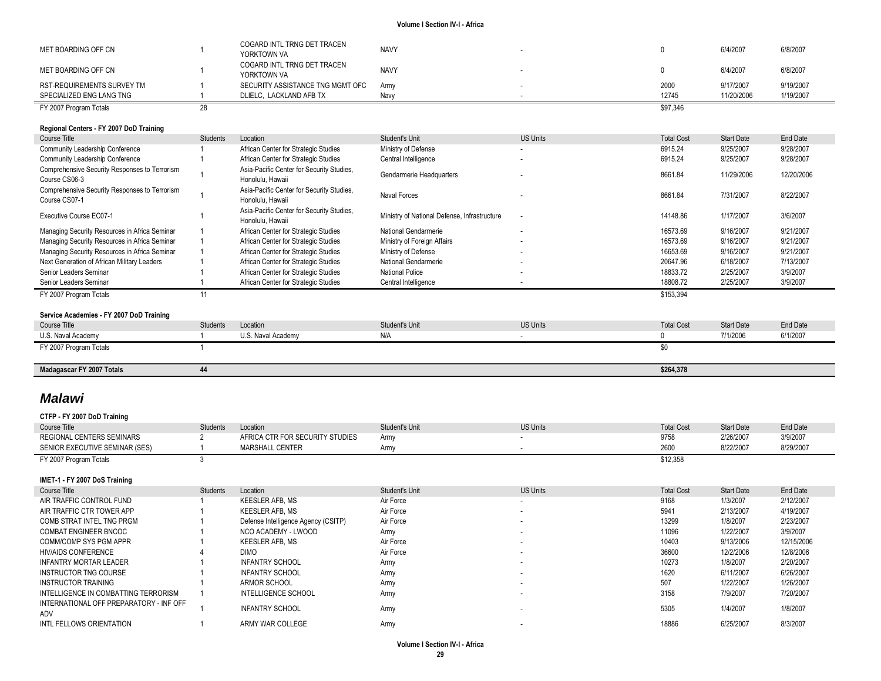| Course Title | Students | Location | Student's Unit | US Units | Total Cost | Start Date | End Date |
|---|---|---|---|---|---|---|---|
| MET BOARDING OFF CN | 1 | COGARD INTL TRNG DET TRACEN YORKTOWN VA | NAVY | - | 0 | 6/4/2007 | 6/8/2007 |
| MET BOARDING OFF CN | 1 | COGARD INTL TRNG DET TRACEN YORKTOWN VA | NAVY | - | 0 | 6/4/2007 | 6/8/2007 |
| RST-REQUIREMENTS SURVEY TM | 1 | SECURITY ASSISTANCE TNG MGMT OFC | Army | - | 2000 | 9/17/2007 | 9/19/2007 |
| SPECIALIZED ENG LANG TNG | 1 | DLIELC, LACKLAND AFB TX | Navy | - | 12745 | 11/20/2006 | 1/19/2007 |
| FY 2007 Program Totals | 28 | | | | $97,346 | | |

**Regional Centers - FY 2007 DoD Training**

| Course Title | Students | Location | Student's Unit | US Units | Total Cost | Start Date | End Date |
|---|---|---|---|---|---|---|---|
| Community Leadership Conference | 1 | African Center for Strategic Studies | Ministry of Defense | - | 6915.24 | 9/25/2007 | 9/28/2007 |
| Community Leadership Conference | 1 | African Center for Strategic Studies | Central Intelligence | - | 6915.24 | 9/25/2007 | 9/28/2007 |
| Comprehensive Security Responses to Terrorism Course CS06-3 | 1 | Asia-Pacific Center for Security Studies, Honolulu, Hawaii | Gendarmerie Headquarters | - | 8661.84 | 11/29/2006 | 12/20/2006 |
| Comprehensive Security Responses to Terrorism Course CS07-1 | 1 | Asia-Pacific Center for Security Studies, Honolulu, Hawaii | Naval Forces | - | 8661.84 | 7/31/2007 | 8/22/2007 |
| Executive Course EC07-1 | 1 | Asia-Pacific Center for Security Studies, Honolulu, Hawaii | Ministry of National Defense, Infrastructure | - | 14148.86 | 1/17/2007 | 3/6/2007 |
| Managing Security Resources in Africa Seminar | 1 | African Center for Strategic Studies | National Gendarmerie | - | 16573.69 | 9/16/2007 | 9/21/2007 |
| Managing Security Resources in Africa Seminar | 1 | African Center for Strategic Studies | Ministry of Foreign Affairs | - | 16573.69 | 9/16/2007 | 9/21/2007 |
| Managing Security Resources in Africa Seminar | 1 | African Center for Strategic Studies | Ministry of Defense | - | 16653.69 | 9/16/2007 | 9/21/2007 |
| Next Generation of African Military Leaders | 1 | African Center for Strategic Studies | National Gendarmerie | - | 20647.96 | 6/18/2007 | 7/13/2007 |
| Senior Leaders Seminar | 1 | African Center for Strategic Studies | National Police | - | 18833.72 | 2/25/2007 | 3/9/2007 |
| Senior Leaders Seminar | 1 | African Center for Strategic Studies | Central Intelligence | - | 18808.72 | 2/25/2007 | 3/9/2007 |
| FY 2007 Program Totals | 11 | | | | $153,394 | | |

**Service Academies - FY 2007 DoD Training**

| Course Title | Students | Location | Student's Unit | US Units | Total Cost | Start Date | End Date |
|---|---|---|---|---|---|---|---|
| U.S. Naval Academy | 1 | U.S. Naval Academy | N/A | - | 0 | 7/1/2006 | 6/1/2007 |
| FY 2007 Program Totals | 1 | | | | $0 | | |

| | | | | | | | |
|---|---|---|---|---|---|---|---|
| **Madagascar FY 2007 Totals** | **44** | | | | **$264,378** | | |

## *Malawi*

**CTFP - FY 2007 DoD Training**

| Course Title | Students | Location | Student's Unit | US Units | Total Cost | Start Date | End Date |
|---|---|---|---|---|---|---|---|
| REGIONAL CENTERS SEMINARS | 2 | AFRICA CTR FOR SECURITY STUDIES | Army | - | 9758 | 2/26/2007 | 3/9/2007 |
| SENIOR EXECUTIVE SEMINAR (SES) | 1 | MARSHALL CENTER | Army | - | 2600 | 8/22/2007 | 8/29/2007 |
| FY 2007 Program Totals | 3 | | | | $12,358 | | |

**IMET-1 - FY 2007 DoS Training**

| Course Title | Students | Location | Student's Unit | US Units | Total Cost | Start Date | End Date |
|---|---|---|---|---|---|---|---|
| AIR TRAFFIC CONTROL FUND | 1 | KEESLER AFB, MS | Air Force | - | 9168 | 1/3/2007 | 2/12/2007 |
| AIR TRAFFIC CTR TOWER APP | 1 | KEESLER AFB, MS | Air Force | - | 5941 | 2/13/2007 | 4/19/2007 |
| COMB STRAT INTEL TNG PRGM | 1 | Defense Intelligence Agency (CSITP) | Air Force | - | 13299 | 1/8/2007 | 2/23/2007 |
| COMBAT ENGINEER BNCOC | 1 | NCO ACADEMY - LWOOD | Army | - | 11096 | 1/22/2007 | 3/9/2007 |
| COMM/COMP SYS PGM APPR | 1 | KEESLER AFB, MS | Air Force | - | 10403 | 9/13/2006 | 12/15/2006 |
| HIV/AIDS CONFERENCE | 4 | DIMO | Air Force | - | 36600 | 12/2/2006 | 12/8/2006 |
| INFANTRY MORTAR LEADER | 1 | INFANTRY SCHOOL | Army | - | 10273 | 1/8/2007 | 2/20/2007 |
| INSTRUCTOR TNG COURSE | 1 | INFANTRY SCHOOL | Army | - | 1620 | 6/11/2007 | 6/26/2007 |
| INSTRUCTOR TRAINING | 1 | ARMOR SCHOOL | Army | - | 507 | 1/22/2007 | 1/26/2007 |
| INTELLIGENCE IN COMBATTING TERRORISM | 1 | INTELLIGENCE SCHOOL | Army | - | 3158 | 7/9/2007 | 7/20/2007 |
| INTERNATIONAL OFF PREPARATORY - INF OFF ADV | 1 | INFANTRY SCHOOL | Army | - | 5305 | 1/4/2007 | 1/8/2007 |
| INTL FELLOWS ORIENTATION | 1 | ARMY WAR COLLEGE | Army | - | 18886 | 6/25/2007 | 8/3/2007 |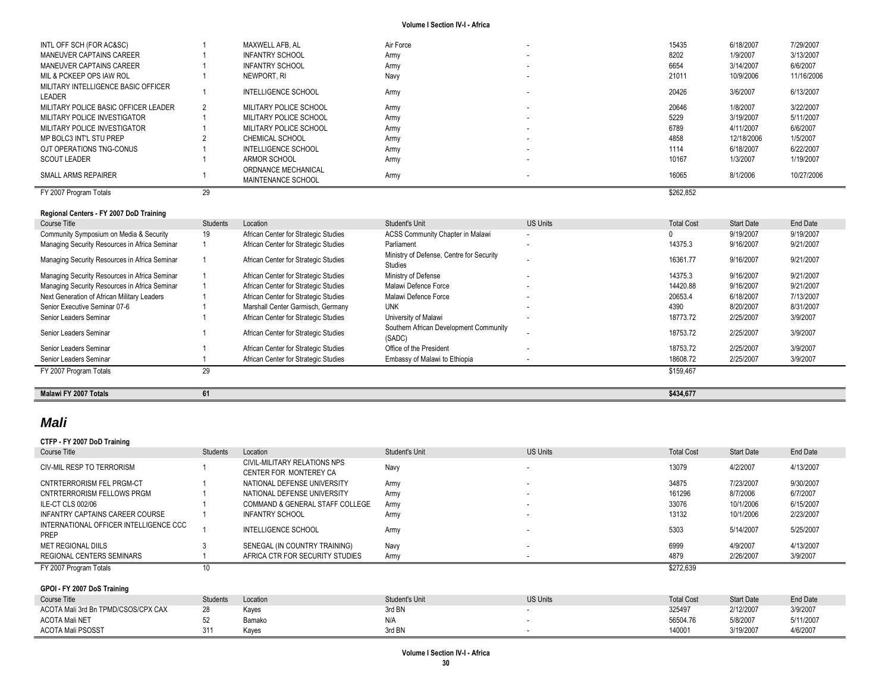| Course Title | Students | Location | Student's Unit | US Units | Total Cost | Start Date | End Date |
|---|---|---|---|---|---|---|---|
| INTL OFF SCH (FOR AC&SC) | 1 | MAXWELL AFB, AL | Air Force | - | 15435 | 6/18/2007 | 7/29/2007 |
| MANEUVER CAPTAINS CAREER | 1 | INFANTRY SCHOOL | Army | - | 8202 | 1/9/2007 | 3/13/2007 |
| MANEUVER CAPTAINS CAREER | 1 | INFANTRY SCHOOL | Army | - | 6654 | 3/14/2007 | 6/6/2007 |
| MIL & PCKEEP OPS IAW ROL | 1 | NEWPORT, RI | Navy | - | 21011 | 10/9/2006 | 11/16/2006 |
| MILITARY INTELLIGENCE BASIC OFFICER LEADER | 1 | INTELLIGENCE SCHOOL | Army | - | 20426 | 3/6/2007 | 6/13/2007 |
| MILITARY POLICE BASIC OFFICER LEADER | 2 | MILITARY POLICE SCHOOL | Army | - | 20646 | 1/8/2007 | 3/22/2007 |
| MILITARY POLICE INVESTIGATOR | 1 | MILITARY POLICE SCHOOL | Army | - | 5229 | 3/19/2007 | 5/11/2007 |
| MILITARY POLICE INVESTIGATOR | 1 | MILITARY POLICE SCHOOL | Army | - | 6789 | 4/11/2007 | 6/6/2007 |
| MP BOLC3 INT'L STU PREP | 2 | CHEMICAL SCHOOL | Army | - | 4858 | 12/18/2006 | 1/5/2007 |
| OJT OPERATIONS TNG-CONUS | 1 | INTELLIGENCE SCHOOL | Army | - | 1114 | 6/18/2007 | 6/22/2007 |
| SCOUT LEADER | 1 | ARMOR SCHOOL | Army | - | 10167 | 1/3/2007 | 1/19/2007 |
| SMALL ARMS REPAIRER | 1 | ORDNANCE MECHANICAL MAINTENANCE SCHOOL | Army | - | 16065 | 8/1/2006 | 10/27/2006 |
| FY 2007 Program Totals | 29 | | | | $262,852 | | |

**Regional Centers - FY 2007 DoD Training**

| Course Title | Students | Location | Student's Unit | US Units | Total Cost | Start Date | End Date |
|---|---|---|---|---|---|---|---|
| Community Symposium on Media & Security | 19 | African Center for Strategic Studies | ACSS Community Chapter in Malawi | - | 0 | 9/19/2007 | 9/19/2007 |
| Managing Security Resources in Africa Seminar | 1 | African Center for Strategic Studies | Parliament | - | 14375.3 | 9/16/2007 | 9/21/2007 |
| Managing Security Resources in Africa Seminar | 1 | African Center for Strategic Studies | Ministry of Defense, Centre for Security Studies | - | 16361.77 | 9/16/2007 | 9/21/2007 |
| Managing Security Resources in Africa Seminar | 1 | African Center for Strategic Studies | Ministry of Defense | - | 14375.3 | 9/16/2007 | 9/21/2007 |
| Managing Security Resources in Africa Seminar | 1 | African Center for Strategic Studies | Malawi Defence Force | - | 14420.88 | 9/16/2007 | 9/21/2007 |
| Next Generation of African Military Leaders | 1 | African Center for Strategic Studies | Malawi Defence Force | - | 20653.4 | 6/18/2007 | 7/13/2007 |
| Senior Executive Seminar 07-6 | 1 | Marshall Center Garmisch, Germany | UNK | - | 4390 | 8/20/2007 | 8/31/2007 |
| Senior Leaders Seminar | 1 | African Center for Strategic Studies | University of Malawi | - | 18773.72 | 2/25/2007 | 3/9/2007 |
| Senior Leaders Seminar | 1 | African Center for Strategic Studies | Southern African Development Community (SADC) | - | 18753.72 | 2/25/2007 | 3/9/2007 |
| Senior Leaders Seminar | 1 | African Center for Strategic Studies | Office of the President | - | 18753.72 | 2/25/2007 | 3/9/2007 |
| Senior Leaders Seminar | 1 | African Center for Strategic Studies | Embassy of Malawi to Ethiopia | - | 18608.72 | 2/25/2007 | 3/9/2007 |
| FY 2007 Program Totals | 29 | | | | $159,467 | | |

| | | | | | | | |
|---|---|---|---|---|---|---|---|
| **Malawi FY 2007 Totals** | **61** | | | | **$434,677** | | |

## *Mali*

**CTFP - FY 2007 DoD Training**

| Course Title | Students | Location | Student's Unit | US Units | Total Cost | Start Date | End Date |
|---|---|---|---|---|---|---|---|
| CIV-MIL RESP TO TERRORISM | 1 | CIVIL-MILITARY RELATIONS NPS CENTER FOR MONTEREY CA | Navy | - | 13079 | 4/2/2007 | 4/13/2007 |
| CNTRTERRORISM FEL PRGM-CT | 1 | NATIONAL DEFENSE UNIVERSITY | Army | - | 34875 | 7/23/2007 | 9/30/2007 |
| CNTRTERRORISM FELLOWS PRGM | 1 | NATIONAL DEFENSE UNIVERSITY | Army | - | 161296 | 8/7/2006 | 6/7/2007 |
| ILE-CT CLS 002/06 | 1 | COMMAND & GENERAL STAFF COLLEGE | Army | - | 33076 | 10/1/2006 | 6/15/2007 |
| INFANTRY CAPTAINS CAREER COURSE | 1 | INFANTRY SCHOOL | Army | - | 13132 | 10/1/2006 | 2/23/2007 |
| INTERNATIONAL OFFICER INTELLIGENCE CCC PREP | 1 | INTELLIGENCE SCHOOL | Army | - | 5303 | 5/14/2007 | 5/25/2007 |
| MET REGIONAL DIILS | 3 | SENEGAL (IN COUNTRY TRAINING) | Navy | - | 6999 | 4/9/2007 | 4/13/2007 |
| REGIONAL CENTERS SEMINARS | 1 | AFRICA CTR FOR SECURITY STUDIES | Army | - | 4879 | 2/26/2007 | 3/9/2007 |
| FY 2007 Program Totals | 10 | | | | $272,639 | | |

**GPOI - FY 2007 DoS Training**

| Course Title | Students | Location | Student's Unit | US Units | Total Cost | Start Date | End Date |
|---|---|---|---|---|---|---|---|
| ACOTA Mali 3rd Bn TPMD/CSOS/CPX CAX | 28 | Kayes | 3rd BN | - | 325497 | 2/12/2007 | 3/9/2007 |
| ACOTA Mali NET | 52 | Bamako | N/A | - | 56504.76 | 5/8/2007 | 5/11/2007 |
| ACOTA Mali PSOSST | 311 | Kayes | 3rd BN | - | 140001 | 3/19/2007 | 4/6/2007 |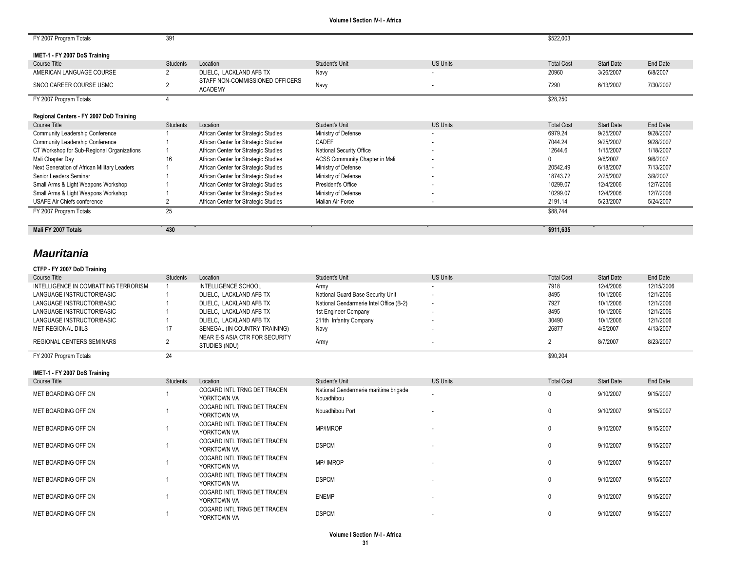| FY 2007 Program Totals | 391 | | | | $522,003 | | |
|---|---|---|---|---|---|---|---|

**IMET-1 - FY 2007 DoS Training**

| Course Title | Students | Location | Student's Unit | US Units | Total Cost | Start Date | End Date |
|---|---|---|---|---|---|---|---|
| AMERICAN LANGUAGE COURSE | 2 | DLIELC, LACKLAND AFB TX | Navy | - | 20960 | 3/26/2007 | 6/8/2007 |
| SNCO CAREER COURSE USMC | 2 | STAFF NON-COMMISSIONED OFFICERS ACADEMY | Navy | - | 7290 | 6/13/2007 | 7/30/2007 |
| FY 2007 Program Totals | 4 | | | | $28,250 | | |

**Regional Centers - FY 2007 DoD Training**

| Course Title | Students | Location | Student's Unit | US Units | Total Cost | Start Date | End Date |
|---|---|---|---|---|---|---|---|
| Community Leadership Conference | 1 | African Center for Strategic Studies | Ministry of Defense | - | 6979.24 | 9/25/2007 | 9/28/2007 |
| Community Leadership Conference | 1 | African Center for Strategic Studies | CADEF | - | 7044.24 | 9/25/2007 | 9/28/2007 |
| CT Workshop for Sub-Regional Organizations | 1 | African Center for Strategic Studies | National Security Office | - | 12644.6 | 1/15/2007 | 1/18/2007 |
| Mali Chapter Day | 16 | African Center for Strategic Studies | ACSS Community Chapter in Mali | - | 0 | 9/6/2007 | 9/6/2007 |
| Next Generation of African Military Leaders | 1 | African Center for Strategic Studies | Ministry of Defense | - | 20542.49 | 6/18/2007 | 7/13/2007 |
| Senior Leaders Seminar | 1 | African Center for Strategic Studies | Ministry of Defense | - | 18743.72 | 2/25/2007 | 3/9/2007 |
| Small Arms & Light Weapons Workshop | 1 | African Center for Strategic Studies | President's Office | - | 10299.07 | 12/4/2006 | 12/7/2006 |
| Small Arms & Light Weapons Workshop | 1 | African Center for Strategic Studies | Ministry of Defense | - | 10299.07 | 12/4/2006 | 12/7/2006 |
| USAFE Air Chiefs conference | 2 | African Center for Strategic Studies | Malian Air Force | - | 2191.14 | 5/23/2007 | 5/24/2007 |
| FY 2007 Program Totals | 25 | | | | $88,744 | | |

| **Mali FY 2007 Totals** | **430** | | | | **$911,635** | | |
|---|---|---|---|---|---|---|---|

## *Mauritania*

**CTFP - FY 2007 DoD Training**

| Course Title | Students | Location | Student's Unit | US Units | Total Cost | Start Date | End Date |
|---|---|---|---|---|---|---|---|
| INTELLIGENCE IN COMBATTING TERRORISM | 1 | INTELLIGENCE SCHOOL | Army | - | 7918 | 12/4/2006 | 12/15/2006 |
| LANGUAGE INSTRUCTOR/BASIC | 1 | DLIELC, LACKLAND AFB TX | National Guard Base Security Unit | - | 8495 | 10/1/2006 | 12/1/2006 |
| LANGUAGE INSTRUCTOR/BASIC | 1 | DLIELC, LACKLAND AFB TX | National Gendarmerie Intel Office (B-2) | - | 7927 | 10/1/2006 | 12/1/2006 |
| LANGUAGE INSTRUCTOR/BASIC | 1 | DLIELC, LACKLAND AFB TX | 1st Engineer Company | - | 8495 | 10/1/2006 | 12/1/2006 |
| LANGUAGE INSTRUCTOR/BASIC | 1 | DLIELC, LACKLAND AFB TX | 211th Infantry Company | - | 30490 | 10/1/2006 | 12/1/2006 |
| MET REGIONAL DIILS | 17 | SENEGAL (IN COUNTRY TRAINING) | Navy | - | 26877 | 4/9/2007 | 4/13/2007 |
| REGIONAL CENTERS SEMINARS | 2 | NEAR E-S ASIA CTR FOR SECURITY STUDIES (NDU) | Army | - | 2 | 8/7/2007 | 8/23/2007 |
| FY 2007 Program Totals | 24 | | | | $90,204 | | |

**IMET-1 - FY 2007 DoS Training**

| Course Title | Students | Location | Student's Unit | US Units | Total Cost | Start Date | End Date |
|---|---|---|---|---|---|---|---|
| MET BOARDING OFF CN | 1 | COGARD INTL TRNG DET TRACEN YORKTOWN VA | National Gendermerie maritime brigade Nouadhibou | - | 0 | 9/10/2007 | 9/15/2007 |
| MET BOARDING OFF CN | 1 | COGARD INTL TRNG DET TRACEN YORKTOWN VA | Nouadhibou Port | - | 0 | 9/10/2007 | 9/15/2007 |
| MET BOARDING OFF CN | 1 | COGARD INTL TRNG DET TRACEN YORKTOWN VA | MP/IMROP | - | 0 | 9/10/2007 | 9/15/2007 |
| MET BOARDING OFF CN | 1 | COGARD INTL TRNG DET TRACEN YORKTOWN VA | DSPCM | - | 0 | 9/10/2007 | 9/15/2007 |
| MET BOARDING OFF CN | 1 | COGARD INTL TRNG DET TRACEN YORKTOWN VA | MP/ IMROP | - | 0 | 9/10/2007 | 9/15/2007 |
| MET BOARDING OFF CN | 1 | COGARD INTL TRNG DET TRACEN YORKTOWN VA | DSPCM | - | 0 | 9/10/2007 | 9/15/2007 |
| MET BOARDING OFF CN | 1 | COGARD INTL TRNG DET TRACEN YORKTOWN VA | ENEMP | - | 0 | 9/10/2007 | 9/15/2007 |
| MET BOARDING OFF CN | 1 | COGARD INTL TRNG DET TRACEN YORKTOWN VA | DSPCM | - | 0 | 9/10/2007 | 9/15/2007 |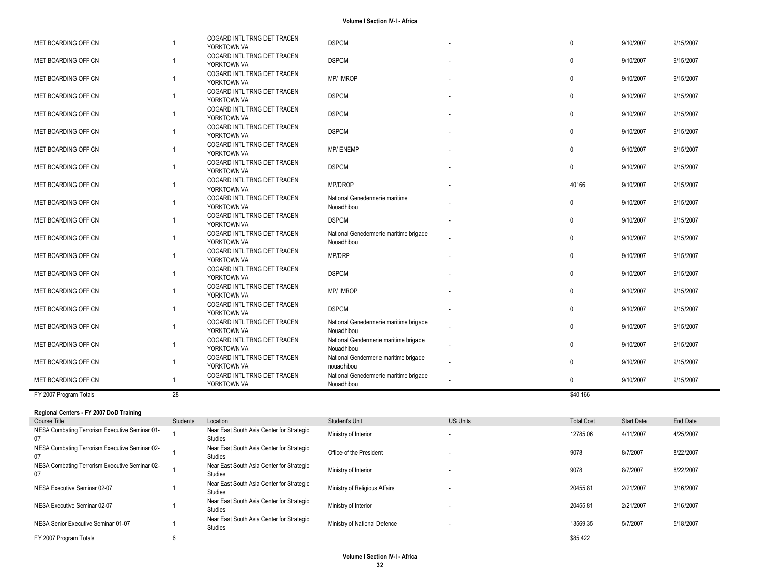| | | | | | | | |
|---|---|---|---|---|---|---|---|
| MET BOARDING OFF CN | 1 | COGARD INTL TRNG DET TRACEN YORKTOWN VA | DSPCM | - | 0 | 9/10/2007 | 9/15/2007 |
| MET BOARDING OFF CN | 1 | COGARD INTL TRNG DET TRACEN YORKTOWN VA | DSPCM | - | 0 | 9/10/2007 | 9/15/2007 |
| MET BOARDING OFF CN | 1 | COGARD INTL TRNG DET TRACEN YORKTOWN VA | MP/ IMROP | - | 0 | 9/10/2007 | 9/15/2007 |
| MET BOARDING OFF CN | 1 | COGARD INTL TRNG DET TRACEN YORKTOWN VA | DSPCM | - | 0 | 9/10/2007 | 9/15/2007 |
| MET BOARDING OFF CN | 1 | COGARD INTL TRNG DET TRACEN YORKTOWN VA | DSPCM | - | 0 | 9/10/2007 | 9/15/2007 |
| MET BOARDING OFF CN | 1 | COGARD INTL TRNG DET TRACEN YORKTOWN VA | DSPCM | - | 0 | 9/10/2007 | 9/15/2007 |
| MET BOARDING OFF CN | 1 | COGARD INTL TRNG DET TRACEN YORKTOWN VA | MP/ ENEMP | - | 0 | 9/10/2007 | 9/15/2007 |
| MET BOARDING OFF CN | 1 | COGARD INTL TRNG DET TRACEN YORKTOWN VA | DSPCM | - | 0 | 9/10/2007 | 9/15/2007 |
| MET BOARDING OFF CN | 1 | COGARD INTL TRNG DET TRACEN YORKTOWN VA | MP/DROP | - | 40166 | 9/10/2007 | 9/15/2007 |
| MET BOARDING OFF CN | 1 | COGARD INTL TRNG DET TRACEN YORKTOWN VA | National Genedermerie maritime Nouadhibou | - | 0 | 9/10/2007 | 9/15/2007 |
| MET BOARDING OFF CN | 1 | COGARD INTL TRNG DET TRACEN YORKTOWN VA | DSPCM | - | 0 | 9/10/2007 | 9/15/2007 |
| MET BOARDING OFF CN | 1 | COGARD INTL TRNG DET TRACEN YORKTOWN VA | National Genedermerie maritime brigade Nouadhibou | - | 0 | 9/10/2007 | 9/15/2007 |
| MET BOARDING OFF CN | 1 | COGARD INTL TRNG DET TRACEN YORKTOWN VA | MP/DRP | - | 0 | 9/10/2007 | 9/15/2007 |
| MET BOARDING OFF CN | 1 | COGARD INTL TRNG DET TRACEN YORKTOWN VA | DSPCM | - | 0 | 9/10/2007 | 9/15/2007 |
| MET BOARDING OFF CN | 1 | COGARD INTL TRNG DET TRACEN YORKTOWN VA | MP/ IMROP | - | 0 | 9/10/2007 | 9/15/2007 |
| MET BOARDING OFF CN | 1 | COGARD INTL TRNG DET TRACEN YORKTOWN VA | DSPCM | - | 0 | 9/10/2007 | 9/15/2007 |
| MET BOARDING OFF CN | 1 | COGARD INTL TRNG DET TRACEN YORKTOWN VA | National Genedermerie maritime brigade Nouadhibou | - | 0 | 9/10/2007 | 9/15/2007 |
| MET BOARDING OFF CN | 1 | COGARD INTL TRNG DET TRACEN YORKTOWN VA | National Gendermerie maritime brigade Nouadhibou | - | 0 | 9/10/2007 | 9/15/2007 |
| MET BOARDING OFF CN | 1 | COGARD INTL TRNG DET TRACEN YORKTOWN VA | National Gendermerie maritime brigade nouadhibou | - | 0 | 9/10/2007 | 9/15/2007 |
| MET BOARDING OFF CN | 1 | COGARD INTL TRNG DET TRACEN YORKTOWN VA | National Genedermerie maritime brigade Nouadhibou | - | 0 | 9/10/2007 | 9/15/2007 |
| FY 2007 Program Totals | 28 | | | | $40,166 | | |

**Regional Centers - FY 2007 DoD Training**

| Course Title | Students | Location | Student's Unit | US Units | Total Cost | Start Date | End Date |
|---|---|---|---|---|---|---|---|
| NESA Combating Terrorism Executive Seminar 01-07 | 1 | Near East South Asia Center for Strategic Studies | Ministry of Interior | - | 12785.06 | 4/11/2007 | 4/25/2007 |
| NESA Combating Terrorism Executive Seminar 02-07 | 1 | Near East South Asia Center for Strategic Studies | Office of the President | - | 9078 | 8/7/2007 | 8/22/2007 |
| NESA Combating Terrorism Executive Seminar 02-07 | 1 | Near East South Asia Center for Strategic Studies | Ministry of Interior | - | 9078 | 8/7/2007 | 8/22/2007 |
| NESA Executive Seminar 02-07 | 1 | Near East South Asia Center for Strategic Studies | Ministry of Religious Affairs | - | 20455.81 | 2/21/2007 | 3/16/2007 |
| NESA Executive Seminar 02-07 | 1 | Near East South Asia Center for Strategic Studies | Ministry of Interior | - | 20455.81 | 2/21/2007 | 3/16/2007 |
| NESA Senior Executive Seminar 01-07 | 1 | Near East South Asia Center for Strategic Studies | Ministry of National Defence | - | 13569.35 | 5/7/2007 | 5/18/2007 |
| FY 2007 Program Totals | 6 | | | | $85,422 | | |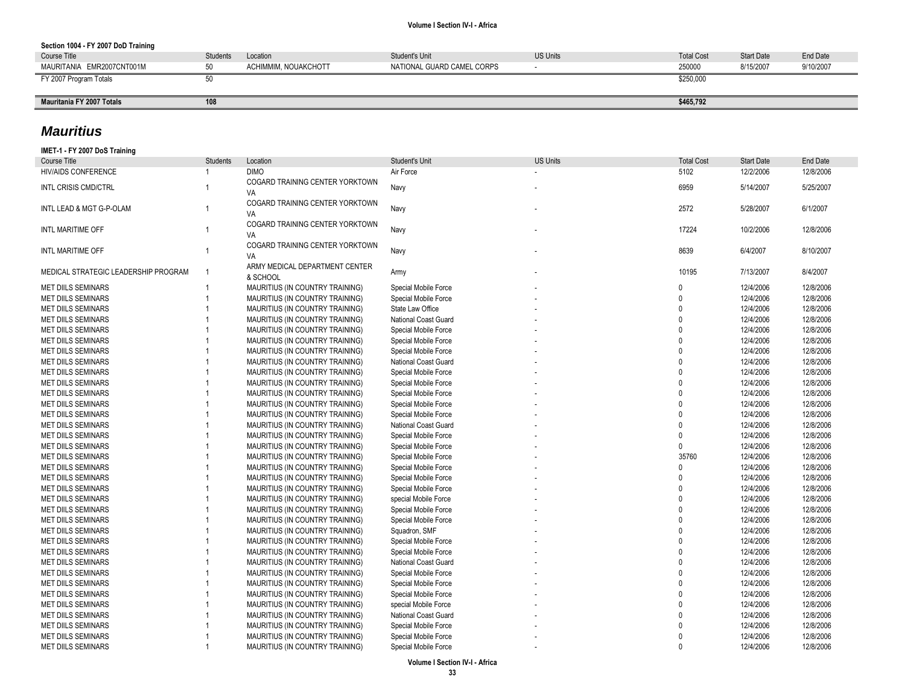**Section 1004 - FY 2007 DoD Training**

| Course Title | Students | Location | Student's Unit | US Units | Total Cost | Start Date | End Date |
|---|---|---|---|---|---|---|---|
| MAURITANIA EMR2007CNT001M | 50 | ACHIMMIM, NOUAKCHOTT | NATIONAL GUARD CAMEL CORPS | - | 250000 | 8/15/2007 | 9/10/2007 |
| FY 2007 Program Totals | 50 | | | | $250,000 | | |

| | | | | | | | |
|---|---|---|---|---|---|---|---|
| **Mauritania FY 2007 Totals** | **108** | | | | **$465,792** | | |

## *Mauritius*

**IMET-1 - FY 2007 DoS Training**

| Course Title | Students | Location | Student's Unit | US Units | Total Cost | Start Date | End Date |
|---|---|---|---|---|---|---|---|
| HIV/AIDS CONFERENCE | 1 | DIMO | Air Force | - | 5102 | 12/2/2006 | 12/8/2006 |
| INTL CRISIS CMD/CTRL | 1 | COGARD TRAINING CENTER YORKTOWN VA | Navy | - | 6959 | 5/14/2007 | 5/25/2007 |
| INTL LEAD & MGT G-P-OLAM | 1 | COGARD TRAINING CENTER YORKTOWN VA | Navy | - | 2572 | 5/28/2007 | 6/1/2007 |
| INTL MARITIME OFF | 1 | COGARD TRAINING CENTER YORKTOWN VA | Navy | - | 17224 | 10/2/2006 | 12/8/2006 |
| INTL MARITIME OFF | 1 | COGARD TRAINING CENTER YORKTOWN VA | Navy | - | 8639 | 6/4/2007 | 8/10/2007 |
| MEDICAL STRATEGIC LEADERSHIP PROGRAM | 1 | ARMY MEDICAL DEPARTMENT CENTER & SCHOOL | Army | - | 10195 | 7/13/2007 | 8/4/2007 |
| MET DIILS SEMINARS | 1 | MAURITIUS (IN COUNTRY TRAINING) | Special Mobile Force | - | 0 | 12/4/2006 | 12/8/2006 |
| MET DIILS SEMINARS | 1 | MAURITIUS (IN COUNTRY TRAINING) | Special Mobile Force | - | 0 | 12/4/2006 | 12/8/2006 |
| MET DIILS SEMINARS | 1 | MAURITIUS (IN COUNTRY TRAINING) | State Law Office | - | 0 | 12/4/2006 | 12/8/2006 |
| MET DIILS SEMINARS | 1 | MAURITIUS (IN COUNTRY TRAINING) | National Coast Guard | - | 0 | 12/4/2006 | 12/8/2006 |
| MET DIILS SEMINARS | 1 | MAURITIUS (IN COUNTRY TRAINING) | Special Mobile Force | - | 0 | 12/4/2006 | 12/8/2006 |
| MET DIILS SEMINARS | 1 | MAURITIUS (IN COUNTRY TRAINING) | Special Mobile Force | - | 0 | 12/4/2006 | 12/8/2006 |
| MET DIILS SEMINARS | 1 | MAURITIUS (IN COUNTRY TRAINING) | Special Mobile Force | - | 0 | 12/4/2006 | 12/8/2006 |
| MET DIILS SEMINARS | 1 | MAURITIUS (IN COUNTRY TRAINING) | National Coast Guard | - | 0 | 12/4/2006 | 12/8/2006 |
| MET DIILS SEMINARS | 1 | MAURITIUS (IN COUNTRY TRAINING) | Special Mobile Force | - | 0 | 12/4/2006 | 12/8/2006 |
| MET DIILS SEMINARS | 1 | MAURITIUS (IN COUNTRY TRAINING) | Special Mobile Force | - | 0 | 12/4/2006 | 12/8/2006 |
| MET DIILS SEMINARS | 1 | MAURITIUS (IN COUNTRY TRAINING) | Special Mobile Force | - | 0 | 12/4/2006 | 12/8/2006 |
| MET DIILS SEMINARS | 1 | MAURITIUS (IN COUNTRY TRAINING) | Special Mobile Force | - | 0 | 12/4/2006 | 12/8/2006 |
| MET DIILS SEMINARS | 1 | MAURITIUS (IN COUNTRY TRAINING) | Special Mobile Force | - | 0 | 12/4/2006 | 12/8/2006 |
| MET DIILS SEMINARS | 1 | MAURITIUS (IN COUNTRY TRAINING) | National Coast Guard | - | 0 | 12/4/2006 | 12/8/2006 |
| MET DIILS SEMINARS | 1 | MAURITIUS (IN COUNTRY TRAINING) | Special Mobile Force | - | 0 | 12/4/2006 | 12/8/2006 |
| MET DIILS SEMINARS | 1 | MAURITIUS (IN COUNTRY TRAINING) | Special Mobile Force | - | 0 | 12/4/2006 | 12/8/2006 |
| MET DIILS SEMINARS | 1 | MAURITIUS (IN COUNTRY TRAINING) | Special Mobile Force | - | 35760 | 12/4/2006 | 12/8/2006 |
| MET DIILS SEMINARS | 1 | MAURITIUS (IN COUNTRY TRAINING) | Special Mobile Force | - | 0 | 12/4/2006 | 12/8/2006 |
| MET DIILS SEMINARS | 1 | MAURITIUS (IN COUNTRY TRAINING) | Special Mobile Force | - | 0 | 12/4/2006 | 12/8/2006 |
| MET DIILS SEMINARS | 1 | MAURITIUS (IN COUNTRY TRAINING) | Special Mobile Force | - | 0 | 12/4/2006 | 12/8/2006 |
| MET DIILS SEMINARS | 1 | MAURITIUS (IN COUNTRY TRAINING) | special Mobile Force | - | 0 | 12/4/2006 | 12/8/2006 |
| MET DIILS SEMINARS | 1 | MAURITIUS (IN COUNTRY TRAINING) | Special Mobile Force | - | 0 | 12/4/2006 | 12/8/2006 |
| MET DIILS SEMINARS | 1 | MAURITIUS (IN COUNTRY TRAINING) | Special Mobile Force | - | 0 | 12/4/2006 | 12/8/2006 |
| MET DIILS SEMINARS | 1 | MAURITIUS (IN COUNTRY TRAINING) | Squadron, SMF | - | 0 | 12/4/2006 | 12/8/2006 |
| MET DIILS SEMINARS | 1 | MAURITIUS (IN COUNTRY TRAINING) | Special Mobile Force | - | 0 | 12/4/2006 | 12/8/2006 |
| MET DIILS SEMINARS | 1 | MAURITIUS (IN COUNTRY TRAINING) | Special Mobile Force | - | 0 | 12/4/2006 | 12/8/2006 |
| MET DIILS SEMINARS | 1 | MAURITIUS (IN COUNTRY TRAINING) | National Coast Guard | - | 0 | 12/4/2006 | 12/8/2006 |
| MET DIILS SEMINARS | 1 | MAURITIUS (IN COUNTRY TRAINING) | Special Mobile Force | - | 0 | 12/4/2006 | 12/8/2006 |
| MET DIILS SEMINARS | 1 | MAURITIUS (IN COUNTRY TRAINING) | Special Mobile Force | - | 0 | 12/4/2006 | 12/8/2006 |
| MET DIILS SEMINARS | 1 | MAURITIUS (IN COUNTRY TRAINING) | Special Mobile Force | - | 0 | 12/4/2006 | 12/8/2006 |
| MET DIILS SEMINARS | 1 | MAURITIUS (IN COUNTRY TRAINING) | special Mobile Force | - | 0 | 12/4/2006 | 12/8/2006 |
| MET DIILS SEMINARS | 1 | MAURITIUS (IN COUNTRY TRAINING) | National Coast Guard | - | 0 | 12/4/2006 | 12/8/2006 |
| MET DIILS SEMINARS | 1 | MAURITIUS (IN COUNTRY TRAINING) | Special Mobile Force | - | 0 | 12/4/2006 | 12/8/2006 |
| MET DIILS SEMINARS | 1 | MAURITIUS (IN COUNTRY TRAINING) | Special Mobile Force | - | 0 | 12/4/2006 | 12/8/2006 |
| MET DIILS SEMINARS | 1 | MAURITIUS (IN COUNTRY TRAINING) | Special Mobile Force | - | 0 | 12/4/2006 | 12/8/2006 |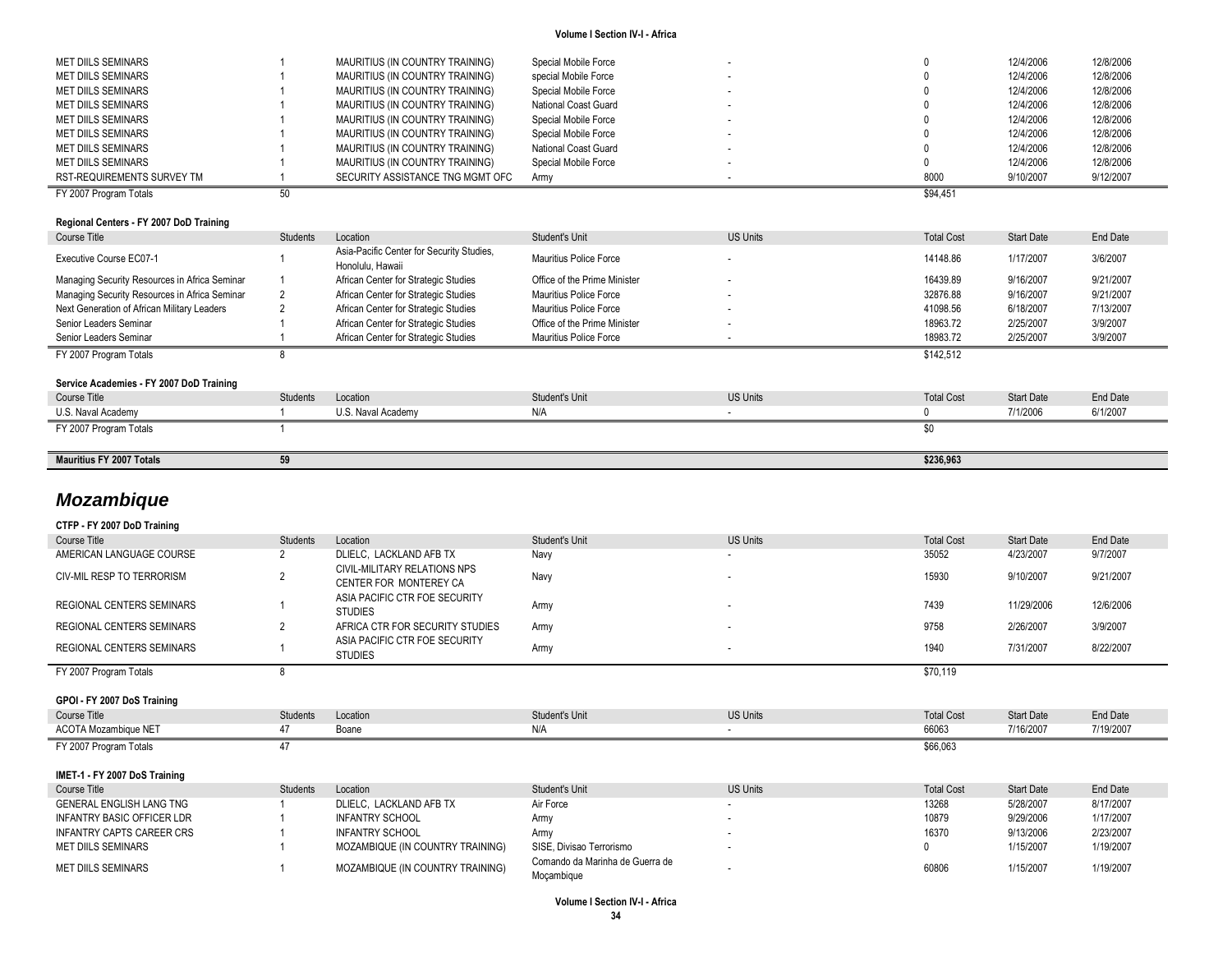| Course Title | Students | Location | Student's Unit | US Units | Total Cost | Start Date | End Date |
|---|---|---|---|---|---|---|---|
| MET DIILS SEMINARS | 1 | MAURITIUS (IN COUNTRY TRAINING) | Special Mobile Force | - | 0 | 12/4/2006 | 12/8/2006 |
| MET DIILS SEMINARS | 1 | MAURITIUS (IN COUNTRY TRAINING) | special Mobile Force | - | 0 | 12/4/2006 | 12/8/2006 |
| MET DIILS SEMINARS | 1 | MAURITIUS (IN COUNTRY TRAINING) | Special Mobile Force | - | 0 | 12/4/2006 | 12/8/2006 |
| MET DIILS SEMINARS | 1 | MAURITIUS (IN COUNTRY TRAINING) | National Coast Guard | - | 0 | 12/4/2006 | 12/8/2006 |
| MET DIILS SEMINARS | 1 | MAURITIUS (IN COUNTRY TRAINING) | Special Mobile Force | - | 0 | 12/4/2006 | 12/8/2006 |
| MET DIILS SEMINARS | 1 | MAURITIUS (IN COUNTRY TRAINING) | Special Mobile Force | - | 0 | 12/4/2006 | 12/8/2006 |
| MET DIILS SEMINARS | 1 | MAURITIUS (IN COUNTRY TRAINING) | National Coast Guard | - | 0 | 12/4/2006 | 12/8/2006 |
| MET DIILS SEMINARS | 1 | MAURITIUS (IN COUNTRY TRAINING) | Special Mobile Force | - | 0 | 12/4/2006 | 12/8/2006 |
| RST-REQUIREMENTS SURVEY TM | 1 | SECURITY ASSISTANCE TNG MGMT OFC | Army | - | 8000 | 9/10/2007 | 9/12/2007 |
| FY 2007 Program Totals | 50 | | | | $94,451 | | |

**Regional Centers - FY 2007 DoD Training**

| Course Title | Students | Location | Student's Unit | US Units | Total Cost | Start Date | End Date |
|---|---|---|---|---|---|---|---|
| Executive Course EC07-1 | 1 | Asia-Pacific Center for Security Studies, Honolulu, Hawaii | Mauritius Police Force | - | 14148.86 | 1/17/2007 | 3/6/2007 |
| Managing Security Resources in Africa Seminar | 1 | African Center for Strategic Studies | Office of the Prime Minister | - | 16439.89 | 9/16/2007 | 9/21/2007 |
| Managing Security Resources in Africa Seminar | 2 | African Center for Strategic Studies | Mauritius Police Force | - | 32876.88 | 9/16/2007 | 9/21/2007 |
| Next Generation of African Military Leaders | 2 | African Center for Strategic Studies | Mauritius Police Force | - | 41098.56 | 6/18/2007 | 7/13/2007 |
| Senior Leaders Seminar | 1 | African Center for Strategic Studies | Office of the Prime Minister | - | 18963.72 | 2/25/2007 | 3/9/2007 |
| Senior Leaders Seminar | 1 | African Center for Strategic Studies | Mauritius Police Force | - | 18983.72 | 2/25/2007 | 3/9/2007 |
| FY 2007 Program Totals | 8 | | | | $142,512 | | |

**Service Academies - FY 2007 DoD Training**

| Course Title | Students | Location | Student's Unit | US Units | Total Cost | Start Date | End Date |
|---|---|---|---|---|---|---|---|
| U.S. Naval Academy | 1 | U.S. Naval Academy | N/A | - | 0 | 7/1/2006 | 6/1/2007 |
| FY 2007 Program Totals | 1 | | | | $0 | | |

| | | |
|---|---|---|
| **Mauritius FY 2007 Totals** | **59** | **$236,963** |

## *Mozambique*

**CTFP - FY 2007 DoD Training**

| Course Title | Students | Location | Student's Unit | US Units | Total Cost | Start Date | End Date |
|---|---|---|---|---|---|---|---|
| AMERICAN LANGUAGE COURSE | 2 | DLIELC, LACKLAND AFB TX | Navy | - | 35052 | 4/23/2007 | 9/7/2007 |
| CIV-MIL RESP TO TERRORISM | 2 | CIVIL-MILITARY RELATIONS NPS CENTER FOR MONTEREY CA | Navy | - | 15930 | 9/10/2007 | 9/21/2007 |
| REGIONAL CENTERS SEMINARS | 1 | ASIA PACIFIC CTR FOE SECURITY STUDIES | Army | - | 7439 | 11/29/2006 | 12/6/2006 |
| REGIONAL CENTERS SEMINARS | 2 | AFRICA CTR FOR SECURITY STUDIES | Army | - | 9758 | 2/26/2007 | 3/9/2007 |
| REGIONAL CENTERS SEMINARS | 1 | ASIA PACIFIC CTR FOE SECURITY STUDIES | Army | - | 1940 | 7/31/2007 | 8/22/2007 |
| FY 2007 Program Totals | 8 | | | | $70,119 | | |

**GPOI - FY 2007 DoS Training**

| Course Title | Students | Location | Student's Unit | US Units | Total Cost | Start Date | End Date |
|---|---|---|---|---|---|---|---|
| ACOTA Mozambique NET | 47 | Boane | N/A | - | 66063 | 7/16/2007 | 7/19/2007 |
| FY 2007 Program Totals | 47 | | | | $66,063 | | |

**IMET-1 - FY 2007 DoS Training**

| Course Title | Students | Location | Student's Unit | US Units | Total Cost | Start Date | End Date |
|---|---|---|---|---|---|---|---|
| GENERAL ENGLISH LANG TNG | 1 | DLIELC, LACKLAND AFB TX | Air Force | - | 13268 | 5/28/2007 | 8/17/2007 |
| INFANTRY BASIC OFFICER LDR | 1 | INFANTRY SCHOOL | Army | - | 10879 | 9/29/2006 | 1/17/2007 |
| INFANTRY CAPTS CAREER CRS | 1 | INFANTRY SCHOOL | Army | - | 16370 | 9/13/2006 | 2/23/2007 |
| MET DIILS SEMINARS | 1 | MOZAMBIQUE (IN COUNTRY TRAINING) | SISE, Divisao Terrorismo | - | 0 | 1/15/2007 | 1/19/2007 |
| MET DIILS SEMINARS | 1 | MOZAMBIQUE (IN COUNTRY TRAINING) | Comando da Marinha de Guerra de Moçambique | - | 60806 | 1/15/2007 | 1/19/2007 |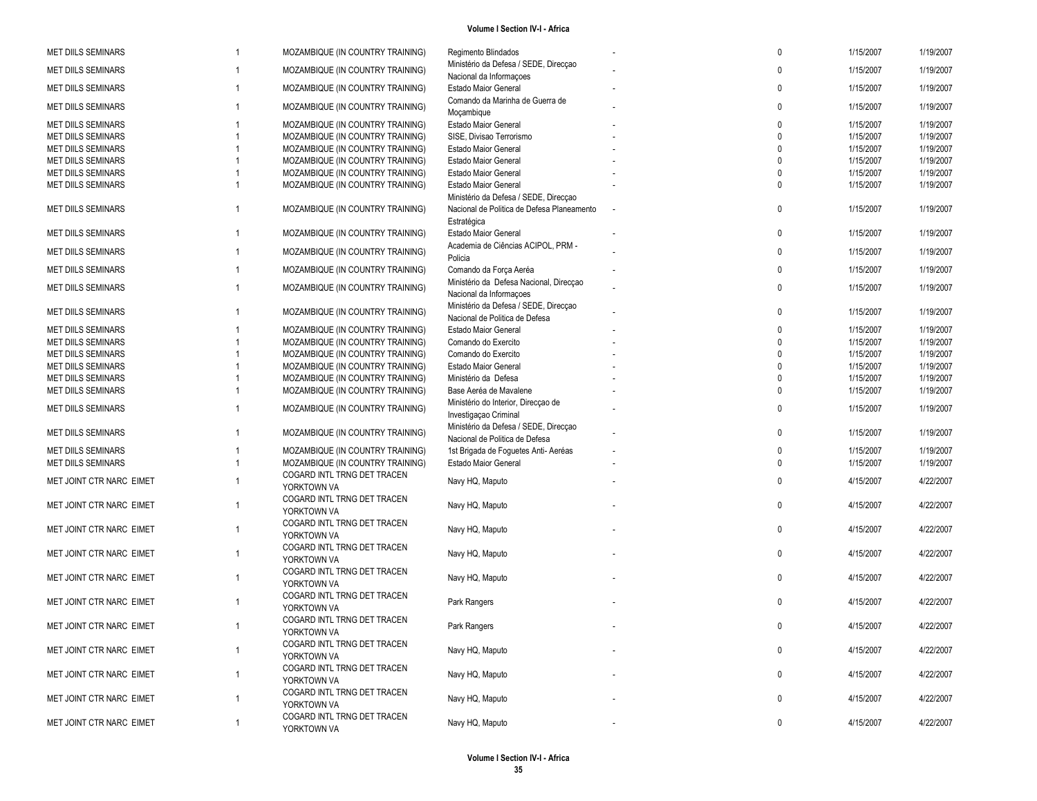| | | | | | | | |
|---|---|---|---|---|---|---|---|
| MET DIILS SEMINARS | 1 | MOZAMBIQUE (IN COUNTRY TRAINING) | Regimento Blindados | - | 0 | 1/15/2007 | 1/19/2007 |
| MET DIILS SEMINARS | 1 | MOZAMBIQUE (IN COUNTRY TRAINING) | Ministério da Defesa / SEDE, Direcçao Nacional da Informaçoes | - | 0 | 1/15/2007 | 1/19/2007 |
| MET DIILS SEMINARS | 1 | MOZAMBIQUE (IN COUNTRY TRAINING) | Estado Maior General | - | 0 | 1/15/2007 | 1/19/2007 |
| MET DIILS SEMINARS | 1 | MOZAMBIQUE (IN COUNTRY TRAINING) | Comando da Marinha de Guerra de Moçambique | - | 0 | 1/15/2007 | 1/19/2007 |
| MET DIILS SEMINARS | 1 | MOZAMBIQUE (IN COUNTRY TRAINING) | Estado Maior General | - | 0 | 1/15/2007 | 1/19/2007 |
| MET DIILS SEMINARS | 1 | MOZAMBIQUE (IN COUNTRY TRAINING) | SISE, Divisao Terrorismo | - | 0 | 1/15/2007 | 1/19/2007 |
| MET DIILS SEMINARS | 1 | MOZAMBIQUE (IN COUNTRY TRAINING) | Estado Maior General | - | 0 | 1/15/2007 | 1/19/2007 |
| MET DIILS SEMINARS | 1 | MOZAMBIQUE (IN COUNTRY TRAINING) | Estado Maior General | - | 0 | 1/15/2007 | 1/19/2007 |
| MET DIILS SEMINARS | 1 | MOZAMBIQUE (IN COUNTRY TRAINING) | Estado Maior General | - | 0 | 1/15/2007 | 1/19/2007 |
| MET DIILS SEMINARS | 1 | MOZAMBIQUE (IN COUNTRY TRAINING) | Estado Maior General | - | 0 | 1/15/2007 | 1/19/2007 |
| MET DIILS SEMINARS | 1 | MOZAMBIQUE (IN COUNTRY TRAINING) | Ministério da Defesa / SEDE, Direcçao Nacional de Politica de Defesa Planeamento Estratégica | - | 0 | 1/15/2007 | 1/19/2007 |
| MET DIILS SEMINARS | 1 | MOZAMBIQUE (IN COUNTRY TRAINING) | Estado Maior General | - | 0 | 1/15/2007 | 1/19/2007 |
| MET DIILS SEMINARS | 1 | MOZAMBIQUE (IN COUNTRY TRAINING) | Academia de Ciências ACIPOL, PRM - Policia | - | 0 | 1/15/2007 | 1/19/2007 |
| MET DIILS SEMINARS | 1 | MOZAMBIQUE (IN COUNTRY TRAINING) | Comando da Força Aeréa | - | 0 | 1/15/2007 | 1/19/2007 |
| MET DIILS SEMINARS | 1 | MOZAMBIQUE (IN COUNTRY TRAINING) | Ministério da Defesa Nacional, Direcçao Nacional da Informaçoes | - | 0 | 1/15/2007 | 1/19/2007 |
| MET DIILS SEMINARS | 1 | MOZAMBIQUE (IN COUNTRY TRAINING) | Ministério da Defesa / SEDE, Direcçao Nacional de Politica de Defesa | - | 0 | 1/15/2007 | 1/19/2007 |
| MET DIILS SEMINARS | 1 | MOZAMBIQUE (IN COUNTRY TRAINING) | Estado Maior General | - | 0 | 1/15/2007 | 1/19/2007 |
| MET DIILS SEMINARS | 1 | MOZAMBIQUE (IN COUNTRY TRAINING) | Comando do Exercito | - | 0 | 1/15/2007 | 1/19/2007 |
| MET DIILS SEMINARS | 1 | MOZAMBIQUE (IN COUNTRY TRAINING) | Comando do Exercito | - | 0 | 1/15/2007 | 1/19/2007 |
| MET DIILS SEMINARS | 1 | MOZAMBIQUE (IN COUNTRY TRAINING) | Estado Maior General | - | 0 | 1/15/2007 | 1/19/2007 |
| MET DIILS SEMINARS | 1 | MOZAMBIQUE (IN COUNTRY TRAINING) | Ministério da Defesa | - | 0 | 1/15/2007 | 1/19/2007 |
| MET DIILS SEMINARS | 1 | MOZAMBIQUE (IN COUNTRY TRAINING) | Base Aeréa de Mavalene | - | 0 | 1/15/2007 | 1/19/2007 |
| MET DIILS SEMINARS | 1 | MOZAMBIQUE (IN COUNTRY TRAINING) | Ministério do Interior, Direcçao de Investigaçao Criminal | - | 0 | 1/15/2007 | 1/19/2007 |
| MET DIILS SEMINARS | 1 | MOZAMBIQUE (IN COUNTRY TRAINING) | Ministério da Defesa / SEDE, Direcçao Nacional de Politica de Defesa | - | 0 | 1/15/2007 | 1/19/2007 |
| MET DIILS SEMINARS | 1 | MOZAMBIQUE (IN COUNTRY TRAINING) | 1st Brigada de Foguetes Anti- Aeréas | - | 0 | 1/15/2007 | 1/19/2007 |
| MET DIILS SEMINARS | 1 | MOZAMBIQUE (IN COUNTRY TRAINING) | Estado Maior General | - | 0 | 1/15/2007 | 1/19/2007 |
| MET JOINT CTR NARC EIMET | 1 | COGARD INTL TRNG DET TRACEN YORKTOWN VA | Navy HQ, Maputo | - | 0 | 4/15/2007 | 4/22/2007 |
| MET JOINT CTR NARC EIMET | 1 | COGARD INTL TRNG DET TRACEN YORKTOWN VA | Navy HQ, Maputo | - | 0 | 4/15/2007 | 4/22/2007 |
| MET JOINT CTR NARC EIMET | 1 | COGARD INTL TRNG DET TRACEN YORKTOWN VA | Navy HQ, Maputo | - | 0 | 4/15/2007 | 4/22/2007 |
| MET JOINT CTR NARC EIMET | 1 | COGARD INTL TRNG DET TRACEN YORKTOWN VA | Navy HQ, Maputo | - | 0 | 4/15/2007 | 4/22/2007 |
| MET JOINT CTR NARC EIMET | 1 | COGARD INTL TRNG DET TRACEN YORKTOWN VA | Navy HQ, Maputo | - | 0 | 4/15/2007 | 4/22/2007 |
| MET JOINT CTR NARC EIMET | 1 | COGARD INTL TRNG DET TRACEN YORKTOWN VA | Park Rangers | - | 0 | 4/15/2007 | 4/22/2007 |
| MET JOINT CTR NARC EIMET | 1 | COGARD INTL TRNG DET TRACEN YORKTOWN VA | Park Rangers | - | 0 | 4/15/2007 | 4/22/2007 |
| MET JOINT CTR NARC EIMET | 1 | COGARD INTL TRNG DET TRACEN YORKTOWN VA | Navy HQ, Maputo | - | 0 | 4/15/2007 | 4/22/2007 |
| MET JOINT CTR NARC EIMET | 1 | COGARD INTL TRNG DET TRACEN YORKTOWN VA | Navy HQ, Maputo | - | 0 | 4/15/2007 | 4/22/2007 |
| MET JOINT CTR NARC EIMET | 1 | COGARD INTL TRNG DET TRACEN YORKTOWN VA | Navy HQ, Maputo | - | 0 | 4/15/2007 | 4/22/2007 |
| MET JOINT CTR NARC EIMET | 1 | COGARD INTL TRNG DET TRACEN YORKTOWN VA | Navy HQ, Maputo | - | 0 | 4/15/2007 | 4/22/2007 |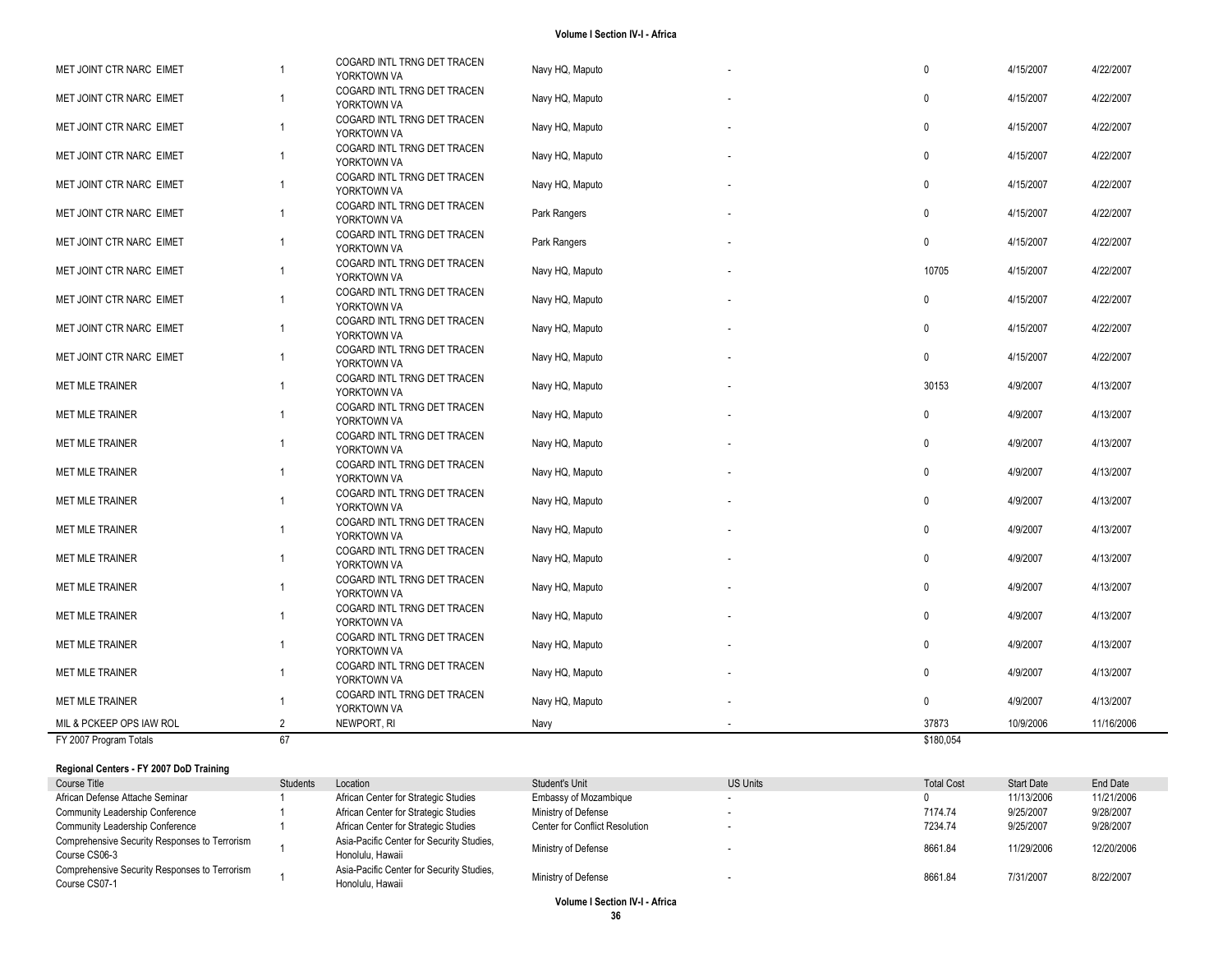| | | | | | | | |
|---|---|---|---|---|---|---|---|
| MET JOINT CTR NARC EIMET | 1 | COGARD INTL TRNG DET TRACEN YORKTOWN VA | Navy HQ, Maputo | - | 0 | 4/15/2007 | 4/22/2007 |
| MET JOINT CTR NARC EIMET | 1 | COGARD INTL TRNG DET TRACEN YORKTOWN VA | Navy HQ, Maputo | - | 0 | 4/15/2007 | 4/22/2007 |
| MET JOINT CTR NARC EIMET | 1 | COGARD INTL TRNG DET TRACEN YORKTOWN VA | Navy HQ, Maputo | - | 0 | 4/15/2007 | 4/22/2007 |
| MET JOINT CTR NARC EIMET | 1 | COGARD INTL TRNG DET TRACEN YORKTOWN VA | Navy HQ, Maputo | - | 0 | 4/15/2007 | 4/22/2007 |
| MET JOINT CTR NARC EIMET | 1 | COGARD INTL TRNG DET TRACEN YORKTOWN VA | Navy HQ, Maputo | - | 0 | 4/15/2007 | 4/22/2007 |
| MET JOINT CTR NARC EIMET | 1 | COGARD INTL TRNG DET TRACEN YORKTOWN VA | Park Rangers | - | 0 | 4/15/2007 | 4/22/2007 |
| MET JOINT CTR NARC EIMET | 1 | COGARD INTL TRNG DET TRACEN YORKTOWN VA | Park Rangers | - | 0 | 4/15/2007 | 4/22/2007 |
| MET JOINT CTR NARC EIMET | 1 | COGARD INTL TRNG DET TRACEN YORKTOWN VA | Navy HQ, Maputo | - | 10705 | 4/15/2007 | 4/22/2007 |
| MET JOINT CTR NARC EIMET | 1 | COGARD INTL TRNG DET TRACEN YORKTOWN VA | Navy HQ, Maputo | - | 0 | 4/15/2007 | 4/22/2007 |
| MET JOINT CTR NARC EIMET | 1 | COGARD INTL TRNG DET TRACEN YORKTOWN VA | Navy HQ, Maputo | - | 0 | 4/15/2007 | 4/22/2007 |
| MET JOINT CTR NARC EIMET | 1 | COGARD INTL TRNG DET TRACEN YORKTOWN VA | Navy HQ, Maputo | - | 0 | 4/15/2007 | 4/22/2007 |
| MET MLE TRAINER | 1 | COGARD INTL TRNG DET TRACEN YORKTOWN VA | Navy HQ, Maputo | - | 30153 | 4/9/2007 | 4/13/2007 |
| MET MLE TRAINER | 1 | COGARD INTL TRNG DET TRACEN YORKTOWN VA | Navy HQ, Maputo | - | 0 | 4/9/2007 | 4/13/2007 |
| MET MLE TRAINER | 1 | COGARD INTL TRNG DET TRACEN YORKTOWN VA | Navy HQ, Maputo | - | 0 | 4/9/2007 | 4/13/2007 |
| MET MLE TRAINER | 1 | COGARD INTL TRNG DET TRACEN YORKTOWN VA | Navy HQ, Maputo | - | 0 | 4/9/2007 | 4/13/2007 |
| MET MLE TRAINER | 1 | COGARD INTL TRNG DET TRACEN YORKTOWN VA | Navy HQ, Maputo | - | 0 | 4/9/2007 | 4/13/2007 |
| MET MLE TRAINER | 1 | COGARD INTL TRNG DET TRACEN YORKTOWN VA | Navy HQ, Maputo | - | 0 | 4/9/2007 | 4/13/2007 |
| MET MLE TRAINER | 1 | COGARD INTL TRNG DET TRACEN YORKTOWN VA | Navy HQ, Maputo | - | 0 | 4/9/2007 | 4/13/2007 |
| MET MLE TRAINER | 1 | COGARD INTL TRNG DET TRACEN YORKTOWN VA | Navy HQ, Maputo | - | 0 | 4/9/2007 | 4/13/2007 |
| MET MLE TRAINER | 1 | COGARD INTL TRNG DET TRACEN YORKTOWN VA | Navy HQ, Maputo | - | 0 | 4/9/2007 | 4/13/2007 |
| MET MLE TRAINER | 1 | COGARD INTL TRNG DET TRACEN YORKTOWN VA | Navy HQ, Maputo | - | 0 | 4/9/2007 | 4/13/2007 |
| MET MLE TRAINER | 1 | COGARD INTL TRNG DET TRACEN YORKTOWN VA | Navy HQ, Maputo | - | 0 | 4/9/2007 | 4/13/2007 |
| MET MLE TRAINER | 1 | COGARD INTL TRNG DET TRACEN YORKTOWN VA | Navy HQ, Maputo | - | 0 | 4/9/2007 | 4/13/2007 |
| MIL & PCKEEP OPS IAW ROL | 2 | NEWPORT, RI | Navy | - | 37873 | 10/9/2006 | 11/16/2006 |
| FY 2007 Program Totals | 67 | | | | $180,054 | | |

**Regional Centers - FY 2007 DoD Training**

| Course Title | Students | Location | Student's Unit | US Units | Total Cost | Start Date | End Date |
|---|---|---|---|---|---|---|---|
| African Defense Attache Seminar | 1 | African Center for Strategic Studies | Embassy of Mozambique | - | 0 | 11/13/2006 | 11/21/2006 |
| Community Leadership Conference | 1 | African Center for Strategic Studies | Ministry of Defense | - | 7174.74 | 9/25/2007 | 9/28/2007 |
| Community Leadership Conference | 1 | African Center for Strategic Studies | Center for Conflict Resolution | - | 7234.74 | 9/25/2007 | 9/28/2007 |
| Comprehensive Security Responses to Terrorism Course CS06-3 | 1 | Asia-Pacific Center for Security Studies, Honolulu, Hawaii | Ministry of Defense | - | 8661.84 | 11/29/2006 | 12/20/2006 |
| Comprehensive Security Responses to Terrorism Course CS07-1 | 1 | Asia-Pacific Center for Security Studies, Honolulu, Hawaii | Ministry of Defense | - | 8661.84 | 7/31/2007 | 8/22/2007 |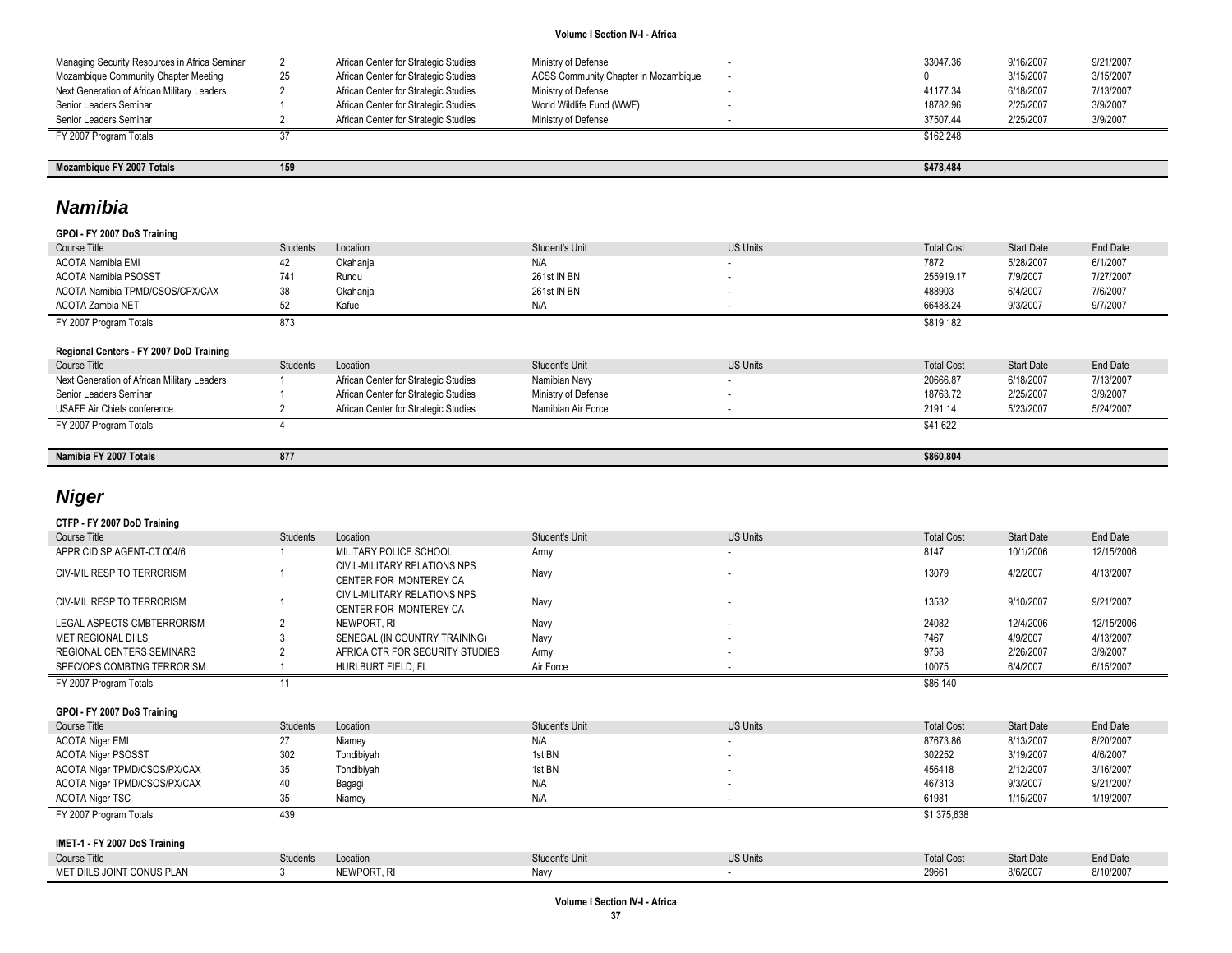| Course Title | Students | Location | Student's Unit | US Units | Total Cost | Start Date | End Date |
|---|---|---|---|---|---|---|---|
| Managing Security Resources in Africa Seminar | 2 | African Center for Strategic Studies | Ministry of Defense | - | 33047.36 | 9/16/2007 | 9/21/2007 |
| Mozambique Community Chapter Meeting | 25 | African Center for Strategic Studies | ACSS Community Chapter in Mozambique | - | 0 | 3/15/2007 | 3/15/2007 |
| Next Generation of African Military Leaders | 2 | African Center for Strategic Studies | Ministry of Defense | - | 41177.34 | 6/18/2007 | 7/13/2007 |
| Senior Leaders Seminar | 1 | African Center for Strategic Studies | World Wildlife Fund (WWF) | - | 18782.96 | 2/25/2007 | 3/9/2007 |
| Senior Leaders Seminar | 2 | African Center for Strategic Studies | Ministry of Defense | - | 37507.44 | 2/25/2007 | 3/9/2007 |
| FY 2007 Program Totals | 37 | | | | $162,248 | | |

| | | | | | | | |
|---|---|---|---|---|---|---|---|
| **Mozambique FY 2007 Totals** | **159** | | | | **$478,484** | | |

## *Namibia*

**GPOI - FY 2007 DoS Training**

| Course Title | Students | Location | Student's Unit | US Units | Total Cost | Start Date | End Date |
|---|---|---|---|---|---|---|---|
| ACOTA Namibia EMI | 42 | Okahanja | N/A | - | 7872 | 5/28/2007 | 6/1/2007 |
| ACOTA Namibia PSOSST | 741 | Rundu | 261st IN BN | - | 255919.17 | 7/9/2007 | 7/27/2007 |
| ACOTA Namibia TPMD/CSOS/CPX/CAX | 38 | Okahanja | 261st IN BN | - | 488903 | 6/4/2007 | 7/6/2007 |
| ACOTA Zambia NET | 52 | Kafue | N/A | - | 66488.24 | 9/3/2007 | 9/7/2007 |
| FY 2007 Program Totals | 873 | | | | $819,182 | | |

**Regional Centers - FY 2007 DoD Training**

| Course Title | Students | Location | Student's Unit | US Units | Total Cost | Start Date | End Date |
|---|---|---|---|---|---|---|---|
| Next Generation of African Military Leaders | 1 | African Center for Strategic Studies | Namibian Navy | - | 20666.87 | 6/18/2007 | 7/13/2007 |
| Senior Leaders Seminar | 1 | African Center for Strategic Studies | Ministry of Defense | - | 18763.72 | 2/25/2007 | 3/9/2007 |
| USAFE Air Chiefs conference | 2 | African Center for Strategic Studies | Namibian Air Force | - | 2191.14 | 5/23/2007 | 5/24/2007 |
| FY 2007 Program Totals | 4 | | | | $41,622 | | |

| | | | | | | | |
|---|---|---|---|---|---|---|---|
| **Namibia FY 2007 Totals** | **877** | | | | **$860,804** | | |

## *Niger*

**CTFP - FY 2007 DoD Training**

| Course Title | Students | Location | Student's Unit | US Units | Total Cost | Start Date | End Date |
|---|---|---|---|---|---|---|---|
| APPR CID SP AGENT-CT 004/6 | 1 | MILITARY POLICE SCHOOL | Army | - | 8147 | 10/1/2006 | 12/15/2006 |
| CIV-MIL RESP TO TERRORISM | 1 | CIVIL-MILITARY RELATIONS NPS CENTER FOR MONTEREY CA | Navy | - | 13079 | 4/2/2007 | 4/13/2007 |
| CIV-MIL RESP TO TERRORISM | 1 | CIVIL-MILITARY RELATIONS NPS CENTER FOR MONTEREY CA | Navy | - | 13532 | 9/10/2007 | 9/21/2007 |
| LEGAL ASPECTS CMBTERRORISM | 2 | NEWPORT, RI | Navy | - | 24082 | 12/4/2006 | 12/15/2006 |
| MET REGIONAL DIILS | 3 | SENEGAL (IN COUNTRY TRAINING) | Navy | - | 7467 | 4/9/2007 | 4/13/2007 |
| REGIONAL CENTERS SEMINARS | 2 | AFRICA CTR FOR SECURITY STUDIES | Army | - | 9758 | 2/26/2007 | 3/9/2007 |
| SPEC/OPS COMBTNG TERRORISM | 1 | HURLBURT FIELD, FL | Air Force | - | 10075 | 6/4/2007 | 6/15/2007 |
| FY 2007 Program Totals | 11 | | | | $86,140 | | |

**GPOI - FY 2007 DoS Training**

| Course Title | Students | Location | Student's Unit | US Units | Total Cost | Start Date | End Date |
|---|---|---|---|---|---|---|---|
| ACOTA Niger EMI | 27 | Niamey | N/A | - | 87673.86 | 8/13/2007 | 8/20/2007 |
| ACOTA Niger PSOSST | 302 | Tondibiyah | 1st BN | - | 302252 | 3/19/2007 | 4/6/2007 |
| ACOTA Niger TPMD/CSOS/PX/CAX | 35 | Tondibiyah | 1st BN | - | 456418 | 2/12/2007 | 3/16/2007 |
| ACOTA Niger TPMD/CSOS/PX/CAX | 40 | Bagagi | N/A | - | 467313 | 9/3/2007 | 9/21/2007 |
| ACOTA Niger TSC | 35 | Niamey | N/A | - | 61981 | 1/15/2007 | 1/19/2007 |
| FY 2007 Program Totals | 439 | | | | $1,375,638 | | |

**IMET-1 - FY 2007 DoS Training**

| Course Title | Students | Location | Student's Unit | US Units | Total Cost | Start Date | End Date |
|---|---|---|---|---|---|---|---|
| MET DIILS JOINT CONUS PLAN | 3 | NEWPORT, RI | Navy | - | 29661 | 8/6/2007 | 8/10/2007 |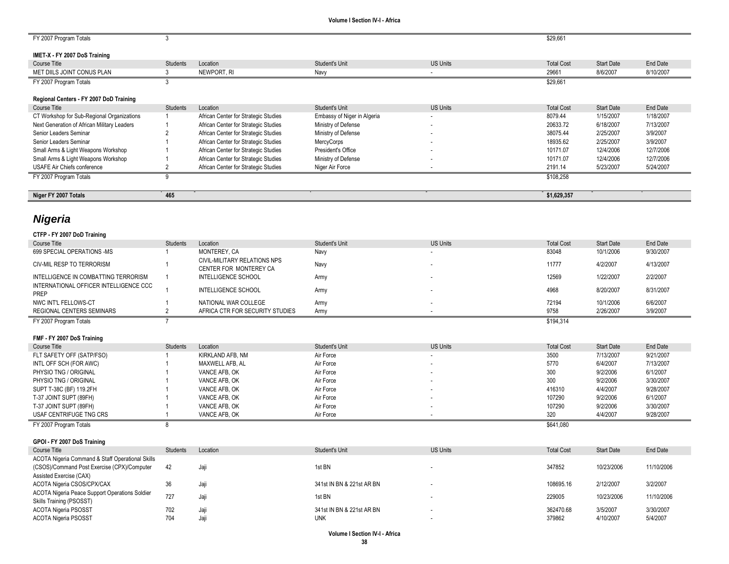| FY 2007 Program Totals | 3 | | | | $29,661 | | |
|---|---|---|---|---|---|---|---|

**IMET-X - FY 2007 DoS Training**

| Course Title | Students | Location | Student's Unit | US Units | Total Cost | Start Date | End Date |
|---|---|---|---|---|---|---|---|
| MET DIILS JOINT CONUS PLAN | 3 | NEWPORT, RI | Navy | - | 29661 | 8/6/2007 | 8/10/2007 |
| FY 2007 Program Totals | 3 | | | | $29,661 | | |

**Regional Centers - FY 2007 DoD Training**

| Course Title | Students | Location | Student's Unit | US Units | Total Cost | Start Date | End Date |
|---|---|---|---|---|---|---|---|
| CT Workshop for Sub-Regional Organizations | 1 | African Center for Strategic Studies | Embassy of Niger in Algeria | - | 8079.44 | 1/15/2007 | 1/18/2007 |
| Next Generation of African Military Leaders | 1 | African Center for Strategic Studies | Ministry of Defense | - | 20633.72 | 6/18/2007 | 7/13/2007 |
| Senior Leaders Seminar | 2 | African Center for Strategic Studies | Ministry of Defense | - | 38075.44 | 2/25/2007 | 3/9/2007 |
| Senior Leaders Seminar | 1 | African Center for Strategic Studies | MercyCorps | - | 18935.62 | 2/25/2007 | 3/9/2007 |
| Small Arms & Light Weapons Workshop | 1 | African Center for Strategic Studies | President's Office | - | 10171.07 | 12/4/2006 | 12/7/2006 |
| Small Arms & Light Weapons Workshop | 1 | African Center for Strategic Studies | Ministry of Defense | - | 10171.07 | 12/4/2006 | 12/7/2006 |
| USAFE Air Chiefs conference | 2 | African Center for Strategic Studies | Niger Air Force | - | 2191.14 | 5/23/2007 | 5/24/2007 |
| FY 2007 Program Totals | 9 | | | | $108,258 | | |

| Niger FY 2007 Totals | 465 | | | | $1,629,357 | | |
|---|---|---|---|---|---|---|---|

## *Nigeria*

**CTFP - FY 2007 DoD Training**

| Course Title | Students | Location | Student's Unit | US Units | Total Cost | Start Date | End Date |
|---|---|---|---|---|---|---|---|
| 699 SPECIAL OPERATIONS -MS | 1 | MONTEREY, CA | Navy | - | 83048 | 10/1/2006 | 9/30/2007 |
| CIV-MIL RESP TO TERRORISM | 1 | CIVIL-MILITARY RELATIONS NPS CENTER FOR MONTEREY CA | Navy | - | 11777 | 4/2/2007 | 4/13/2007 |
| INTELLIGENCE IN COMBATTING TERRORISM | 1 | INTELLIGENCE SCHOOL | Army | - | 12569 | 1/22/2007 | 2/2/2007 |
| INTERNATIONAL OFFICER INTELLIGENCE CCC PREP | 1 | INTELLIGENCE SCHOOL | Army | - | 4968 | 8/20/2007 | 8/31/2007 |
| NWC INT'L FELLOWS-CT | 1 | NATIONAL WAR COLLEGE | Army | - | 72194 | 10/1/2006 | 6/6/2007 |
| REGIONAL CENTERS SEMINARS | 2 | AFRICA CTR FOR SECURITY STUDIES | Army | - | 9758 | 2/26/2007 | 3/9/2007 |
| FY 2007 Program Totals | 7 | | | | $194,314 | | |

**FMF - FY 2007 DoS Training**

| Course Title | Students | Location | Student's Unit | US Units | Total Cost | Start Date | End Date |
|---|---|---|---|---|---|---|---|
| FLT SAFETY OFF (SATP/FSO) | 1 | KIRKLAND AFB, NM | Air Force | - | 3500 | 7/13/2007 | 9/21/2007 |
| INTL OFF SCH (FOR AWC) | 1 | MAXWELL AFB, AL | Air Force | - | 5770 | 6/4/2007 | 7/13/2007 |
| PHYSIO TNG / ORIGINAL | 1 | VANCE AFB, OK | Air Force | - | 300 | 9/2/2006 | 6/1/2007 |
| PHYSIO TNG / ORIGINAL | 1 | VANCE AFB, OK | Air Force | - | 300 | 9/2/2006 | 3/30/2007 |
| SUPT T-38C (BF) 119.2FH | 1 | VANCE AFB, OK | Air Force | - | 416310 | 4/4/2007 | 9/28/2007 |
| T-37 JOINT SUPT (89FH) | 1 | VANCE AFB, OK | Air Force | - | 107290 | 9/2/2006 | 6/1/2007 |
| T-37 JOINT SUPT (89FH) | 1 | VANCE AFB, OK | Air Force | - | 107290 | 9/2/2006 | 3/30/2007 |
| USAF CENTRIFUGE TNG CRS | 1 | VANCE AFB, OK | Air Force | - | 320 | 4/4/2007 | 9/28/2007 |
| FY 2007 Program Totals | 8 | | | | $641,080 | | |

**GPOI - FY 2007 DoS Training**

| Course Title | Students | Location | Student's Unit | US Units | Total Cost | Start Date | End Date |
|---|---|---|---|---|---|---|---|
| ACOTA Nigeria Command & Staff Operational Skills (CSOS)/Command Post Exercise (CPX)/Computer Assisted Exercise (CAX) | 42 | Jaji | 1st BN | - | 347852 | 10/23/2006 | 11/10/2006 |
| ACOTA Nigeria CSOS/CPX/CAX | 36 | Jaji | 341st IN BN & 221st AR BN | - | 108695.16 | 2/12/2007 | 3/2/2007 |
| ACOTA Nigeria Peace Support Operations Soldier Skills Training (PSOSST) | 727 | Jaji | 1st BN | - | 229005 | 10/23/2006 | 11/10/2006 |
| ACOTA Nigeria PSOSST | 702 | Jaji | 341st IN BN & 221st AR BN | - | 362470.68 | 3/5/2007 | 3/30/2007 |
| ACOTA Nigeria PSOSST | 704 | Jaji | UNK | - | 379862 | 4/10/2007 | 5/4/2007 |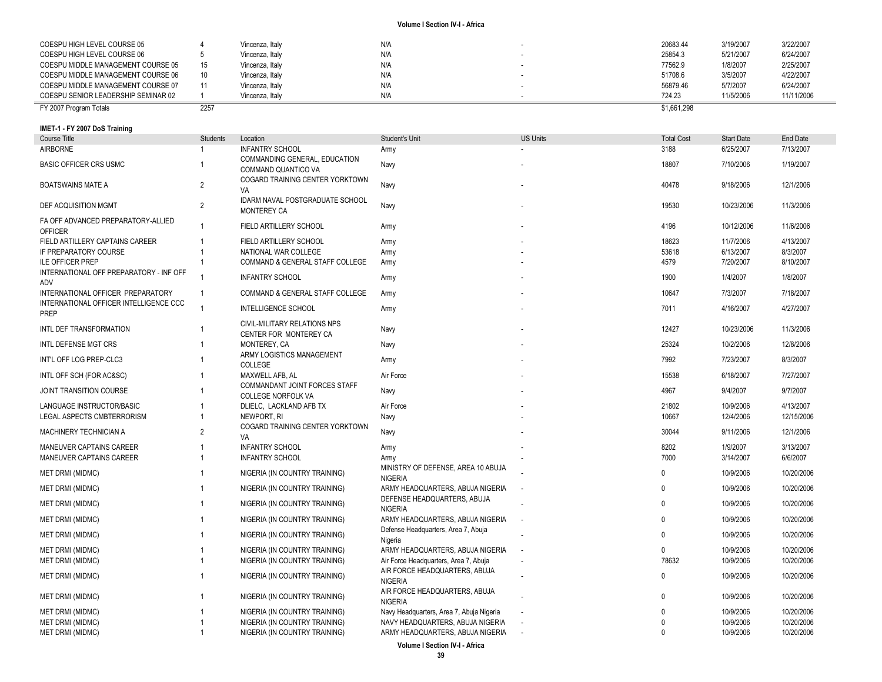| | | | | | | | |
|---|---|---|---|---|---|---|---|
| COESPU HIGH LEVEL COURSE 05 | 4 | Vincenza, Italy | N/A | - | 20683.44 | 3/19/2007 | 3/22/2007 |
| COESPU HIGH LEVEL COURSE 06 | 5 | Vincenza, Italy | N/A | - | 25854.3 | 5/21/2007 | 6/24/2007 |
| COESPU MIDDLE MANAGEMENT COURSE 05 | 15 | Vincenza, Italy | N/A | - | 77562.9 | 1/8/2007 | 2/25/2007 |
| COESPU MIDDLE MANAGEMENT COURSE 06 | 10 | Vincenza, Italy | N/A | - | 51708.6 | 3/5/2007 | 4/22/2007 |
| COESPU MIDDLE MANAGEMENT COURSE 07 | 11 | Vincenza, Italy | N/A | - | 56879.46 | 5/7/2007 | 6/24/2007 |
| COESPU SENIOR LEADERSHIP SEMINAR 02 | 1 | Vincenza, Italy | N/A | - | 724.23 | 11/5/2006 | 11/11/2006 |
| FY 2007 Program Totals | 2257 | | | | $1,661,298 | | |

**IMET-1 - FY 2007 DoS Training**

| Course Title | Students | Location | Student's Unit | US Units | Total Cost | Start Date | End Date |
|---|---|---|---|---|---|---|---|
| AIRBORNE | 1 | INFANTRY SCHOOL | Army | - | 3188 | 6/25/2007 | 7/13/2007 |
| BASIC OFFICER CRS USMC | 1 | COMMANDING GENERAL, EDUCATION COMMAND QUANTICO VA | Navy | - | 18807 | 7/10/2006 | 1/19/2007 |
| BOATSWAINS MATE A | 2 | COGARD TRAINING CENTER YORKTOWN VA | Navy | - | 40478 | 9/18/2006 | 12/1/2006 |
| DEF ACQUISITION MGMT | 2 | IDARM NAVAL POSTGRADUATE SCHOOL MONTEREY CA | Navy | - | 19530 | 10/23/2006 | 11/3/2006 |
| FA OFF ADVANCED PREPARATORY-ALLIED OFFICER | 1 | FIELD ARTILLERY SCHOOL | Army | - | 4196 | 10/12/2006 | 11/6/2006 |
| FIELD ARTILLERY CAPTAINS CAREER | 1 | FIELD ARTILLERY SCHOOL | Army | - | 18623 | 11/7/2006 | 4/13/2007 |
| IF PREPARATORY COURSE | 1 | NATIONAL WAR COLLEGE | Army | - | 53618 | 6/13/2007 | 8/3/2007 |
| ILE OFFICER PREP | 1 | COMMAND & GENERAL STAFF COLLEGE | Army | - | 4579 | 7/20/2007 | 8/10/2007 |
| INTERNATIONAL OFF PREPARATORY - INF OFF ADV | 1 | INFANTRY SCHOOL | Army | - | 1900 | 1/4/2007 | 1/8/2007 |
| INTERNATIONAL OFFICER PREPARATORY | 1 | COMMAND & GENERAL STAFF COLLEGE | Army | - | 10647 | 7/3/2007 | 7/18/2007 |
| INTERNATIONAL OFFICER INTELLIGENCE CCC PREP | 1 | INTELLIGENCE SCHOOL | Army | - | 7011 | 4/16/2007 | 4/27/2007 |
| INTL DEF TRANSFORMATION | 1 | CIVIL-MILITARY RELATIONS NPS CENTER FOR MONTEREY CA | Navy | - | 12427 | 10/23/2006 | 11/3/2006 |
| INTL DEFENSE MGT CRS | 1 | MONTEREY, CA | Navy | - | 25324 | 10/2/2006 | 12/8/2006 |
| INT'L OFF LOG PREP-CLC3 | 1 | ARMY LOGISTICS MANAGEMENT COLLEGE | Army | - | 7992 | 7/23/2007 | 8/3/2007 |
| INTL OFF SCH (FOR AC&SC) | 1 | MAXWELL AFB, AL | Air Force | - | 15538 | 6/18/2007 | 7/27/2007 |
| JOINT TRANSITION COURSE | 1 | COMMANDANT JOINT FORCES STAFF COLLEGE NORFOLK VA | Navy | - | 4967 | 9/4/2007 | 9/7/2007 |
| LANGUAGE INSTRUCTOR/BASIC | 1 | DLIELC, LACKLAND AFB TX | Air Force | - | 21802 | 10/9/2006 | 4/13/2007 |
| LEGAL ASPECTS CMBTERRORISM | 1 | NEWPORT, RI | Navy | - | 10667 | 12/4/2006 | 12/15/2006 |
| MACHINERY TECHNICIAN A | 2 | COGARD TRAINING CENTER YORKTOWN VA | Navy | - | 30044 | 9/11/2006 | 12/1/2006 |
| MANEUVER CAPTAINS CAREER | 1 | INFANTRY SCHOOL | Army | - | 8202 | 1/9/2007 | 3/13/2007 |
| MANEUVER CAPTAINS CAREER | 1 | INFANTRY SCHOOL | Army | - | 7000 | 3/14/2007 | 6/6/2007 |
| MET DRMI (MIDMC) | 1 | NIGERIA (IN COUNTRY TRAINING) | MINISTRY OF DEFENSE, AREA 10 ABUJA NIGERIA | - | 0 | 10/9/2006 | 10/20/2006 |
| MET DRMI (MIDMC) | 1 | NIGERIA (IN COUNTRY TRAINING) | ARMY HEADQUARTERS, ABUJA NIGERIA | - | 0 | 10/9/2006 | 10/20/2006 |
| MET DRMI (MIDMC) | 1 | NIGERIA (IN COUNTRY TRAINING) | DEFENSE HEADQUARTERS, ABUJA NIGERIA | - | 0 | 10/9/2006 | 10/20/2006 |
| MET DRMI (MIDMC) | 1 | NIGERIA (IN COUNTRY TRAINING) | ARMY HEADQUARTERS, ABUJA NIGERIA | - | 0 | 10/9/2006 | 10/20/2006 |
| MET DRMI (MIDMC) | 1 | NIGERIA (IN COUNTRY TRAINING) | Defense Headquarters, Area 7, Abuja Nigeria | - | 0 | 10/9/2006 | 10/20/2006 |
| MET DRMI (MIDMC) | 1 | NIGERIA (IN COUNTRY TRAINING) | ARMY HEADQUARTERS, ABUJA NIGERIA | - | 0 | 10/9/2006 | 10/20/2006 |
| MET DRMI (MIDMC) | 1 | NIGERIA (IN COUNTRY TRAINING) | Air Force Headquarters, Area 7, Abuja | - | 78632 | 10/9/2006 | 10/20/2006 |
| MET DRMI (MIDMC) | 1 | NIGERIA (IN COUNTRY TRAINING) | AIR FORCE HEADQUARTERS, ABUJA NIGERIA | - | 0 | 10/9/2006 | 10/20/2006 |
| MET DRMI (MIDMC) | 1 | NIGERIA (IN COUNTRY TRAINING) | AIR FORCE HEADQUARTERS, ABUJA NIGERIA | - | 0 | 10/9/2006 | 10/20/2006 |
| MET DRMI (MIDMC) | 1 | NIGERIA (IN COUNTRY TRAINING) | Navy Headquarters, Area 7, Abuja Nigeria | - | 0 | 10/9/2006 | 10/20/2006 |
| MET DRMI (MIDMC) | 1 | NIGERIA (IN COUNTRY TRAINING) | NAVY HEADQUARTERS, ABUJA NIGERIA | - | 0 | 10/9/2006 | 10/20/2006 |
| MET DRMI (MIDMC) | 1 | NIGERIA (IN COUNTRY TRAINING) | ARMY HEADQUARTERS, ABUJA NIGERIA | - | 0 | 10/9/2006 | 10/20/2006 |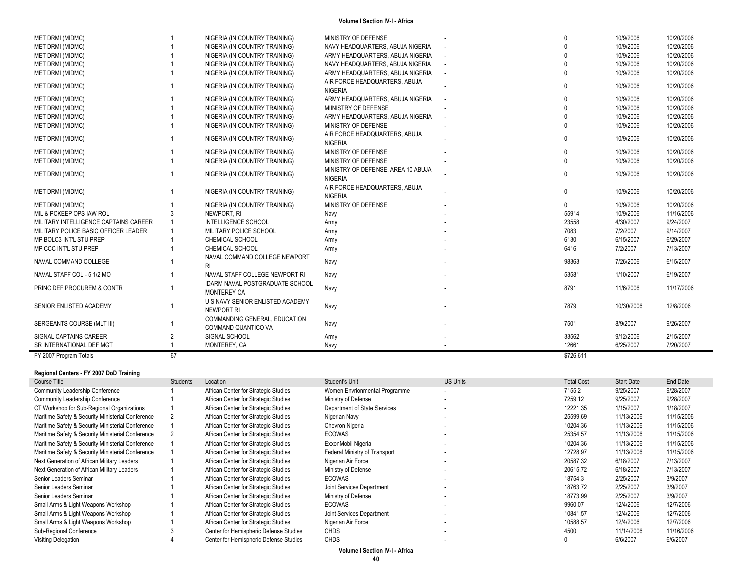| | | | | | | | |
|---|---|---|---|---|---|---|---|
| MET DRMI (MIDMC) | 1 | NIGERIA (IN COUNTRY TRAINING) | MINISTRY OF DEFENSE | - | 0 | 10/9/2006 | 10/20/2006 |
| MET DRMI (MIDMC) | 1 | NIGERIA (IN COUNTRY TRAINING) | NAVY HEADQUARTERS, ABUJA NIGERIA | - | 0 | 10/9/2006 | 10/20/2006 |
| MET DRMI (MIDMC) | 1 | NIGERIA (IN COUNTRY TRAINING) | ARMY HEADQUARTERS, ABUJA NIGERIA | - | 0 | 10/9/2006 | 10/20/2006 |
| MET DRMI (MIDMC) | 1 | NIGERIA (IN COUNTRY TRAINING) | NAVY HEADQUARTERS, ABUJA NIGERIA | - | 0 | 10/9/2006 | 10/20/2006 |
| MET DRMI (MIDMC) | 1 | NIGERIA (IN COUNTRY TRAINING) | ARMY HEADQUARTERS, ABUJA NIGERIA | - | 0 | 10/9/2006 | 10/20/2006 |
| MET DRMI (MIDMC) | 1 | NIGERIA (IN COUNTRY TRAINING) | AIR FORCE HEADQUARTERS, ABUJA NIGERIA | - | 0 | 10/9/2006 | 10/20/2006 |
| MET DRMI (MIDMC) | 1 | NIGERIA (IN COUNTRY TRAINING) | ARMY HEADQUARTERS, ABUJA NIGERIA | - | 0 | 10/9/2006 | 10/20/2006 |
| MET DRMI (MIDMC) | 1 | NIGERIA (IN COUNTRY TRAINING) | MIINISTRY OF DEFENSE | - | 0 | 10/9/2006 | 10/20/2006 |
| MET DRMI (MIDMC) | 1 | NIGERIA (IN COUNTRY TRAINING) | ARMY HEADQUARTERS, ABUJA NIGERIA | - | 0 | 10/9/2006 | 10/20/2006 |
| MET DRMI (MIDMC) | 1 | NIGERIA (IN COUNTRY TRAINING) | MINISTRY OF DEFENSE | - | 0 | 10/9/2006 | 10/20/2006 |
| MET DRMI (MIDMC) | 1 | NIGERIA (IN COUNTRY TRAINING) | AIR FORCE HEADQUARTERS, ABUJA NIGERIA | - | 0 | 10/9/2006 | 10/20/2006 |
| MET DRMI (MIDMC) | 1 | NIGERIA (IN COUNTRY TRAINING) | MINISTRY OF DEFENSE | - | 0 | 10/9/2006 | 10/20/2006 |
| MET DRMI (MIDMC) | 1 | NIGERIA (IN COUNTRY TRAINING) | MINISTRY OF DEFENSE | - | 0 | 10/9/2006 | 10/20/2006 |
| MET DRMI (MIDMC) | 1 | NIGERIA (IN COUNTRY TRAINING) | MINISTRY OF DEFENSE, AREA 10 ABUJA NIGERIA | - | 0 | 10/9/2006 | 10/20/2006 |
| MET DRMI (MIDMC) | 1 | NIGERIA (IN COUNTRY TRAINING) | AIR FORCE HEADQUARTERS, ABUJA NIGERIA | - | 0 | 10/9/2006 | 10/20/2006 |
| MET DRMI (MIDMC) | 1 | NIGERIA (IN COUNTRY TRAINING) | MINISTRY OF DEFENSE | - | 0 | 10/9/2006 | 10/20/2006 |
| MIL & PCKEEP OPS IAW ROL | 3 | NEWPORT, RI | Navy | - | 55914 | 10/9/2006 | 11/16/2006 |
| MILITARY INTELLIGENCE CAPTAINS CAREER | 1 | INTELLIGENCE SCHOOL | Army | - | 23558 | 4/30/2007 | 9/24/2007 |
| MILITARY POLICE BASIC OFFICER LEADER | 1 | MILITARY POLICE SCHOOL | Army | - | 7083 | 7/2/2007 | 9/14/2007 |
| MP BOLC3 INT'L STU PREP | 1 | CHEMICAL SCHOOL | Army | - | 6130 | 6/15/2007 | 6/29/2007 |
| MP CCC INT'L STU PREP | 1 | CHEMICAL SCHOOL | Army | - | 6416 | 7/2/2007 | 7/13/2007 |
| NAVAL COMMAND COLLEGE | 1 | NAVAL COMMAND COLLEGE NEWPORT RI | Navy | - | 98363 | 7/26/2006 | 6/15/2007 |
| NAVAL STAFF COL - 5 1/2 MO | 1 | NAVAL STAFF COLLEGE NEWPORT RI | Navy | - | 53581 | 1/10/2007 | 6/19/2007 |
| PRINC DEF PROCUREM & CONTR | 1 | IDARM NAVAL POSTGRADUATE SCHOOL MONTEREY CA | Navy | - | 8791 | 11/6/2006 | 11/17/2006 |
| SENIOR ENLISTED ACADEMY | 1 | U S NAVY SENIOR ENLISTED ACADEMY NEWPORT RI | Navy | - | 7879 | 10/30/2006 | 12/8/2006 |
| SERGEANTS COURSE (MLT III) | 1 | COMMANDING GENERAL, EDUCATION COMMAND QUANTICO VA | Navy | - | 7501 | 8/9/2007 | 9/26/2007 |
| SIGNAL CAPTAINS CAREER | 2 | SIGNAL SCHOOL | Army | - | 33562 | 9/12/2006 | 2/15/2007 |
| SR INTERNATIONAL DEF MGT | 1 | MONTEREY, CA | Navy | - | 12661 | 6/25/2007 | 7/20/2007 |
| FY 2007 Program Totals | 67 | | | | $726,611 | | |

**Regional Centers - FY 2007 DoD Training**

| Course Title | Students | Location | Student's Unit | US Units | Total Cost | Start Date | End Date |
|---|---|---|---|---|---|---|---|
| Community Leadership Conference | 1 | African Center for Strategic Studies | Women Envrionmental Programme | - | 7155.2 | 9/25/2007 | 9/28/2007 |
| Community Leadership Conference | 1 | African Center for Strategic Studies | Ministry of Defense | - | 7259.12 | 9/25/2007 | 9/28/2007 |
| CT Workshop for Sub-Regional Organizations | 1 | African Center for Strategic Studies | Department of State Services | - | 12221.35 | 1/15/2007 | 1/18/2007 |
| Maritime Safety & Security Ministerial Conference | 2 | African Center for Strategic Studies | Nigerian Navy | - | 25599.69 | 11/13/2006 | 11/15/2006 |
| Maritime Safety & Security Ministerial Conference | 1 | African Center for Strategic Studies | Chevron Nigeria | - | 10204.36 | 11/13/2006 | 11/15/2006 |
| Maritime Safety & Security Ministerial Conference | 2 | African Center for Strategic Studies | ECOWAS | - | 25354.57 | 11/13/2006 | 11/15/2006 |
| Maritime Safety & Security Ministerial Conference | 1 | African Center for Strategic Studies | ExxonMobil Nigeria | - | 10204.36 | 11/13/2006 | 11/15/2006 |
| Maritime Safety & Security Ministerial Conference | 1 | African Center for Strategic Studies | Federal Ministry of Transport | - | 12728.97 | 11/13/2006 | 11/15/2006 |
| Next Generation of African Military Leaders | 1 | African Center for Strategic Studies | Nigerian Air Force | - | 20587.32 | 6/18/2007 | 7/13/2007 |
| Next Generation of African Military Leaders | 1 | African Center for Strategic Studies | Ministry of Defense | - | 20615.72 | 6/18/2007 | 7/13/2007 |
| Senior Leaders Seminar | 1 | African Center for Strategic Studies | ECOWAS | - | 18754.3 | 2/25/2007 | 3/9/2007 |
| Senior Leaders Seminar | 1 | African Center for Strategic Studies | Joint Services Department | - | 18763.72 | 2/25/2007 | 3/9/2007 |
| Senior Leaders Seminar | 1 | African Center for Strategic Studies | Ministry of Defense | - | 18773.99 | 2/25/2007 | 3/9/2007 |
| Small Arms & Light Weapons Workshop | 1 | African Center for Strategic Studies | ECOWAS | - | 9960.07 | 12/4/2006 | 12/7/2006 |
| Small Arms & Light Weapons Workshop | 1 | African Center for Strategic Studies | Joint Services Department | - | 10841.57 | 12/4/2006 | 12/7/2006 |
| Small Arms & Light Weapons Workshop | 1 | African Center for Strategic Studies | Nigerian Air Force | - | 10588.57 | 12/4/2006 | 12/7/2006 |
| Sub-Regional Conference | 3 | Center for Hemispheric Defense Studies | CHDS | - | 4500 | 11/14/2006 | 11/16/2006 |
| Visiting Delegation | 4 | Center for Hemispheric Defense Studies | CHDS | - | 0 | 6/6/2007 | 6/6/2007 |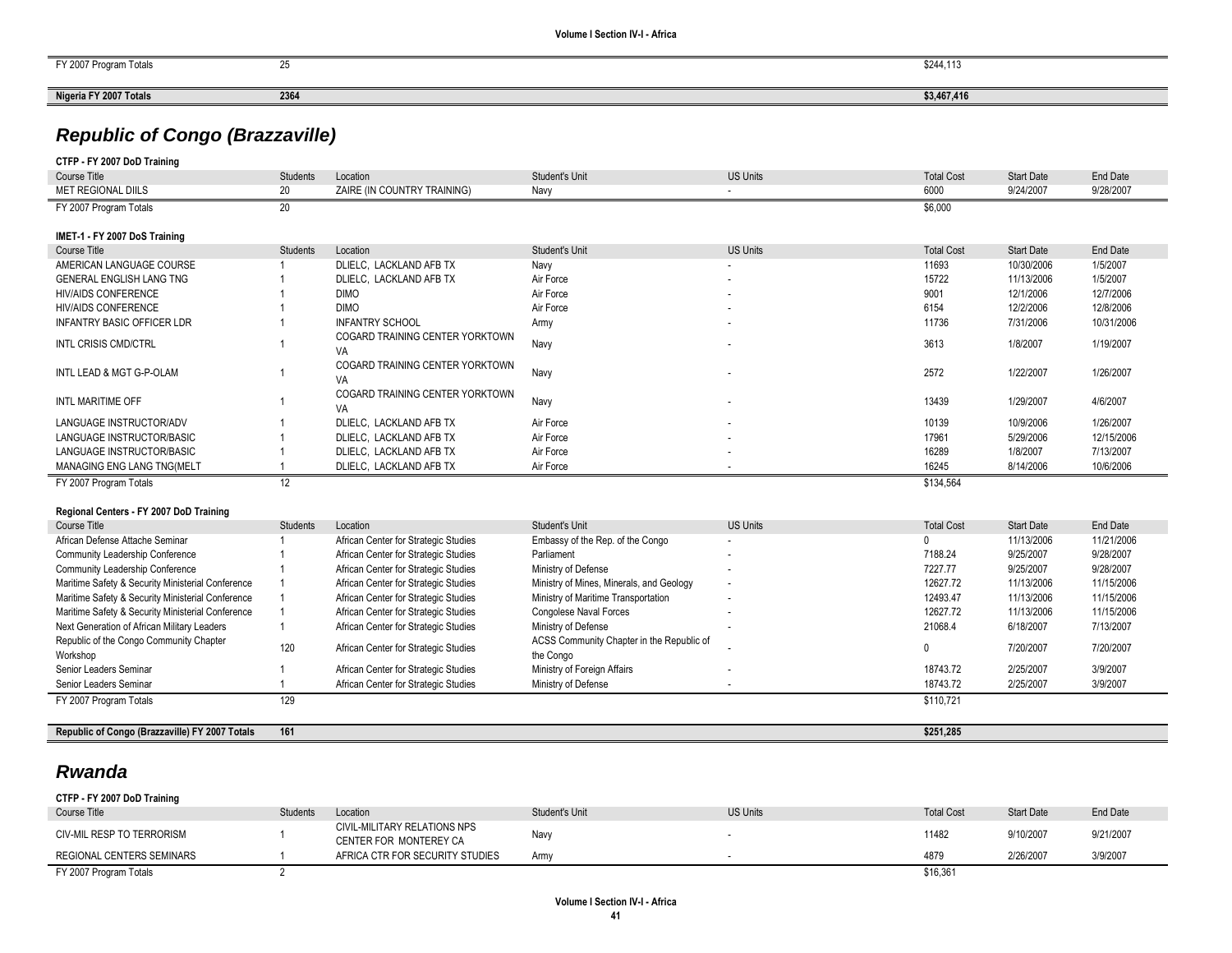| | | | | | | | |
|---|---|---|---|---|---|---|---|
| FY 2007 Program Totals | 25 | | | | $244,113 | | |
| **Nigeria FY 2007 Totals** | **2364** | | | | **$3,467,416** | | |

## *Republic of Congo (Brazzaville)*

**CTFP - FY 2007 DoD Training**

| Course Title | Students | Location | Student's Unit | US Units | Total Cost | Start Date | End Date |
|---|---|---|---|---|---|---|---|
| MET REGIONAL DIILS | 20 | ZAIRE (IN COUNTRY TRAINING) | Navy | - | 6000 | 9/24/2007 | 9/28/2007 |
| FY 2007 Program Totals | 20 | | | | $6,000 | | |

**IMET-1 - FY 2007 DoS Training**

| Course Title | Students | Location | Student's Unit | US Units | Total Cost | Start Date | End Date |
|---|---|---|---|---|---|---|---|
| AMERICAN LANGUAGE COURSE | 1 | DLIELC, LACKLAND AFB TX | Navy | - | 11693 | 10/30/2006 | 1/5/2007 |
| GENERAL ENGLISH LANG TNG | 1 | DLIELC, LACKLAND AFB TX | Air Force | - | 15722 | 11/13/2006 | 1/5/2007 |
| HIV/AIDS CONFERENCE | 1 | DIMO | Air Force | - | 9001 | 12/1/2006 | 12/7/2006 |
| HIV/AIDS CONFERENCE | 1 | DIMO | Air Force | - | 6154 | 12/2/2006 | 12/8/2006 |
| INFANTRY BASIC OFFICER LDR | 1 | INFANTRY SCHOOL | Army | - | 11736 | 7/31/2006 | 10/31/2006 |
| INTL CRISIS CMD/CTRL | 1 | COGARD TRAINING CENTER YORKTOWN VA | Navy | - | 3613 | 1/8/2007 | 1/19/2007 |
| INTL LEAD & MGT G-P-OLAM | 1 | COGARD TRAINING CENTER YORKTOWN VA | Navy | - | 2572 | 1/22/2007 | 1/26/2007 |
| INTL MARITIME OFF | 1 | COGARD TRAINING CENTER YORKTOWN VA | Navy | - | 13439 | 1/29/2007 | 4/6/2007 |
| LANGUAGE INSTRUCTOR/ADV | 1 | DLIELC, LACKLAND AFB TX | Air Force | - | 10139 | 10/9/2006 | 1/26/2007 |
| LANGUAGE INSTRUCTOR/BASIC | 1 | DLIELC, LACKLAND AFB TX | Air Force | - | 17961 | 5/29/2006 | 12/15/2006 |
| LANGUAGE INSTRUCTOR/BASIC | 1 | DLIELC, LACKLAND AFB TX | Air Force | - | 16289 | 1/8/2007 | 7/13/2007 |
| MANAGING ENG LANG TNG(MELT | 1 | DLIELC, LACKLAND AFB TX | Air Force | - | 16245 | 8/14/2006 | 10/6/2006 |
| FY 2007 Program Totals | 12 | | | | $134,564 | | |

**Regional Centers - FY 2007 DoD Training**

| Course Title | Students | Location | Student's Unit | US Units | Total Cost | Start Date | End Date |
|---|---|---|---|---|---|---|---|
| African Defense Attache Seminar | 1 | African Center for Strategic Studies | Embassy of the Rep. of the Congo | - | 0 | 11/13/2006 | 11/21/2006 |
| Community Leadership Conference | 1 | African Center for Strategic Studies | Parliament | - | 7188.24 | 9/25/2007 | 9/28/2007 |
| Community Leadership Conference | 1 | African Center for Strategic Studies | Ministry of Defense | - | 7227.77 | 9/25/2007 | 9/28/2007 |
| Maritime Safety & Security Ministerial Conference | 1 | African Center for Strategic Studies | Ministry of Mines, Minerals, and Geology | - | 12627.72 | 11/13/2006 | 11/15/2006 |
| Maritime Safety & Security Ministerial Conference | 1 | African Center for Strategic Studies | Ministry of Maritime Transportation | - | 12493.47 | 11/13/2006 | 11/15/2006 |
| Maritime Safety & Security Ministerial Conference | 1 | African Center for Strategic Studies | Congolese Naval Forces | - | 12627.72 | 11/13/2006 | 11/15/2006 |
| Next Generation of African Military Leaders | 1 | African Center for Strategic Studies | Ministry of Defense | - | 21068.4 | 6/18/2007 | 7/13/2007 |
| Republic of the Congo Community Chapter Workshop | 120 | African Center for Strategic Studies | ACSS Community Chapter in the Republic of the Congo | - | 0 | 7/20/2007 | 7/20/2007 |
| Senior Leaders Seminar | 1 | African Center for Strategic Studies | Ministry of Foreign Affairs | - | 18743.72 | 2/25/2007 | 3/9/2007 |
| Senior Leaders Seminar | 1 | African Center for Strategic Studies | Ministry of Defense | - | 18743.72 | 2/25/2007 | 3/9/2007 |
| FY 2007 Program Totals | 129 | | | | $110,721 | | |

| | | | | | | | |
|---|---|---|---|---|---|---|---|
| **Republic of Congo (Brazzaville) FY 2007 Totals** | **161** | | | | **$251,285** | | |

## *Rwanda*

**CTFP - FY 2007 DoD Training**

| Course Title | Students | Location | Student's Unit | US Units | Total Cost | Start Date | End Date |
|---|---|---|---|---|---|---|---|
| CIV-MIL RESP TO TERRORISM | 1 | CIVIL-MILITARY RELATIONS NPS CENTER FOR MONTEREY CA | Navy | - | 11482 | 9/10/2007 | 9/21/2007 |
| REGIONAL CENTERS SEMINARS | 1 | AFRICA CTR FOR SECURITY STUDIES | Army | - | 4879 | 2/26/2007 | 3/9/2007 |
| FY 2007 Program Totals | 2 | | | | $16,361 | | |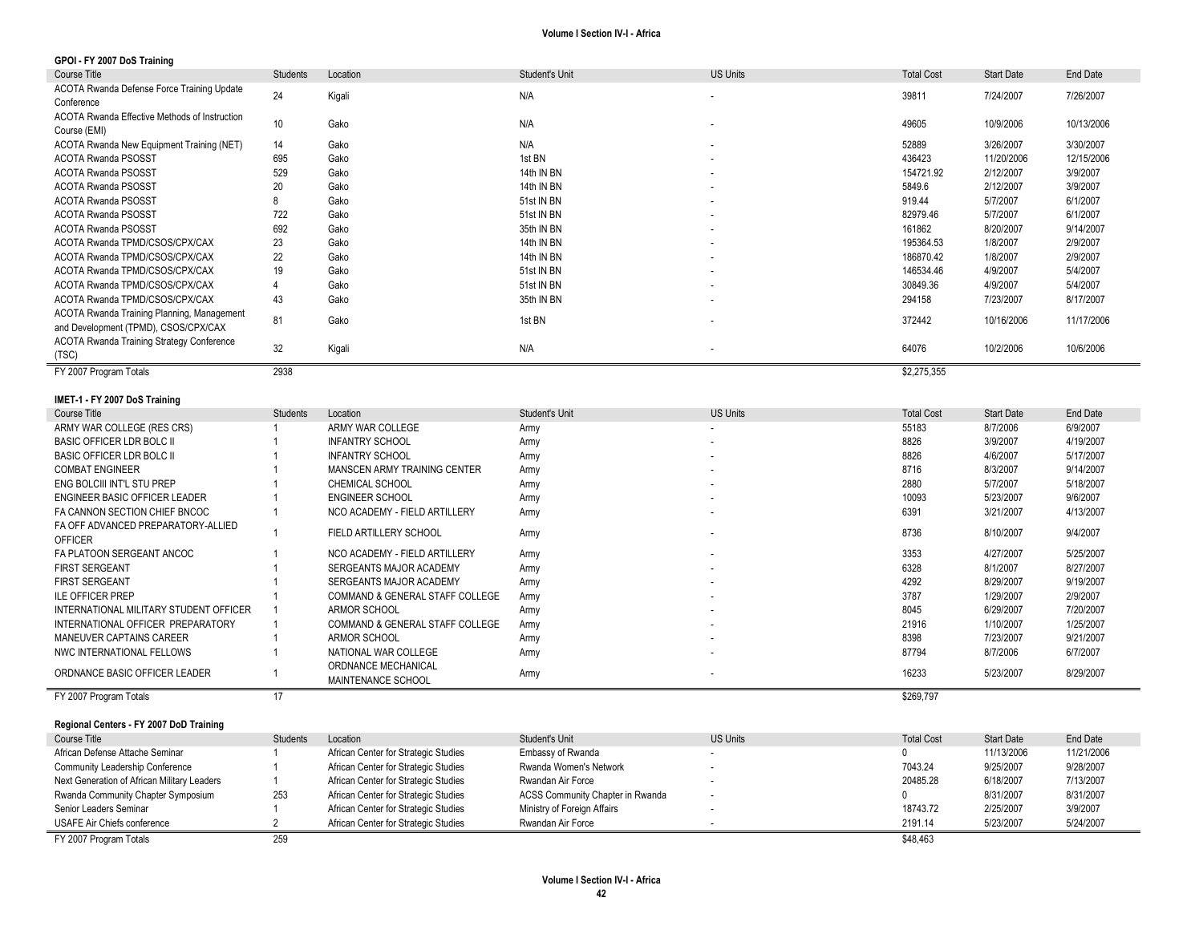### GPOI - FY 2007 DoS Training

| Course Title | Students | Location | Student's Unit | US Units | Total Cost | Start Date | End Date |
|---|---|---|---|---|---|---|---|
| ACOTA Rwanda Defense Force Training Update Conference | 24 | Kigali | N/A | - | 39811 | 7/24/2007 | 7/26/2007 |
| ACOTA Rwanda Effective Methods of Instruction Course (EMI) | 10 | Gako | N/A | - | 49605 | 10/9/2006 | 10/13/2006 |
| ACOTA Rwanda New Equipment Training (NET) | 14 | Gako | N/A | - | 52889 | 3/26/2007 | 3/30/2007 |
| ACOTA Rwanda PSOSST | 695 | Gako | 1st BN | - | 436423 | 11/20/2006 | 12/15/2006 |
| ACOTA Rwanda PSOSST | 529 | Gako | 14th IN BN | - | 154721.92 | 2/12/2007 | 3/9/2007 |
| ACOTA Rwanda PSOSST | 20 | Gako | 14th IN BN | - | 5849.6 | 2/12/2007 | 3/9/2007 |
| ACOTA Rwanda PSOSST | 8 | Gako | 51st IN BN | - | 919.44 | 5/7/2007 | 6/1/2007 |
| ACOTA Rwanda PSOSST | 722 | Gako | 51st IN BN | - | 82979.46 | 5/7/2007 | 6/1/2007 |
| ACOTA Rwanda PSOSST | 692 | Gako | 35th IN BN | - | 161862 | 8/20/2007 | 9/14/2007 |
| ACOTA Rwanda TPMD/CSOS/CPX/CAX | 23 | Gako | 14th IN BN | - | 195364.53 | 1/8/2007 | 2/9/2007 |
| ACOTA Rwanda TPMD/CSOS/CPX/CAX | 22 | Gako | 14th IN BN | - | 186870.42 | 1/8/2007 | 2/9/2007 |
| ACOTA Rwanda TPMD/CSOS/CPX/CAX | 19 | Gako | 51st IN BN | - | 146534.46 | 4/9/2007 | 5/4/2007 |
| ACOTA Rwanda TPMD/CSOS/CPX/CAX | 4 | Gako | 51st IN BN | - | 30849.36 | 4/9/2007 | 5/4/2007 |
| ACOTA Rwanda TPMD/CSOS/CPX/CAX | 43 | Gako | 35th IN BN | - | 294158 | 7/23/2007 | 8/17/2007 |
| ACOTA Rwanda Training Planning, Management and Development (TPMD), CSOS/CPX/CAX | 81 | Gako | 1st BN | - | 372442 | 10/16/2006 | 11/17/2006 |
| ACOTA Rwanda Training Strategy Conference (TSC) | 32 | Kigali | N/A | - | 64076 | 10/2/2006 | 10/6/2006 |
| FY 2007 Program Totals | 2938 | | | | $2,275,355 | | |

### IMET-1 - FY 2007 DoS Training

| Course Title | Students | Location | Student's Unit | US Units | Total Cost | Start Date | End Date |
|---|---|---|---|---|---|---|---|
| ARMY WAR COLLEGE (RES CRS) | 1 | ARMY WAR COLLEGE | Army | - | 55183 | 8/7/2006 | 6/9/2007 |
| BASIC OFFICER LDR BOLC II | 1 | INFANTRY SCHOOL | Army | - | 8826 | 3/9/2007 | 4/19/2007 |
| BASIC OFFICER LDR BOLC II | 1 | INFANTRY SCHOOL | Army | - | 8826 | 4/6/2007 | 5/17/2007 |
| COMBAT ENGINEER | 1 | MANSCEN ARMY TRAINING CENTER | Army | - | 8716 | 8/3/2007 | 9/14/2007 |
| ENG BOLCIII INT'L STU PREP | 1 | CHEMICAL SCHOOL | Army | - | 2880 | 5/7/2007 | 5/18/2007 |
| ENGINEER BASIC OFFICER LEADER | 1 | ENGINEER SCHOOL | Army | - | 10093 | 5/23/2007 | 9/6/2007 |
| FA CANNON SECTION CHIEF BNCOC | 1 | NCO ACADEMY - FIELD ARTILLERY | Army | - | 6391 | 3/21/2007 | 4/13/2007 |
| FA OFF ADVANCED PREPARATORY-ALLIED OFFICER | 1 | FIELD ARTILLERY SCHOOL | Army | - | 8736 | 8/10/2007 | 9/4/2007 |
| FA PLATOON SERGEANT ANCOC | 1 | NCO ACADEMY - FIELD ARTILLERY | Army | - | 3353 | 4/27/2007 | 5/25/2007 |
| FIRST SERGEANT | 1 | SERGEANTS MAJOR ACADEMY | Army | - | 6328 | 8/1/2007 | 8/27/2007 |
| FIRST SERGEANT | 1 | SERGEANTS MAJOR ACADEMY | Army | - | 4292 | 8/29/2007 | 9/19/2007 |
| ILE OFFICER PREP | 1 | COMMAND & GENERAL STAFF COLLEGE | Army | - | 3787 | 1/29/2007 | 2/9/2007 |
| INTERNATIONAL MILITARY STUDENT OFFICER | 1 | ARMOR SCHOOL | Army | - | 8045 | 6/29/2007 | 7/20/2007 |
| INTERNATIONAL OFFICER PREPARATORY | 1 | COMMAND & GENERAL STAFF COLLEGE | Army | - | 21916 | 1/10/2007 | 1/25/2007 |
| MANEUVER CAPTAINS CAREER | 1 | ARMOR SCHOOL | Army | - | 8398 | 7/23/2007 | 9/21/2007 |
| NWC INTERNATIONAL FELLOWS | 1 | NATIONAL WAR COLLEGE | Army | - | 87794 | 8/7/2006 | 6/7/2007 |
| ORDNANCE BASIC OFFICER LEADER | 1 | ORDNANCE MECHANICAL MAINTENANCE SCHOOL | Army | - | 16233 | 5/23/2007 | 8/29/2007 |
| FY 2007 Program Totals | 17 | | | | $269,797 | | |

### Regional Centers - FY 2007 DoD Training

| Course Title | Students | Location | Student's Unit | US Units | Total Cost | Start Date | End Date |
|---|---|---|---|---|---|---|---|
| African Defense Attache Seminar | 1 | African Center for Strategic Studies | Embassy of Rwanda | - | 0 | 11/13/2006 | 11/21/2006 |
| Community Leadership Conference | 1 | African Center for Strategic Studies | Rwanda Women's Network | - | 7043.24 | 9/25/2007 | 9/28/2007 |
| Next Generation of African Military Leaders | 1 | African Center for Strategic Studies | Rwandan Air Force | - | 20485.28 | 6/18/2007 | 7/13/2007 |
| Rwanda Community Chapter Symposium | 253 | African Center for Strategic Studies | ACSS Community Chapter in Rwanda | - | 0 | 8/31/2007 | 8/31/2007 |
| Senior Leaders Seminar | 1 | African Center for Strategic Studies | Ministry of Foreign Affairs | - | 18743.72 | 2/25/2007 | 3/9/2007 |
| USAFE Air Chiefs conference | 2 | African Center for Strategic Studies | Rwandan Air Force | - | 2191.14 | 5/23/2007 | 5/24/2007 |
| FY 2007 Program Totals | 259 | | | | $48,463 | | |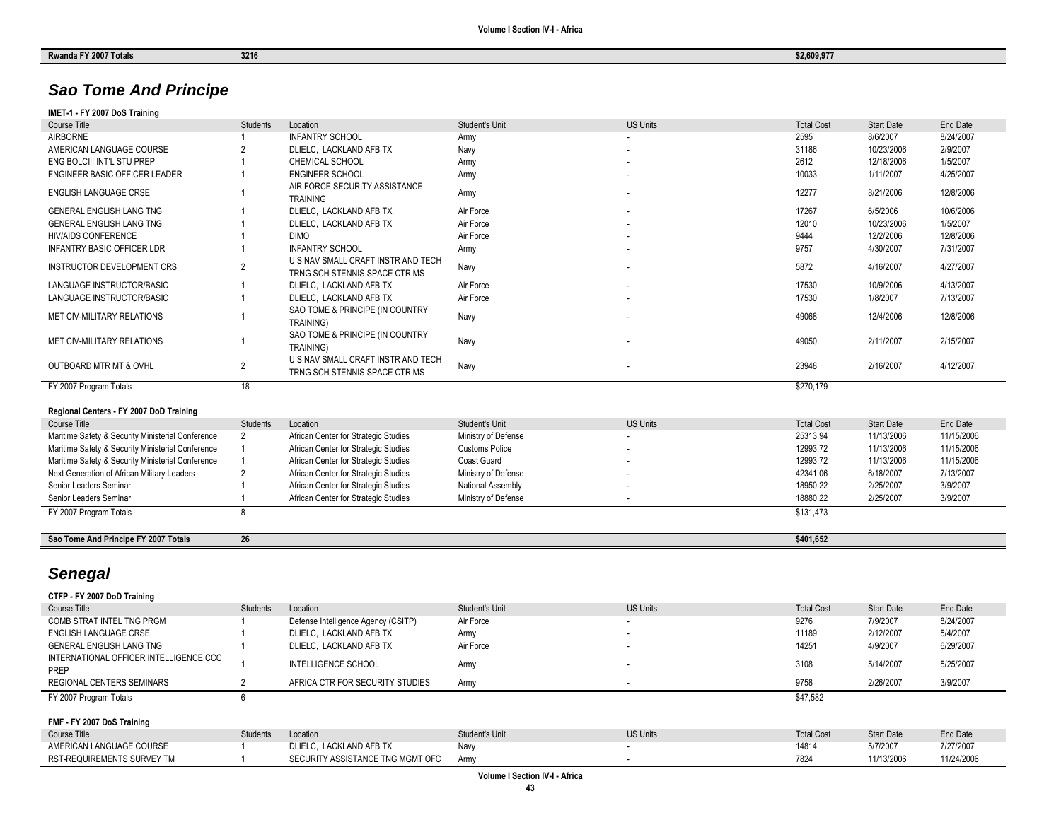| Rwanda FY 2007 Totals | 3216 | | | | $2,609,977 | | |
|---|---|---|---|---|---|---|---|

## *Sao Tome And Principe*

**IMET-1 - FY 2007 DoS Training**

| Course Title | Students | Location | Student's Unit | US Units | Total Cost | Start Date | End Date |
|---|---|---|---|---|---|---|---|
| AIRBORNE | 1 | INFANTRY SCHOOL | Army | - | 2595 | 8/6/2007 | 8/24/2007 |
| AMERICAN LANGUAGE COURSE | 2 | DLIELC, LACKLAND AFB TX | Navy | - | 31186 | 10/23/2006 | 2/9/2007 |
| ENG BOLCIII INT'L STU PREP | 1 | CHEMICAL SCHOOL | Army | - | 2612 | 12/18/2006 | 1/5/2007 |
| ENGINEER BASIC OFFICER LEADER | 1 | ENGINEER SCHOOL | Army | - | 10033 | 1/11/2007 | 4/25/2007 |
| ENGLISH LANGUAGE CRSE | 1 | AIR FORCE SECURITY ASSISTANCE TRAINING | Army | - | 12277 | 8/21/2006 | 12/8/2006 |
| GENERAL ENGLISH LANG TNG | 1 | DLIELC, LACKLAND AFB TX | Air Force | - | 17267 | 6/5/2006 | 10/6/2006 |
| GENERAL ENGLISH LANG TNG | 1 | DLIELC, LACKLAND AFB TX | Air Force | - | 12010 | 10/23/2006 | 1/5/2007 |
| HIV/AIDS CONFERENCE | 1 | DIMO | Air Force | - | 9444 | 12/2/2006 | 12/8/2006 |
| INFANTRY BASIC OFFICER LDR | 1 | INFANTRY SCHOOL | Army | - | 9757 | 4/30/2007 | 7/31/2007 |
| INSTRUCTOR DEVELOPMENT CRS | 2 | U S NAV SMALL CRAFT INSTR AND TECH TRNG SCH STENNIS SPACE CTR MS | Navy | - | 5872 | 4/16/2007 | 4/27/2007 |
| LANGUAGE INSTRUCTOR/BASIC | 1 | DLIELC, LACKLAND AFB TX | Air Force | - | 17530 | 10/9/2006 | 4/13/2007 |
| LANGUAGE INSTRUCTOR/BASIC | 1 | DLIELC, LACKLAND AFB TX | Air Force | - | 17530 | 1/8/2007 | 7/13/2007 |
| MET CIV-MILITARY RELATIONS | 1 | SAO TOME & PRINCIPE (IN COUNTRY TRAINING) | Navy | - | 49068 | 12/4/2006 | 12/8/2006 |
| MET CIV-MILITARY RELATIONS | 1 | SAO TOME & PRINCIPE (IN COUNTRY TRAINING) | Navy | - | 49050 | 2/11/2007 | 2/15/2007 |
| OUTBOARD MTR MT & OVHL | 2 | U S NAV SMALL CRAFT INSTR AND TECH TRNG SCH STENNIS SPACE CTR MS | Navy | - | 23948 | 2/16/2007 | 4/12/2007 |
| FY 2007 Program Totals | 18 | | | | $270,179 | | |

**Regional Centers - FY 2007 DoD Training**

| Course Title | Students | Location | Student's Unit | US Units | Total Cost | Start Date | End Date |
|---|---|---|---|---|---|---|---|
| Maritime Safety & Security Ministerial Conference | 2 | African Center for Strategic Studies | Ministry of Defense | - | 25313.94 | 11/13/2006 | 11/15/2006 |
| Maritime Safety & Security Ministerial Conference | 1 | African Center for Strategic Studies | Customs Police | - | 12993.72 | 11/13/2006 | 11/15/2006 |
| Maritime Safety & Security Ministerial Conference | 1 | African Center for Strategic Studies | Coast Guard | - | 12993.72 | 11/13/2006 | 11/15/2006 |
| Next Generation of African Military Leaders | 2 | African Center for Strategic Studies | Ministry of Defense | - | 42341.06 | 6/18/2007 | 7/13/2007 |
| Senior Leaders Seminar | 1 | African Center for Strategic Studies | National Assembly | - | 18950.22 | 2/25/2007 | 3/9/2007 |
| Senior Leaders Seminar | 1 | African Center for Strategic Studies | Ministry of Defense | - | 18880.22 | 2/25/2007 | 3/9/2007 |
| FY 2007 Program Totals | 8 | | | | $131,473 | | |

| Sao Tome And Principe FY 2007 Totals | 26 | | | | $401,652 | | |
|---|---|---|---|---|---|---|---|

## *Senegal*

**CTFP - FY 2007 DoD Training**

| Course Title | Students | Location | Student's Unit | US Units | Total Cost | Start Date | End Date |
|---|---|---|---|---|---|---|---|
| COMB STRAT INTEL TNG PRGM | 1 | Defense Intelligence Agency (CSITP) | Air Force | - | 9276 | 7/9/2007 | 8/24/2007 |
| ENGLISH LANGUAGE CRSE | 1 | DLIELC, LACKLAND AFB TX | Army | - | 11189 | 2/12/2007 | 5/4/2007 |
| GENERAL ENGLISH LANG TNG | 1 | DLIELC, LACKLAND AFB TX | Air Force | - | 14251 | 4/9/2007 | 6/29/2007 |
| INTERNATIONAL OFFICER INTELLIGENCE CCC PREP | 1 | INTELLIGENCE SCHOOL | Army | - | 3108 | 5/14/2007 | 5/25/2007 |
| REGIONAL CENTERS SEMINARS | 2 | AFRICA CTR FOR SECURITY STUDIES | Army | - | 9758 | 2/26/2007 | 3/9/2007 |
| FY 2007 Program Totals | 6 | | | | $47,582 | | |

**FMF - FY 2007 DoS Training**

| Course Title | Students | Location | Student's Unit | US Units | Total Cost | Start Date | End Date |
|---|---|---|---|---|---|---|---|
| AMERICAN LANGUAGE COURSE | 1 | DLIELC, LACKLAND AFB TX | Navy | - | 14814 | 5/7/2007 | 7/27/2007 |
| RST-REQUIREMENTS SURVEY TM | 1 | SECURITY ASSISTANCE TNG MGMT OFC | Army | - | 7824 | 11/13/2006 | 11/24/2006 |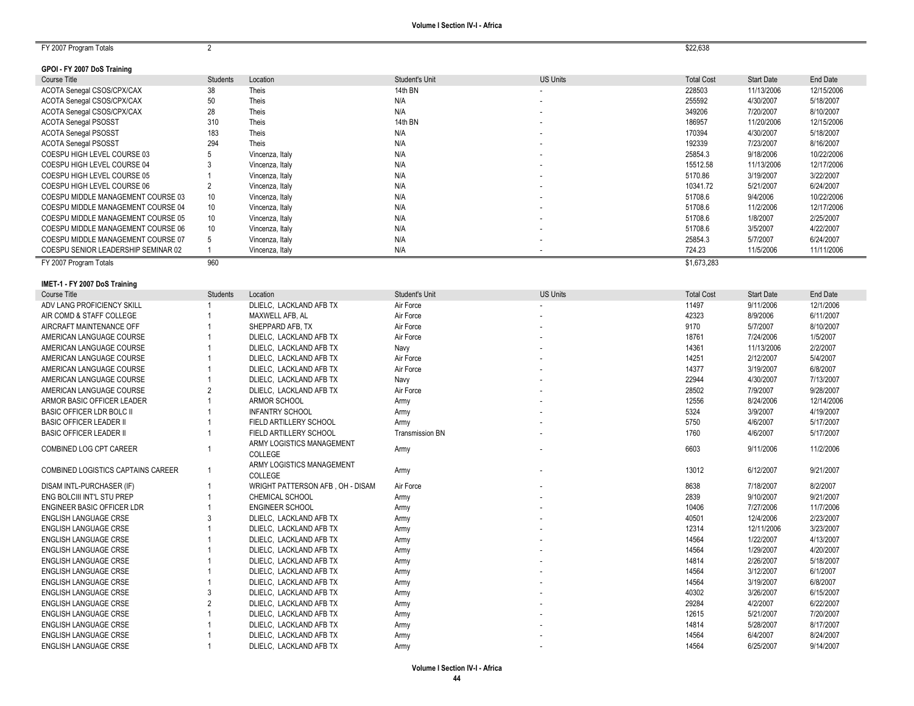| FY 2007 Program Totals | 2 | | | | $22,638 | | |
|---|---|---|---|---|---|---|---|

**GPOI - FY 2007 DoS Training**

| Course Title | Students | Location | Student's Unit | US Units | Total Cost | Start Date | End Date |
|---|---|---|---|---|---|---|---|
| ACOTA Senegal CSOS/CPX/CAX | 38 | Theis | 14th BN | - | 228503 | 11/13/2006 | 12/15/2006 |
| ACOTA Senegal CSOS/CPX/CAX | 50 | Theis | N/A | - | 255592 | 4/30/2007 | 5/18/2007 |
| ACOTA Senegal CSOS/CPX/CAX | 28 | Theis | N/A | - | 349206 | 7/20/2007 | 8/10/2007 |
| ACOTA Senegal PSOSST | 310 | Theis | 14th BN | - | 186957 | 11/20/2006 | 12/15/2006 |
| ACOTA Senegal PSOSST | 183 | Theis | N/A | - | 170394 | 4/30/2007 | 5/18/2007 |
| ACOTA Senegal PSOSST | 294 | Theis | N/A | - | 192339 | 7/23/2007 | 8/16/2007 |
| COESPU HIGH LEVEL COURSE 03 | 5 | Vincenza, Italy | N/A | - | 25854.3 | 9/18/2006 | 10/22/2006 |
| COESPU HIGH LEVEL COURSE 04 | 3 | Vincenza, Italy | N/A | - | 15512.58 | 11/13/2006 | 12/17/2006 |
| COESPU HIGH LEVEL COURSE 05 | 1 | Vincenza, Italy | N/A | - | 5170.86 | 3/19/2007 | 3/22/2007 |
| COESPU HIGH LEVEL COURSE 06 | 2 | Vincenza, Italy | N/A | - | 10341.72 | 5/21/2007 | 6/24/2007 |
| COESPU MIDDLE MANAGEMENT COURSE 03 | 10 | Vincenza, Italy | N/A | - | 51708.6 | 9/4/2006 | 10/22/2006 |
| COESPU MIDDLE MANAGEMENT COURSE 04 | 10 | Vincenza, Italy | N/A | - | 51708.6 | 11/2/2006 | 12/17/2006 |
| COESPU MIDDLE MANAGEMENT COURSE 05 | 10 | Vincenza, Italy | N/A | - | 51708.6 | 1/8/2007 | 2/25/2007 |
| COESPU MIDDLE MANAGEMENT COURSE 06 | 10 | Vincenza, Italy | N/A | - | 51708.6 | 3/5/2007 | 4/22/2007 |
| COESPU MIDDLE MANAGEMENT COURSE 07 | 5 | Vincenza, Italy | N/A | - | 25854.3 | 5/7/2007 | 6/24/2007 |
| COESPU SENIOR LEADERSHIP SEMINAR 02 | 1 | Vincenza, Italy | N/A | - | 724.23 | 11/5/2006 | 11/11/2006 |
| FY 2007 Program Totals | 960 | | | | $1,673,283 | | |

**IMET-1 - FY 2007 DoS Training**

| Course Title | Students | Location | Student's Unit | US Units | Total Cost | Start Date | End Date |
|---|---|---|---|---|---|---|---|
| ADV LANG PROFICIENCY SKILL | 1 | DLIELC, LACKLAND AFB TX | Air Force | - | 11497 | 9/11/2006 | 12/1/2006 |
| AIR COMD & STAFF COLLEGE | 1 | MAXWELL AFB, AL | Air Force | - | 42323 | 8/9/2006 | 6/11/2007 |
| AIRCRAFT MAINTENANCE OFF | 1 | SHEPPARD AFB, TX | Air Force | - | 9170 | 5/7/2007 | 8/10/2007 |
| AMERICAN LANGUAGE COURSE | 1 | DLIELC, LACKLAND AFB TX | Air Force | - | 18761 | 7/24/2006 | 1/5/2007 |
| AMERICAN LANGUAGE COURSE | 1 | DLIELC, LACKLAND AFB TX | Navy | - | 14361 | 11/13/2006 | 2/2/2007 |
| AMERICAN LANGUAGE COURSE | 1 | DLIELC, LACKLAND AFB TX | Air Force | - | 14251 | 2/12/2007 | 5/4/2007 |
| AMERICAN LANGUAGE COURSE | 1 | DLIELC, LACKLAND AFB TX | Air Force | - | 14377 | 3/19/2007 | 6/8/2007 |
| AMERICAN LANGUAGE COURSE | 1 | DLIELC, LACKLAND AFB TX | Navy | - | 22944 | 4/30/2007 | 7/13/2007 |
| AMERICAN LANGUAGE COURSE | 2 | DLIELC, LACKLAND AFB TX | Air Force | - | 28502 | 7/9/2007 | 9/28/2007 |
| ARMOR BASIC OFFICER LEADER | 1 | ARMOR SCHOOL | Army | - | 12556 | 8/24/2006 | 12/14/2006 |
| BASIC OFFICER LDR BOLC II | 1 | INFANTRY SCHOOL | Army | - | 5324 | 3/9/2007 | 4/19/2007 |
| BASIC OFFICER LEADER II | 1 | FIELD ARTILLERY SCHOOL | Army | - | 5750 | 4/6/2007 | 5/17/2007 |
| BASIC OFFICER LEADER II | 1 | FIELD ARTILLERY SCHOOL | Transmission BN | - | 1760 | 4/6/2007 | 5/17/2007 |
| COMBINED LOG CPT CAREER | 1 | ARMY LOGISTICS MANAGEMENT COLLEGE | Army | - | 6603 | 9/11/2006 | 11/2/2006 |
| COMBINED LOGISTICS CAPTAINS CAREER | 1 | ARMY LOGISTICS MANAGEMENT COLLEGE | Army | - | 13012 | 6/12/2007 | 9/21/2007 |
| DISAM INTL-PURCHASER (IF) | 1 | WRIGHT PATTERSON AFB , OH - DISAM | Air Force | - | 8638 | 7/18/2007 | 8/2/2007 |
| ENG BOLCIII INT'L STU PREP | 1 | CHEMICAL SCHOOL | Army | - | 2839 | 9/10/2007 | 9/21/2007 |
| ENGINEER BASIC OFFICER LDR | 1 | ENGINEER SCHOOL | Army | - | 10406 | 7/27/2006 | 11/7/2006 |
| ENGLISH LANGUAGE CRSE | 3 | DLIELC, LACKLAND AFB TX | Army | - | 40501 | 12/4/2006 | 2/23/2007 |
| ENGLISH LANGUAGE CRSE | 1 | DLIELC, LACKLAND AFB TX | Army | - | 12314 | 12/11/2006 | 3/23/2007 |
| ENGLISH LANGUAGE CRSE | 1 | DLIELC, LACKLAND AFB TX | Army | - | 14564 | 1/22/2007 | 4/13/2007 |
| ENGLISH LANGUAGE CRSE | 1 | DLIELC, LACKLAND AFB TX | Army | - | 14564 | 1/29/2007 | 4/20/2007 |
| ENGLISH LANGUAGE CRSE | 1 | DLIELC, LACKLAND AFB TX | Army | - | 14814 | 2/26/2007 | 5/18/2007 |
| ENGLISH LANGUAGE CRSE | 1 | DLIELC, LACKLAND AFB TX | Army | - | 14564 | 3/12/2007 | 6/1/2007 |
| ENGLISH LANGUAGE CRSE | 1 | DLIELC, LACKLAND AFB TX | Army | - | 14564 | 3/19/2007 | 6/8/2007 |
| ENGLISH LANGUAGE CRSE | 3 | DLIELC, LACKLAND AFB TX | Army | - | 40302 | 3/26/2007 | 6/15/2007 |
| ENGLISH LANGUAGE CRSE | 2 | DLIELC, LACKLAND AFB TX | Army | - | 29284 | 4/2/2007 | 6/22/2007 |
| ENGLISH LANGUAGE CRSE | 1 | DLIELC, LACKLAND AFB TX | Army | - | 12615 | 5/21/2007 | 7/20/2007 |
| ENGLISH LANGUAGE CRSE | 1 | DLIELC, LACKLAND AFB TX | Army | - | 14814 | 5/28/2007 | 8/17/2007 |
| ENGLISH LANGUAGE CRSE | 1 | DLIELC, LACKLAND AFB TX | Army | - | 14564 | 6/4/2007 | 8/24/2007 |
| ENGLISH LANGUAGE CRSE | 1 | DLIELC, LACKLAND AFB TX | Army | - | 14564 | 6/25/2007 | 9/14/2007 |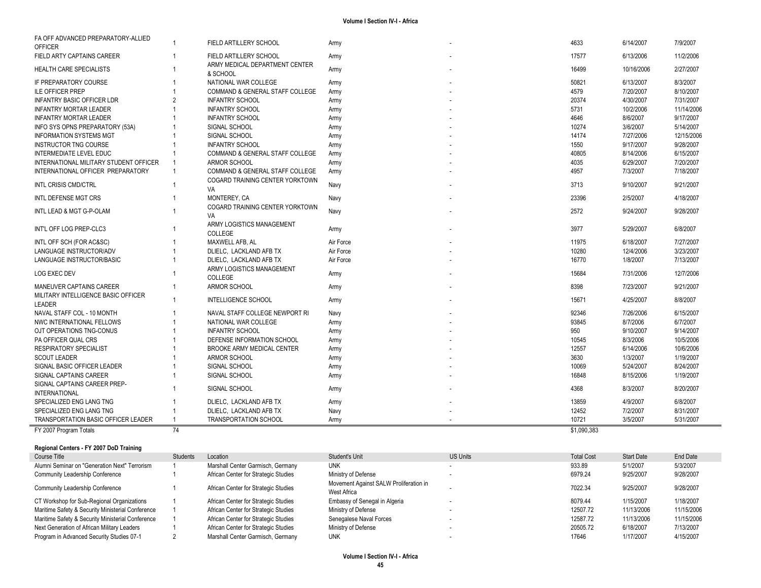| | | | | | | | |
|---|---|---|---|---|---|---|---|
| FA OFF ADVANCED PREPARATORY-ALLIED OFFICER | 1 | FIELD ARTILLERY SCHOOL | Army | - | 4633 | 6/14/2007 | 7/9/2007 |
| FIELD ARTY CAPTAINS CAREER | 1 | FIELD ARTILLERY SCHOOL | Army | - | 17577 | 6/13/2006 | 11/2/2006 |
| HEALTH CARE SPECIALISTS | 1 | ARMY MEDICAL DEPARTMENT CENTER & SCHOOL | Army | - | 16499 | 10/16/2006 | 2/27/2007 |
| IF PREPARATORY COURSE | 1 | NATIONAL WAR COLLEGE | Army | - | 50821 | 6/13/2007 | 8/3/2007 |
| ILE OFFICER PREP | 1 | COMMAND & GENERAL STAFF COLLEGE | Army | - | 4579 | 7/20/2007 | 8/10/2007 |
| INFANTRY BASIC OFFICER LDR | 2 | INFANTRY SCHOOL | Army | - | 20374 | 4/30/2007 | 7/31/2007 |
| INFANTRY MORTAR LEADER | 1 | INFANTRY SCHOOL | Army | - | 5731 | 10/2/2006 | 11/14/2006 |
| INFANTRY MORTAR LEADER | 1 | INFANTRY SCHOOL | Army | - | 4646 | 8/6/2007 | 9/17/2007 |
| INFO SYS OPNS PREPARATORY (53A) | 1 | SIGNAL SCHOOL | Army | - | 10274 | 3/6/2007 | 5/14/2007 |
| INFORMATION SYSTEMS MGT | 1 | SIGNAL SCHOOL | Army | - | 14174 | 7/27/2006 | 12/15/2006 |
| INSTRUCTOR TNG COURSE | 1 | INFANTRY SCHOOL | Army | - | 1550 | 9/17/2007 | 9/28/2007 |
| INTERMEDIATE LEVEL EDUC | 1 | COMMAND & GENERAL STAFF COLLEGE | Army | - | 40805 | 8/14/2006 | 6/15/2007 |
| INTERNATIONAL MILITARY STUDENT OFFICER | 1 | ARMOR SCHOOL | Army | - | 4035 | 6/29/2007 | 7/20/2007 |
| INTERNATIONAL OFFICER PREPARATORY | 1 | COMMAND & GENERAL STAFF COLLEGE | Army | - | 4957 | 7/3/2007 | 7/18/2007 |
| INTL CRISIS CMD/CTRL | 1 | COGARD TRAINING CENTER YORKTOWN VA | Navy | - | 3713 | 9/10/2007 | 9/21/2007 |
| INTL DEFENSE MGT CRS | 1 | MONTEREY, CA | Navy | - | 23396 | 2/5/2007 | 4/18/2007 |
| INTL LEAD & MGT G-P-OLAM | 1 | COGARD TRAINING CENTER YORKTOWN VA | Navy | - | 2572 | 9/24/2007 | 9/28/2007 |
| INT'L OFF LOG PREP-CLC3 | 1 | ARMY LOGISTICS MANAGEMENT COLLEGE | Army | - | 3977 | 5/29/2007 | 6/8/2007 |
| INTL OFF SCH (FOR AC&SC) | 1 | MAXWELL AFB, AL | Air Force | - | 11975 | 6/18/2007 | 7/27/2007 |
| LANGUAGE INSTRUCTOR/ADV | 1 | DLIELC, LACKLAND AFB TX | Air Force | - | 10280 | 12/4/2006 | 3/23/2007 |
| LANGUAGE INSTRUCTOR/BASIC | 1 | DLIELC, LACKLAND AFB TX | Air Force | - | 16770 | 1/8/2007 | 7/13/2007 |
| LOG EXEC DEV | 1 | ARMY LOGISTICS MANAGEMENT COLLEGE | Army | - | 15684 | 7/31/2006 | 12/7/2006 |
| MANEUVER CAPTAINS CAREER | 1 | ARMOR SCHOOL | Army | - | 8398 | 7/23/2007 | 9/21/2007 |
| MILITARY INTELLIGENCE BASIC OFFICER LEADER | 1 | INTELLIGENCE SCHOOL | Army | - | 15671 | 4/25/2007 | 8/8/2007 |
| NAVAL STAFF COL - 10 MONTH | 1 | NAVAL STAFF COLLEGE NEWPORT RI | Navy | - | 92346 | 7/26/2006 | 6/15/2007 |
| NWC INTERNATIONAL FELLOWS | 1 | NATIONAL WAR COLLEGE | Army | - | 93845 | 8/7/2006 | 6/7/2007 |
| OJT OPERATIONS TNG-CONUS | 1 | INFANTRY SCHOOL | Army | - | 950 | 9/10/2007 | 9/14/2007 |
| PA OFFICER QUAL CRS | 1 | DEFENSE INFORMATION SCHOOL | Army | - | 10545 | 8/3/2006 | 10/5/2006 |
| RESPIRATORY SPECIALIST | 1 | BROOKE ARMY MEDICAL CENTER | Army | - | 12557 | 6/14/2006 | 10/6/2006 |
| SCOUT LEADER | 1 | ARMOR SCHOOL | Army | - | 3630 | 1/3/2007 | 1/19/2007 |
| SIGNAL BASIC OFFICER LEADER | 1 | SIGNAL SCHOOL | Army | - | 10069 | 5/24/2007 | 8/24/2007 |
| SIGNAL CAPTAINS CAREER | 1 | SIGNAL SCHOOL | Army | - | 16848 | 8/15/2006 | 1/19/2007 |
| SIGNAL CAPTAINS CAREER PREP-INTERNATIONAL | 1 | SIGNAL SCHOOL | Army | - | 4368 | 8/3/2007 | 8/20/2007 |
| SPECIALIZED ENG LANG TNG | 1 | DLIELC, LACKLAND AFB TX | Army | - | 13859 | 4/9/2007 | 6/8/2007 |
| SPECIALIZED ENG LANG TNG | 1 | DLIELC, LACKLAND AFB TX | Navy | - | 12452 | 7/2/2007 | 8/31/2007 |
| TRANSPORTATION BASIC OFFICER LEADER | 1 | TRANSPORTATION SCHOOL | Army | - | 10721 | 3/5/2007 | 5/31/2007 |
| FY 2007 Program Totals | 74 | | | | $1,090,383 | | |

**Regional Centers - FY 2007 DoD Training**

| Course Title | Students | Location | Student's Unit | US Units | Total Cost | Start Date | End Date |
|---|---|---|---|---|---|---|---|
| Alumni Seminar on "Generation Next" Terrorism | 1 | Marshall Center Garmisch, Germany | UNK | - | 933.89 | 5/1/2007 | 5/3/2007 |
| Community Leadership Conference | 1 | African Center for Strategic Studies | Ministry of Defense | - | 6979.24 | 9/25/2007 | 9/28/2007 |
| Community Leadership Conference | 1 | African Center for Strategic Studies | Movement Against SALW Proliferation in West Africa | - | 7022.34 | 9/25/2007 | 9/28/2007 |
| CT Workshop for Sub-Regional Organizations | 1 | African Center for Strategic Studies | Embassy of Senegal in Algeria | - | 8079.44 | 1/15/2007 | 1/18/2007 |
| Maritime Safety & Security Ministerial Conference | 1 | African Center for Strategic Studies | Ministry of Defense | - | 12507.72 | 11/13/2006 | 11/15/2006 |
| Maritime Safety & Security Ministerial Conference | 1 | African Center for Strategic Studies | Senegalese Naval Forces | - | 12587.72 | 11/13/2006 | 11/15/2006 |
| Next Generation of African Military Leaders | 1 | African Center for Strategic Studies | Ministry of Defense | - | 20505.72 | 6/18/2007 | 7/13/2007 |
| Program in Advanced Security Studies 07-1 | 2 | Marshall Center Garmisch, Germany | UNK | - | 17646 | 1/17/2007 | 4/15/2007 |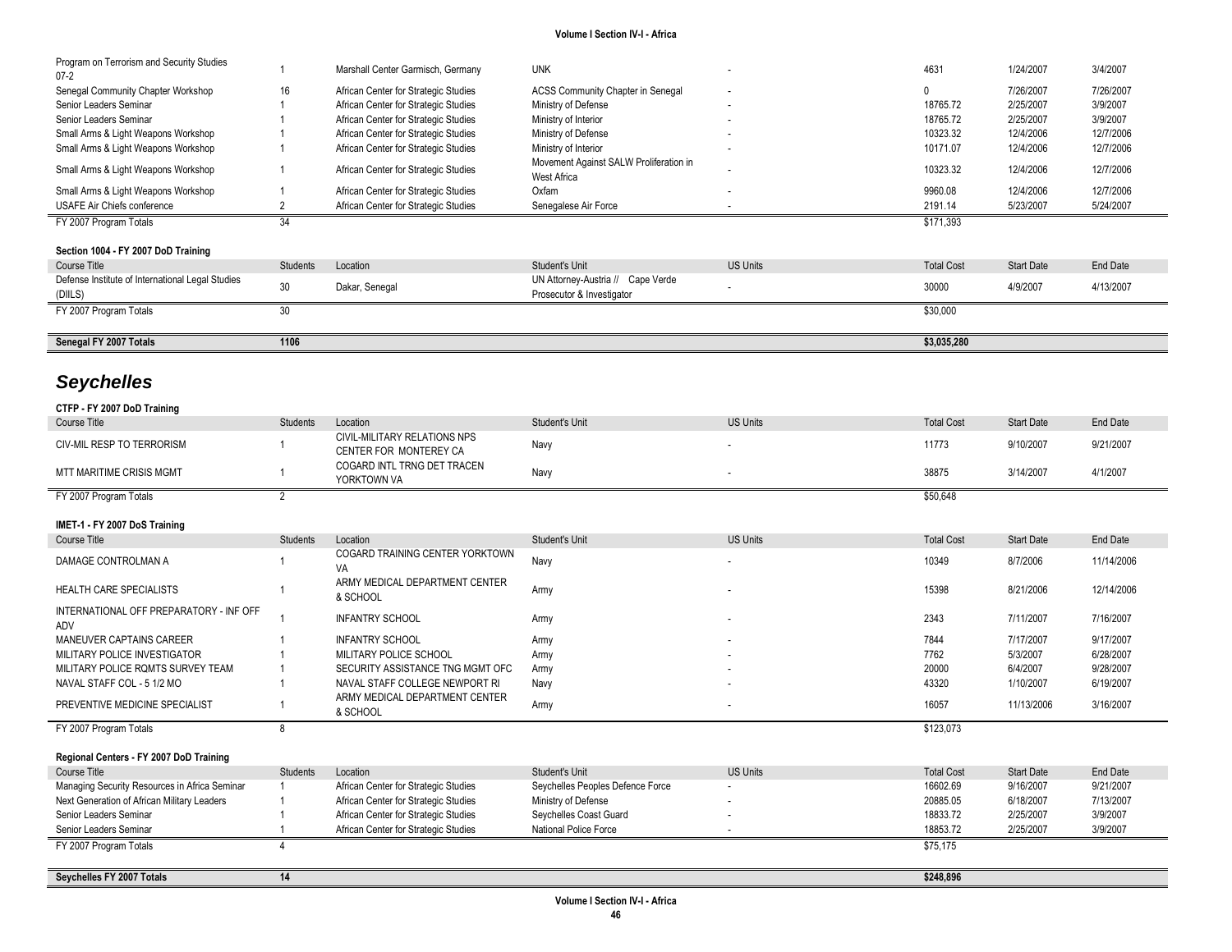| | | | | | | | |
|---|---|---|---|---|---|---|---|
| Program on Terrorism and Security Studies 07-2 | 1 | Marshall Center Garmisch, Germany | UNK | - | 4631 | 1/24/2007 | 3/4/2007 |
| Senegal Community Chapter Workshop | 16 | African Center for Strategic Studies | ACSS Community Chapter in Senegal | - | 0 | 7/26/2007 | 7/26/2007 |
| Senior Leaders Seminar | 1 | African Center for Strategic Studies | Ministry of Defense | - | 18765.72 | 2/25/2007 | 3/9/2007 |
| Senior Leaders Seminar | 1 | African Center for Strategic Studies | Ministry of Interior | - | 18765.72 | 2/25/2007 | 3/9/2007 |
| Small Arms & Light Weapons Workshop | 1 | African Center for Strategic Studies | Ministry of Defense | - | 10323.32 | 12/4/2006 | 12/7/2006 |
| Small Arms & Light Weapons Workshop | 1 | African Center for Strategic Studies | Ministry of Interior | - | 10171.07 | 12/4/2006 | 12/7/2006 |
| Small Arms & Light Weapons Workshop | 1 | African Center for Strategic Studies | Movement Against SALW Proliferation in West Africa | - | 10323.32 | 12/4/2006 | 12/7/2006 |
| Small Arms & Light Weapons Workshop | 1 | African Center for Strategic Studies | Oxfam | - | 9960.08 | 12/4/2006 | 12/7/2006 |
| USAFE Air Chiefs conference | 2 | African Center for Strategic Studies | Senegalese Air Force | - | 2191.14 | 5/23/2007 | 5/24/2007 |
| FY 2007 Program Totals | 34 | | | | $171,393 | | |

**Section 1004 - FY 2007 DoD Training**

| Course Title | Students | Location | Student's Unit | US Units | Total Cost | Start Date | End Date |
|---|---|---|---|---|---|---|---|
| Defense Institute of International Legal Studies (DIILS) | 30 | Dakar, Senegal | UN Attorney-Austria // Cape Verde Prosecutor & Investigator | - | 30000 | 4/9/2007 | 4/13/2007 |
| FY 2007 Program Totals | 30 | | | | $30,000 | | |

| | | | | | | | |
|---|---|---|---|---|---|---|---|
| **Senegal FY 2007 Totals** | **1106** | | | | **$3,035,280** | | |

# *Seychelles*

**CTFP - FY 2007 DoD Training**

| Course Title | Students | Location | Student's Unit | US Units | Total Cost | Start Date | End Date |
|---|---|---|---|---|---|---|---|
| CIV-MIL RESP TO TERRORISM | 1 | CIVIL-MILITARY RELATIONS NPS CENTER FOR MONTEREY CA | Navy | - | 11773 | 9/10/2007 | 9/21/2007 |
| MTT MARITIME CRISIS MGMT | 1 | COGARD INTL TRNG DET TRACEN YORKTOWN VA | Navy | - | 38875 | 3/14/2007 | 4/1/2007 |
| FY 2007 Program Totals | 2 | | | | $50,648 | | |

**IMET-1 - FY 2007 DoS Training**

| Course Title | Students | Location | Student's Unit | US Units | Total Cost | Start Date | End Date |
|---|---|---|---|---|---|---|---|
| DAMAGE CONTROLMAN A | 1 | COGARD TRAINING CENTER YORKTOWN VA | Navy | - | 10349 | 8/7/2006 | 11/14/2006 |
| HEALTH CARE SPECIALISTS | 1 | ARMY MEDICAL DEPARTMENT CENTER & SCHOOL | Army | - | 15398 | 8/21/2006 | 12/14/2006 |
| INTERNATIONAL OFF PREPARATORY - INF OFF ADV | 1 | INFANTRY SCHOOL | Army | - | 2343 | 7/11/2007 | 7/16/2007 |
| MANEUVER CAPTAINS CAREER | 1 | INFANTRY SCHOOL | Army | - | 7844 | 7/17/2007 | 9/17/2007 |
| MILITARY POLICE INVESTIGATOR | 1 | MILITARY POLICE SCHOOL | Army | - | 7762 | 5/3/2007 | 6/28/2007 |
| MILITARY POLICE RQMTS SURVEY TEAM | 1 | SECURITY ASSISTANCE TNG MGMT OFC | Army | - | 20000 | 6/4/2007 | 9/28/2007 |
| NAVAL STAFF COL - 5 1/2 MO | 1 | NAVAL STAFF COLLEGE NEWPORT RI | Navy | - | 43320 | 1/10/2007 | 6/19/2007 |
| PREVENTIVE MEDICINE SPECIALIST | 1 | ARMY MEDICAL DEPARTMENT CENTER & SCHOOL | Army | - | 16057 | 11/13/2006 | 3/16/2007 |
| FY 2007 Program Totals | 8 | | | | $123,073 | | |

**Regional Centers - FY 2007 DoD Training**

| Course Title | Students | Location | Student's Unit | US Units | Total Cost | Start Date | End Date |
|---|---|---|---|---|---|---|---|
| Managing Security Resources in Africa Seminar | 1 | African Center for Strategic Studies | Seychelles Peoples Defence Force | - | 16602.69 | 9/16/2007 | 9/21/2007 |
| Next Generation of African Military Leaders | 1 | African Center for Strategic Studies | Ministry of Defense | - | 20885.05 | 6/18/2007 | 7/13/2007 |
| Senior Leaders Seminar | 1 | African Center for Strategic Studies | Seychelles Coast Guard | - | 18833.72 | 2/25/2007 | 3/9/2007 |
| Senior Leaders Seminar | 1 | African Center for Strategic Studies | National Police Force | - | 18853.72 | 2/25/2007 | 3/9/2007 |
| FY 2007 Program Totals | 4 | | | | $75,175 | | |

| | | | | | | | |
|---|---|---|---|---|---|---|---|
| **Seychelles FY 2007 Totals** | **14** | | | | **$248,896** | | |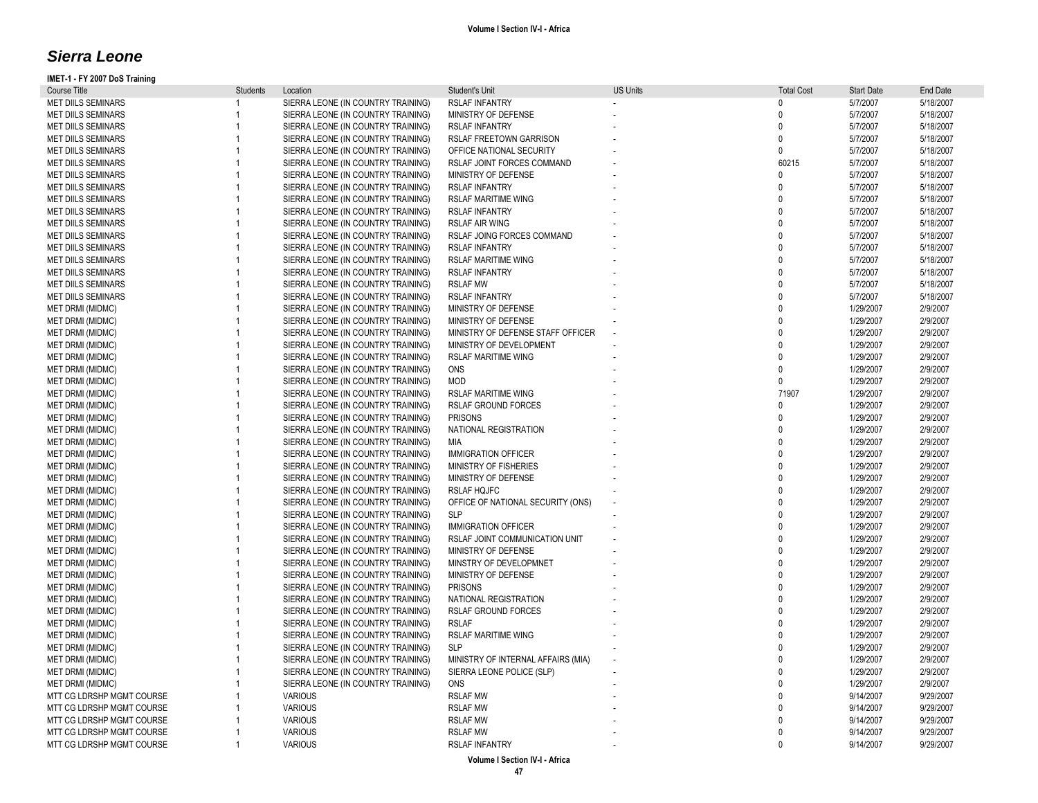# Sierra Leone

### IMET-1 - FY 2007 DoS Training

| Course Title | Students | Location | Student's Unit | US Units | Total Cost | Start Date | End Date |
|---|---|---|---|---|---|---|---|
| MET DIILS SEMINARS | 1 | SIERRA LEONE (IN COUNTRY TRAINING) | RSLAF INFANTRY | - | 0 | 5/7/2007 | 5/18/2007 |
| MET DIILS SEMINARS | 1 | SIERRA LEONE (IN COUNTRY TRAINING) | MINISTRY OF DEFENSE | - | 0 | 5/7/2007 | 5/18/2007 |
| MET DIILS SEMINARS | 1 | SIERRA LEONE (IN COUNTRY TRAINING) | RSLAF INFANTRY | - | 0 | 5/7/2007 | 5/18/2007 |
| MET DIILS SEMINARS | 1 | SIERRA LEONE (IN COUNTRY TRAINING) | RSLAF FREETOWN GARRISON | - | 0 | 5/7/2007 | 5/18/2007 |
| MET DIILS SEMINARS | 1 | SIERRA LEONE (IN COUNTRY TRAINING) | OFFICE NATIONAL SECURITY | - | 0 | 5/7/2007 | 5/18/2007 |
| MET DIILS SEMINARS | 1 | SIERRA LEONE (IN COUNTRY TRAINING) | RSLAF JOINT FORCES COMMAND | - | 60215 | 5/7/2007 | 5/18/2007 |
| MET DIILS SEMINARS | 1 | SIERRA LEONE (IN COUNTRY TRAINING) | MINISTRY OF DEFENSE | - | 0 | 5/7/2007 | 5/18/2007 |
| MET DIILS SEMINARS | 1 | SIERRA LEONE (IN COUNTRY TRAINING) | RSLAF INFANTRY | - | 0 | 5/7/2007 | 5/18/2007 |
| MET DIILS SEMINARS | 1 | SIERRA LEONE (IN COUNTRY TRAINING) | RSLAF MARITIME WING | - | 0 | 5/7/2007 | 5/18/2007 |
| MET DIILS SEMINARS | 1 | SIERRA LEONE (IN COUNTRY TRAINING) | RSLAF INFANTRY | - | 0 | 5/7/2007 | 5/18/2007 |
| MET DIILS SEMINARS | 1 | SIERRA LEONE (IN COUNTRY TRAINING) | RSLAF AIR WING | - | 0 | 5/7/2007 | 5/18/2007 |
| MET DIILS SEMINARS | 1 | SIERRA LEONE (IN COUNTRY TRAINING) | RSLAF JOING FORCES COMMAND | - | 0 | 5/7/2007 | 5/18/2007 |
| MET DIILS SEMINARS | 1 | SIERRA LEONE (IN COUNTRY TRAINING) | RSLAF INFANTRY | - | 0 | 5/7/2007 | 5/18/2007 |
| MET DIILS SEMINARS | 1 | SIERRA LEONE (IN COUNTRY TRAINING) | RSLAF MARITIME WING | - | 0 | 5/7/2007 | 5/18/2007 |
| MET DIILS SEMINARS | 1 | SIERRA LEONE (IN COUNTRY TRAINING) | RSLAF INFANTRY | - | 0 | 5/7/2007 | 5/18/2007 |
| MET DIILS SEMINARS | 1 | SIERRA LEONE (IN COUNTRY TRAINING) | RSLAF MW | - | 0 | 5/7/2007 | 5/18/2007 |
| MET DIILS SEMINARS | 1 | SIERRA LEONE (IN COUNTRY TRAINING) | RSLAF INFANTRY | - | 0 | 5/7/2007 | 5/18/2007 |
| MET DRMI (MIDMC) | 1 | SIERRA LEONE (IN COUNTRY TRAINING) | MINISTRY OF DEFENSE | - | 0 | 1/29/2007 | 2/9/2007 |
| MET DRMI (MIDMC) | 1 | SIERRA LEONE (IN COUNTRY TRAINING) | MINISTRY OF DEFENSE | - | 0 | 1/29/2007 | 2/9/2007 |
| MET DRMI (MIDMC) | 1 | SIERRA LEONE (IN COUNTRY TRAINING) | MINISTRY OF DEFENSE STAFF OFFICER | - | 0 | 1/29/2007 | 2/9/2007 |
| MET DRMI (MIDMC) | 1 | SIERRA LEONE (IN COUNTRY TRAINING) | MINISTRY OF DEVELOPMENT | - | 0 | 1/29/2007 | 2/9/2007 |
| MET DRMI (MIDMC) | 1 | SIERRA LEONE (IN COUNTRY TRAINING) | RSLAF MARITIME WING | - | 0 | 1/29/2007 | 2/9/2007 |
| MET DRMI (MIDMC) | 1 | SIERRA LEONE (IN COUNTRY TRAINING) | ONS | - | 0 | 1/29/2007 | 2/9/2007 |
| MET DRMI (MIDMC) | 1 | SIERRA LEONE (IN COUNTRY TRAINING) | MOD | - | 0 | 1/29/2007 | 2/9/2007 |
| MET DRMI (MIDMC) | 1 | SIERRA LEONE (IN COUNTRY TRAINING) | RSLAF MARITIME WING | - | 71907 | 1/29/2007 | 2/9/2007 |
| MET DRMI (MIDMC) | 1 | SIERRA LEONE (IN COUNTRY TRAINING) | RSLAF GROUND FORCES | - | 0 | 1/29/2007 | 2/9/2007 |
| MET DRMI (MIDMC) | 1 | SIERRA LEONE (IN COUNTRY TRAINING) | PRISONS | - | 0 | 1/29/2007 | 2/9/2007 |
| MET DRMI (MIDMC) | 1 | SIERRA LEONE (IN COUNTRY TRAINING) | NATIONAL REGISTRATION | - | 0 | 1/29/2007 | 2/9/2007 |
| MET DRMI (MIDMC) | 1 | SIERRA LEONE (IN COUNTRY TRAINING) | MIA | - | 0 | 1/29/2007 | 2/9/2007 |
| MET DRMI (MIDMC) | 1 | SIERRA LEONE (IN COUNTRY TRAINING) | IMMIGRATION OFFICER | - | 0 | 1/29/2007 | 2/9/2007 |
| MET DRMI (MIDMC) | 1 | SIERRA LEONE (IN COUNTRY TRAINING) | MINISTRY OF FISHERIES | - | 0 | 1/29/2007 | 2/9/2007 |
| MET DRMI (MIDMC) | 1 | SIERRA LEONE (IN COUNTRY TRAINING) | MINISTRY OF DEFENSE | - | 0 | 1/29/2007 | 2/9/2007 |
| MET DRMI (MIDMC) | 1 | SIERRA LEONE (IN COUNTRY TRAINING) | RSLAF HQJFC | - | 0 | 1/29/2007 | 2/9/2007 |
| MET DRMI (MIDMC) | 1 | SIERRA LEONE (IN COUNTRY TRAINING) | OFFICE OF NATIONAL SECURITY (ONS) | - | 0 | 1/29/2007 | 2/9/2007 |
| MET DRMI (MIDMC) | 1 | SIERRA LEONE (IN COUNTRY TRAINING) | SLP | - | 0 | 1/29/2007 | 2/9/2007 |
| MET DRMI (MIDMC) | 1 | SIERRA LEONE (IN COUNTRY TRAINING) | IMMIGRATION OFFICER | - | 0 | 1/29/2007 | 2/9/2007 |
| MET DRMI (MIDMC) | 1 | SIERRA LEONE (IN COUNTRY TRAINING) | RSLAF JOINT COMMUNICATION UNIT | - | 0 | 1/29/2007 | 2/9/2007 |
| MET DRMI (MIDMC) | 1 | SIERRA LEONE (IN COUNTRY TRAINING) | MINISTRY OF DEFENSE | - | 0 | 1/29/2007 | 2/9/2007 |
| MET DRMI (MIDMC) | 1 | SIERRA LEONE (IN COUNTRY TRAINING) | MINSTRY OF DEVELOPMNET | - | 0 | 1/29/2007 | 2/9/2007 |
| MET DRMI (MIDMC) | 1 | SIERRA LEONE (IN COUNTRY TRAINING) | MINISTRY OF DEFENSE | - | 0 | 1/29/2007 | 2/9/2007 |
| MET DRMI (MIDMC) | 1 | SIERRA LEONE (IN COUNTRY TRAINING) | PRISONS | - | 0 | 1/29/2007 | 2/9/2007 |
| MET DRMI (MIDMC) | 1 | SIERRA LEONE (IN COUNTRY TRAINING) | NATIONAL REGISTRATION | - | 0 | 1/29/2007 | 2/9/2007 |
| MET DRMI (MIDMC) | 1 | SIERRA LEONE (IN COUNTRY TRAINING) | RSLAF GROUND FORCES | - | 0 | 1/29/2007 | 2/9/2007 |
| MET DRMI (MIDMC) | 1 | SIERRA LEONE (IN COUNTRY TRAINING) | RSLAF | - | 0 | 1/29/2007 | 2/9/2007 |
| MET DRMI (MIDMC) | 1 | SIERRA LEONE (IN COUNTRY TRAINING) | RSLAF MARITIME WING | - | 0 | 1/29/2007 | 2/9/2007 |
| MET DRMI (MIDMC) | 1 | SIERRA LEONE (IN COUNTRY TRAINING) | SLP | - | 0 | 1/29/2007 | 2/9/2007 |
| MET DRMI (MIDMC) | 1 | SIERRA LEONE (IN COUNTRY TRAINING) | MINISTRY OF INTERNAL AFFAIRS (MIA) | - | 0 | 1/29/2007 | 2/9/2007 |
| MET DRMI (MIDMC) | 1 | SIERRA LEONE (IN COUNTRY TRAINING) | SIERRA LEONE POLICE (SLP) | - | 0 | 1/29/2007 | 2/9/2007 |
| MET DRMI (MIDMC) | 1 | SIERRA LEONE (IN COUNTRY TRAINING) | ONS | - | 0 | 1/29/2007 | 2/9/2007 |
| MTT CG LDRSHP MGMT COURSE | 1 | VARIOUS | RSLAF MW | - | 0 | 9/14/2007 | 9/29/2007 |
| MTT CG LDRSHP MGMT COURSE | 1 | VARIOUS | RSLAF MW | - | 0 | 9/14/2007 | 9/29/2007 |
| MTT CG LDRSHP MGMT COURSE | 1 | VARIOUS | RSLAF MW | - | 0 | 9/14/2007 | 9/29/2007 |
| MTT CG LDRSHP MGMT COURSE | 1 | VARIOUS | RSLAF MW | - | 0 | 9/14/2007 | 9/29/2007 |
| MTT CG LDRSHP MGMT COURSE | 1 | VARIOUS | RSLAF INFANTRY | - | 0 | 9/14/2007 | 9/29/2007 |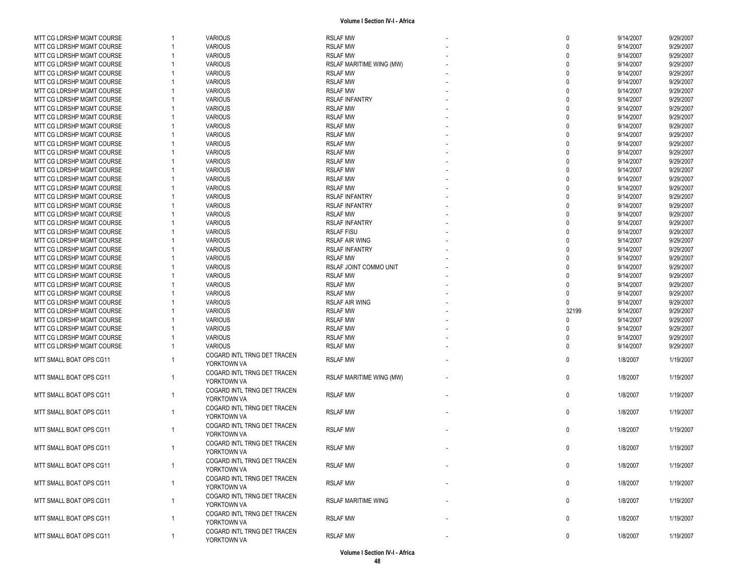| | | | | | | | |
|---|---|---|---|---|---|---|---|
| MTT CG LDRSHP MGMT COURSE | 1 | VARIOUS | RSLAF MW | - | 0 | 9/14/2007 | 9/29/2007 |
| MTT CG LDRSHP MGMT COURSE | 1 | VARIOUS | RSLAF MW | - | 0 | 9/14/2007 | 9/29/2007 |
| MTT CG LDRSHP MGMT COURSE | 1 | VARIOUS | RSLAF MW | - | 0 | 9/14/2007 | 9/29/2007 |
| MTT CG LDRSHP MGMT COURSE | 1 | VARIOUS | RSLAF MARITIME WING (MW) | - | 0 | 9/14/2007 | 9/29/2007 |
| MTT CG LDRSHP MGMT COURSE | 1 | VARIOUS | RSLAF MW | - | 0 | 9/14/2007 | 9/29/2007 |
| MTT CG LDRSHP MGMT COURSE | 1 | VARIOUS | RSLAF MW | - | 0 | 9/14/2007 | 9/29/2007 |
| MTT CG LDRSHP MGMT COURSE | 1 | VARIOUS | RSLAF MW | - | 0 | 9/14/2007 | 9/29/2007 |
| MTT CG LDRSHP MGMT COURSE | 1 | VARIOUS | RSLAF INFANTRY | - | 0 | 9/14/2007 | 9/29/2007 |
| MTT CG LDRSHP MGMT COURSE | 1 | VARIOUS | RSLAF MW | - | 0 | 9/14/2007 | 9/29/2007 |
| MTT CG LDRSHP MGMT COURSE | 1 | VARIOUS | RSLAF MW | - | 0 | 9/14/2007 | 9/29/2007 |
| MTT CG LDRSHP MGMT COURSE | 1 | VARIOUS | RSLAF MW | - | 0 | 9/14/2007 | 9/29/2007 |
| MTT CG LDRSHP MGMT COURSE | 1 | VARIOUS | RSLAF MW | - | 0 | 9/14/2007 | 9/29/2007 |
| MTT CG LDRSHP MGMT COURSE | 1 | VARIOUS | RSLAF MW | - | 0 | 9/14/2007 | 9/29/2007 |
| MTT CG LDRSHP MGMT COURSE | 1 | VARIOUS | RSLAF MW | - | 0 | 9/14/2007 | 9/29/2007 |
| MTT CG LDRSHP MGMT COURSE | 1 | VARIOUS | RSLAF MW | - | 0 | 9/14/2007 | 9/29/2007 |
| MTT CG LDRSHP MGMT COURSE | 1 | VARIOUS | RSLAF MW | - | 0 | 9/14/2007 | 9/29/2007 |
| MTT CG LDRSHP MGMT COURSE | 1 | VARIOUS | RSLAF MW | - | 0 | 9/14/2007 | 9/29/2007 |
| MTT CG LDRSHP MGMT COURSE | 1 | VARIOUS | RSLAF MW | - | 0 | 9/14/2007 | 9/29/2007 |
| MTT CG LDRSHP MGMT COURSE | 1 | VARIOUS | RSLAF INFANTRY | - | 0 | 9/14/2007 | 9/29/2007 |
| MTT CG LDRSHP MGMT COURSE | 1 | VARIOUS | RSLAF INFANTRY | - | 0 | 9/14/2007 | 9/29/2007 |
| MTT CG LDRSHP MGMT COURSE | 1 | VARIOUS | RSLAF MW | - | 0 | 9/14/2007 | 9/29/2007 |
| MTT CG LDRSHP MGMT COURSE | 1 | VARIOUS | RSLAF INFANTRY | - | 0 | 9/14/2007 | 9/29/2007 |
| MTT CG LDRSHP MGMT COURSE | 1 | VARIOUS | RSLAF FISU | - | 0 | 9/14/2007 | 9/29/2007 |
| MTT CG LDRSHP MGMT COURSE | 1 | VARIOUS | RSLAF AIR WING | - | 0 | 9/14/2007 | 9/29/2007 |
| MTT CG LDRSHP MGMT COURSE | 1 | VARIOUS | RSLAF INFANTRY | - | 0 | 9/14/2007 | 9/29/2007 |
| MTT CG LDRSHP MGMT COURSE | 1 | VARIOUS | RSLAF MW | - | 0 | 9/14/2007 | 9/29/2007 |
| MTT CG LDRSHP MGMT COURSE | 1 | VARIOUS | RSLAF JOINT COMMO UNIT | - | 0 | 9/14/2007 | 9/29/2007 |
| MTT CG LDRSHP MGMT COURSE | 1 | VARIOUS | RSLAF MW | - | 0 | 9/14/2007 | 9/29/2007 |
| MTT CG LDRSHP MGMT COURSE | 1 | VARIOUS | RSLAF MW | - | 0 | 9/14/2007 | 9/29/2007 |
| MTT CG LDRSHP MGMT COURSE | 1 | VARIOUS | RSLAF MW | - | 0 | 9/14/2007 | 9/29/2007 |
| MTT CG LDRSHP MGMT COURSE | 1 | VARIOUS | RSLAF AIR WING | - | 0 | 9/14/2007 | 9/29/2007 |
| MTT CG LDRSHP MGMT COURSE | 1 | VARIOUS | RSLAF MW | - | 32199 | 9/14/2007 | 9/29/2007 |
| MTT CG LDRSHP MGMT COURSE | 1 | VARIOUS | RSLAF MW | - | 0 | 9/14/2007 | 9/29/2007 |
| MTT CG LDRSHP MGMT COURSE | 1 | VARIOUS | RSLAF MW | - | 0 | 9/14/2007 | 9/29/2007 |
| MTT CG LDRSHP MGMT COURSE | 1 | VARIOUS | RSLAF MW | - | 0 | 9/14/2007 | 9/29/2007 |
| MTT CG LDRSHP MGMT COURSE | 1 | VARIOUS | RSLAF MW | - | 0 | 9/14/2007 | 9/29/2007 |
| MTT SMALL BOAT OPS CG11 | 1 | COGARD INTL TRNG DET TRACEN YORKTOWN VA | RSLAF MW | - | 0 | 1/8/2007 | 1/19/2007 |
| MTT SMALL BOAT OPS CG11 | 1 | COGARD INTL TRNG DET TRACEN YORKTOWN VA | RSLAF MARITIME WING (MW) | - | 0 | 1/8/2007 | 1/19/2007 |
| MTT SMALL BOAT OPS CG11 | 1 | COGARD INTL TRNG DET TRACEN YORKTOWN VA | RSLAF MW | - | 0 | 1/8/2007 | 1/19/2007 |
| MTT SMALL BOAT OPS CG11 | 1 | COGARD INTL TRNG DET TRACEN YORKTOWN VA | RSLAF MW | - | 0 | 1/8/2007 | 1/19/2007 |
| MTT SMALL BOAT OPS CG11 | 1 | COGARD INTL TRNG DET TRACEN YORKTOWN VA | RSLAF MW | - | 0 | 1/8/2007 | 1/19/2007 |
| MTT SMALL BOAT OPS CG11 | 1 | COGARD INTL TRNG DET TRACEN YORKTOWN VA | RSLAF MW | - | 0 | 1/8/2007 | 1/19/2007 |
| MTT SMALL BOAT OPS CG11 | 1 | COGARD INTL TRNG DET TRACEN YORKTOWN VA | RSLAF MW | - | 0 | 1/8/2007 | 1/19/2007 |
| MTT SMALL BOAT OPS CG11 | 1 | COGARD INTL TRNG DET TRACEN YORKTOWN VA | RSLAF MW | - | 0 | 1/8/2007 | 1/19/2007 |
| MTT SMALL BOAT OPS CG11 | 1 | COGARD INTL TRNG DET TRACEN YORKTOWN VA | RSLAF MARITIME WING | - | 0 | 1/8/2007 | 1/19/2007 |
| MTT SMALL BOAT OPS CG11 | 1 | COGARD INTL TRNG DET TRACEN YORKTOWN VA | RSLAF MW | - | 0 | 1/8/2007 | 1/19/2007 |
| MTT SMALL BOAT OPS CG11 | 1 | COGARD INTL TRNG DET TRACEN YORKTOWN VA | RSLAF MW | - | 0 | 1/8/2007 | 1/19/2007 |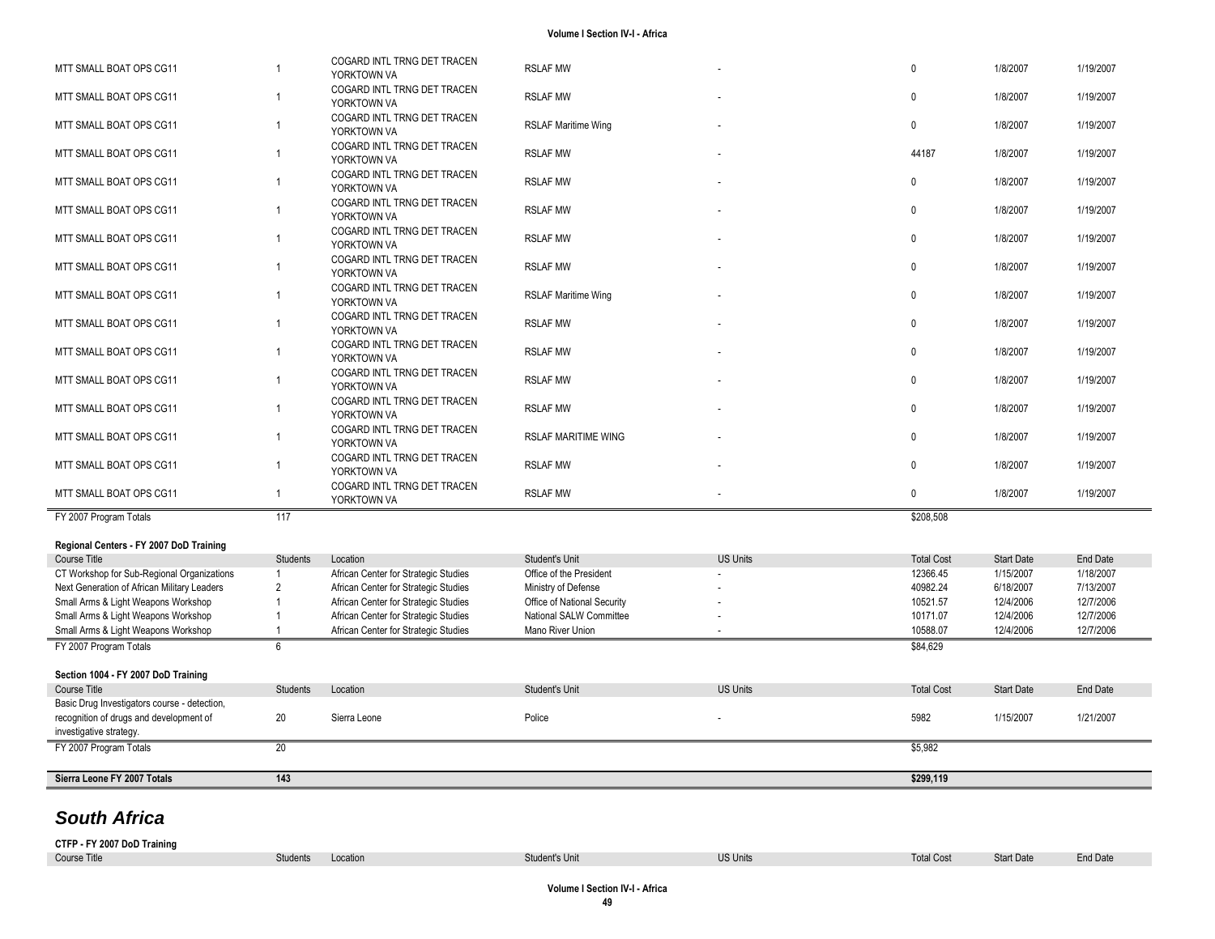| Course Title | Students | Location | Student's Unit | US Units | Total Cost | Start Date | End Date |
|---|---|---|---|---|---|---|---|
| MTT SMALL BOAT OPS CG11 | 1 | COGARD INTL TRNG DET TRACEN YORKTOWN VA | RSLAF MW | - | 0 | 1/8/2007 | 1/19/2007 |
| MTT SMALL BOAT OPS CG11 | 1 | COGARD INTL TRNG DET TRACEN YORKTOWN VA | RSLAF MW | - | 0 | 1/8/2007 | 1/19/2007 |
| MTT SMALL BOAT OPS CG11 | 1 | COGARD INTL TRNG DET TRACEN YORKTOWN VA | RSLAF Maritime Wing | - | 0 | 1/8/2007 | 1/19/2007 |
| MTT SMALL BOAT OPS CG11 | 1 | COGARD INTL TRNG DET TRACEN YORKTOWN VA | RSLAF MW | - | 44187 | 1/8/2007 | 1/19/2007 |
| MTT SMALL BOAT OPS CG11 | 1 | COGARD INTL TRNG DET TRACEN YORKTOWN VA | RSLAF MW | - | 0 | 1/8/2007 | 1/19/2007 |
| MTT SMALL BOAT OPS CG11 | 1 | COGARD INTL TRNG DET TRACEN YORKTOWN VA | RSLAF MW | - | 0 | 1/8/2007 | 1/19/2007 |
| MTT SMALL BOAT OPS CG11 | 1 | COGARD INTL TRNG DET TRACEN YORKTOWN VA | RSLAF MW | - | 0 | 1/8/2007 | 1/19/2007 |
| MTT SMALL BOAT OPS CG11 | 1 | COGARD INTL TRNG DET TRACEN YORKTOWN VA | RSLAF MW | - | 0 | 1/8/2007 | 1/19/2007 |
| MTT SMALL BOAT OPS CG11 | 1 | COGARD INTL TRNG DET TRACEN YORKTOWN VA | RSLAF Maritime Wing | - | 0 | 1/8/2007 | 1/19/2007 |
| MTT SMALL BOAT OPS CG11 | 1 | COGARD INTL TRNG DET TRACEN YORKTOWN VA | RSLAF MW | - | 0 | 1/8/2007 | 1/19/2007 |
| MTT SMALL BOAT OPS CG11 | 1 | COGARD INTL TRNG DET TRACEN YORKTOWN VA | RSLAF MW | - | 0 | 1/8/2007 | 1/19/2007 |
| MTT SMALL BOAT OPS CG11 | 1 | COGARD INTL TRNG DET TRACEN YORKTOWN VA | RSLAF MW | - | 0 | 1/8/2007 | 1/19/2007 |
| MTT SMALL BOAT OPS CG11 | 1 | COGARD INTL TRNG DET TRACEN YORKTOWN VA | RSLAF MW | - | 0 | 1/8/2007 | 1/19/2007 |
| MTT SMALL BOAT OPS CG11 | 1 | COGARD INTL TRNG DET TRACEN YORKTOWN VA | RSLAF MARITIME WING | - | 0 | 1/8/2007 | 1/19/2007 |
| MTT SMALL BOAT OPS CG11 | 1 | COGARD INTL TRNG DET TRACEN YORKTOWN VA | RSLAF MW | - | 0 | 1/8/2007 | 1/19/2007 |
| MTT SMALL BOAT OPS CG11 | 1 | COGARD INTL TRNG DET TRACEN YORKTOWN VA | RSLAF MW | - | 0 | 1/8/2007 | 1/19/2007 |
| FY 2007 Program Totals | 117 | | | | $208,508 | | |

**Regional Centers - FY 2007 DoD Training**

| Course Title | Students | Location | Student's Unit | US Units | Total Cost | Start Date | End Date |
|---|---|---|---|---|---|---|---|
| CT Workshop for Sub-Regional Organizations | 1 | African Center for Strategic Studies | Office of the President | - | 12366.45 | 1/15/2007 | 1/18/2007 |
| Next Generation of African Military Leaders | 2 | African Center for Strategic Studies | Ministry of Defense | - | 40982.24 | 6/18/2007 | 7/13/2007 |
| Small Arms & Light Weapons Workshop | 1 | African Center for Strategic Studies | Office of National Security | - | 10521.57 | 12/4/2006 | 12/7/2006 |
| Small Arms & Light Weapons Workshop | 1 | African Center for Strategic Studies | National SALW Committee | - | 10171.07 | 12/4/2006 | 12/7/2006 |
| Small Arms & Light Weapons Workshop | 1 | African Center for Strategic Studies | Mano River Union | - | 10588.07 | 12/4/2006 | 12/7/2006 |
| FY 2007 Program Totals | 6 | | | | $84,629 | | |

**Section 1004 - FY 2007 DoD Training**

| Course Title | Students | Location | Student's Unit | US Units | Total Cost | Start Date | End Date |
|---|---|---|---|---|---|---|---|
| Basic Drug Investigators course - detection, recognition of drugs and development of investigative strategy. | 20 | Sierra Leone | Police | - | 5982 | 1/15/2007 | 1/21/2007 |
| FY 2007 Program Totals | 20 | | | | $5,982 | | |

| | | | | | | | |
|---|---|---|---|---|---|---|---|
| **Sierra Leone FY 2007 Totals** | **143** | | | | **$299,119** | | |

## *South Africa*

**CTFP - FY 2007 DoD Training**

| Course Title | Students | Location | Student's Unit | US Units | Total Cost | Start Date | End Date |
|---|---|---|---|---|---|---|---|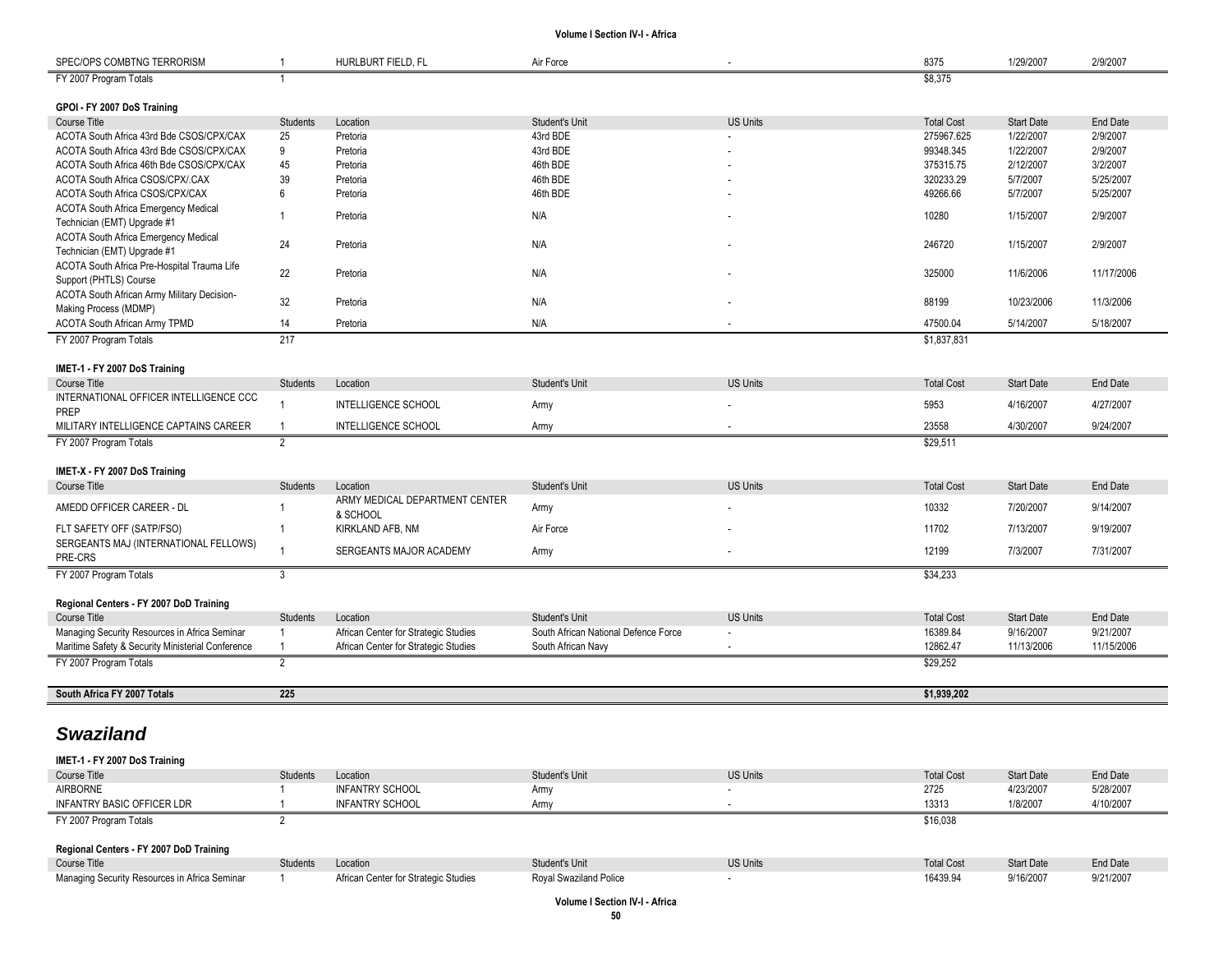| | | | | | | | |
|---|---|---|---|---|---|---|---|
| SPEC/OPS COMBTNG TERRORISM | 1 | HURLBURT FIELD, FL | Air Force | - | 8375 | 1/29/2007 | 2/9/2007 |
| FY 2007 Program Totals | 1 | | | | $8,375 | | |

**GPOI - FY 2007 DoS Training**

| Course Title | Students | Location | Student's Unit | US Units | Total Cost | Start Date | End Date |
|---|---|---|---|---|---|---|---|
| ACOTA South Africa 43rd Bde CSOS/CPX/CAX | 25 | Pretoria | 43rd BDE | - | 275967.625 | 1/22/2007 | 2/9/2007 |
| ACOTA South Africa 43rd Bde CSOS/CPX/CAX | 9 | Pretoria | 43rd BDE | - | 99348.345 | 1/22/2007 | 2/9/2007 |
| ACOTA South Africa 46th Bde CSOS/CPX/CAX | 45 | Pretoria | 46th BDE | - | 375315.75 | 2/12/2007 | 3/2/2007 |
| ACOTA South Africa CSOS/CPX/.CAX | 39 | Pretoria | 46th BDE | - | 320233.29 | 5/7/2007 | 5/25/2007 |
| ACOTA South Africa CSOS/CPX/CAX | 6 | Pretoria | 46th BDE | - | 49266.66 | 5/7/2007 | 5/25/2007 |
| ACOTA South Africa Emergency Medical Technician (EMT) Upgrade #1 | 1 | Pretoria | N/A | - | 10280 | 1/15/2007 | 2/9/2007 |
| ACOTA South Africa Emergency Medical Technician (EMT) Upgrade #1 | 24 | Pretoria | N/A | - | 246720 | 1/15/2007 | 2/9/2007 |
| ACOTA South Africa Pre-Hospital Trauma Life Support (PHTLS) Course | 22 | Pretoria | N/A | - | 325000 | 11/6/2006 | 11/17/2006 |
| ACOTA South African Army Military Decision-Making Process (MDMP) | 32 | Pretoria | N/A | - | 88199 | 10/23/2006 | 11/3/2006 |
| ACOTA South African Army TPMD | 14 | Pretoria | N/A | - | 47500.04 | 5/14/2007 | 5/18/2007 |
| FY 2007 Program Totals | 217 | | | | $1,837,831 | | |

**IMET-1 - FY 2007 DoS Training**

| Course Title | Students | Location | Student's Unit | US Units | Total Cost | Start Date | End Date |
|---|---|---|---|---|---|---|---|
| INTERNATIONAL OFFICER INTELLIGENCE CCC PREP | 1 | INTELLIGENCE SCHOOL | Army | - | 5953 | 4/16/2007 | 4/27/2007 |
| MILITARY INTELLIGENCE CAPTAINS CAREER | 1 | INTELLIGENCE SCHOOL | Army | - | 23558 | 4/30/2007 | 9/24/2007 |
| FY 2007 Program Totals | 2 | | | | $29,511 | | |

**IMET-X - FY 2007 DoS Training**

| Course Title | Students | Location | Student's Unit | US Units | Total Cost | Start Date | End Date |
|---|---|---|---|---|---|---|---|
| AMEDD OFFICER CAREER - DL | 1 | ARMY MEDICAL DEPARTMENT CENTER & SCHOOL | Army | - | 10332 | 7/20/2007 | 9/14/2007 |
| FLT SAFETY OFF (SATP/FSO) | 1 | KIRKLAND AFB, NM | Air Force | - | 11702 | 7/13/2007 | 9/19/2007 |
| SERGEANTS MAJ (INTERNATIONAL FELLOWS) PRE-CRS | 1 | SERGEANTS MAJOR ACADEMY | Army | - | 12199 | 7/3/2007 | 7/31/2007 |
| FY 2007 Program Totals | 3 | | | | $34,233 | | |

**Regional Centers - FY 2007 DoD Training**

| Course Title | Students | Location | Student's Unit | US Units | Total Cost | Start Date | End Date |
|---|---|---|---|---|---|---|---|
| Managing Security Resources in Africa Seminar | 1 | African Center for Strategic Studies | South African National Defence Force | - | 16389.84 | 9/16/2007 | 9/21/2007 |
| Maritime Safety & Security Ministerial Conference | 1 | African Center for Strategic Studies | South African Navy | - | 12862.47 | 11/13/2006 | 11/15/2006 |
| FY 2007 Program Totals | 2 | | | | $29,252 | | |

| | | | |
|---|---|---|---|
| **South Africa FY 2007 Totals** | **225** | | **$1,939,202** |

## *Swaziland*

**IMET-1 - FY 2007 DoS Training**

| Course Title | Students | Location | Student's Unit | US Units | Total Cost | Start Date | End Date |
|---|---|---|---|---|---|---|---|
| AIRBORNE | 1 | INFANTRY SCHOOL | Army | - | 2725 | 4/23/2007 | 5/28/2007 |
| INFANTRY BASIC OFFICER LDR | 1 | INFANTRY SCHOOL | Army | - | 13313 | 1/8/2007 | 4/10/2007 |
| FY 2007 Program Totals | 2 | | | | $16,038 | | |

**Regional Centers - FY 2007 DoD Training**

| Course Title | Students | Location | Student's Unit | US Units | Total Cost | Start Date | End Date |
|---|---|---|---|---|---|---|---|
| Managing Security Resources in Africa Seminar | 1 | African Center for Strategic Studies | Royal Swaziland Police | - | 16439.94 | 9/16/2007 | 9/21/2007 |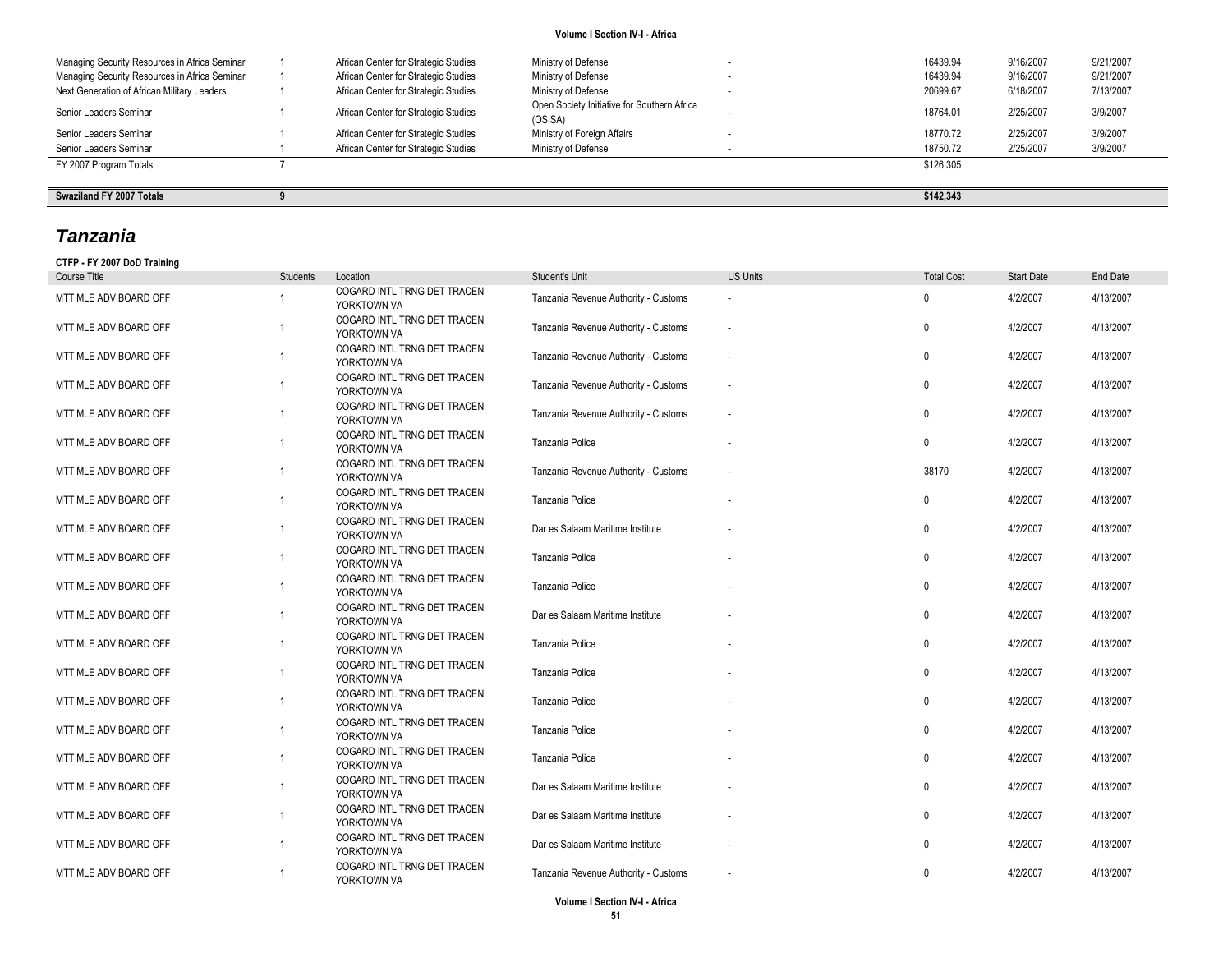| | | | | | | | |
|---|---|---|---|---|---|---|---|
| Managing Security Resources in Africa Seminar | 1 | African Center for Strategic Studies | Ministry of Defense | - | 16439.94 | 9/16/2007 | 9/21/2007 |
| Managing Security Resources in Africa Seminar | 1 | African Center for Strategic Studies | Ministry of Defense | - | 16439.94 | 9/16/2007 | 9/21/2007 |
| Next Generation of African Military Leaders | 1 | African Center for Strategic Studies | Ministry of Defense | - | 20699.67 | 6/18/2007 | 7/13/2007 |
| Senior Leaders Seminar | 1 | African Center for Strategic Studies | Open Society Initiative for Southern Africa (OSISA) | - | 18764.01 | 2/25/2007 | 3/9/2007 |
| Senior Leaders Seminar | 1 | African Center for Strategic Studies | Ministry of Foreign Affairs | - | 18770.72 | 2/25/2007 | 3/9/2007 |
| Senior Leaders Seminar | 1 | African Center for Strategic Studies | Ministry of Defense | - | 18750.72 | 2/25/2007 | 3/9/2007 |
| FY 2007 Program Totals | 7 | | | | $126,305 | | |
| **Swaziland FY 2007 Totals** | **9** | | | | **$142,343** | | |

## *Tanzania*

**CTFP - FY 2007 DoD Training**

| Course Title | Students | Location | Student's Unit | US Units | Total Cost | Start Date | End Date |
|---|---|---|---|---|---|---|---|
| MTT MLE ADV BOARD OFF | 1 | COGARD INTL TRNG DET TRACEN YORKTOWN VA | Tanzania Revenue Authority - Customs | - | 0 | 4/2/2007 | 4/13/2007 |
| MTT MLE ADV BOARD OFF | 1 | COGARD INTL TRNG DET TRACEN YORKTOWN VA | Tanzania Revenue Authority - Customs | - | 0 | 4/2/2007 | 4/13/2007 |
| MTT MLE ADV BOARD OFF | 1 | COGARD INTL TRNG DET TRACEN YORKTOWN VA | Tanzania Revenue Authority - Customs | - | 0 | 4/2/2007 | 4/13/2007 |
| MTT MLE ADV BOARD OFF | 1 | COGARD INTL TRNG DET TRACEN YORKTOWN VA | Tanzania Revenue Authority - Customs | - | 0 | 4/2/2007 | 4/13/2007 |
| MTT MLE ADV BOARD OFF | 1 | COGARD INTL TRNG DET TRACEN YORKTOWN VA | Tanzania Revenue Authority - Customs | - | 0 | 4/2/2007 | 4/13/2007 |
| MTT MLE ADV BOARD OFF | 1 | COGARD INTL TRNG DET TRACEN YORKTOWN VA | Tanzania Police | - | 0 | 4/2/2007 | 4/13/2007 |
| MTT MLE ADV BOARD OFF | 1 | COGARD INTL TRNG DET TRACEN YORKTOWN VA | Tanzania Revenue Authority - Customs | - | 38170 | 4/2/2007 | 4/13/2007 |
| MTT MLE ADV BOARD OFF | 1 | COGARD INTL TRNG DET TRACEN YORKTOWN VA | Tanzania Police | - | 0 | 4/2/2007 | 4/13/2007 |
| MTT MLE ADV BOARD OFF | 1 | COGARD INTL TRNG DET TRACEN YORKTOWN VA | Dar es Salaam Maritime Institute | - | 0 | 4/2/2007 | 4/13/2007 |
| MTT MLE ADV BOARD OFF | 1 | COGARD INTL TRNG DET TRACEN YORKTOWN VA | Tanzania Police | - | 0 | 4/2/2007 | 4/13/2007 |
| MTT MLE ADV BOARD OFF | 1 | COGARD INTL TRNG DET TRACEN YORKTOWN VA | Tanzania Police | - | 0 | 4/2/2007 | 4/13/2007 |
| MTT MLE ADV BOARD OFF | 1 | COGARD INTL TRNG DET TRACEN YORKTOWN VA | Dar es Salaam Maritime Institute | - | 0 | 4/2/2007 | 4/13/2007 |
| MTT MLE ADV BOARD OFF | 1 | COGARD INTL TRNG DET TRACEN YORKTOWN VA | Tanzania Police | - | 0 | 4/2/2007 | 4/13/2007 |
| MTT MLE ADV BOARD OFF | 1 | COGARD INTL TRNG DET TRACEN YORKTOWN VA | Tanzania Police | - | 0 | 4/2/2007 | 4/13/2007 |
| MTT MLE ADV BOARD OFF | 1 | COGARD INTL TRNG DET TRACEN YORKTOWN VA | Tanzania Police | - | 0 | 4/2/2007 | 4/13/2007 |
| MTT MLE ADV BOARD OFF | 1 | COGARD INTL TRNG DET TRACEN YORKTOWN VA | Tanzania Police | - | 0 | 4/2/2007 | 4/13/2007 |
| MTT MLE ADV BOARD OFF | 1 | COGARD INTL TRNG DET TRACEN YORKTOWN VA | Tanzania Police | - | 0 | 4/2/2007 | 4/13/2007 |
| MTT MLE ADV BOARD OFF | 1 | COGARD INTL TRNG DET TRACEN YORKTOWN VA | Dar es Salaam Maritime Institute | - | 0 | 4/2/2007 | 4/13/2007 |
| MTT MLE ADV BOARD OFF | 1 | COGARD INTL TRNG DET TRACEN YORKTOWN VA | Dar es Salaam Maritime Institute | - | 0 | 4/2/2007 | 4/13/2007 |
| MTT MLE ADV BOARD OFF | 1 | COGARD INTL TRNG DET TRACEN YORKTOWN VA | Dar es Salaam Maritime Institute | - | 0 | 4/2/2007 | 4/13/2007 |
| MTT MLE ADV BOARD OFF | 1 | COGARD INTL TRNG DET TRACEN YORKTOWN VA | Tanzania Revenue Authority - Customs | - | 0 | 4/2/2007 | 4/13/2007 |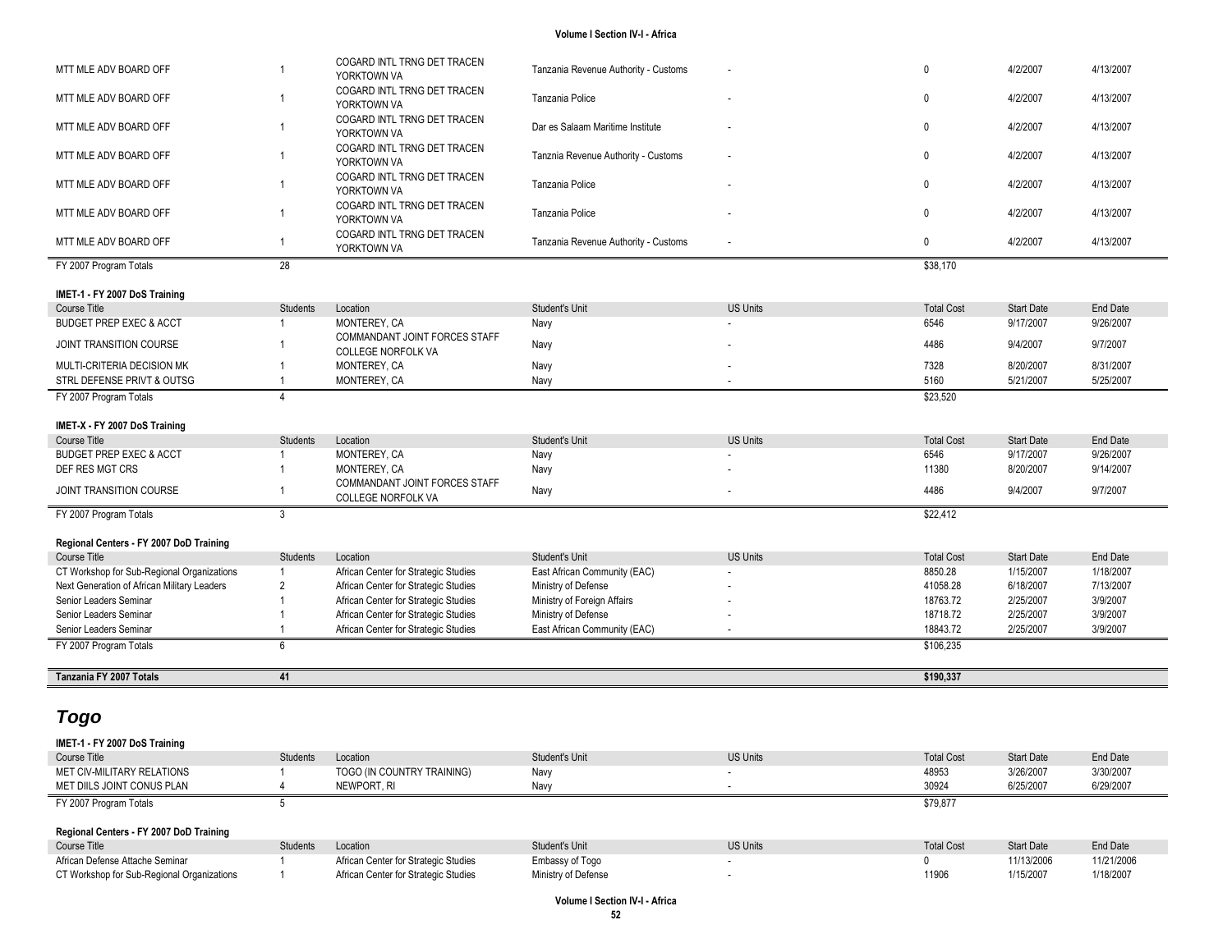| | | | | | | | |
|---|---|---|---|---|---|---|---|
| MTT MLE ADV BOARD OFF | 1 | COGARD INTL TRNG DET TRACEN YORKTOWN VA | Tanzania Revenue Authority - Customs | - | 0 | 4/2/2007 | 4/13/2007 |
| MTT MLE ADV BOARD OFF | 1 | COGARD INTL TRNG DET TRACEN YORKTOWN VA | Tanzania Police | - | 0 | 4/2/2007 | 4/13/2007 |
| MTT MLE ADV BOARD OFF | 1 | COGARD INTL TRNG DET TRACEN YORKTOWN VA | Dar es Salaam Maritime Institute | - | 0 | 4/2/2007 | 4/13/2007 |
| MTT MLE ADV BOARD OFF | 1 | COGARD INTL TRNG DET TRACEN YORKTOWN VA | Tanznia Revenue Authority - Customs | - | 0 | 4/2/2007 | 4/13/2007 |
| MTT MLE ADV BOARD OFF | 1 | COGARD INTL TRNG DET TRACEN YORKTOWN VA | Tanzania Police | - | 0 | 4/2/2007 | 4/13/2007 |
| MTT MLE ADV BOARD OFF | 1 | COGARD INTL TRNG DET TRACEN YORKTOWN VA | Tanzania Police | - | 0 | 4/2/2007 | 4/13/2007 |
| MTT MLE ADV BOARD OFF | 1 | COGARD INTL TRNG DET TRACEN YORKTOWN VA | Tanzania Revenue Authority - Customs | - | 0 | 4/2/2007 | 4/13/2007 |
| FY 2007 Program Totals | 28 | | | | $38,170 | | |

**IMET-1 - FY 2007 DoS Training**

| Course Title | Students | Location | Student's Unit | US Units | Total Cost | Start Date | End Date |
|---|---|---|---|---|---|---|---|
| BUDGET PREP EXEC & ACCT | 1 | MONTEREY, CA | Navy | - | 6546 | 9/17/2007 | 9/26/2007 |
| JOINT TRANSITION COURSE | 1 | COMMANDANT JOINT FORCES STAFF COLLEGE NORFOLK VA | Navy | - | 4486 | 9/4/2007 | 9/7/2007 |
| MULTI-CRITERIA DECISION MK | 1 | MONTEREY, CA | Navy | - | 7328 | 8/20/2007 | 8/31/2007 |
| STRL DEFENSE PRIVT & OUTSG | 1 | MONTEREY, CA | Navy | - | 5160 | 5/21/2007 | 5/25/2007 |
| FY 2007 Program Totals | 4 | | | | $23,520 | | |

**IMET-X - FY 2007 DoS Training**

| Course Title | Students | Location | Student's Unit | US Units | Total Cost | Start Date | End Date |
|---|---|---|---|---|---|---|---|
| BUDGET PREP EXEC & ACCT | 1 | MONTEREY, CA | Navy | - | 6546 | 9/17/2007 | 9/26/2007 |
| DEF RES MGT CRS | 1 | MONTEREY, CA | Navy | - | 11380 | 8/20/2007 | 9/14/2007 |
| JOINT TRANSITION COURSE | 1 | COMMANDANT JOINT FORCES STAFF COLLEGE NORFOLK VA | Navy | - | 4486 | 9/4/2007 | 9/7/2007 |
| FY 2007 Program Totals | 3 | | | | $22,412 | | |

**Regional Centers - FY 2007 DoD Training**

| Course Title | Students | Location | Student's Unit | US Units | Total Cost | Start Date | End Date |
|---|---|---|---|---|---|---|---|
| CT Workshop for Sub-Regional Organizations | 1 | African Center for Strategic Studies | East African Community (EAC) | - | 8850.28 | 1/15/2007 | 1/18/2007 |
| Next Generation of African Military Leaders | 2 | African Center for Strategic Studies | Ministry of Defense | - | 41058.28 | 6/18/2007 | 7/13/2007 |
| Senior Leaders Seminar | 1 | African Center for Strategic Studies | Ministry of Foreign Affairs | - | 18763.72 | 2/25/2007 | 3/9/2007 |
| Senior Leaders Seminar | 1 | African Center for Strategic Studies | Ministry of Defense | - | 18718.72 | 2/25/2007 | 3/9/2007 |
| Senior Leaders Seminar | 1 | African Center for Strategic Studies | East African Community (EAC) | - | 18843.72 | 2/25/2007 | 3/9/2007 |
| FY 2007 Program Totals | 6 | | | | $106,235 | | |

| | | | | | | | |
|---|---|---|---|---|---|---|---|
| **Tanzania FY 2007 Totals** | **41** | | | | **$190,337** | | |

## *Togo*

**IMET-1 - FY 2007 DoS Training**

| Course Title | Students | Location | Student's Unit | US Units | Total Cost | Start Date | End Date |
|---|---|---|---|---|---|---|---|
| MET CIV-MILITARY RELATIONS | 1 | TOGO (IN COUNTRY TRAINING) | Navy | - | 48953 | 3/26/2007 | 3/30/2007 |
| MET DIILS JOINT CONUS PLAN | 4 | NEWPORT, RI | Navy | - | 30924 | 6/25/2007 | 6/29/2007 |
| FY 2007 Program Totals | 5 | | | | $79,877 | | |

**Regional Centers - FY 2007 DoD Training**

| Course Title | Students | Location | Student's Unit | US Units | Total Cost | Start Date | End Date |
|---|---|---|---|---|---|---|---|
| African Defense Attache Seminar | 1 | African Center for Strategic Studies | Embassy of Togo | - | 0 | 11/13/2006 | 11/21/2006 |
| CT Workshop for Sub-Regional Organizations | 1 | African Center for Strategic Studies | Ministry of Defense | - | 11906 | 1/15/2007 | 1/18/2007 |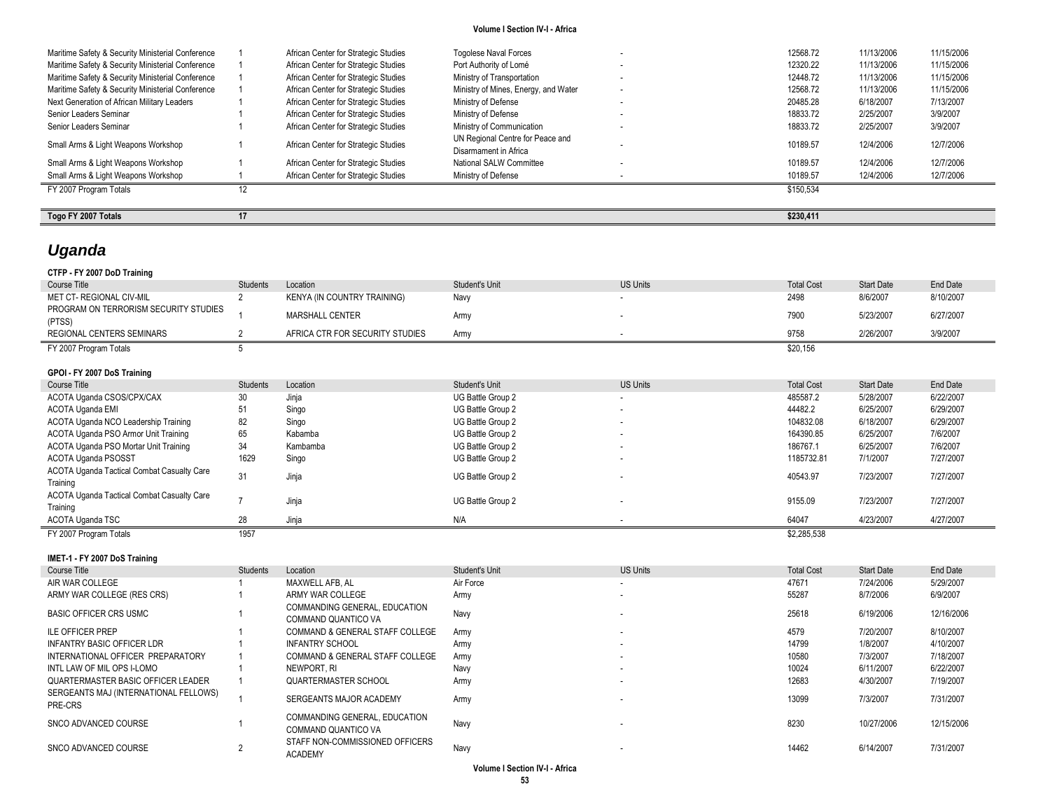| | | | | | | | |
|---|---|---|---|---|---|---|---|
| Maritime Safety & Security Ministerial Conference | 1 | African Center for Strategic Studies | Togolese Naval Forces | - | 12568.72 | 11/13/2006 | 11/15/2006 |
| Maritime Safety & Security Ministerial Conference | 1 | African Center for Strategic Studies | Port Authority of Lomé | - | 12320.22 | 11/13/2006 | 11/15/2006 |
| Maritime Safety & Security Ministerial Conference | 1 | African Center for Strategic Studies | Ministry of Transportation | - | 12448.72 | 11/13/2006 | 11/15/2006 |
| Maritime Safety & Security Ministerial Conference | 1 | African Center for Strategic Studies | Ministry of Mines, Energy, and Water | - | 12568.72 | 11/13/2006 | 11/15/2006 |
| Next Generation of African Military Leaders | 1 | African Center for Strategic Studies | Ministry of Defense | - | 20485.28 | 6/18/2007 | 7/13/2007 |
| Senior Leaders Seminar | 1 | African Center for Strategic Studies | Ministry of Defense | - | 18833.72 | 2/25/2007 | 3/9/2007 |
| Senior Leaders Seminar | 1 | African Center for Strategic Studies | Ministry of Communication | - | 18833.72 | 2/25/2007 | 3/9/2007 |
| Small Arms & Light Weapons Workshop | 1 | African Center for Strategic Studies | UN Regional Centre for Peace and Disarmament in Africa | - | 10189.57 | 12/4/2006 | 12/7/2006 |
| Small Arms & Light Weapons Workshop | 1 | African Center for Strategic Studies | National SALW Committee | - | 10189.57 | 12/4/2006 | 12/7/2006 |
| Small Arms & Light Weapons Workshop | 1 | African Center for Strategic Studies | Ministry of Defense | - | 10189.57 | 12/4/2006 | 12/7/2006 |
| FY 2007 Program Totals | 12 | | | | $150,534 | | |

| | | | | | | | |
|---|---|---|---|---|---|---|---|
| **Togo FY 2007 Totals** | **17** | | | | **$230,411** | | |

## *Uganda*

**CTFP - FY 2007 DoD Training**

| Course Title | Students | Location | Student's Unit | US Units | Total Cost | Start Date | End Date |
|---|---|---|---|---|---|---|---|
| MET CT- REGIONAL CIV-MIL | 2 | KENYA (IN COUNTRY TRAINING) | Navy | - | 2498 | 8/6/2007 | 8/10/2007 |
| PROGRAM ON TERRORISM SECURITY STUDIES (PTSS) | 1 | MARSHALL CENTER | Army | - | 7900 | 5/23/2007 | 6/27/2007 |
| REGIONAL CENTERS SEMINARS | 2 | AFRICA CTR FOR SECURITY STUDIES | Army | - | 9758 | 2/26/2007 | 3/9/2007 |
| FY 2007 Program Totals | 5 | | | | $20,156 | | |

**GPOI - FY 2007 DoS Training**

| Course Title | Students | Location | Student's Unit | US Units | Total Cost | Start Date | End Date |
|---|---|---|---|---|---|---|---|
| ACOTA Uganda CSOS/CPX/CAX | 30 | Jinja | UG Battle Group 2 | - | 485587.2 | 5/28/2007 | 6/22/2007 |
| ACOTA Uganda EMI | 51 | Singo | UG Battle Group 2 | - | 44482.2 | 6/25/2007 | 6/29/2007 |
| ACOTA Uganda NCO Leadership Training | 82 | Singo | UG Battle Group 2 | - | 104832.08 | 6/18/2007 | 6/29/2007 |
| ACOTA Uganda PSO Armor Unit Training | 65 | Kabamba | UG Battle Group 2 | - | 164390.85 | 6/25/2007 | 7/6/2007 |
| ACOTA Uganda PSO Mortar Unit Training | 34 | Kambamba | UG Battle Group 2 | - | 186767.1 | 6/25/2007 | 7/6/2007 |
| ACOTA Uganda PSOSST | 1629 | Singo | UG Battle Group 2 | - | 1185732.81 | 7/1/2007 | 7/27/2007 |
| ACOTA Uganda Tactical Combat Casualty Care Training | 31 | Jinja | UG Battle Group 2 | - | 40543.97 | 7/23/2007 | 7/27/2007 |
| ACOTA Uganda Tactical Combat Casualty Care Training | 7 | Jinja | UG Battle Group 2 | - | 9155.09 | 7/23/2007 | 7/27/2007 |
| ACOTA Uganda TSC | 28 | Jinja | N/A | - | 64047 | 4/23/2007 | 4/27/2007 |
| FY 2007 Program Totals | 1957 | | | | $2,285,538 | | |

**IMET-1 - FY 2007 DoS Training**

| Course Title | Students | Location | Student's Unit | US Units | Total Cost | Start Date | End Date |
|---|---|---|---|---|---|---|---|
| AIR WAR COLLEGE | 1 | MAXWELL AFB, AL | Air Force | - | 47671 | 7/24/2006 | 5/29/2007 |
| ARMY WAR COLLEGE (RES CRS) | 1 | ARMY WAR COLLEGE | Army | - | 55287 | 8/7/2006 | 6/9/2007 |
| BASIC OFFICER CRS USMC | 1 | COMMANDING GENERAL, EDUCATION COMMAND QUANTICO VA | Navy | - | 25618 | 6/19/2006 | 12/16/2006 |
| ILE OFFICER PREP | 1 | COMMAND & GENERAL STAFF COLLEGE | Army | - | 4579 | 7/20/2007 | 8/10/2007 |
| INFANTRY BASIC OFFICER LDR | 1 | INFANTRY SCHOOL | Army | - | 14799 | 1/8/2007 | 4/10/2007 |
| INTERNATIONAL OFFICER PREPARATORY | 1 | COMMAND & GENERAL STAFF COLLEGE | Army | - | 10580 | 7/3/2007 | 7/18/2007 |
| INTL LAW OF MIL OPS I-LOMO | 1 | NEWPORT, RI | Navy | - | 10024 | 6/11/2007 | 6/22/2007 |
| QUARTERMASTER BASIC OFFICER LEADER | 1 | QUARTERMASTER SCHOOL | Army | - | 12683 | 4/30/2007 | 7/19/2007 |
| SERGEANTS MAJ (INTERNATIONAL FELLOWS) PRE-CRS | 1 | SERGEANTS MAJOR ACADEMY | Army | - | 13099 | 7/3/2007 | 7/31/2007 |
| SNCO ADVANCED COURSE | 1 | COMMANDING GENERAL, EDUCATION COMMAND QUANTICO VA | Navy | - | 8230 | 10/27/2006 | 12/15/2006 |
| SNCO ADVANCED COURSE | 2 | STAFF NON-COMMISSIONED OFFICERS ACADEMY | Navy | - | 14462 | 6/14/2007 | 7/31/2007 |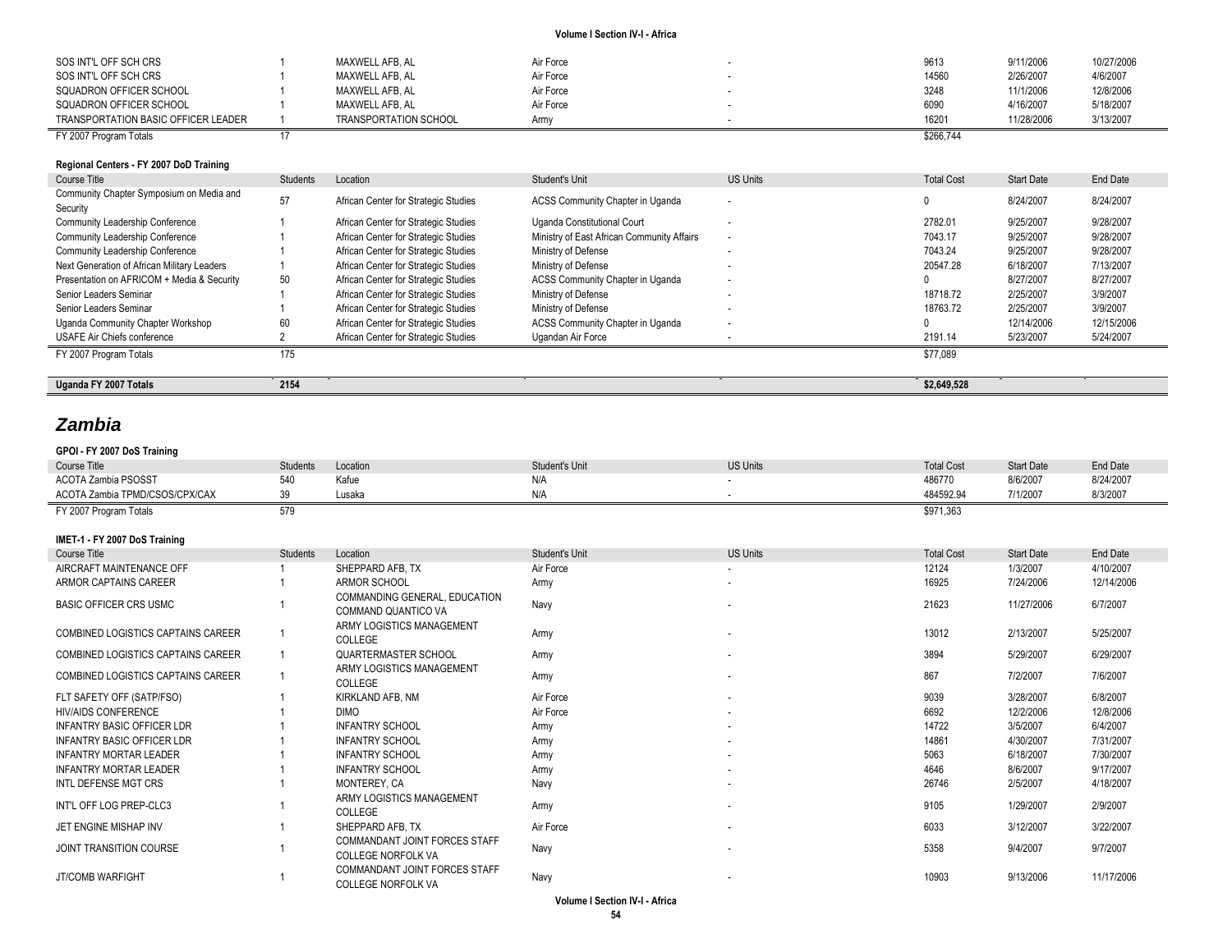| Course Title | Students | Location | Student's Unit | US Units | Total Cost | Start Date | End Date |
|---|---|---|---|---|---|---|---|
| SOS INT'L OFF SCH CRS | 1 | MAXWELL AFB, AL | Air Force | - | 9613 | 9/11/2006 | 10/27/2006 |
| SOS INT'L OFF SCH CRS | 1 | MAXWELL AFB, AL | Air Force | - | 14560 | 2/26/2007 | 4/6/2007 |
| SQUADRON OFFICER SCHOOL | 1 | MAXWELL AFB, AL | Air Force | - | 3248 | 11/1/2006 | 12/8/2006 |
| SQUADRON OFFICER SCHOOL | 1 | MAXWELL AFB, AL | Air Force | - | 6090 | 4/16/2007 | 5/18/2007 |
| TRANSPORTATION BASIC OFFICER LEADER | 1 | TRANSPORTATION SCHOOL | Army | - | 16201 | 11/28/2006 | 3/13/2007 |
| FY 2007 Program Totals | 17 | | | | $266,744 | | |

**Regional Centers - FY 2007 DoD Training**

| Course Title | Students | Location | Student's Unit | US Units | Total Cost | Start Date | End Date |
|---|---|---|---|---|---|---|---|
| Community Chapter Symposium on Media and Security | 57 | African Center for Strategic Studies | ACSS Community Chapter in Uganda | - | 0 | 8/24/2007 | 8/24/2007 |
| Community Leadership Conference | 1 | African Center for Strategic Studies | Uganda Constitutional Court | - | 2782.01 | 9/25/2007 | 9/28/2007 |
| Community Leadership Conference | 1 | African Center for Strategic Studies | Ministry of East African Community Affairs | - | 7043.17 | 9/25/2007 | 9/28/2007 |
| Community Leadership Conference | 1 | African Center for Strategic Studies | Ministry of Defense | - | 7043.24 | 9/25/2007 | 9/28/2007 |
| Next Generation of African Military Leaders | 1 | African Center for Strategic Studies | Ministry of Defense | - | 20547.28 | 6/18/2007 | 7/13/2007 |
| Presentation on AFRICOM + Media & Security | 50 | African Center for Strategic Studies | ACSS Community Chapter in Uganda | - | 0 | 8/27/2007 | 8/27/2007 |
| Senior Leaders Seminar | 1 | African Center for Strategic Studies | Ministry of Defense | - | 18718.72 | 2/25/2007 | 3/9/2007 |
| Senior Leaders Seminar | 1 | African Center for Strategic Studies | Ministry of Defense | - | 18763.72 | 2/25/2007 | 3/9/2007 |
| Uganda Community Chapter Workshop | 60 | African Center for Strategic Studies | ACSS Community Chapter in Uganda | - | 0 | 12/14/2006 | 12/15/2006 |
| USAFE Air Chiefs conference | 2 | African Center for Strategic Studies | Ugandan Air Force | - | 2191.14 | 5/23/2007 | 5/24/2007 |
| FY 2007 Program Totals | 175 | | | | $77,089 | | |

| | | | | | | | |
|---|---|---|---|---|---|---|---|
| **Uganda FY 2007 Totals** | **2154** | | | | **$2,649,528** | | |

## *Zambia*

**GPOI - FY 2007 DoS Training**

| Course Title | Students | Location | Student's Unit | US Units | Total Cost | Start Date | End Date |
|---|---|---|---|---|---|---|---|
| ACOTA Zambia PSOSST | 540 | Kafue | N/A | - | 486770 | 8/6/2007 | 8/24/2007 |
| ACOTA Zambia TPMD/CSOS/CPX/CAX | 39 | Lusaka | N/A | - | 484592.94 | 7/1/2007 | 8/3/2007 |
| FY 2007 Program Totals | 579 | | | | $971,363 | | |

**IMET-1 - FY 2007 DoS Training**

| Course Title | Students | Location | Student's Unit | US Units | Total Cost | Start Date | End Date |
|---|---|---|---|---|---|---|---|
| AIRCRAFT MAINTENANCE OFF | 1 | SHEPPARD AFB, TX | Air Force | - | 12124 | 1/3/2007 | 4/10/2007 |
| ARMOR CAPTAINS CAREER | 1 | ARMOR SCHOOL | Army | - | 16925 | 7/24/2006 | 12/14/2006 |
| BASIC OFFICER CRS USMC | 1 | COMMANDING GENERAL, EDUCATION COMMAND QUANTICO VA | Navy | - | 21623 | 11/27/2006 | 6/7/2007 |
| COMBINED LOGISTICS CAPTAINS CAREER | 1 | ARMY LOGISTICS MANAGEMENT COLLEGE | Army | - | 13012 | 2/13/2007 | 5/25/2007 |
| COMBINED LOGISTICS CAPTAINS CAREER | 1 | QUARTERMASTER SCHOOL | Army | - | 3894 | 5/29/2007 | 6/29/2007 |
| COMBINED LOGISTICS CAPTAINS CAREER | 1 | ARMY LOGISTICS MANAGEMENT COLLEGE | Army | - | 867 | 7/2/2007 | 7/6/2007 |
| FLT SAFETY OFF (SATP/FSO) | 1 | KIRKLAND AFB, NM | Air Force | - | 9039 | 3/28/2007 | 6/8/2007 |
| HIV/AIDS CONFERENCE | 1 | DIMO | Air Force | - | 6692 | 12/2/2006 | 12/8/2006 |
| INFANTRY BASIC OFFICER LDR | 1 | INFANTRY SCHOOL | Army | - | 14722 | 3/5/2007 | 6/4/2007 |
| INFANTRY BASIC OFFICER LDR | 1 | INFANTRY SCHOOL | Army | - | 14861 | 4/30/2007 | 7/31/2007 |
| INFANTRY MORTAR LEADER | 1 | INFANTRY SCHOOL | Army | - | 5063 | 6/18/2007 | 7/30/2007 |
| INFANTRY MORTAR LEADER | 1 | INFANTRY SCHOOL | Army | - | 4646 | 8/6/2007 | 9/17/2007 |
| INTL DEFENSE MGT CRS | 1 | MONTEREY, CA | Navy | - | 26746 | 2/5/2007 | 4/18/2007 |
| INT'L OFF LOG PREP-CLC3 | 1 | ARMY LOGISTICS MANAGEMENT COLLEGE | Army | - | 9105 | 1/29/2007 | 2/9/2007 |
| JET ENGINE MISHAP INV | 1 | SHEPPARD AFB, TX | Air Force | - | 6033 | 3/12/2007 | 3/22/2007 |
| JOINT TRANSITION COURSE | 1 | COMMANDANT JOINT FORCES STAFF COLLEGE NORFOLK VA | Navy | - | 5358 | 9/4/2007 | 9/7/2007 |
| JT/COMB WARFIGHT | 1 | COMMANDANT JOINT FORCES STAFF COLLEGE NORFOLK VA | Navy | - | 10903 | 9/13/2006 | 11/17/2006 |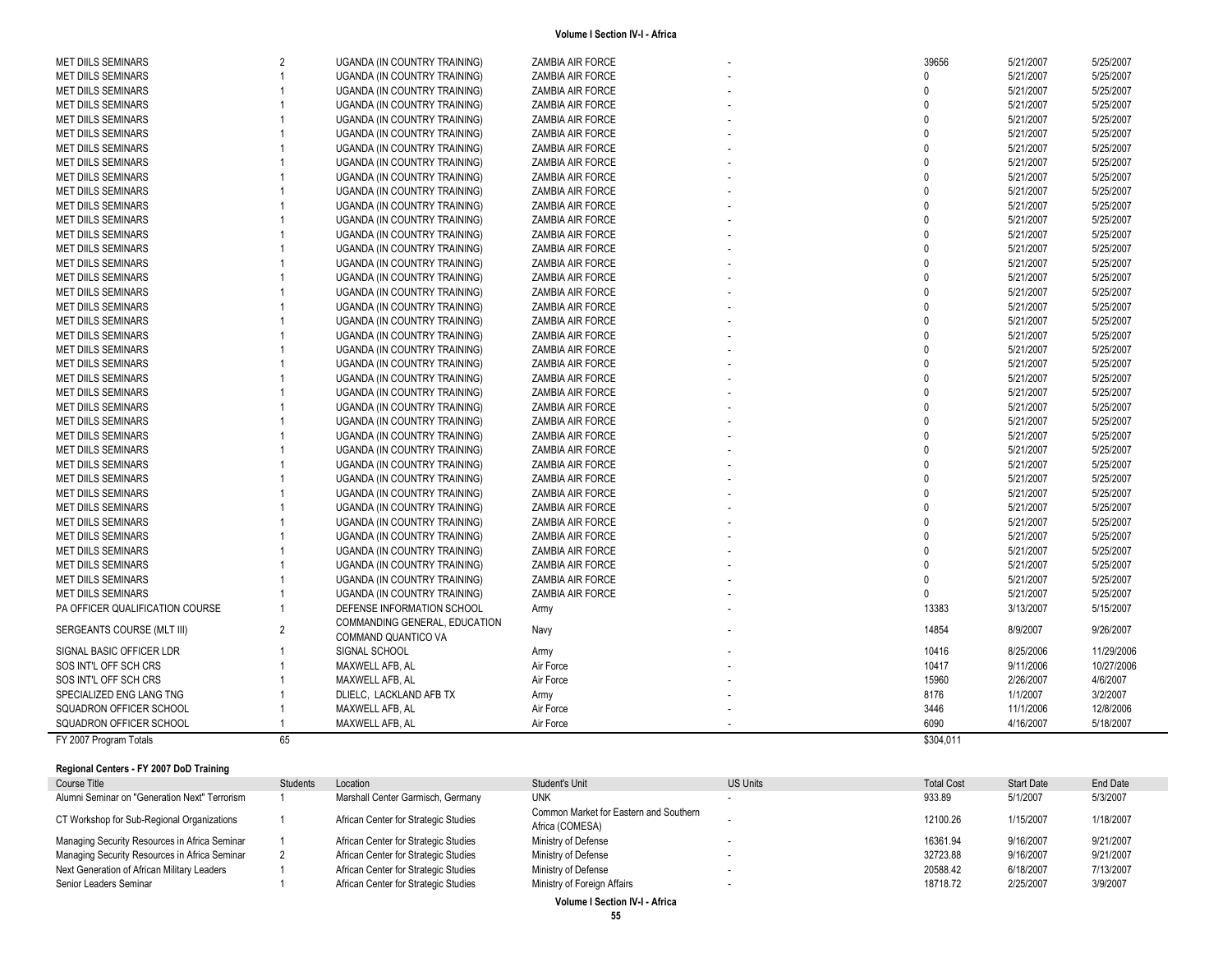| | | | | | | | |
|---|---|---|---|---|---|---|---|
| MET DIILS SEMINARS | 2 | UGANDA (IN COUNTRY TRAINING) | ZAMBIA AIR FORCE | - | 39656 | 5/21/2007 | 5/25/2007 |
| MET DIILS SEMINARS | 1 | UGANDA (IN COUNTRY TRAINING) | ZAMBIA AIR FORCE | - | 0 | 5/21/2007 | 5/25/2007 |
| MET DIILS SEMINARS | 1 | UGANDA (IN COUNTRY TRAINING) | ZAMBIA AIR FORCE | - | 0 | 5/21/2007 | 5/25/2007 |
| MET DIILS SEMINARS | 1 | UGANDA (IN COUNTRY TRAINING) | ZAMBIA AIR FORCE | - | 0 | 5/21/2007 | 5/25/2007 |
| MET DIILS SEMINARS | 1 | UGANDA (IN COUNTRY TRAINING) | ZAMBIA AIR FORCE | - | 0 | 5/21/2007 | 5/25/2007 |
| MET DIILS SEMINARS | 1 | UGANDA (IN COUNTRY TRAINING) | ZAMBIA AIR FORCE | - | 0 | 5/21/2007 | 5/25/2007 |
| MET DIILS SEMINARS | 1 | UGANDA (IN COUNTRY TRAINING) | ZAMBIA AIR FORCE | - | 0 | 5/21/2007 | 5/25/2007 |
| MET DIILS SEMINARS | 1 | UGANDA (IN COUNTRY TRAINING) | ZAMBIA AIR FORCE | - | 0 | 5/21/2007 | 5/25/2007 |
| MET DIILS SEMINARS | 1 | UGANDA (IN COUNTRY TRAINING) | ZAMBIA AIR FORCE | - | 0 | 5/21/2007 | 5/25/2007 |
| MET DIILS SEMINARS | 1 | UGANDA (IN COUNTRY TRAINING) | ZAMBIA AIR FORCE | - | 0 | 5/21/2007 | 5/25/2007 |
| MET DIILS SEMINARS | 1 | UGANDA (IN COUNTRY TRAINING) | ZAMBIA AIR FORCE | - | 0 | 5/21/2007 | 5/25/2007 |
| MET DIILS SEMINARS | 1 | UGANDA (IN COUNTRY TRAINING) | ZAMBIA AIR FORCE | - | 0 | 5/21/2007 | 5/25/2007 |
| MET DIILS SEMINARS | 1 | UGANDA (IN COUNTRY TRAINING) | ZAMBIA AIR FORCE | - | 0 | 5/21/2007 | 5/25/2007 |
| MET DIILS SEMINARS | 1 | UGANDA (IN COUNTRY TRAINING) | ZAMBIA AIR FORCE | - | 0 | 5/21/2007 | 5/25/2007 |
| MET DIILS SEMINARS | 1 | UGANDA (IN COUNTRY TRAINING) | ZAMBIA AIR FORCE | - | 0 | 5/21/2007 | 5/25/2007 |
| MET DIILS SEMINARS | 1 | UGANDA (IN COUNTRY TRAINING) | ZAMBIA AIR FORCE | - | 0 | 5/21/2007 | 5/25/2007 |
| MET DIILS SEMINARS | 1 | UGANDA (IN COUNTRY TRAINING) | ZAMBIA AIR FORCE | - | 0 | 5/21/2007 | 5/25/2007 |
| MET DIILS SEMINARS | 1 | UGANDA (IN COUNTRY TRAINING) | ZAMBIA AIR FORCE | - | 0 | 5/21/2007 | 5/25/2007 |
| MET DIILS SEMINARS | 1 | UGANDA (IN COUNTRY TRAINING) | ZAMBIA AIR FORCE | - | 0 | 5/21/2007 | 5/25/2007 |
| MET DIILS SEMINARS | 1 | UGANDA (IN COUNTRY TRAINING) | ZAMBIA AIR FORCE | - | 0 | 5/21/2007 | 5/25/2007 |
| MET DIILS SEMINARS | 1 | UGANDA (IN COUNTRY TRAINING) | ZAMBIA AIR FORCE | - | 0 | 5/21/2007 | 5/25/2007 |
| MET DIILS SEMINARS | 1 | UGANDA (IN COUNTRY TRAINING) | ZAMBIA AIR FORCE | - | 0 | 5/21/2007 | 5/25/2007 |
| MET DIILS SEMINARS | 1 | UGANDA (IN COUNTRY TRAINING) | ZAMBIA AIR FORCE | - | 0 | 5/21/2007 | 5/25/2007 |
| MET DIILS SEMINARS | 1 | UGANDA (IN COUNTRY TRAINING) | ZAMBIA AIR FORCE | - | 0 | 5/21/2007 | 5/25/2007 |
| MET DIILS SEMINARS | 1 | UGANDA (IN COUNTRY TRAINING) | ZAMBIA AIR FORCE | - | 0 | 5/21/2007 | 5/25/2007 |
| MET DIILS SEMINARS | 1 | UGANDA (IN COUNTRY TRAINING) | ZAMBIA AIR FORCE | - | 0 | 5/21/2007 | 5/25/2007 |
| MET DIILS SEMINARS | 1 | UGANDA (IN COUNTRY TRAINING) | ZAMBIA AIR FORCE | - | 0 | 5/21/2007 | 5/25/2007 |
| MET DIILS SEMINARS | 1 | UGANDA (IN COUNTRY TRAINING) | ZAMBIA AIR FORCE | - | 0 | 5/21/2007 | 5/25/2007 |
| MET DIILS SEMINARS | 1 | UGANDA (IN COUNTRY TRAINING) | ZAMBIA AIR FORCE | - | 0 | 5/21/2007 | 5/25/2007 |
| MET DIILS SEMINARS | 1 | UGANDA (IN COUNTRY TRAINING) | ZAMBIA AIR FORCE | - | 0 | 5/21/2007 | 5/25/2007 |
| MET DIILS SEMINARS | 1 | UGANDA (IN COUNTRY TRAINING) | ZAMBIA AIR FORCE | - | 0 | 5/21/2007 | 5/25/2007 |
| MET DIILS SEMINARS | 1 | UGANDA (IN COUNTRY TRAINING) | ZAMBIA AIR FORCE | - | 0 | 5/21/2007 | 5/25/2007 |
| MET DIILS SEMINARS | 1 | UGANDA (IN COUNTRY TRAINING) | ZAMBIA AIR FORCE | - | 0 | 5/21/2007 | 5/25/2007 |
| MET DIILS SEMINARS | 1 | UGANDA (IN COUNTRY TRAINING) | ZAMBIA AIR FORCE | - | 0 | 5/21/2007 | 5/25/2007 |
| MET DIILS SEMINARS | 1 | UGANDA (IN COUNTRY TRAINING) | ZAMBIA AIR FORCE | - | 0 | 5/21/2007 | 5/25/2007 |
| MET DIILS SEMINARS | 1 | UGANDA (IN COUNTRY TRAINING) | ZAMBIA AIR FORCE | - | 0 | 5/21/2007 | 5/25/2007 |
| MET DIILS SEMINARS | 1 | UGANDA (IN COUNTRY TRAINING) | ZAMBIA AIR FORCE | - | 0 | 5/21/2007 | 5/25/2007 |
| MET DIILS SEMINARS | 1 | UGANDA (IN COUNTRY TRAINING) | ZAMBIA AIR FORCE | - | 0 | 5/21/2007 | 5/25/2007 |
| PA OFFICER QUALIFICATION COURSE | 1 | DEFENSE INFORMATION SCHOOL | Army | - | 13383 | 3/13/2007 | 5/15/2007 |
| SERGEANTS COURSE (MLT III) | 2 | COMMANDING GENERAL, EDUCATION COMMAND QUANTICO VA | Navy | - | 14854 | 8/9/2007 | 9/26/2007 |
| SIGNAL BASIC OFFICER LDR | 1 | SIGNAL SCHOOL | Army | - | 10416 | 8/25/2006 | 11/29/2006 |
| SOS INT'L OFF SCH CRS | 1 | MAXWELL AFB, AL | Air Force | - | 10417 | 9/11/2006 | 10/27/2006 |
| SOS INT'L OFF SCH CRS | 1 | MAXWELL AFB, AL | Air Force | - | 15960 | 2/26/2007 | 4/6/2007 |
| SPECIALIZED ENG LANG TNG | 1 | DLIELC, LACKLAND AFB TX | Army | - | 8176 | 1/1/2007 | 3/2/2007 |
| SQUADRON OFFICER SCHOOL | 1 | MAXWELL AFB, AL | Air Force | - | 3446 | 11/1/2006 | 12/8/2006 |
| SQUADRON OFFICER SCHOOL | 1 | MAXWELL AFB, AL | Air Force | - | 6090 | 4/16/2007 | 5/18/2007 |
| FY 2007 Program Totals | 65 | | | | $304,011 | | |

**Regional Centers - FY 2007 DoD Training**

| Course Title | Students | Location | Student's Unit | US Units | Total Cost | Start Date | End Date |
|---|---|---|---|---|---|---|---|
| Alumni Seminar on "Generation Next" Terrorism | 1 | Marshall Center Garmisch, Germany | UNK | - | 933.89 | 5/1/2007 | 5/3/2007 |
| CT Workshop for Sub-Regional Organizations | 1 | African Center for Strategic Studies | Common Market for Eastern and Southern Africa (COMESA) | - | 12100.26 | 1/15/2007 | 1/18/2007 |
| Managing Security Resources in Africa Seminar | 1 | African Center for Strategic Studies | Ministry of Defense | - | 16361.94 | 9/16/2007 | 9/21/2007 |
| Managing Security Resources in Africa Seminar | 2 | African Center for Strategic Studies | Ministry of Defense | - | 32723.88 | 9/16/2007 | 9/21/2007 |
| Next Generation of African Military Leaders | 1 | African Center for Strategic Studies | Ministry of Defense | - | 20588.42 | 6/18/2007 | 7/13/2007 |
| Senior Leaders Seminar | 1 | African Center for Strategic Studies | Ministry of Foreign Affairs | - | 18718.72 | 2/25/2007 | 3/9/2007 |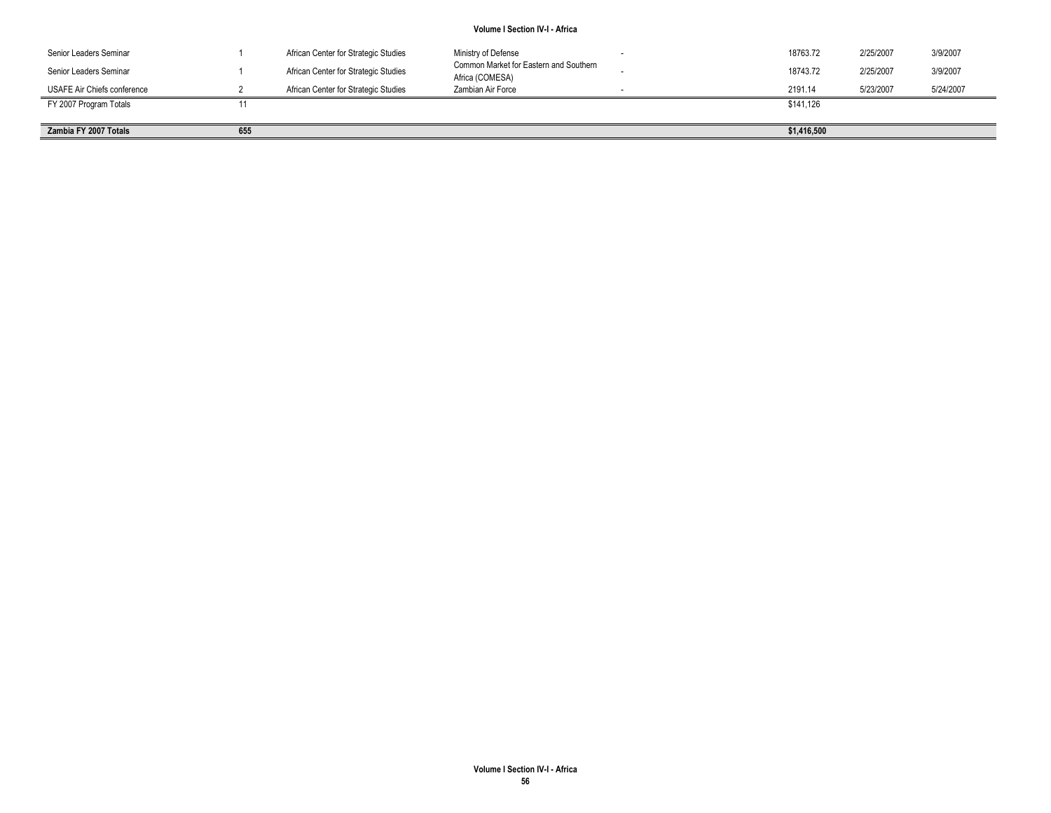| | | | | | | | |
|---|---|---|---|---|---|---|---|
| Senior Leaders Seminar | 1 | African Center for Strategic Studies | Ministry of Defense | - | 18763.72 | 2/25/2007 | 3/9/2007 |
| Senior Leaders Seminar | 1 | African Center for Strategic Studies | Common Market for Eastern and Southern Africa (COMESA) | - | 18743.72 | 2/25/2007 | 3/9/2007 |
| USAFE Air Chiefs conference | 2 | African Center for Strategic Studies | Zambian Air Force | - | 2191.14 | 5/23/2007 | 5/24/2007 |
| FY 2007 Program Totals | 11 | | | | $141,126 | | |
| **Zambia FY 2007 Totals** | **655** | | | | **$1,416,500** | | |